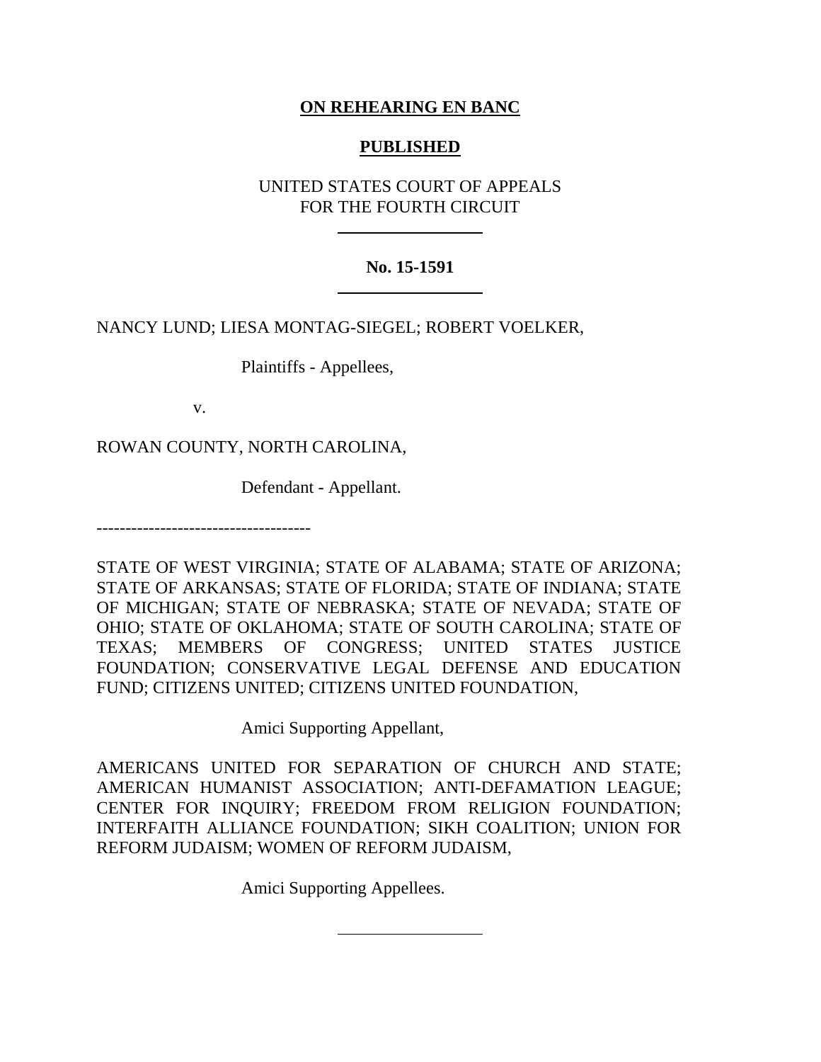**ON REHEARING EN BANC**

**PUBLISHED**

UNITED STATES COURT OF APPEALS
FOR THE FOURTH CIRCUIT

---

**No. 15-1591**

---

NANCY LUND; LIESA MONTAG-SIEGEL; ROBERT VOELKER,

Plaintiffs - Appellees,

v.

ROWAN COUNTY, NORTH CAROLINA,

Defendant - Appellant.

------------------------------------

STATE OF WEST VIRGINIA; STATE OF ALABAMA; STATE OF ARIZONA; STATE OF ARKANSAS; STATE OF FLORIDA; STATE OF INDIANA; STATE OF MICHIGAN; STATE OF NEBRASKA; STATE OF NEVADA; STATE OF OHIO; STATE OF OKLAHOMA; STATE OF SOUTH CAROLINA; STATE OF TEXAS; MEMBERS OF CONGRESS; UNITED STATES JUSTICE FOUNDATION; CONSERVATIVE LEGAL DEFENSE AND EDUCATION FUND; CITIZENS UNITED; CITIZENS UNITED FOUNDATION,

Amici Supporting Appellant,

AMERICANS UNITED FOR SEPARATION OF CHURCH AND STATE; AMERICAN HUMANIST ASSOCIATION; ANTI-DEFAMATION LEAGUE; CENTER FOR INQUIRY; FREEDOM FROM RELIGION FOUNDATION; INTERFAITH ALLIANCE FOUNDATION; SIKH COALITION; UNION FOR REFORM JUDAISM; WOMEN OF REFORM JUDAISM,

Amici Supporting Appellees.

---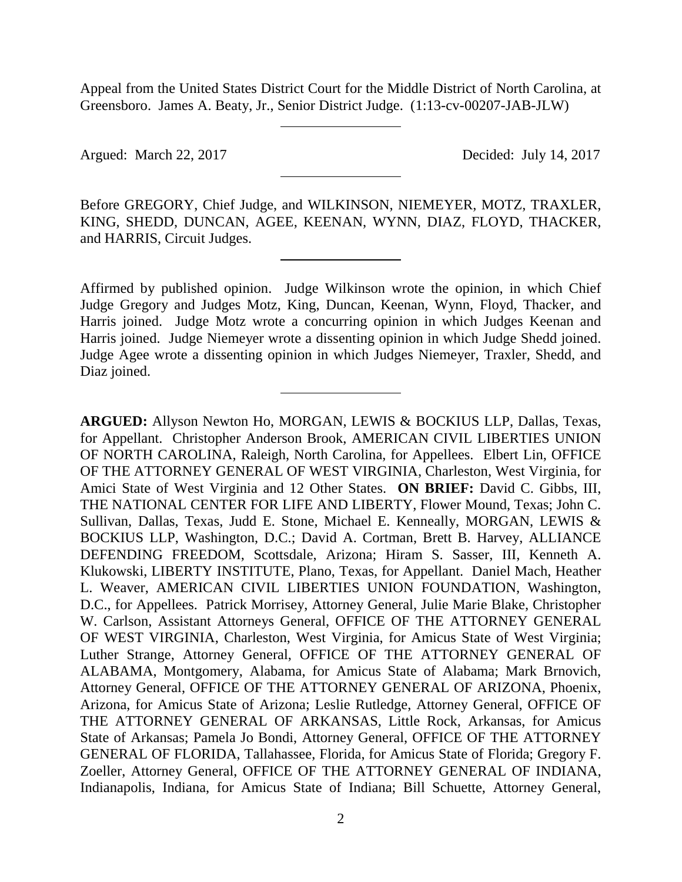Appeal from the United States District Court for the Middle District of North Carolina, at Greensboro. James A. Beaty, Jr., Senior District Judge. (1:13-cv-00207-JAB-JLW)

---

Argued: March 22, 2017 Decided: July 14, 2017

---

Before GREGORY, Chief Judge, and WILKINSON, NIEMEYER, MOTZ, TRAXLER, KING, SHEDD, DUNCAN, AGEE, KEENAN, WYNN, DIAZ, FLOYD, THACKER, and HARRIS, Circuit Judges.

---

Affirmed by published opinion. Judge Wilkinson wrote the opinion, in which Chief Judge Gregory and Judges Motz, King, Duncan, Keenan, Wynn, Floyd, Thacker, and Harris joined. Judge Motz wrote a concurring opinion in which Judges Keenan and Harris joined. Judge Niemeyer wrote a dissenting opinion in which Judge Shedd joined. Judge Agee wrote a dissenting opinion in which Judges Niemeyer, Traxler, Shedd, and Diaz joined.

---

**ARGUED:** Allyson Newton Ho, MORGAN, LEWIS & BOCKIUS LLP, Dallas, Texas, for Appellant. Christopher Anderson Brook, AMERICAN CIVIL LIBERTIES UNION OF NORTH CAROLINA, Raleigh, North Carolina, for Appellees. Elbert Lin, OFFICE OF THE ATTORNEY GENERAL OF WEST VIRGINIA, Charleston, West Virginia, for Amici State of West Virginia and 12 Other States. **ON BRIEF:** David C. Gibbs, III, THE NATIONAL CENTER FOR LIFE AND LIBERTY, Flower Mound, Texas; John C. Sullivan, Dallas, Texas, Judd E. Stone, Michael E. Kenneally, MORGAN, LEWIS & BOCKIUS LLP, Washington, D.C.; David A. Cortman, Brett B. Harvey, ALLIANCE DEFENDING FREEDOM, Scottsdale, Arizona; Hiram S. Sasser, III, Kenneth A. Klukowski, LIBERTY INSTITUTE, Plano, Texas, for Appellant. Daniel Mach, Heather L. Weaver, AMERICAN CIVIL LIBERTIES UNION FOUNDATION, Washington, D.C., for Appellees. Patrick Morrisey, Attorney General, Julie Marie Blake, Christopher W. Carlson, Assistant Attorneys General, OFFICE OF THE ATTORNEY GENERAL OF WEST VIRGINIA, Charleston, West Virginia, for Amicus State of West Virginia; Luther Strange, Attorney General, OFFICE OF THE ATTORNEY GENERAL OF ALABAMA, Montgomery, Alabama, for Amicus State of Alabama; Mark Brnovich, Attorney General, OFFICE OF THE ATTORNEY GENERAL OF ARIZONA, Phoenix, Arizona, for Amicus State of Arizona; Leslie Rutledge, Attorney General, OFFICE OF THE ATTORNEY GENERAL OF ARKANSAS, Little Rock, Arkansas, for Amicus State of Arkansas; Pamela Jo Bondi, Attorney General, OFFICE OF THE ATTORNEY GENERAL OF FLORIDA, Tallahassee, Florida, for Amicus State of Florida; Gregory F. Zoeller, Attorney General, OFFICE OF THE ATTORNEY GENERAL OF INDIANA, Indianapolis, Indiana, for Amicus State of Indiana; Bill Schuette, Attorney General,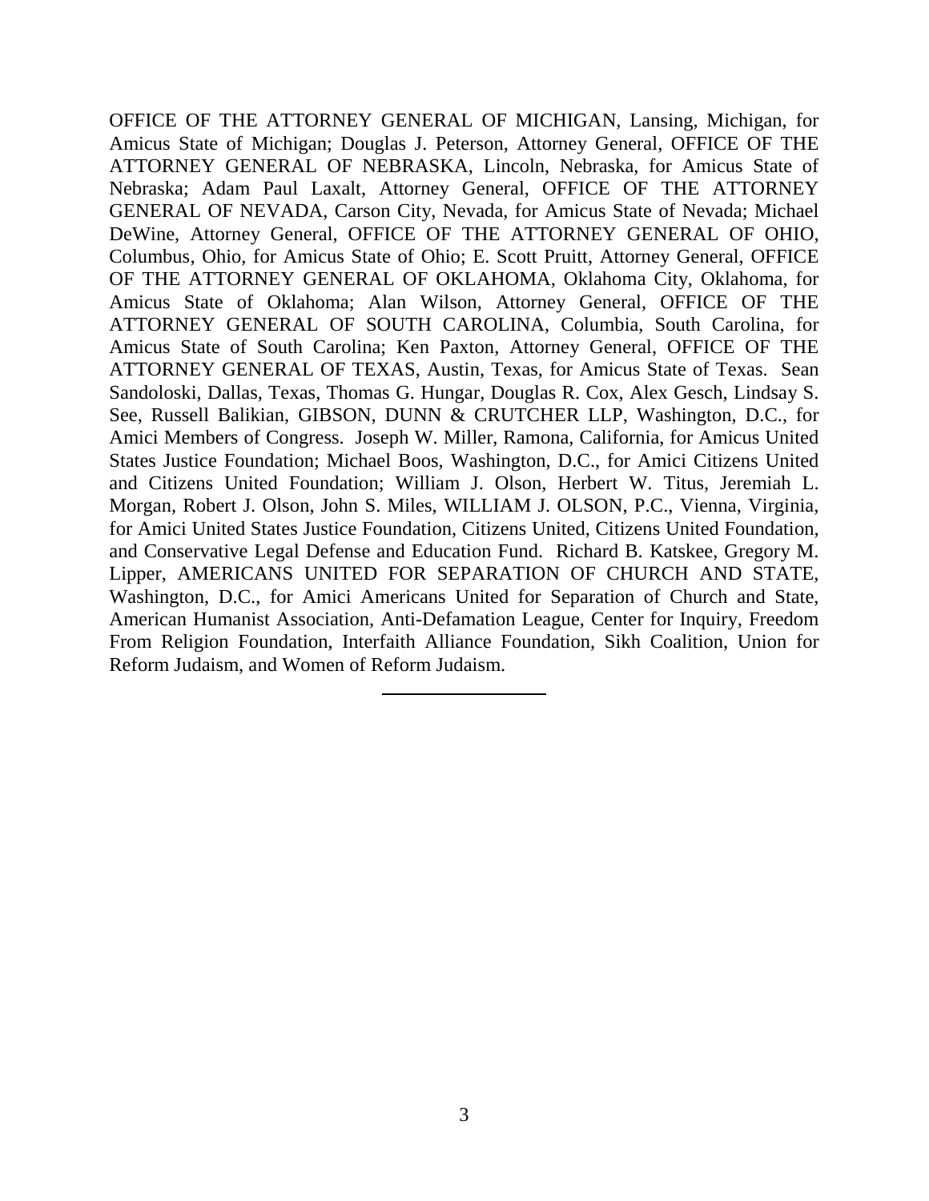OFFICE OF THE ATTORNEY GENERAL OF MICHIGAN, Lansing, Michigan, for Amicus State of Michigan; Douglas J. Peterson, Attorney General, OFFICE OF THE ATTORNEY GENERAL OF NEBRASKA, Lincoln, Nebraska, for Amicus State of Nebraska; Adam Paul Laxalt, Attorney General, OFFICE OF THE ATTORNEY GENERAL OF NEVADA, Carson City, Nevada, for Amicus State of Nevada; Michael DeWine, Attorney General, OFFICE OF THE ATTORNEY GENERAL OF OHIO, Columbus, Ohio, for Amicus State of Ohio; E. Scott Pruitt, Attorney General, OFFICE OF THE ATTORNEY GENERAL OF OKLAHOMA, Oklahoma City, Oklahoma, for Amicus State of Oklahoma; Alan Wilson, Attorney General, OFFICE OF THE ATTORNEY GENERAL OF SOUTH CAROLINA, Columbia, South Carolina, for Amicus State of South Carolina; Ken Paxton, Attorney General, OFFICE OF THE ATTORNEY GENERAL OF TEXAS, Austin, Texas, for Amicus State of Texas. Sean Sandoloski, Dallas, Texas, Thomas G. Hungar, Douglas R. Cox, Alex Gesch, Lindsay S. See, Russell Balikian, GIBSON, DUNN & CRUTCHER LLP, Washington, D.C., for Amici Members of Congress. Joseph W. Miller, Ramona, California, for Amicus United States Justice Foundation; Michael Boos, Washington, D.C., for Amici Citizens United and Citizens United Foundation; William J. Olson, Herbert W. Titus, Jeremiah L. Morgan, Robert J. Olson, John S. Miles, WILLIAM J. OLSON, P.C., Vienna, Virginia, for Amici United States Justice Foundation, Citizens United, Citizens United Foundation, and Conservative Legal Defense and Education Fund. Richard B. Katskee, Gregory M. Lipper, AMERICANS UNITED FOR SEPARATION OF CHURCH AND STATE, Washington, D.C., for Amici Americans United for Separation of Church and State, American Humanist Association, Anti-Defamation League, Center for Inquiry, Freedom From Religion Foundation, Interfaith Alliance Foundation, Sikh Coalition, Union for Reform Judaism, and Women of Reform Judaism.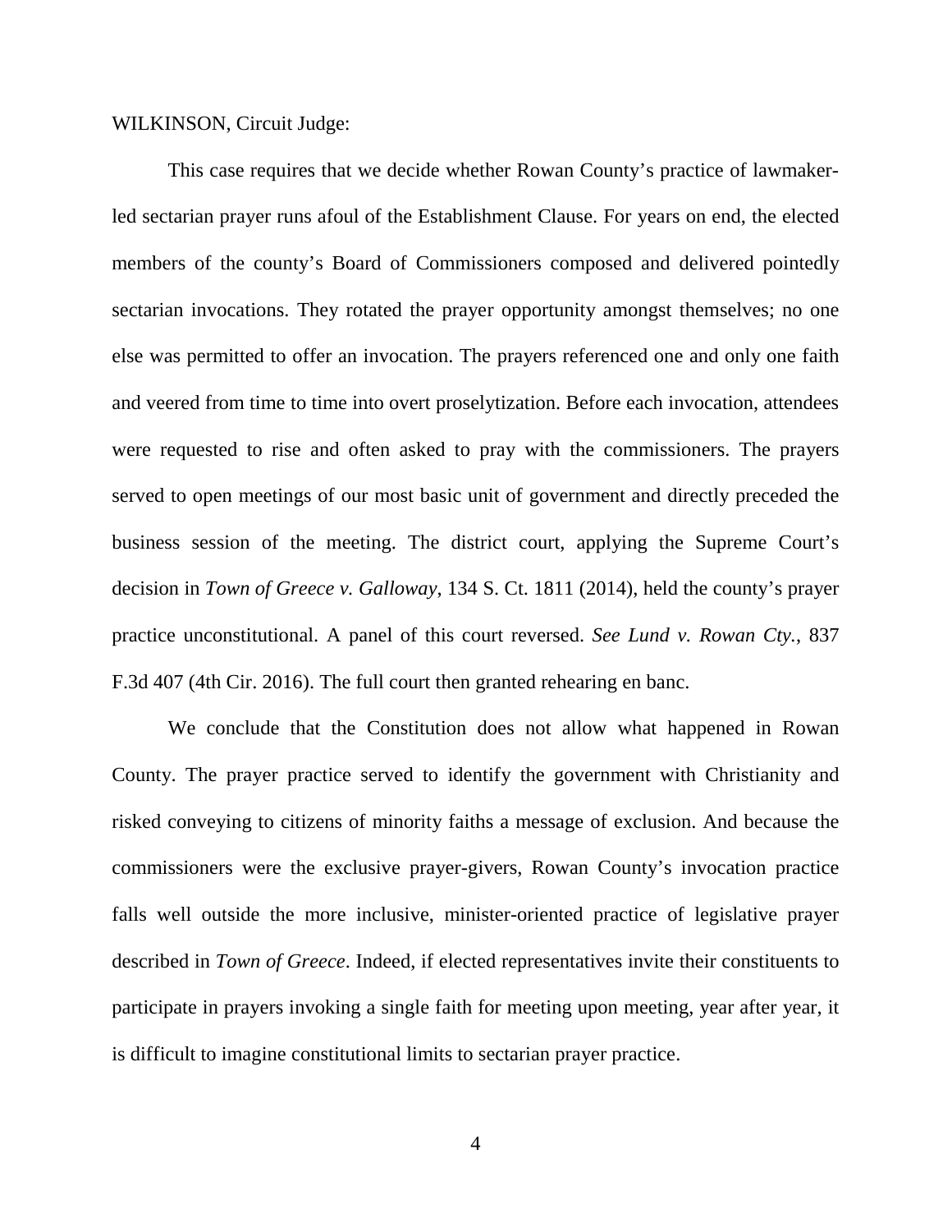WILKINSON, Circuit Judge:

This case requires that we decide whether Rowan County's practice of lawmaker-led sectarian prayer runs afoul of the Establishment Clause. For years on end, the elected members of the county's Board of Commissioners composed and delivered pointedly sectarian invocations. They rotated the prayer opportunity amongst themselves; no one else was permitted to offer an invocation. The prayers referenced one and only one faith and veered from time to time into overt proselytization. Before each invocation, attendees were requested to rise and often asked to pray with the commissioners. The prayers served to open meetings of our most basic unit of government and directly preceded the business session of the meeting. The district court, applying the Supreme Court's decision in *Town of Greece v. Galloway*, 134 S. Ct. 1811 (2014), held the county's prayer practice unconstitutional. A panel of this court reversed. *See Lund v. Rowan Cty.*, 837 F.3d 407 (4th Cir. 2016). The full court then granted rehearing en banc.

We conclude that the Constitution does not allow what happened in Rowan County. The prayer practice served to identify the government with Christianity and risked conveying to citizens of minority faiths a message of exclusion. And because the commissioners were the exclusive prayer-givers, Rowan County's invocation practice falls well outside the more inclusive, minister-oriented practice of legislative prayer described in *Town of Greece*. Indeed, if elected representatives invite their constituents to participate in prayers invoking a single faith for meeting upon meeting, year after year, it is difficult to imagine constitutional limits to sectarian prayer practice.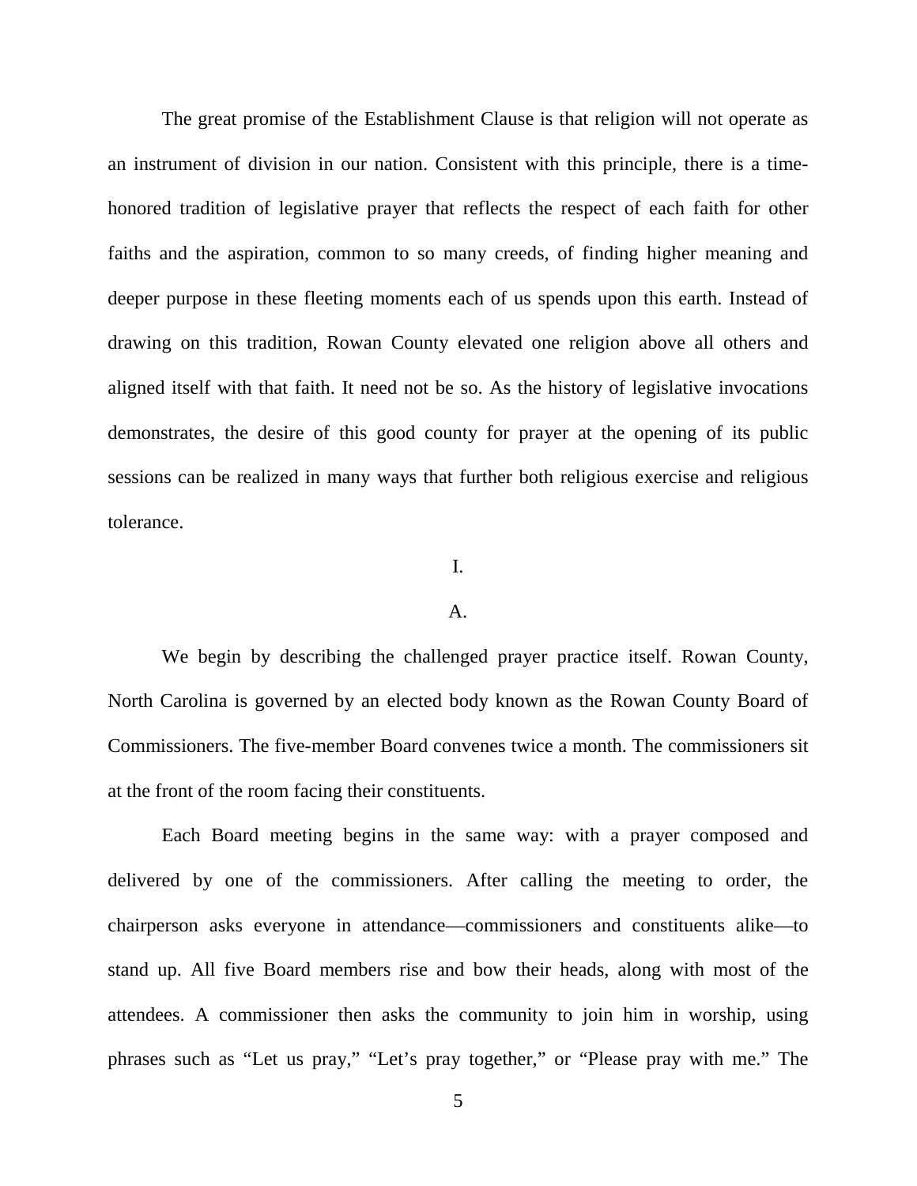The great promise of the Establishment Clause is that religion will not operate as an instrument of division in our nation. Consistent with this principle, there is a time-honored tradition of legislative prayer that reflects the respect of each faith for other faiths and the aspiration, common to so many creeds, of finding higher meaning and deeper purpose in these fleeting moments each of us spends upon this earth. Instead of drawing on this tradition, Rowan County elevated one religion above all others and aligned itself with that faith. It need not be so. As the history of legislative invocations demonstrates, the desire of this good county for prayer at the opening of its public sessions can be realized in many ways that further both religious exercise and religious tolerance.

# I.

## A.

We begin by describing the challenged prayer practice itself. Rowan County, North Carolina is governed by an elected body known as the Rowan County Board of Commissioners. The five-member Board convenes twice a month. The commissioners sit at the front of the room facing their constituents.

Each Board meeting begins in the same way: with a prayer composed and delivered by one of the commissioners. After calling the meeting to order, the chairperson asks everyone in attendance—commissioners and constituents alike—to stand up. All five Board members rise and bow their heads, along with most of the attendees. A commissioner then asks the community to join him in worship, using phrases such as "Let us pray," "Let's pray together," or "Please pray with me." The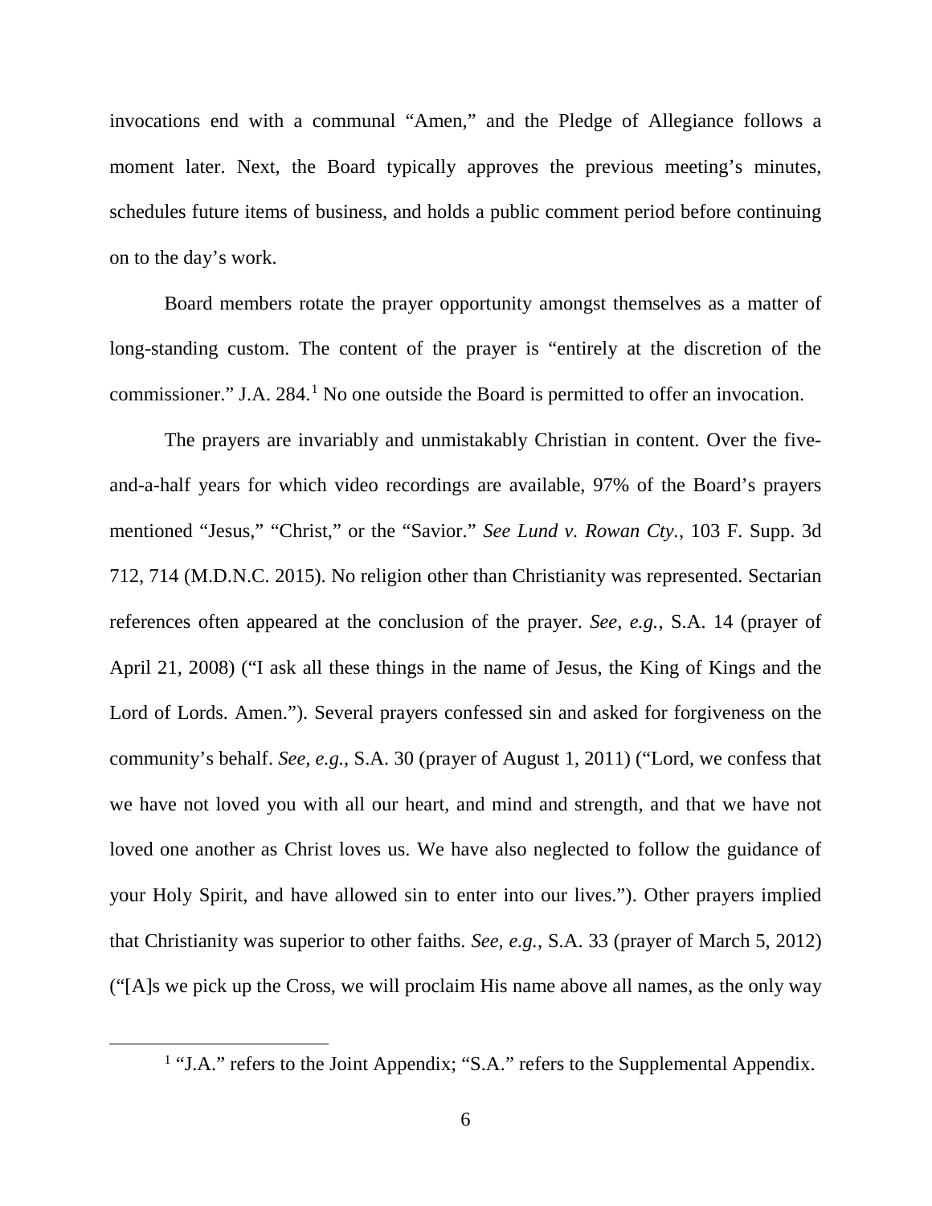invocations end with a communal "Amen," and the Pledge of Allegiance follows a moment later. Next, the Board typically approves the previous meeting's minutes, schedules future items of business, and holds a public comment period before continuing on to the day's work.

Board members rotate the prayer opportunity amongst themselves as a matter of long-standing custom. The content of the prayer is "entirely at the discretion of the commissioner." J.A. 284.[1] No one outside the Board is permitted to offer an invocation.

The prayers are invariably and unmistakably Christian in content. Over the five-and-a-half years for which video recordings are available, 97% of the Board's prayers mentioned "Jesus," "Christ," or the "Savior." *See Lund v. Rowan Cty.*, 103 F. Supp. 3d 712, 714 (M.D.N.C. 2015). No religion other than Christianity was represented. Sectarian references often appeared at the conclusion of the prayer. *See, e.g.*, S.A. 14 (prayer of April 21, 2008) ("I ask all these things in the name of Jesus, the King of Kings and the Lord of Lords. Amen."). Several prayers confessed sin and asked for forgiveness on the community's behalf. *See, e.g.*, S.A. 30 (prayer of August 1, 2011) ("Lord, we confess that we have not loved you with all our heart, and mind and strength, and that we have not loved one another as Christ loves us. We have also neglected to follow the guidance of your Holy Spirit, and have allowed sin to enter into our lives."). Other prayers implied that Christianity was superior to other faiths. *See, e.g.*, S.A. 33 (prayer of March 5, 2012) ("[A]s we pick up the Cross, we will proclaim His name above all names, as the only way

[1] "J.A." refers to the Joint Appendix; "S.A." refers to the Supplemental Appendix.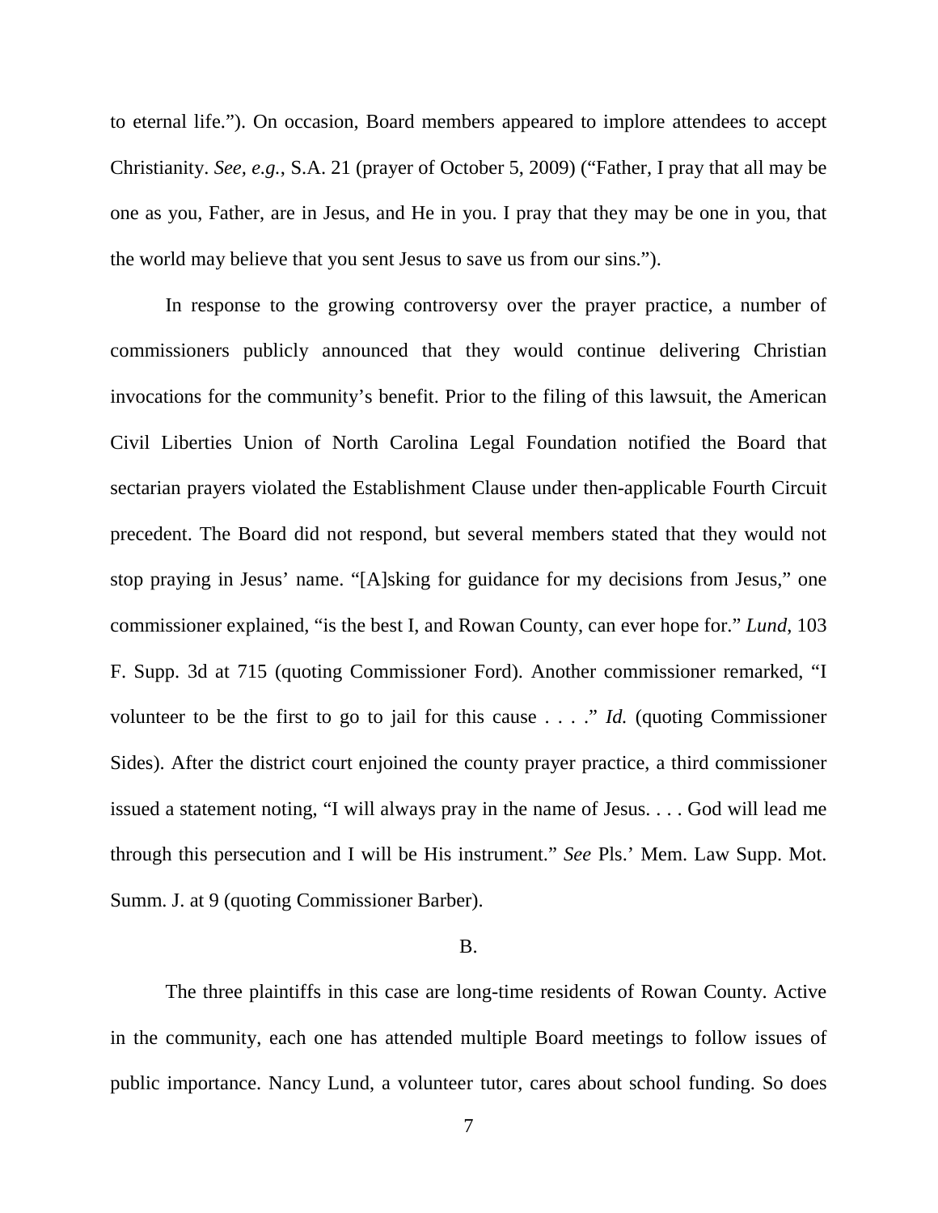to eternal life."). On occasion, Board members appeared to implore attendees to accept Christianity. *See, e.g.*, S.A. 21 (prayer of October 5, 2009) ("Father, I pray that all may be one as you, Father, are in Jesus, and He in you. I pray that they may be one in you, that the world may believe that you sent Jesus to save us from our sins.").

In response to the growing controversy over the prayer practice, a number of commissioners publicly announced that they would continue delivering Christian invocations for the community's benefit. Prior to the filing of this lawsuit, the American Civil Liberties Union of North Carolina Legal Foundation notified the Board that sectarian prayers violated the Establishment Clause under then-applicable Fourth Circuit precedent. The Board did not respond, but several members stated that they would not stop praying in Jesus' name. "[A]sking for guidance for my decisions from Jesus," one commissioner explained, "is the best I, and Rowan County, can ever hope for." *Lund*, 103 F. Supp. 3d at 715 (quoting Commissioner Ford). Another commissioner remarked, "I volunteer to be the first to go to jail for this cause . . . ." *Id.* (quoting Commissioner Sides). After the district court enjoined the county prayer practice, a third commissioner issued a statement noting, "I will always pray in the name of Jesus. . . . God will lead me through this persecution and I will be His instrument." *See* Pls.' Mem. Law Supp. Mot. Summ. J. at 9 (quoting Commissioner Barber).

B.

The three plaintiffs in this case are long-time residents of Rowan County. Active in the community, each one has attended multiple Board meetings to follow issues of public importance. Nancy Lund, a volunteer tutor, cares about school funding. So does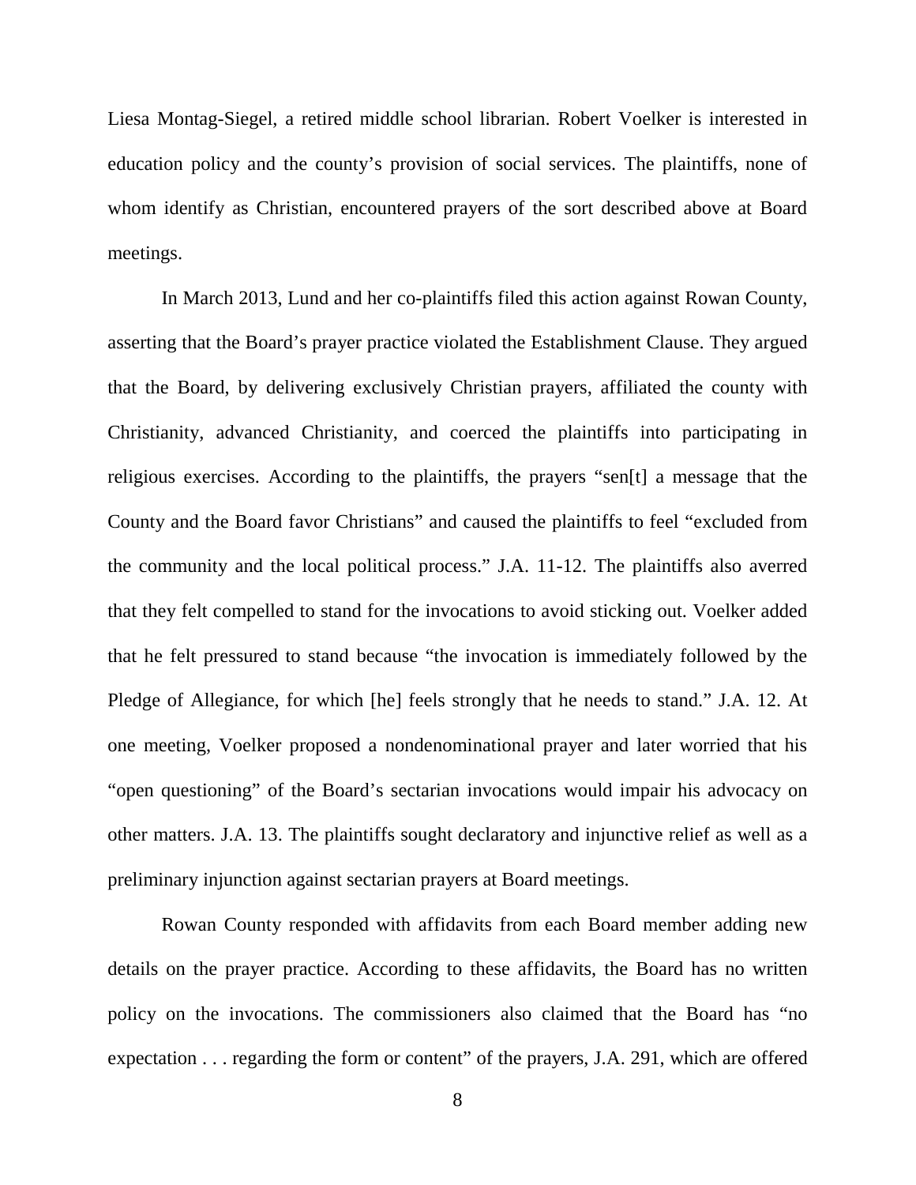Liesa Montag-Siegel, a retired middle school librarian. Robert Voelker is interested in education policy and the county's provision of social services. The plaintiffs, none of whom identify as Christian, encountered prayers of the sort described above at Board meetings.

In March 2013, Lund and her co-plaintiffs filed this action against Rowan County, asserting that the Board's prayer practice violated the Establishment Clause. They argued that the Board, by delivering exclusively Christian prayers, affiliated the county with Christianity, advanced Christianity, and coerced the plaintiffs into participating in religious exercises. According to the plaintiffs, the prayers "sen[t] a message that the County and the Board favor Christians" and caused the plaintiffs to feel "excluded from the community and the local political process." J.A. 11-12. The plaintiffs also averred that they felt compelled to stand for the invocations to avoid sticking out. Voelker added that he felt pressured to stand because "the invocation is immediately followed by the Pledge of Allegiance, for which [he] feels strongly that he needs to stand." J.A. 12. At one meeting, Voelker proposed a nondenominational prayer and later worried that his "open questioning" of the Board's sectarian invocations would impair his advocacy on other matters. J.A. 13. The plaintiffs sought declaratory and injunctive relief as well as a preliminary injunction against sectarian prayers at Board meetings.

Rowan County responded with affidavits from each Board member adding new details on the prayer practice. According to these affidavits, the Board has no written policy on the invocations. The commissioners also claimed that the Board has "no expectation . . . regarding the form or content" of the prayers, J.A. 291, which are offered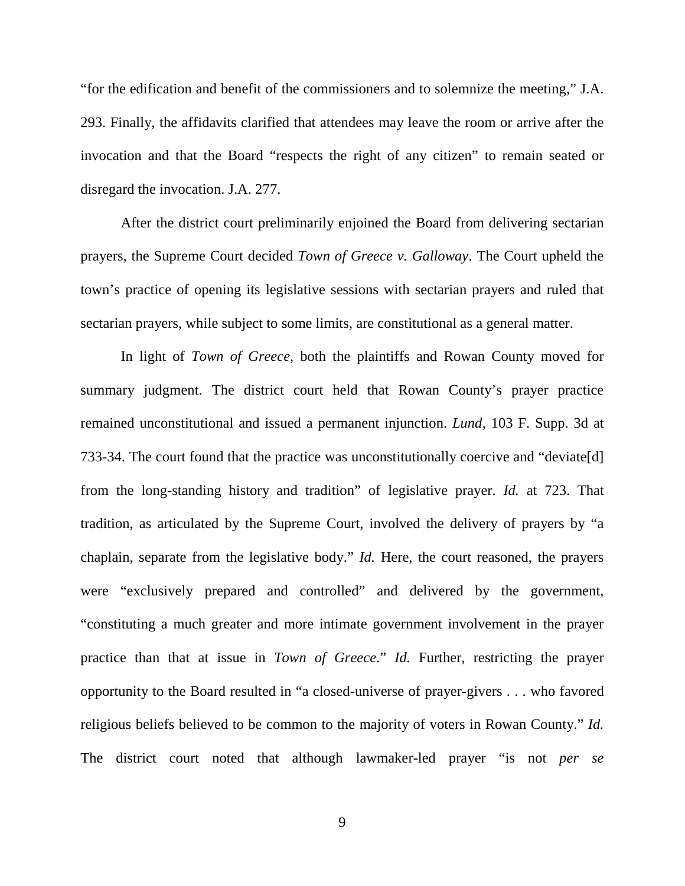"for the edification and benefit of the commissioners and to solemnize the meeting," J.A. 293. Finally, the affidavits clarified that attendees may leave the room or arrive after the invocation and that the Board "respects the right of any citizen" to remain seated or disregard the invocation. J.A. 277.

After the district court preliminarily enjoined the Board from delivering sectarian prayers, the Supreme Court decided *Town of Greece v. Galloway*. The Court upheld the town's practice of opening its legislative sessions with sectarian prayers and ruled that sectarian prayers, while subject to some limits, are constitutional as a general matter.

In light of *Town of Greece*, both the plaintiffs and Rowan County moved for summary judgment. The district court held that Rowan County's prayer practice remained unconstitutional and issued a permanent injunction. *Lund*, 103 F. Supp. 3d at 733-34. The court found that the practice was unconstitutionally coercive and "deviate[d] from the long-standing history and tradition" of legislative prayer. *Id.* at 723. That tradition, as articulated by the Supreme Court, involved the delivery of prayers by "a chaplain, separate from the legislative body." *Id.* Here, the court reasoned, the prayers were "exclusively prepared and controlled" and delivered by the government, "constituting a much greater and more intimate government involvement in the prayer practice than that at issue in *Town of Greece*." *Id.* Further, restricting the prayer opportunity to the Board resulted in "a closed-universe of prayer-givers . . . who favored religious beliefs believed to be common to the majority of voters in Rowan County." *Id.* The district court noted that although lawmaker-led prayer "is not *per se*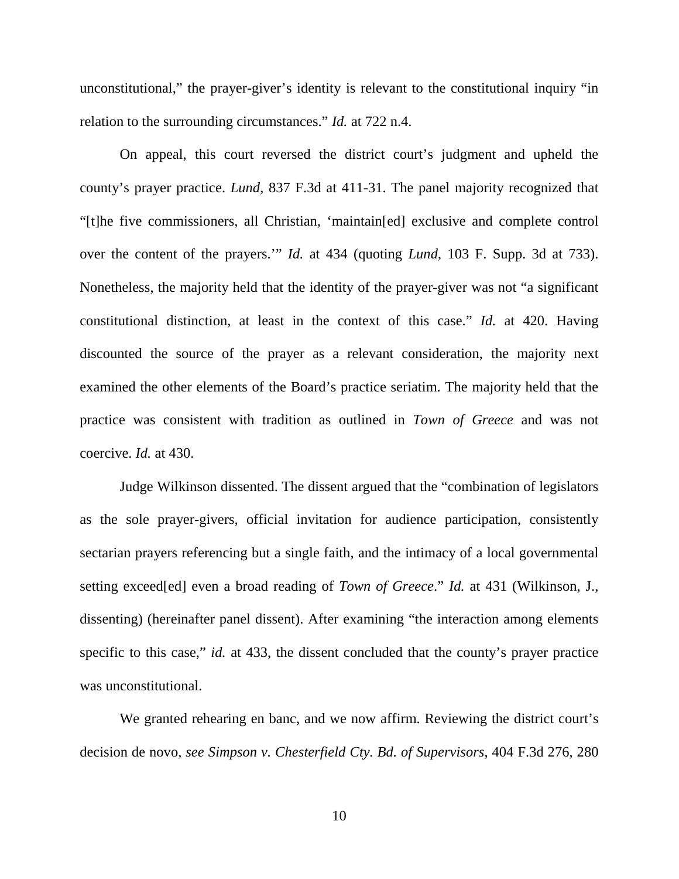unconstitutional," the prayer-giver's identity is relevant to the constitutional inquiry "in relation to the surrounding circumstances." *Id.* at 722 n.4.

On appeal, this court reversed the district court's judgment and upheld the county's prayer practice. *Lund*, 837 F.3d at 411-31. The panel majority recognized that "[t]he five commissioners, all Christian, 'maintain[ed] exclusive and complete control over the content of the prayers.'" *Id.* at 434 (quoting *Lund*, 103 F. Supp. 3d at 733). Nonetheless, the majority held that the identity of the prayer-giver was not "a significant constitutional distinction, at least in the context of this case." *Id.* at 420. Having discounted the source of the prayer as a relevant consideration, the majority next examined the other elements of the Board's practice seriatim. The majority held that the practice was consistent with tradition as outlined in *Town of Greece* and was not coercive. *Id.* at 430.

Judge Wilkinson dissented. The dissent argued that the "combination of legislators as the sole prayer-givers, official invitation for audience participation, consistently sectarian prayers referencing but a single faith, and the intimacy of a local governmental setting exceed[ed] even a broad reading of *Town of Greece*." *Id.* at 431 (Wilkinson, J., dissenting) (hereinafter panel dissent). After examining "the interaction among elements specific to this case," *id.* at 433, the dissent concluded that the county's prayer practice was unconstitutional.

We granted rehearing en banc, and we now affirm. Reviewing the district court's decision de novo, *see Simpson v. Chesterfield Cty. Bd. of Supervisors*, 404 F.3d 276, 280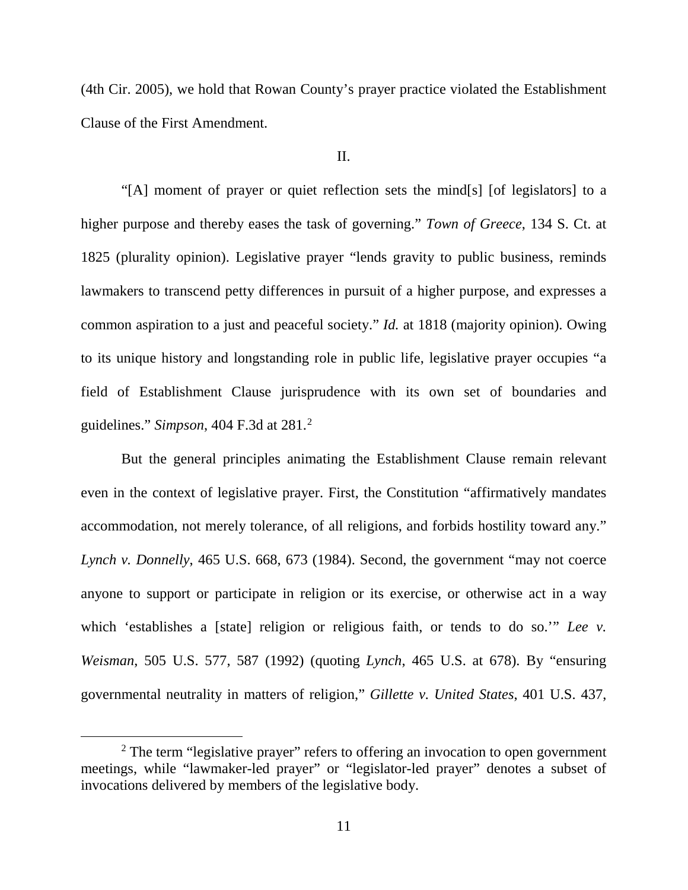(4th Cir. 2005), we hold that Rowan County's prayer practice violated the Establishment Clause of the First Amendment.

## II.

"[A] moment of prayer or quiet reflection sets the mind[s] [of legislators] to a higher purpose and thereby eases the task of governing." *Town of Greece*, 134 S. Ct. at 1825 (plurality opinion). Legislative prayer "lends gravity to public business, reminds lawmakers to transcend petty differences in pursuit of a higher purpose, and expresses a common aspiration to a just and peaceful society." *Id.* at 1818 (majority opinion). Owing to its unique history and longstanding role in public life, legislative prayer occupies "a field of Establishment Clause jurisprudence with its own set of boundaries and guidelines." *Simpson*, 404 F.3d at 281.[2]

But the general principles animating the Establishment Clause remain relevant even in the context of legislative prayer. First, the Constitution "affirmatively mandates accommodation, not merely tolerance, of all religions, and forbids hostility toward any." *Lynch v. Donnelly*, 465 U.S. 668, 673 (1984). Second, the government "may not coerce anyone to support or participate in religion or its exercise, or otherwise act in a way which 'establishes a [state] religion or religious faith, or tends to do so.'" *Lee v. Weisman*, 505 U.S. 577, 587 (1992) (quoting *Lynch*, 465 U.S. at 678). By "ensuring governmental neutrality in matters of religion," *Gillette v. United States*, 401 U.S. 437,

[2] The term "legislative prayer" refers to offering an invocation to open government meetings, while "lawmaker-led prayer" or "legislator-led prayer" denotes a subset of invocations delivered by members of the legislative body.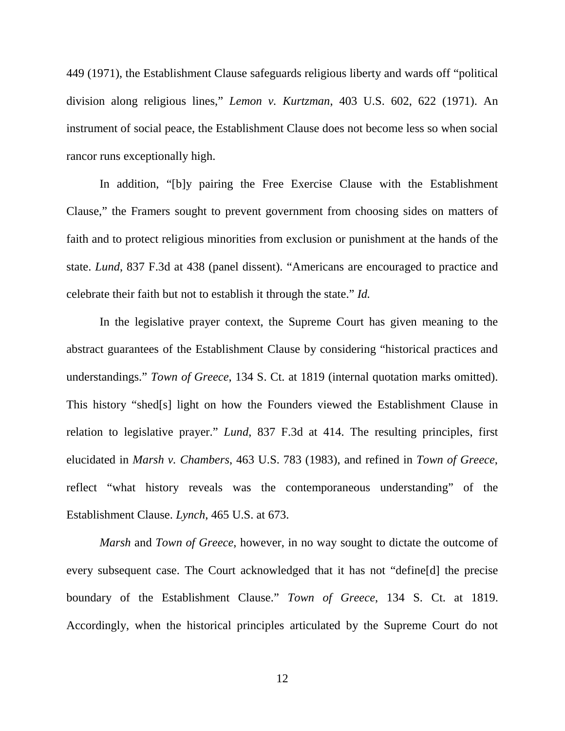449 (1971), the Establishment Clause safeguards religious liberty and wards off "political division along religious lines," *Lemon v. Kurtzman*, 403 U.S. 602, 622 (1971). An instrument of social peace, the Establishment Clause does not become less so when social rancor runs exceptionally high.

In addition, "[b]y pairing the Free Exercise Clause with the Establishment Clause," the Framers sought to prevent government from choosing sides on matters of faith and to protect religious minorities from exclusion or punishment at the hands of the state. *Lund*, 837 F.3d at 438 (panel dissent). "Americans are encouraged to practice and celebrate their faith but not to establish it through the state." *Id.*

In the legislative prayer context, the Supreme Court has given meaning to the abstract guarantees of the Establishment Clause by considering "historical practices and understandings." *Town of Greece*, 134 S. Ct. at 1819 (internal quotation marks omitted). This history "shed[s] light on how the Founders viewed the Establishment Clause in relation to legislative prayer." *Lund*, 837 F.3d at 414. The resulting principles, first elucidated in *Marsh v. Chambers*, 463 U.S. 783 (1983), and refined in *Town of Greece*, reflect "what history reveals was the contemporaneous understanding" of the Establishment Clause. *Lynch*, 465 U.S. at 673.

*Marsh* and *Town of Greece*, however, in no way sought to dictate the outcome of every subsequent case. The Court acknowledged that it has not "define[d] the precise boundary of the Establishment Clause." *Town of Greece*, 134 S. Ct. at 1819. Accordingly, when the historical principles articulated by the Supreme Court do not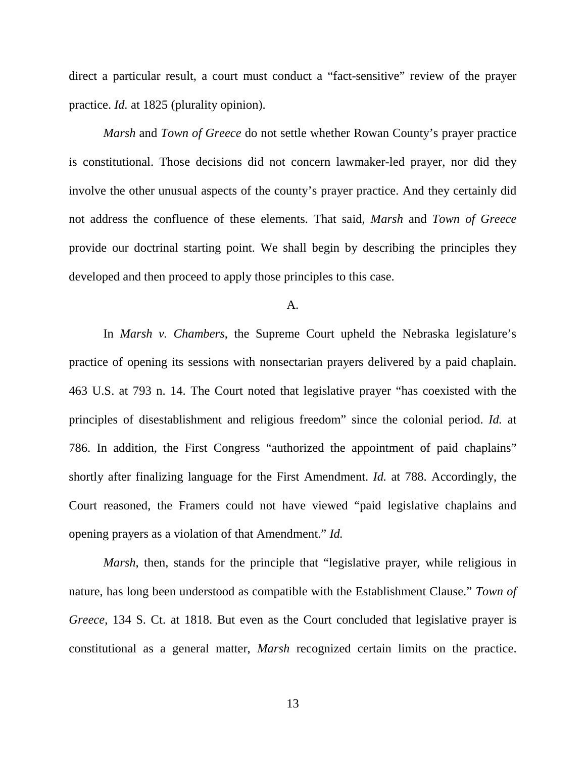direct a particular result, a court must conduct a "fact-sensitive" review of the prayer practice. *Id.* at 1825 (plurality opinion).

*Marsh* and *Town of Greece* do not settle whether Rowan County's prayer practice is constitutional. Those decisions did not concern lawmaker-led prayer, nor did they involve the other unusual aspects of the county's prayer practice. And they certainly did not address the confluence of these elements. That said, *Marsh* and *Town of Greece* provide our doctrinal starting point. We shall begin by describing the principles they developed and then proceed to apply those principles to this case.

A.

In *Marsh v. Chambers*, the Supreme Court upheld the Nebraska legislature's practice of opening its sessions with nonsectarian prayers delivered by a paid chaplain. 463 U.S. at 793 n. 14. The Court noted that legislative prayer "has coexisted with the principles of disestablishment and religious freedom" since the colonial period. *Id.* at 786. In addition, the First Congress "authorized the appointment of paid chaplains" shortly after finalizing language for the First Amendment. *Id.* at 788. Accordingly, the Court reasoned, the Framers could not have viewed "paid legislative chaplains and opening prayers as a violation of that Amendment." *Id.*

*Marsh*, then, stands for the principle that "legislative prayer, while religious in nature, has long been understood as compatible with the Establishment Clause." *Town of Greece*, 134 S. Ct. at 1818. But even as the Court concluded that legislative prayer is constitutional as a general matter, *Marsh* recognized certain limits on the practice.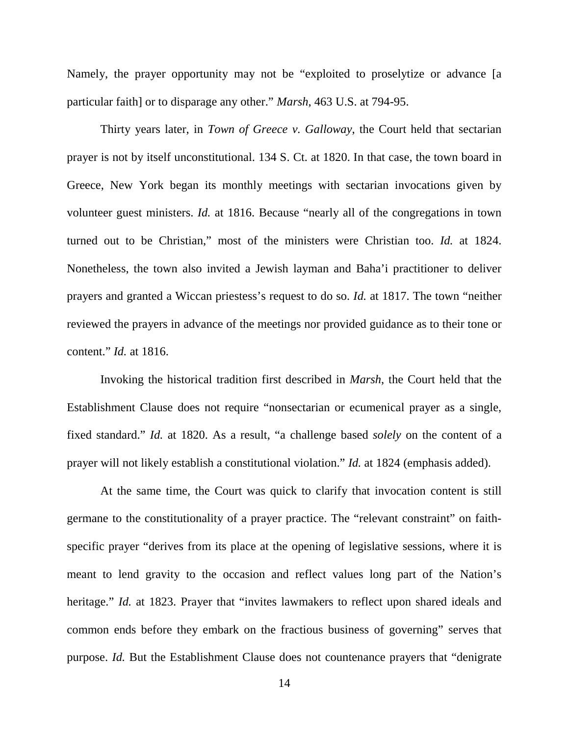Namely, the prayer opportunity may not be "exploited to proselytize or advance [a particular faith] or to disparage any other." *Marsh*, 463 U.S. at 794-95.

Thirty years later, in *Town of Greece v. Galloway*, the Court held that sectarian prayer is not by itself unconstitutional. 134 S. Ct. at 1820. In that case, the town board in Greece, New York began its monthly meetings with sectarian invocations given by volunteer guest ministers. *Id.* at 1816. Because "nearly all of the congregations in town turned out to be Christian," most of the ministers were Christian too. *Id.* at 1824. Nonetheless, the town also invited a Jewish layman and Baha'i practitioner to deliver prayers and granted a Wiccan priestess's request to do so. *Id.* at 1817. The town "neither reviewed the prayers in advance of the meetings nor provided guidance as to their tone or content." *Id.* at 1816.

Invoking the historical tradition first described in *Marsh*, the Court held that the Establishment Clause does not require "nonsectarian or ecumenical prayer as a single, fixed standard." *Id.* at 1820. As a result, "a challenge based *solely* on the content of a prayer will not likely establish a constitutional violation." *Id.* at 1824 (emphasis added).

At the same time, the Court was quick to clarify that invocation content is still germane to the constitutionality of a prayer practice. The "relevant constraint" on faith-specific prayer "derives from its place at the opening of legislative sessions, where it is meant to lend gravity to the occasion and reflect values long part of the Nation's heritage." *Id.* at 1823. Prayer that "invites lawmakers to reflect upon shared ideals and common ends before they embark on the fractious business of governing" serves that purpose. *Id.* But the Establishment Clause does not countenance prayers that "denigrate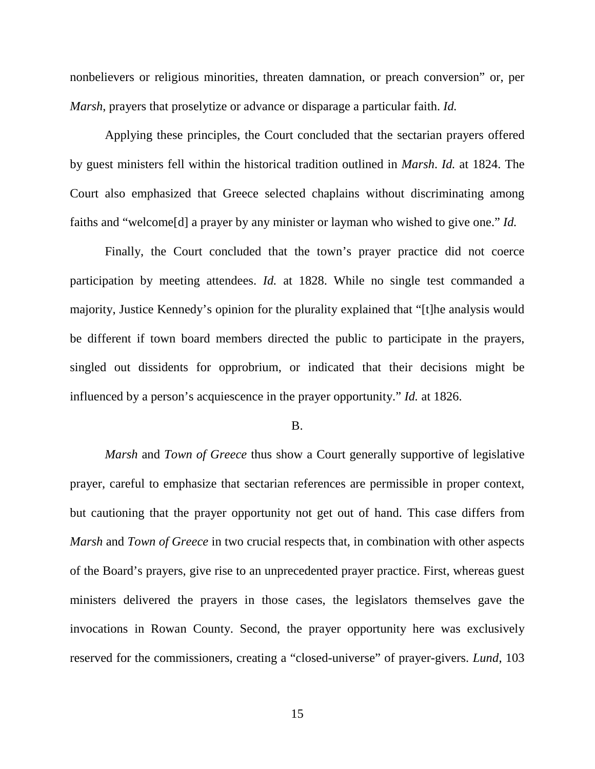nonbelievers or religious minorities, threaten damnation, or preach conversion" or, per *Marsh*, prayers that proselytize or advance or disparage a particular faith. *Id.*

Applying these principles, the Court concluded that the sectarian prayers offered by guest ministers fell within the historical tradition outlined in *Marsh*. *Id.* at 1824. The Court also emphasized that Greece selected chaplains without discriminating among faiths and "welcome[d] a prayer by any minister or layman who wished to give one." *Id.*

Finally, the Court concluded that the town's prayer practice did not coerce participation by meeting attendees. *Id.* at 1828. While no single test commanded a majority, Justice Kennedy's opinion for the plurality explained that "[t]he analysis would be different if town board members directed the public to participate in the prayers, singled out dissidents for opprobrium, or indicated that their decisions might be influenced by a person's acquiescence in the prayer opportunity." *Id.* at 1826.

B.

*Marsh* and *Town of Greece* thus show a Court generally supportive of legislative prayer, careful to emphasize that sectarian references are permissible in proper context, but cautioning that the prayer opportunity not get out of hand. This case differs from *Marsh* and *Town of Greece* in two crucial respects that, in combination with other aspects of the Board's prayers, give rise to an unprecedented prayer practice. First, whereas guest ministers delivered the prayers in those cases, the legislators themselves gave the invocations in Rowan County. Second, the prayer opportunity here was exclusively reserved for the commissioners, creating a "closed-universe" of prayer-givers. *Lund*, 103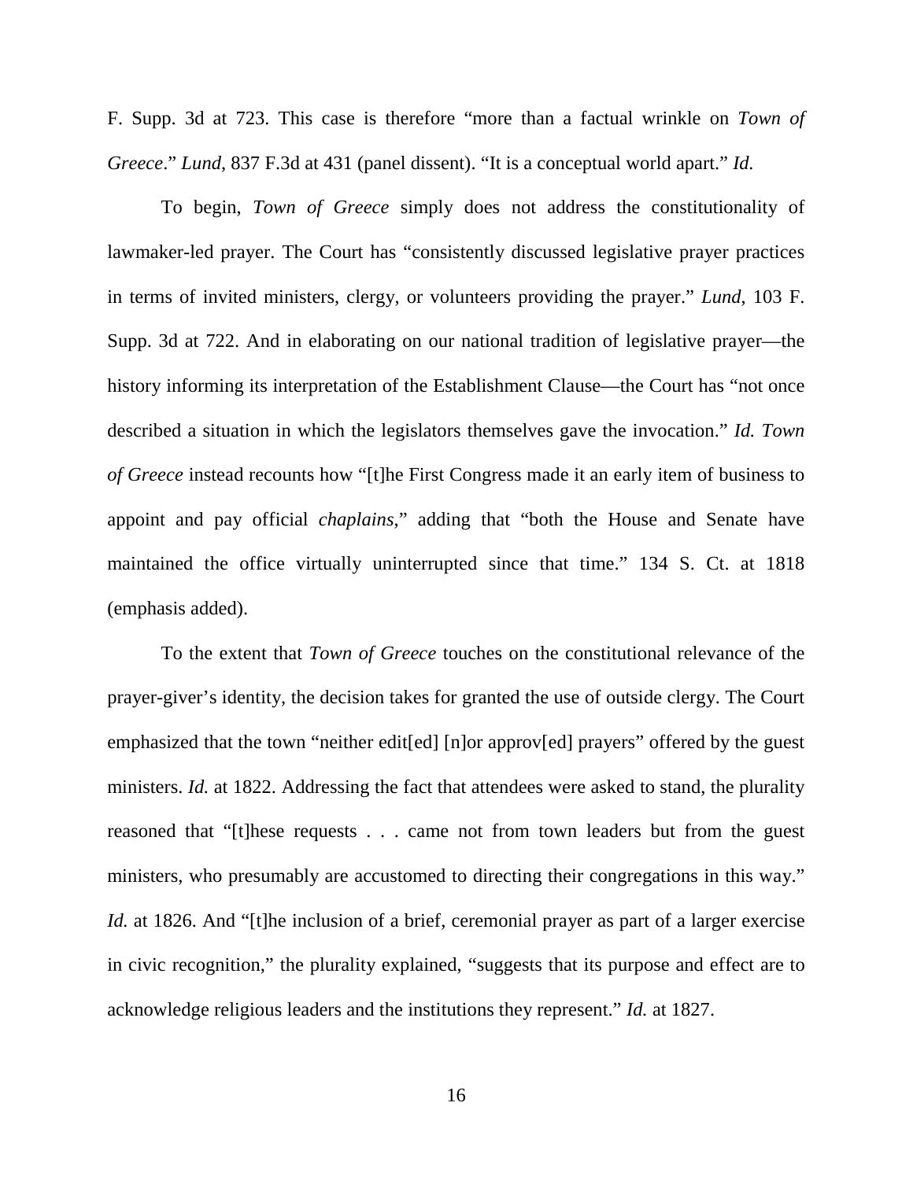F. Supp. 3d at 723. This case is therefore "more than a factual wrinkle on *Town of Greece*." *Lund*, 837 F.3d at 431 (panel dissent). "It is a conceptual world apart." *Id.*

To begin, *Town of Greece* simply does not address the constitutionality of lawmaker-led prayer. The Court has "consistently discussed legislative prayer practices in terms of invited ministers, clergy, or volunteers providing the prayer." *Lund*, 103 F. Supp. 3d at 722. And in elaborating on our national tradition of legislative prayer—the history informing its interpretation of the Establishment Clause—the Court has "not once described a situation in which the legislators themselves gave the invocation." *Id. Town of Greece* instead recounts how "[t]he First Congress made it an early item of business to appoint and pay official *chaplains*," adding that "both the House and Senate have maintained the office virtually uninterrupted since that time." 134 S. Ct. at 1818 (emphasis added).

To the extent that *Town of Greece* touches on the constitutional relevance of the prayer-giver's identity, the decision takes for granted the use of outside clergy. The Court emphasized that the town "neither edit[ed] [n]or approv[ed] prayers" offered by the guest ministers. *Id.* at 1822. Addressing the fact that attendees were asked to stand, the plurality reasoned that "[t]hese requests . . . came not from town leaders but from the guest ministers, who presumably are accustomed to directing their congregations in this way." *Id.* at 1826. And "[t]he inclusion of a brief, ceremonial prayer as part of a larger exercise in civic recognition," the plurality explained, "suggests that its purpose and effect are to acknowledge religious leaders and the institutions they represent." *Id.* at 1827.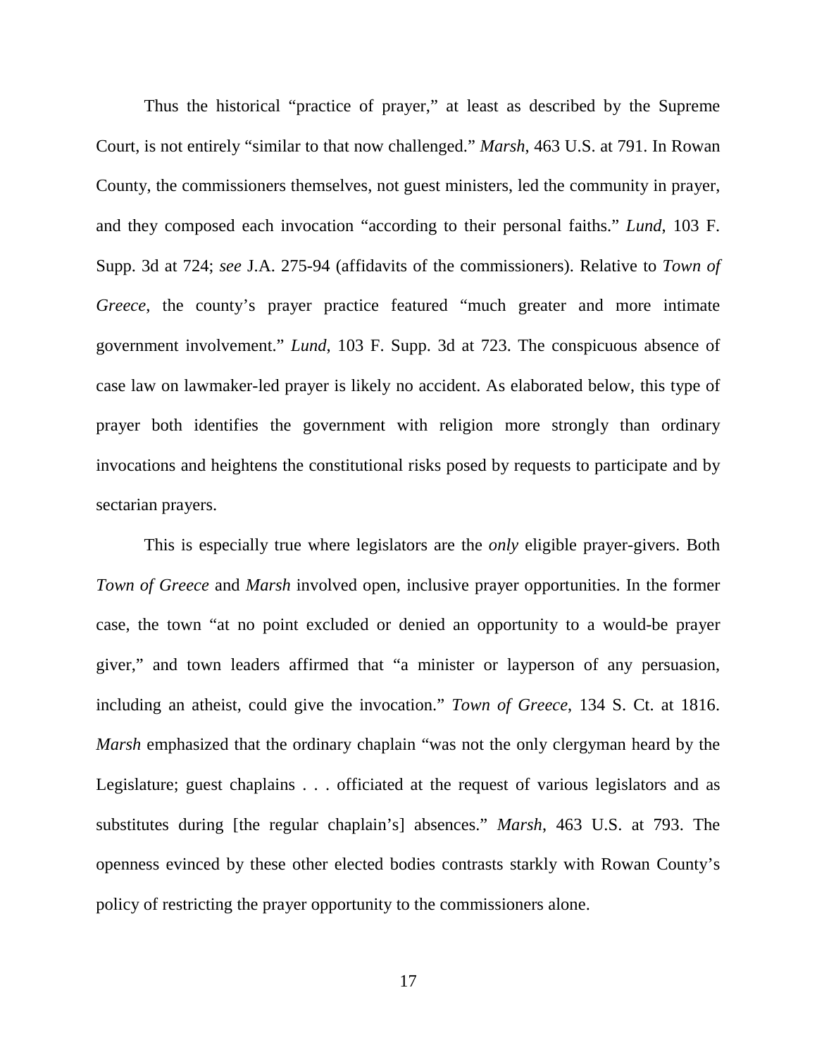Thus the historical "practice of prayer," at least as described by the Supreme Court, is not entirely "similar to that now challenged." *Marsh*, 463 U.S. at 791. In Rowan County, the commissioners themselves, not guest ministers, led the community in prayer, and they composed each invocation "according to their personal faiths." *Lund*, 103 F. Supp. 3d at 724; *see* J.A. 275-94 (affidavits of the commissioners). Relative to *Town of Greece*, the county's prayer practice featured "much greater and more intimate government involvement." *Lund*, 103 F. Supp. 3d at 723. The conspicuous absence of case law on lawmaker-led prayer is likely no accident. As elaborated below, this type of prayer both identifies the government with religion more strongly than ordinary invocations and heightens the constitutional risks posed by requests to participate and by sectarian prayers.

This is especially true where legislators are the *only* eligible prayer-givers. Both *Town of Greece* and *Marsh* involved open, inclusive prayer opportunities. In the former case, the town "at no point excluded or denied an opportunity to a would-be prayer giver," and town leaders affirmed that "a minister or layperson of any persuasion, including an atheist, could give the invocation." *Town of Greece*, 134 S. Ct. at 1816. *Marsh* emphasized that the ordinary chaplain "was not the only clergyman heard by the Legislature; guest chaplains . . . officiated at the request of various legislators and as substitutes during [the regular chaplain's] absences." *Marsh*, 463 U.S. at 793. The openness evinced by these other elected bodies contrasts starkly with Rowan County's policy of restricting the prayer opportunity to the commissioners alone.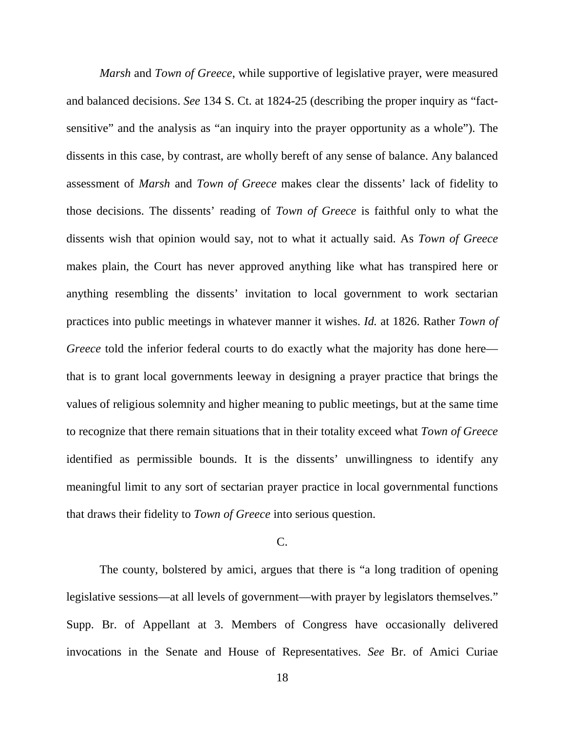*Marsh* and *Town of Greece*, while supportive of legislative prayer, were measured and balanced decisions. *See* 134 S. Ct. at 1824-25 (describing the proper inquiry as "fact-sensitive" and the analysis as "an inquiry into the prayer opportunity as a whole"). The dissents in this case, by contrast, are wholly bereft of any sense of balance. Any balanced assessment of *Marsh* and *Town of Greece* makes clear the dissents' lack of fidelity to those decisions. The dissents' reading of *Town of Greece* is faithful only to what the dissents wish that opinion would say, not to what it actually said. As *Town of Greece* makes plain, the Court has never approved anything like what has transpired here or anything resembling the dissents' invitation to local government to work sectarian practices into public meetings in whatever manner it wishes. *Id.* at 1826. Rather *Town of Greece* told the inferior federal courts to do exactly what the majority has done here—that is to grant local governments leeway in designing a prayer practice that brings the values of religious solemnity and higher meaning to public meetings, but at the same time to recognize that there remain situations that in their totality exceed what *Town of Greece* identified as permissible bounds. It is the dissents' unwillingness to identify any meaningful limit to any sort of sectarian prayer practice in local governmental functions that draws their fidelity to *Town of Greece* into serious question.

### C.

The county, bolstered by amici, argues that there is "a long tradition of opening legislative sessions—at all levels of government—with prayer by legislators themselves." Supp. Br. of Appellant at 3. Members of Congress have occasionally delivered invocations in the Senate and House of Representatives. *See* Br. of Amici Curiae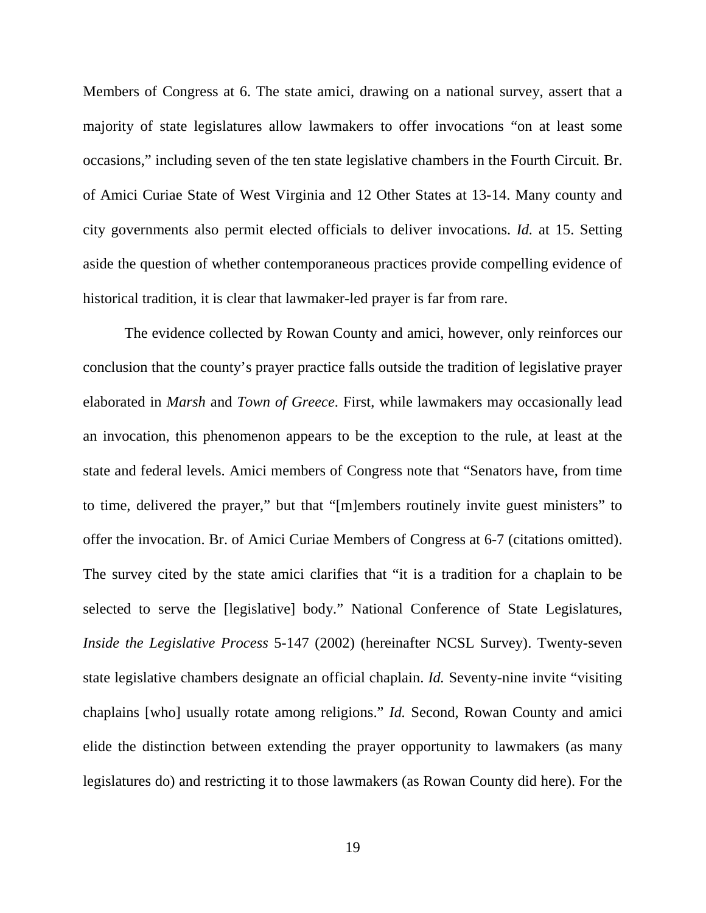Members of Congress at 6. The state amici, drawing on a national survey, assert that a majority of state legislatures allow lawmakers to offer invocations "on at least some occasions," including seven of the ten state legislative chambers in the Fourth Circuit. Br. of Amici Curiae State of West Virginia and 12 Other States at 13-14. Many county and city governments also permit elected officials to deliver invocations. *Id.* at 15. Setting aside the question of whether contemporaneous practices provide compelling evidence of historical tradition, it is clear that lawmaker-led prayer is far from rare.

The evidence collected by Rowan County and amici, however, only reinforces our conclusion that the county's prayer practice falls outside the tradition of legislative prayer elaborated in *Marsh* and *Town of Greece*. First, while lawmakers may occasionally lead an invocation, this phenomenon appears to be the exception to the rule, at least at the state and federal levels. Amici members of Congress note that "Senators have, from time to time, delivered the prayer," but that "[m]embers routinely invite guest ministers" to offer the invocation. Br. of Amici Curiae Members of Congress at 6-7 (citations omitted). The survey cited by the state amici clarifies that "it is a tradition for a chaplain to be selected to serve the [legislative] body." National Conference of State Legislatures, *Inside the Legislative Process* 5-147 (2002) (hereinafter NCSL Survey). Twenty-seven state legislative chambers designate an official chaplain. *Id.* Seventy-nine invite "visiting chaplains [who] usually rotate among religions." *Id.* Second, Rowan County and amici elide the distinction between extending the prayer opportunity to lawmakers (as many legislatures do) and restricting it to those lawmakers (as Rowan County did here). For the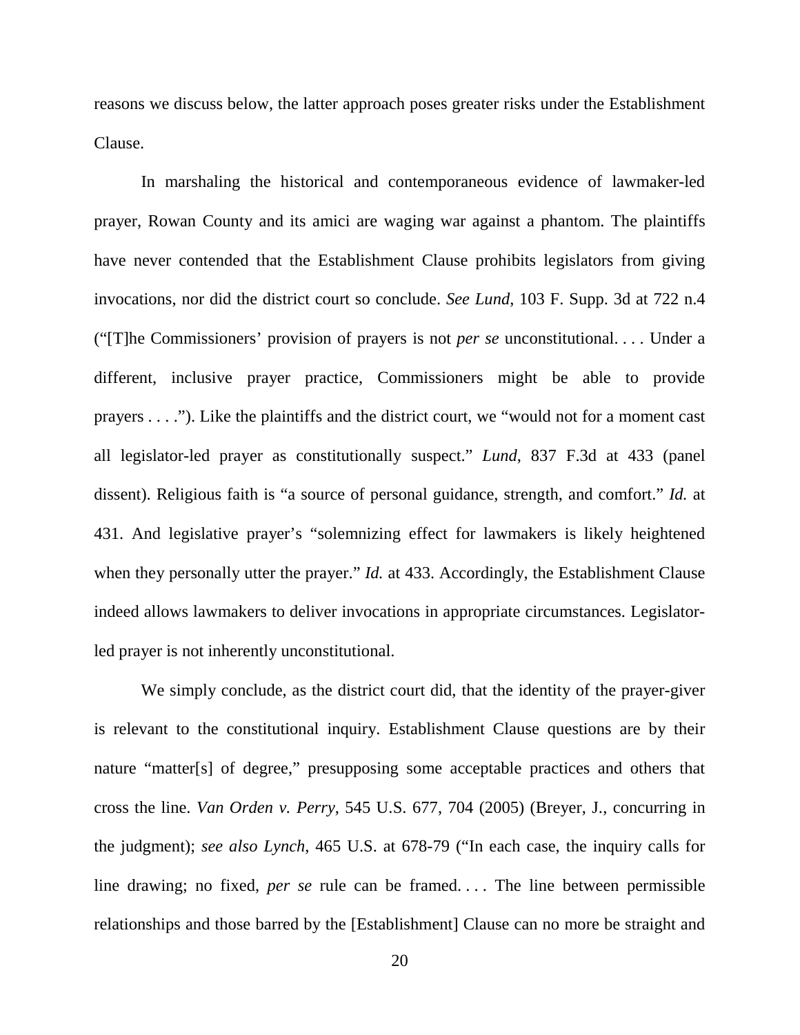reasons we discuss below, the latter approach poses greater risks under the Establishment Clause.

In marshaling the historical and contemporaneous evidence of lawmaker-led prayer, Rowan County and its amici are waging war against a phantom. The plaintiffs have never contended that the Establishment Clause prohibits legislators from giving invocations, nor did the district court so conclude. *See Lund*, 103 F. Supp. 3d at 722 n.4 ("[T]he Commissioners' provision of prayers is not *per se* unconstitutional. . . . Under a different, inclusive prayer practice, Commissioners might be able to provide prayers . . . ."). Like the plaintiffs and the district court, we "would not for a moment cast all legislator-led prayer as constitutionally suspect." *Lund*, 837 F.3d at 433 (panel dissent). Religious faith is "a source of personal guidance, strength, and comfort." *Id.* at 431. And legislative prayer's "solemnizing effect for lawmakers is likely heightened when they personally utter the prayer." *Id.* at 433. Accordingly, the Establishment Clause indeed allows lawmakers to deliver invocations in appropriate circumstances. Legislator-led prayer is not inherently unconstitutional.

We simply conclude, as the district court did, that the identity of the prayer-giver is relevant to the constitutional inquiry. Establishment Clause questions are by their nature "matter[s] of degree," presupposing some acceptable practices and others that cross the line. *Van Orden v. Perry*, 545 U.S. 677, 704 (2005) (Breyer, J., concurring in the judgment); *see also Lynch*, 465 U.S. at 678-79 ("In each case, the inquiry calls for line drawing; no fixed, *per se* rule can be framed. . . . The line between permissible relationships and those barred by the [Establishment] Clause can no more be straight and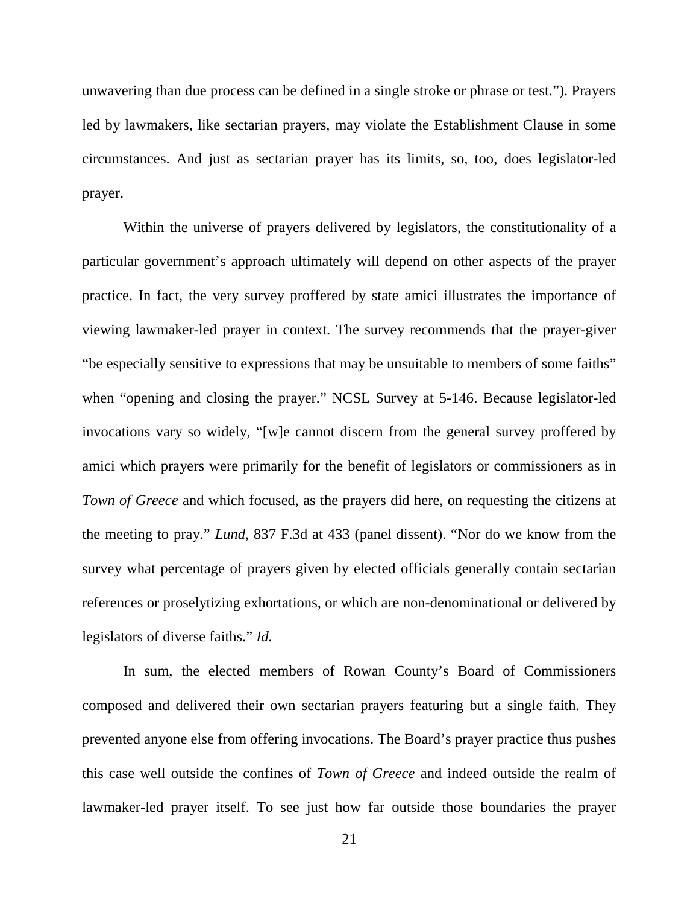unwavering than due process can be defined in a single stroke or phrase or test."). Prayers led by lawmakers, like sectarian prayers, may violate the Establishment Clause in some circumstances. And just as sectarian prayer has its limits, so, too, does legislator-led prayer.

Within the universe of prayers delivered by legislators, the constitutionality of a particular government's approach ultimately will depend on other aspects of the prayer practice. In fact, the very survey proffered by state amici illustrates the importance of viewing lawmaker-led prayer in context. The survey recommends that the prayer-giver "be especially sensitive to expressions that may be unsuitable to members of some faiths" when "opening and closing the prayer." NCSL Survey at 5-146. Because legislator-led invocations vary so widely, "[w]e cannot discern from the general survey proffered by amici which prayers were primarily for the benefit of legislators or commissioners as in *Town of Greece* and which focused, as the prayers did here, on requesting the citizens at the meeting to pray." *Lund*, 837 F.3d at 433 (panel dissent). "Nor do we know from the survey what percentage of prayers given by elected officials generally contain sectarian references or proselytizing exhortations, or which are non-denominational or delivered by legislators of diverse faiths." *Id.*

In sum, the elected members of Rowan County's Board of Commissioners composed and delivered their own sectarian prayers featuring but a single faith. They prevented anyone else from offering invocations. The Board's prayer practice thus pushes this case well outside the confines of *Town of Greece* and indeed outside the realm of lawmaker-led prayer itself. To see just how far outside those boundaries the prayer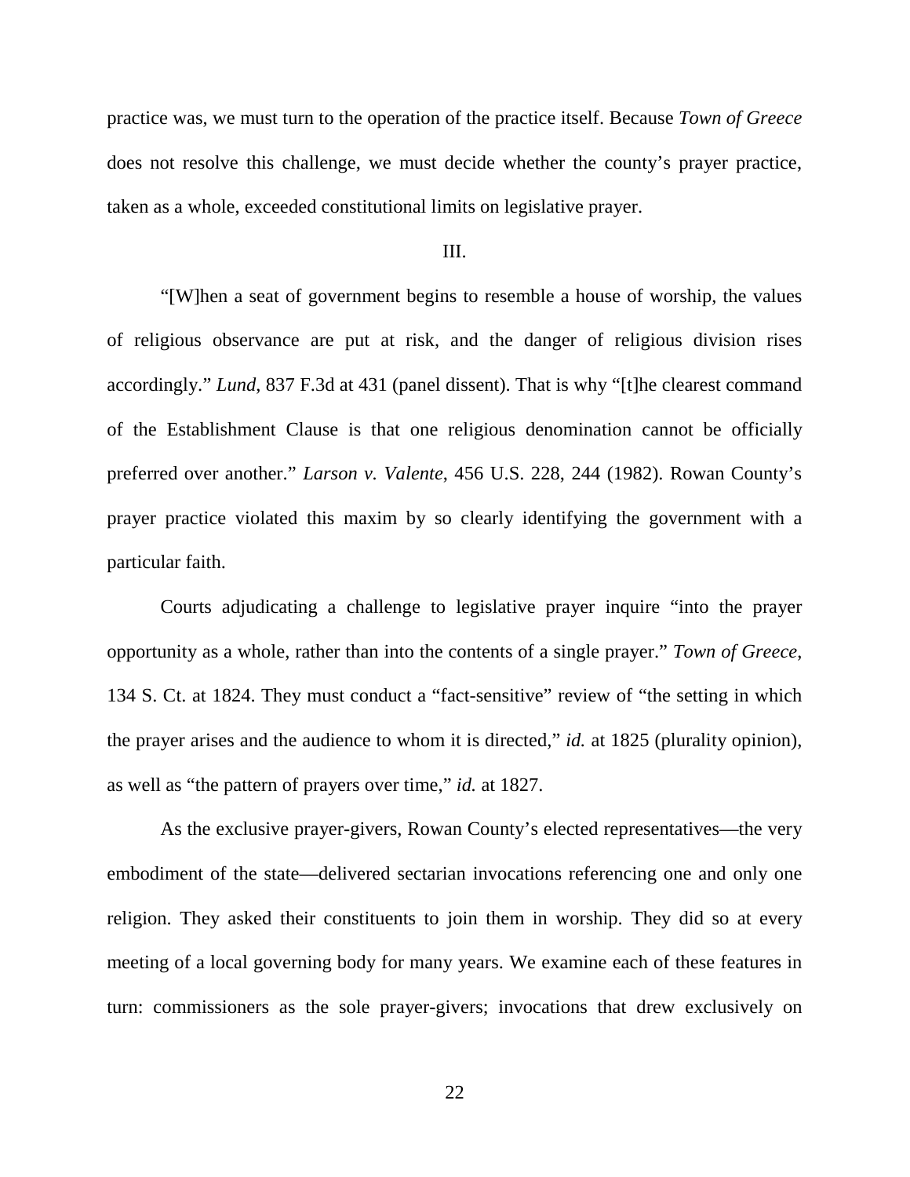practice was, we must turn to the operation of the practice itself. Because *Town of Greece* does not resolve this challenge, we must decide whether the county's prayer practice, taken as a whole, exceeded constitutional limits on legislative prayer.

## III.

"[W]hen a seat of government begins to resemble a house of worship, the values of religious observance are put at risk, and the danger of religious division rises accordingly." *Lund*, 837 F.3d at 431 (panel dissent). That is why "[t]he clearest command of the Establishment Clause is that one religious denomination cannot be officially preferred over another." *Larson v. Valente*, 456 U.S. 228, 244 (1982). Rowan County's prayer practice violated this maxim by so clearly identifying the government with a particular faith.

Courts adjudicating a challenge to legislative prayer inquire "into the prayer opportunity as a whole, rather than into the contents of a single prayer." *Town of Greece*, 134 S. Ct. at 1824. They must conduct a "fact-sensitive" review of "the setting in which the prayer arises and the audience to whom it is directed," *id.* at 1825 (plurality opinion), as well as "the pattern of prayers over time," *id.* at 1827.

As the exclusive prayer-givers, Rowan County's elected representatives—the very embodiment of the state—delivered sectarian invocations referencing one and only one religion. They asked their constituents to join them in worship. They did so at every meeting of a local governing body for many years. We examine each of these features in turn: commissioners as the sole prayer-givers; invocations that drew exclusively on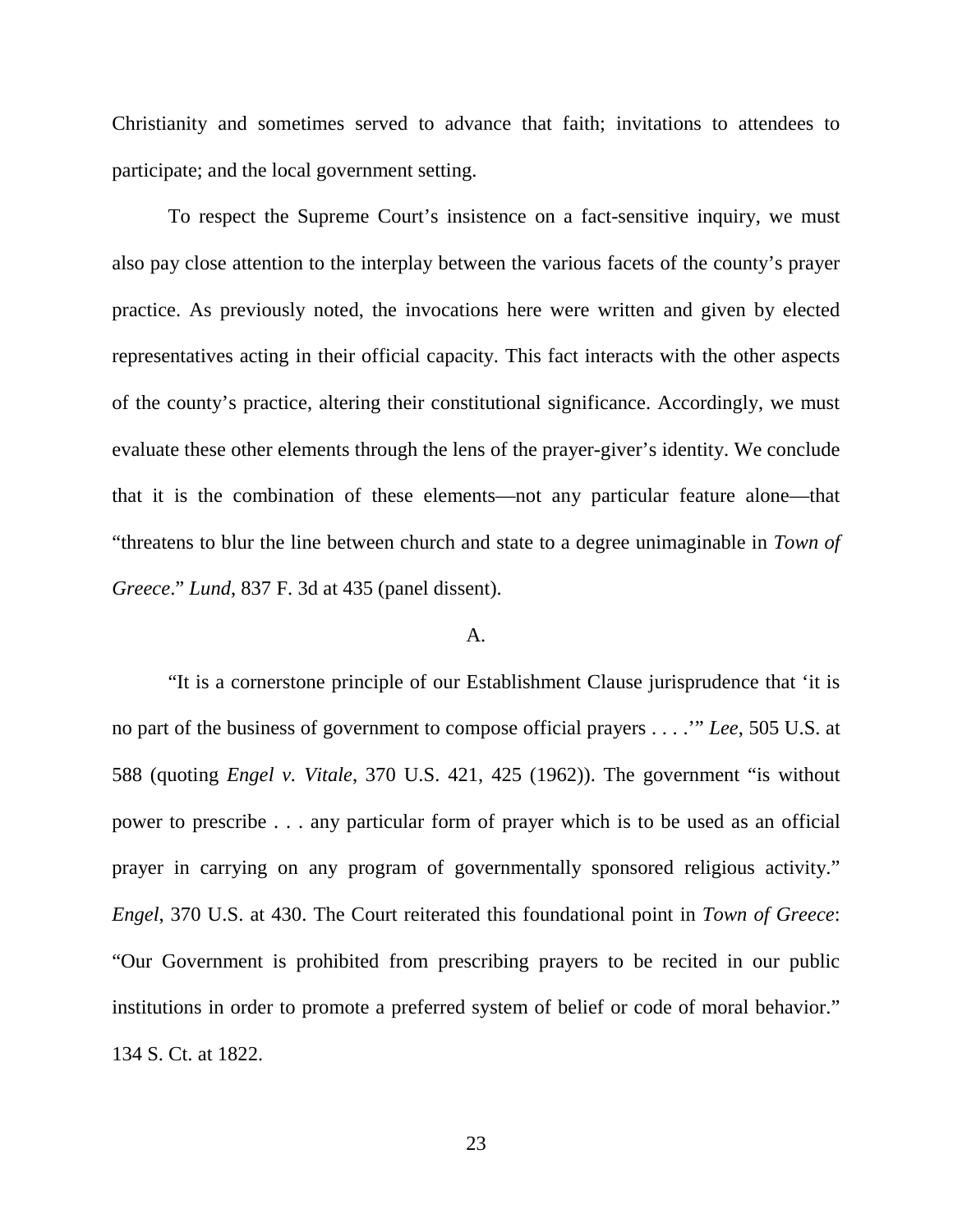Christianity and sometimes served to advance that faith; invitations to attendees to participate; and the local government setting.

To respect the Supreme Court's insistence on a fact-sensitive inquiry, we must also pay close attention to the interplay between the various facets of the county's prayer practice. As previously noted, the invocations here were written and given by elected representatives acting in their official capacity. This fact interacts with the other aspects of the county's practice, altering their constitutional significance. Accordingly, we must evaluate these other elements through the lens of the prayer-giver's identity. We conclude that it is the combination of these elements—not any particular feature alone—that "threatens to blur the line between church and state to a degree unimaginable in *Town of Greece*." *Lund*, 837 F. 3d at 435 (panel dissent).

## A.

"It is a cornerstone principle of our Establishment Clause jurisprudence that 'it is no part of the business of government to compose official prayers . . . .'" *Lee*, 505 U.S. at 588 (quoting *Engel v. Vitale*, 370 U.S. 421, 425 (1962)). The government "is without power to prescribe . . . any particular form of prayer which is to be used as an official prayer in carrying on any program of governmentally sponsored religious activity." *Engel*, 370 U.S. at 430. The Court reiterated this foundational point in *Town of Greece*: "Our Government is prohibited from prescribing prayers to be recited in our public institutions in order to promote a preferred system of belief or code of moral behavior." 134 S. Ct. at 1822.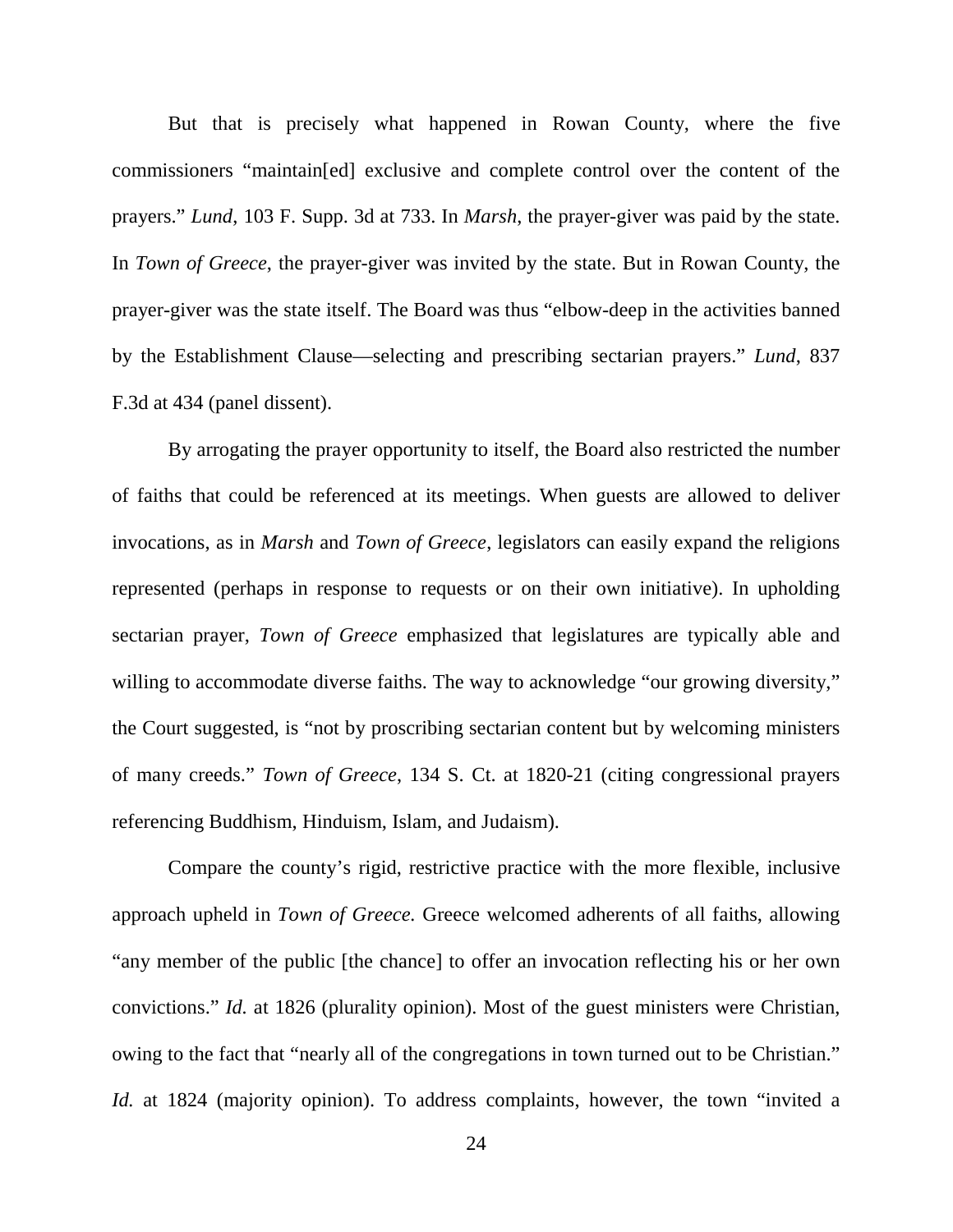But that is precisely what happened in Rowan County, where the five commissioners "maintain[ed] exclusive and complete control over the content of the prayers." *Lund*, 103 F. Supp. 3d at 733. In *Marsh*, the prayer-giver was paid by the state. In *Town of Greece*, the prayer-giver was invited by the state. But in Rowan County, the prayer-giver was the state itself. The Board was thus "elbow-deep in the activities banned by the Establishment Clause—selecting and prescribing sectarian prayers." *Lund*, 837 F.3d at 434 (panel dissent).

By arrogating the prayer opportunity to itself, the Board also restricted the number of faiths that could be referenced at its meetings. When guests are allowed to deliver invocations, as in *Marsh* and *Town of Greece*, legislators can easily expand the religions represented (perhaps in response to requests or on their own initiative). In upholding sectarian prayer, *Town of Greece* emphasized that legislatures are typically able and willing to accommodate diverse faiths. The way to acknowledge "our growing diversity," the Court suggested, is "not by proscribing sectarian content but by welcoming ministers of many creeds." *Town of Greece*, 134 S. Ct. at 1820-21 (citing congressional prayers referencing Buddhism, Hinduism, Islam, and Judaism).

Compare the county's rigid, restrictive practice with the more flexible, inclusive approach upheld in *Town of Greece.* Greece welcomed adherents of all faiths, allowing "any member of the public [the chance] to offer an invocation reflecting his or her own convictions." *Id.* at 1826 (plurality opinion). Most of the guest ministers were Christian, owing to the fact that "nearly all of the congregations in town turned out to be Christian." *Id.* at 1824 (majority opinion). To address complaints, however, the town "invited a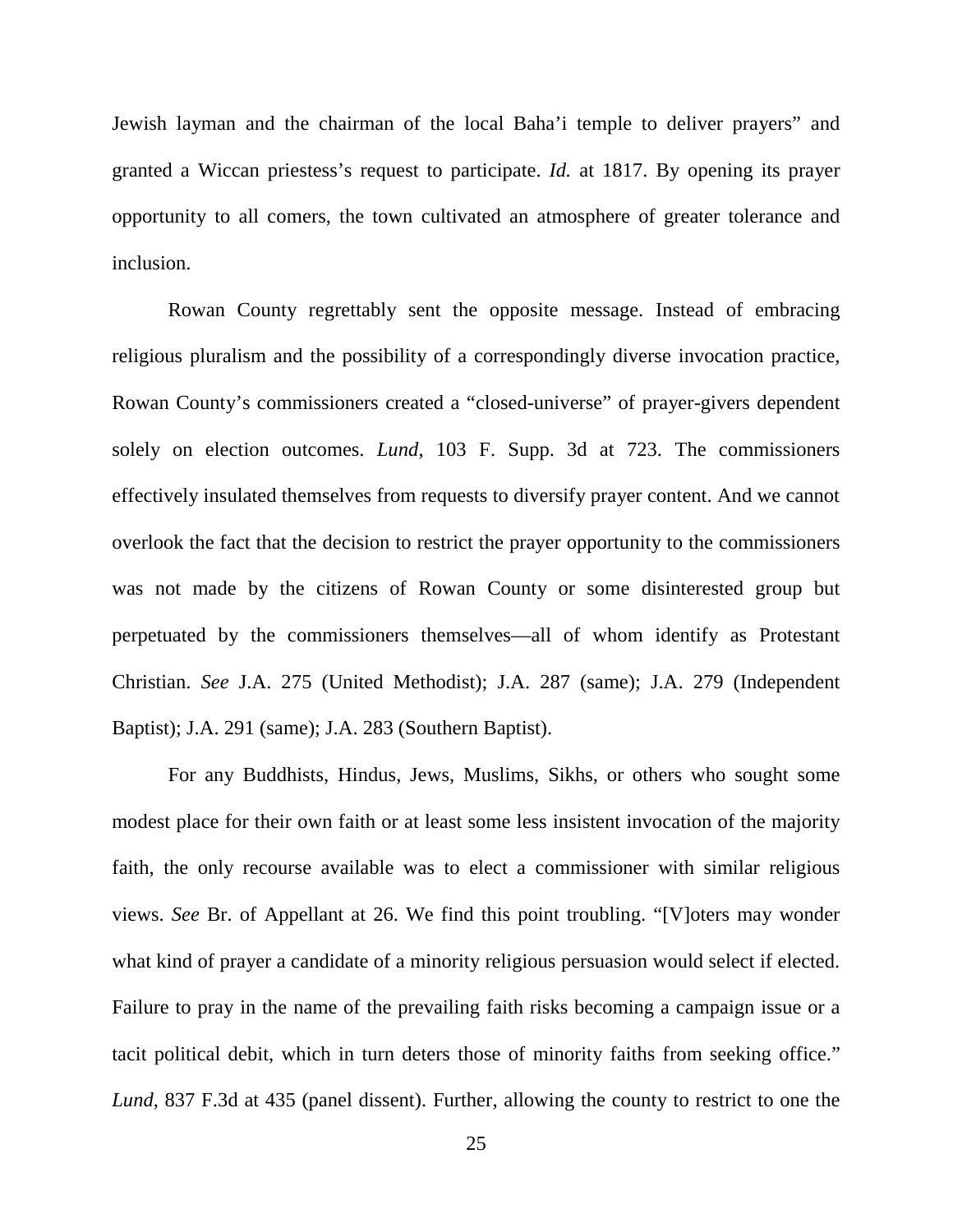Jewish layman and the chairman of the local Baha'i temple to deliver prayers" and granted a Wiccan priestess's request to participate. *Id.* at 1817. By opening its prayer opportunity to all comers, the town cultivated an atmosphere of greater tolerance and inclusion.

Rowan County regrettably sent the opposite message. Instead of embracing religious pluralism and the possibility of a correspondingly diverse invocation practice, Rowan County's commissioners created a "closed-universe" of prayer-givers dependent solely on election outcomes. *Lund*, 103 F. Supp. 3d at 723. The commissioners effectively insulated themselves from requests to diversify prayer content. And we cannot overlook the fact that the decision to restrict the prayer opportunity to the commissioners was not made by the citizens of Rowan County or some disinterested group but perpetuated by the commissioners themselves—all of whom identify as Protestant Christian. *See* J.A. 275 (United Methodist); J.A. 287 (same); J.A. 279 (Independent Baptist); J.A. 291 (same); J.A. 283 (Southern Baptist).

For any Buddhists, Hindus, Jews, Muslims, Sikhs, or others who sought some modest place for their own faith or at least some less insistent invocation of the majority faith, the only recourse available was to elect a commissioner with similar religious views. *See* Br. of Appellant at 26. We find this point troubling. "[V]oters may wonder what kind of prayer a candidate of a minority religious persuasion would select if elected. Failure to pray in the name of the prevailing faith risks becoming a campaign issue or a tacit political debit, which in turn deters those of minority faiths from seeking office." *Lund*, 837 F.3d at 435 (panel dissent). Further, allowing the county to restrict to one the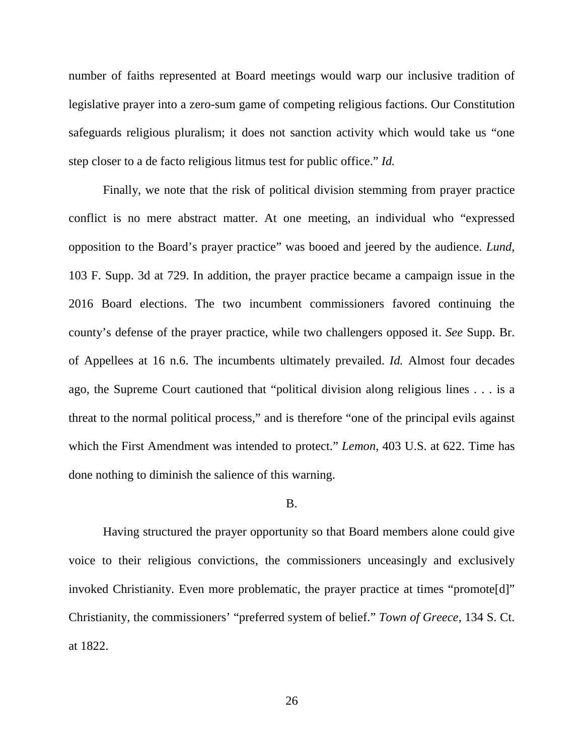number of faiths represented at Board meetings would warp our inclusive tradition of legislative prayer into a zero-sum game of competing religious factions. Our Constitution safeguards religious pluralism; it does not sanction activity which would take us "one step closer to a de facto religious litmus test for public office." *Id.*

Finally, we note that the risk of political division stemming from prayer practice conflict is no mere abstract matter. At one meeting, an individual who "expressed opposition to the Board's prayer practice" was booed and jeered by the audience. *Lund*, 103 F. Supp. 3d at 729. In addition, the prayer practice became a campaign issue in the 2016 Board elections. The two incumbent commissioners favored continuing the county's defense of the prayer practice, while two challengers opposed it. *See* Supp. Br. of Appellees at 16 n.6. The incumbents ultimately prevailed. *Id.* Almost four decades ago, the Supreme Court cautioned that "political division along religious lines . . . is a threat to the normal political process," and is therefore "one of the principal evils against which the First Amendment was intended to protect." *Lemon*, 403 U.S. at 622. Time has done nothing to diminish the salience of this warning.

B.

Having structured the prayer opportunity so that Board members alone could give voice to their religious convictions, the commissioners unceasingly and exclusively invoked Christianity. Even more problematic, the prayer practice at times "promote[d]" Christianity, the commissioners' "preferred system of belief." *Town of Greece*, 134 S. Ct. at 1822.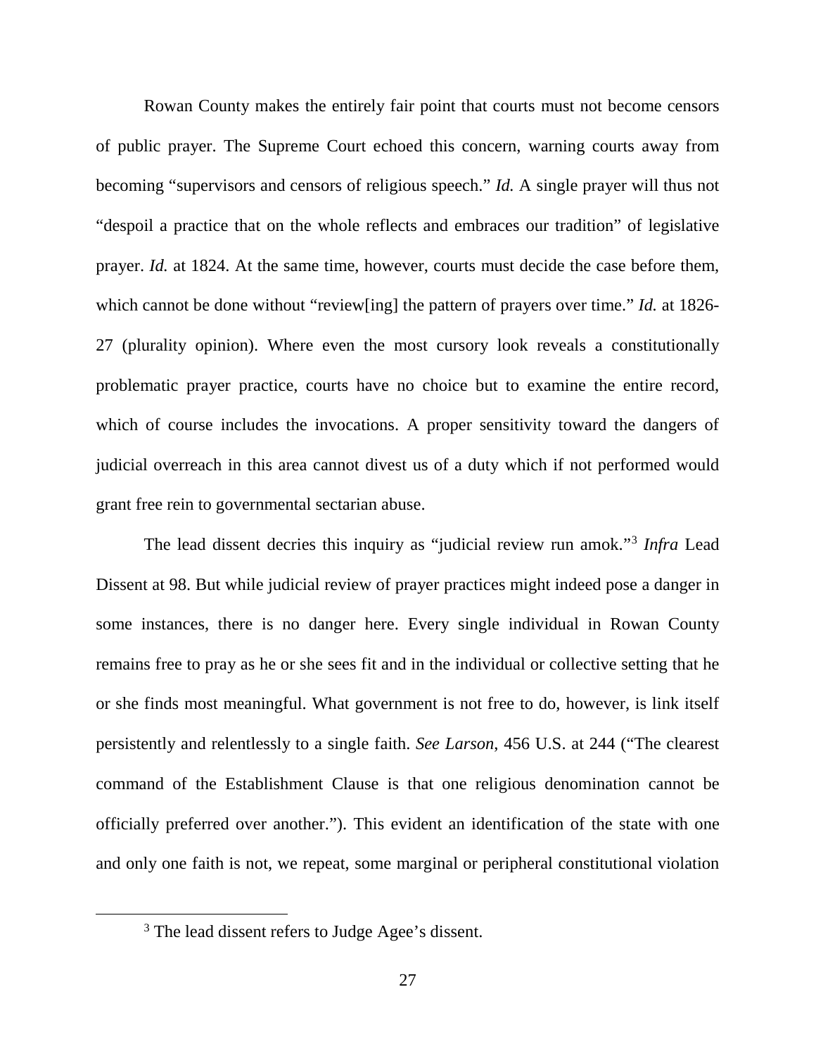Rowan County makes the entirely fair point that courts must not become censors of public prayer. The Supreme Court echoed this concern, warning courts away from becoming "supervisors and censors of religious speech." *Id.* A single prayer will thus not "despoil a practice that on the whole reflects and embraces our tradition" of legislative prayer. *Id.* at 1824. At the same time, however, courts must decide the case before them, which cannot be done without "review[ing] the pattern of prayers over time." *Id.* at 1826-27 (plurality opinion). Where even the most cursory look reveals a constitutionally problematic prayer practice, courts have no choice but to examine the entire record, which of course includes the invocations. A proper sensitivity toward the dangers of judicial overreach in this area cannot divest us of a duty which if not performed would grant free rein to governmental sectarian abuse.

The lead dissent decries this inquiry as "judicial review run amok."[3] *Infra* Lead Dissent at 98. But while judicial review of prayer practices might indeed pose a danger in some instances, there is no danger here. Every single individual in Rowan County remains free to pray as he or she sees fit and in the individual or collective setting that he or she finds most meaningful. What government is not free to do, however, is link itself persistently and relentlessly to a single faith. *See Larson*, 456 U.S. at 244 ("The clearest command of the Establishment Clause is that one religious denomination cannot be officially preferred over another."). This evident an identification of the state with one and only one faith is not, we repeat, some marginal or peripheral constitutional violation

[3] The lead dissent refers to Judge Agee's dissent.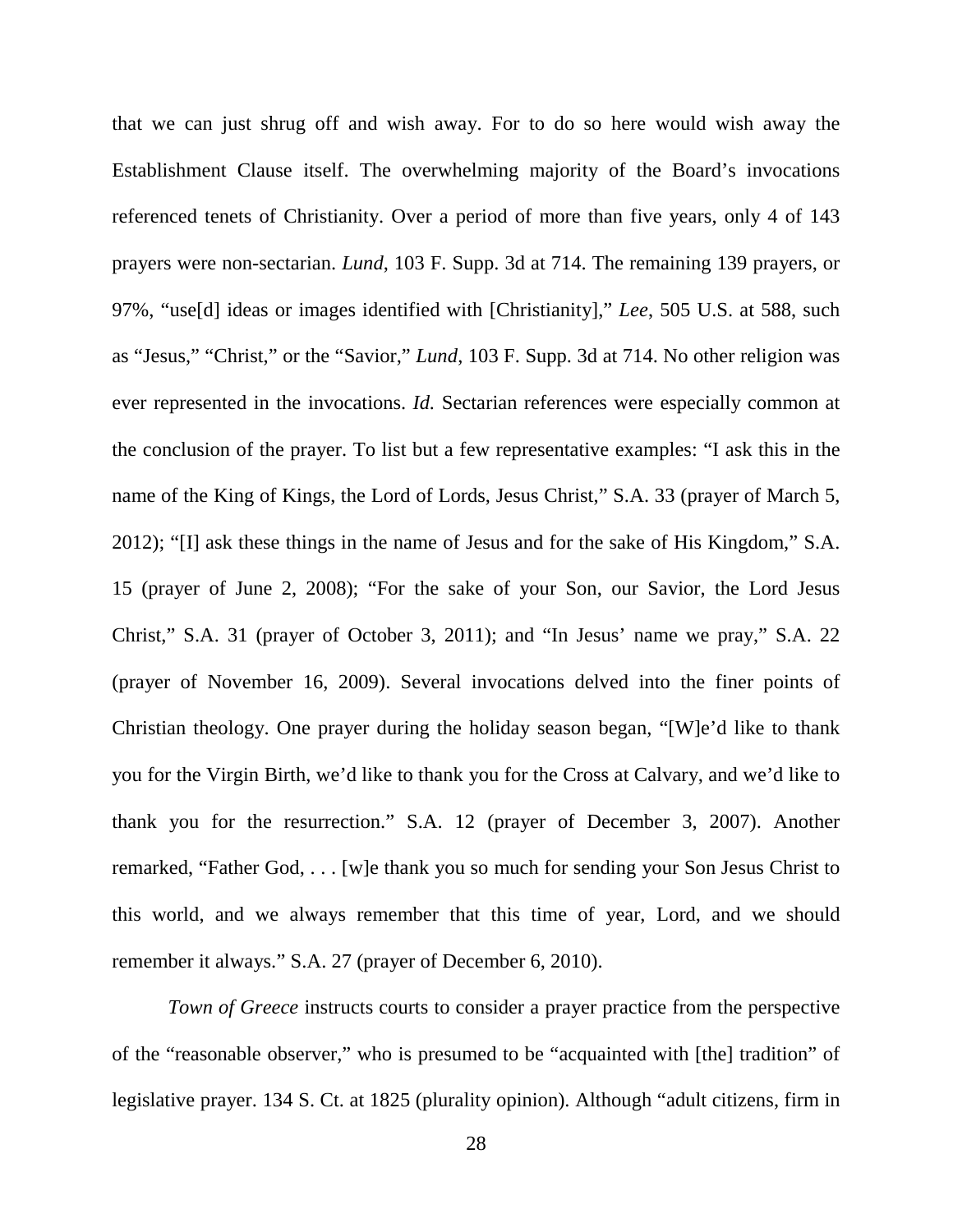that we can just shrug off and wish away. For to do so here would wish away the Establishment Clause itself. The overwhelming majority of the Board's invocations referenced tenets of Christianity. Over a period of more than five years, only 4 of 143 prayers were non-sectarian. *Lund*, 103 F. Supp. 3d at 714. The remaining 139 prayers, or 97%, "use[d] ideas or images identified with [Christianity]," *Lee*, 505 U.S. at 588, such as "Jesus," "Christ," or the "Savior," *Lund*, 103 F. Supp. 3d at 714. No other religion was ever represented in the invocations. *Id.* Sectarian references were especially common at the conclusion of the prayer. To list but a few representative examples: "I ask this in the name of the King of Kings, the Lord of Lords, Jesus Christ," S.A. 33 (prayer of March 5, 2012); "[I] ask these things in the name of Jesus and for the sake of His Kingdom," S.A. 15 (prayer of June 2, 2008); "For the sake of your Son, our Savior, the Lord Jesus Christ," S.A. 31 (prayer of October 3, 2011); and "In Jesus' name we pray," S.A. 22 (prayer of November 16, 2009). Several invocations delved into the finer points of Christian theology. One prayer during the holiday season began, "[W]e'd like to thank you for the Virgin Birth, we'd like to thank you for the Cross at Calvary, and we'd like to thank you for the resurrection." S.A. 12 (prayer of December 3, 2007). Another remarked, "Father God, . . . [w]e thank you so much for sending your Son Jesus Christ to this world, and we always remember that this time of year, Lord, and we should remember it always." S.A. 27 (prayer of December 6, 2010).

*Town of Greece* instructs courts to consider a prayer practice from the perspective of the "reasonable observer," who is presumed to be "acquainted with [the] tradition" of legislative prayer. 134 S. Ct. at 1825 (plurality opinion). Although "adult citizens, firm in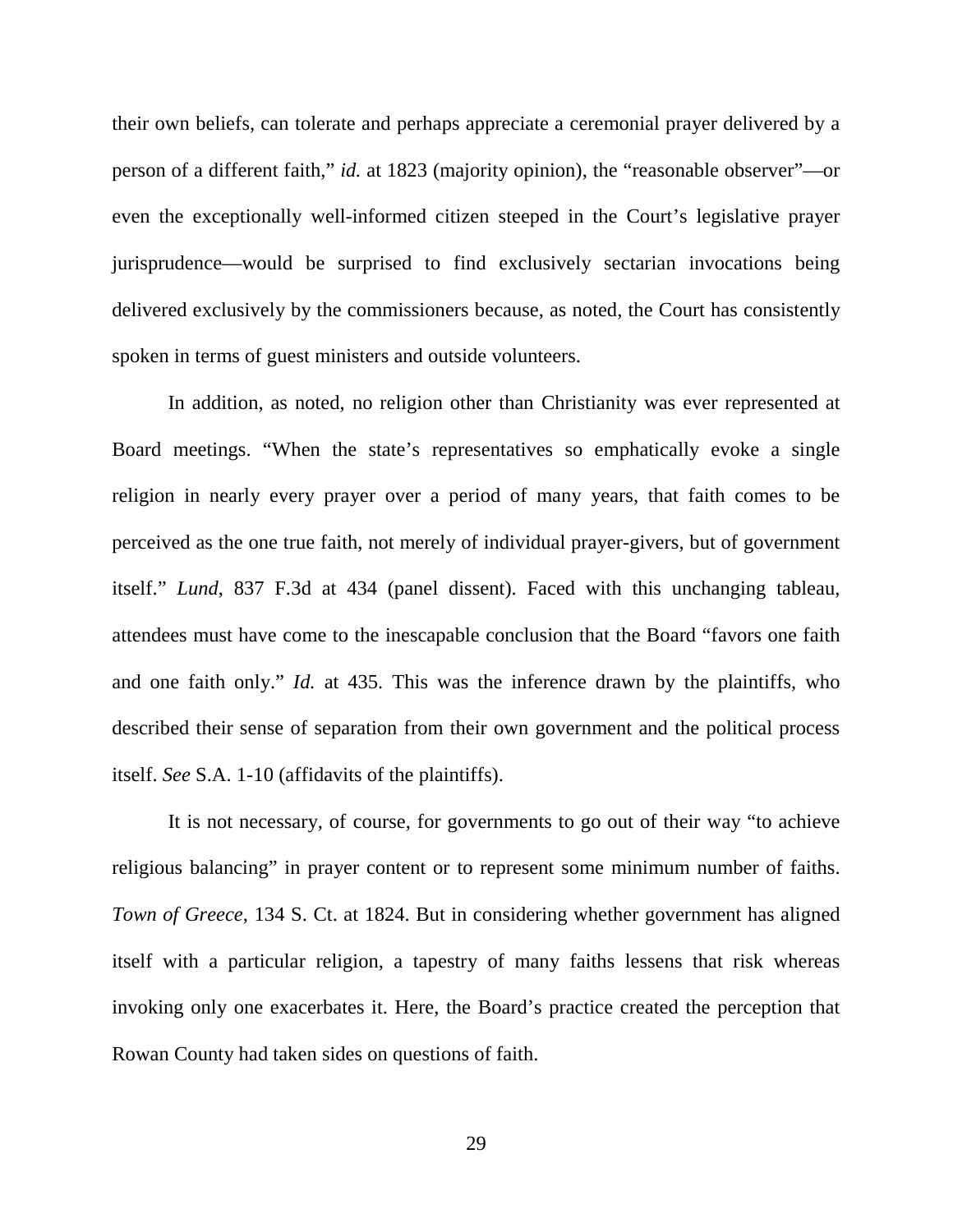their own beliefs, can tolerate and perhaps appreciate a ceremonial prayer delivered by a person of a different faith," *id.* at 1823 (majority opinion), the "reasonable observer"—or even the exceptionally well-informed citizen steeped in the Court's legislative prayer jurisprudence—would be surprised to find exclusively sectarian invocations being delivered exclusively by the commissioners because, as noted, the Court has consistently spoken in terms of guest ministers and outside volunteers.

In addition, as noted, no religion other than Christianity was ever represented at Board meetings. "When the state's representatives so emphatically evoke a single religion in nearly every prayer over a period of many years, that faith comes to be perceived as the one true faith, not merely of individual prayer-givers, but of government itself." *Lund*, 837 F.3d at 434 (panel dissent). Faced with this unchanging tableau, attendees must have come to the inescapable conclusion that the Board "favors one faith and one faith only." *Id.* at 435. This was the inference drawn by the plaintiffs, who described their sense of separation from their own government and the political process itself. *See* S.A. 1-10 (affidavits of the plaintiffs).

It is not necessary, of course, for governments to go out of their way "to achieve religious balancing" in prayer content or to represent some minimum number of faiths. *Town of Greece*, 134 S. Ct. at 1824. But in considering whether government has aligned itself with a particular religion, a tapestry of many faiths lessens that risk whereas invoking only one exacerbates it. Here, the Board's practice created the perception that Rowan County had taken sides on questions of faith.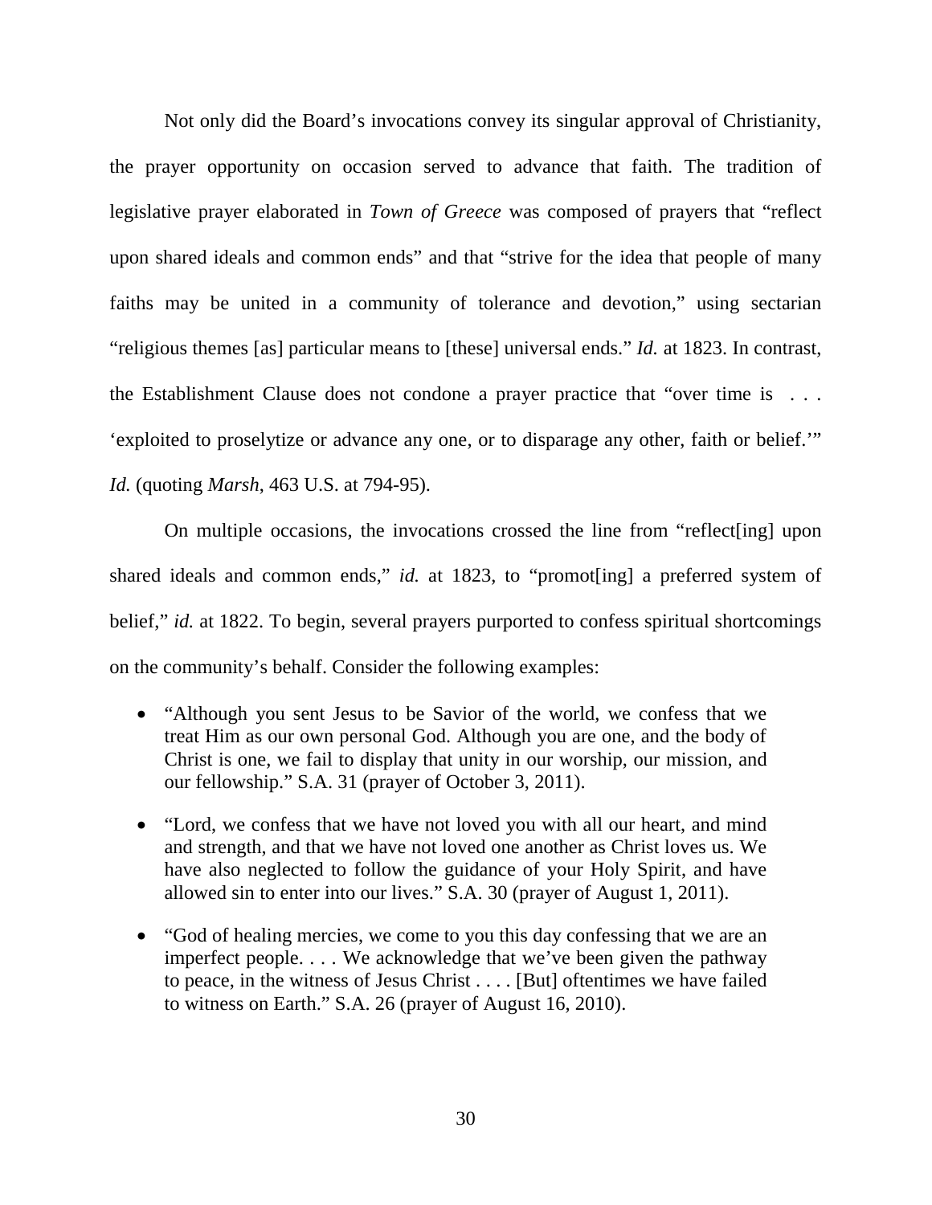Not only did the Board's invocations convey its singular approval of Christianity, the prayer opportunity on occasion served to advance that faith. The tradition of legislative prayer elaborated in *Town of Greece* was composed of prayers that "reflect upon shared ideals and common ends" and that "strive for the idea that people of many faiths may be united in a community of tolerance and devotion," using sectarian "religious themes [as] particular means to [these] universal ends." *Id.* at 1823. In contrast, the Establishment Clause does not condone a prayer practice that "over time is . . . 'exploited to proselytize or advance any one, or to disparage any other, faith or belief.'" *Id.* (quoting *Marsh*, 463 U.S. at 794-95).

On multiple occasions, the invocations crossed the line from "reflect[ing] upon shared ideals and common ends," *id.* at 1823, to "promot[ing] a preferred system of belief," *id.* at 1822. To begin, several prayers purported to confess spiritual shortcomings on the community's behalf. Consider the following examples:

- "Although you sent Jesus to be Savior of the world, we confess that we treat Him as our own personal God. Although you are one, and the body of Christ is one, we fail to display that unity in our worship, our mission, and our fellowship." S.A. 31 (prayer of October 3, 2011).
- "Lord, we confess that we have not loved you with all our heart, and mind and strength, and that we have not loved one another as Christ loves us. We have also neglected to follow the guidance of your Holy Spirit, and have allowed sin to enter into our lives." S.A. 30 (prayer of August 1, 2011).
- "God of healing mercies, we come to you this day confessing that we are an imperfect people. . . . We acknowledge that we've been given the pathway to peace, in the witness of Jesus Christ . . . . [But] oftentimes we have failed to witness on Earth." S.A. 26 (prayer of August 16, 2010).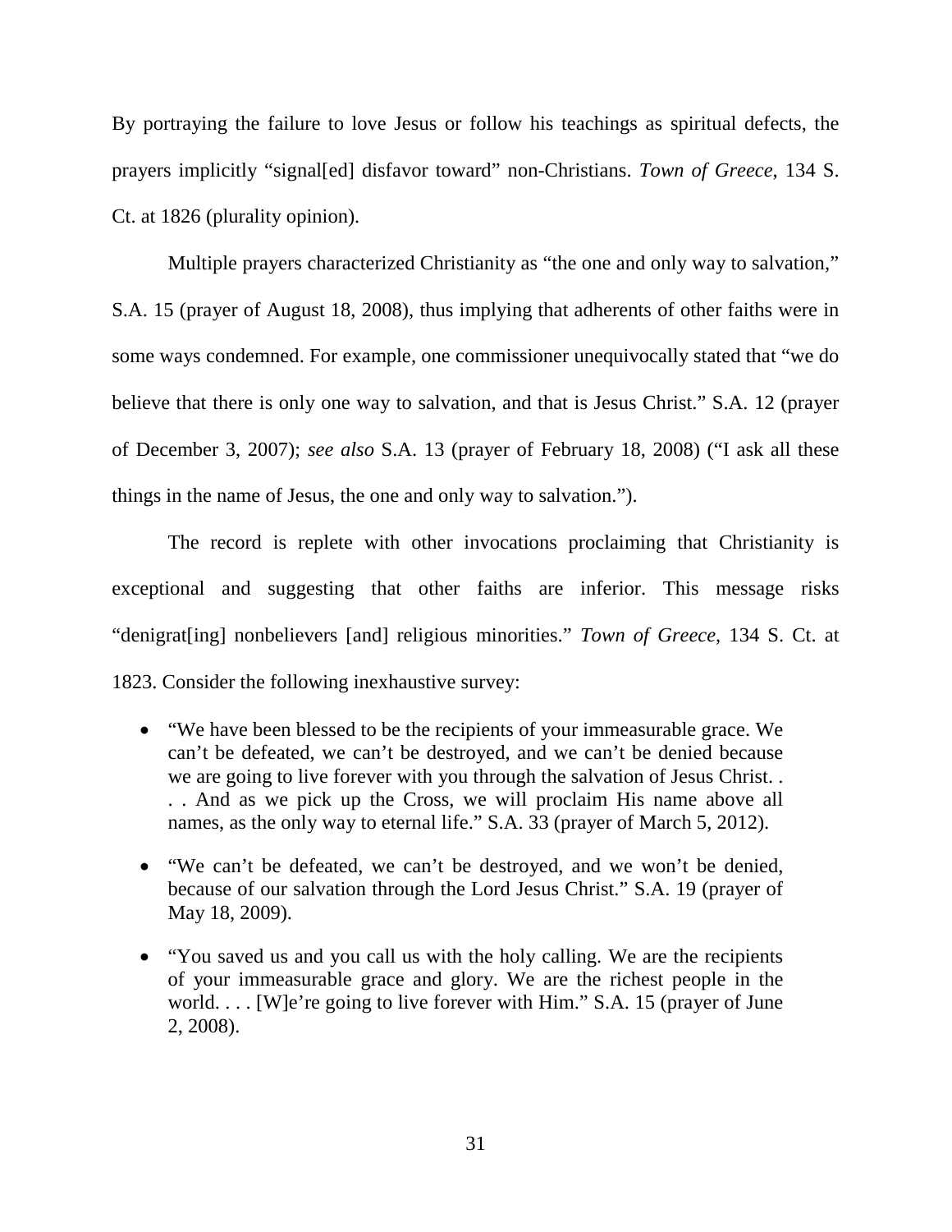By portraying the failure to love Jesus or follow his teachings as spiritual defects, the prayers implicitly "signal[ed] disfavor toward" non-Christians. *Town of Greece*, 134 S. Ct. at 1826 (plurality opinion).

Multiple prayers characterized Christianity as "the one and only way to salvation," S.A. 15 (prayer of August 18, 2008), thus implying that adherents of other faiths were in some ways condemned. For example, one commissioner unequivocally stated that "we do believe that there is only one way to salvation, and that is Jesus Christ." S.A. 12 (prayer of December 3, 2007); *see also* S.A. 13 (prayer of February 18, 2008) ("I ask all these things in the name of Jesus, the one and only way to salvation.").

The record is replete with other invocations proclaiming that Christianity is exceptional and suggesting that other faiths are inferior. This message risks "denigrat[ing] nonbelievers [and] religious minorities." *Town of Greece*, 134 S. Ct. at 1823. Consider the following inexhaustive survey:

- "We have been blessed to be the recipients of your immeasurable grace. We can't be defeated, we can't be destroyed, and we can't be denied because we are going to live forever with you through the salvation of Jesus Christ. . . . And as we pick up the Cross, we will proclaim His name above all names, as the only way to eternal life." S.A. 33 (prayer of March 5, 2012).
- "We can't be defeated, we can't be destroyed, and we won't be denied, because of our salvation through the Lord Jesus Christ." S.A. 19 (prayer of May 18, 2009).
- "You saved us and you call us with the holy calling. We are the recipients of your immeasurable grace and glory. We are the richest people in the world. . . . [W]e're going to live forever with Him." S.A. 15 (prayer of June 2, 2008).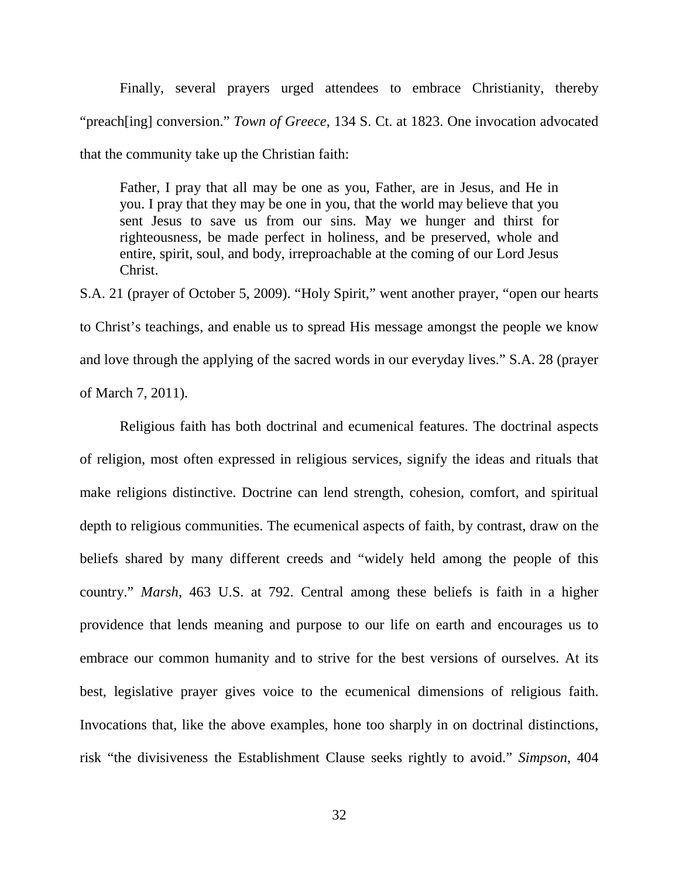Finally, several prayers urged attendees to embrace Christianity, thereby "preach[ing] conversion." *Town of Greece*, 134 S. Ct. at 1823. One invocation advocated that the community take up the Christian faith:

> Father, I pray that all may be one as you, Father, are in Jesus, and He in you. I pray that they may be one in you, that the world may believe that you sent Jesus to save us from our sins. May we hunger and thirst for righteousness, be made perfect in holiness, and be preserved, whole and entire, spirit, soul, and body, irreproachable at the coming of our Lord Jesus Christ.

S.A. 21 (prayer of October 5, 2009). "Holy Spirit," went another prayer, "open our hearts to Christ's teachings, and enable us to spread His message amongst the people we know and love through the applying of the sacred words in our everyday lives." S.A. 28 (prayer of March 7, 2011).

Religious faith has both doctrinal and ecumenical features. The doctrinal aspects of religion, most often expressed in religious services, signify the ideas and rituals that make religions distinctive. Doctrine can lend strength, cohesion, comfort, and spiritual depth to religious communities. The ecumenical aspects of faith, by contrast, draw on the beliefs shared by many different creeds and "widely held among the people of this country." *Marsh*, 463 U.S. at 792. Central among these beliefs is faith in a higher providence that lends meaning and purpose to our life on earth and encourages us to embrace our common humanity and to strive for the best versions of ourselves. At its best, legislative prayer gives voice to the ecumenical dimensions of religious faith. Invocations that, like the above examples, hone too sharply in on doctrinal distinctions, risk "the divisiveness the Establishment Clause seeks rightly to avoid." *Simpson*, 404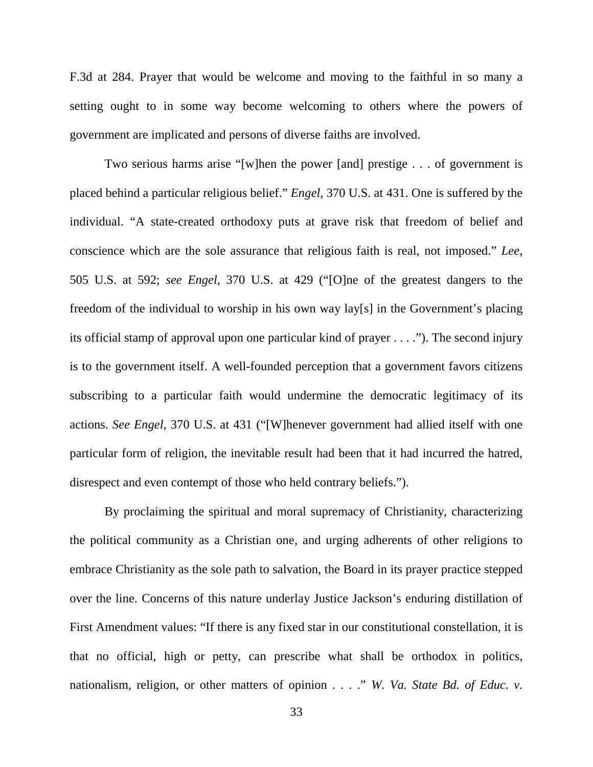F.3d at 284. Prayer that would be welcome and moving to the faithful in so many a setting ought to in some way become welcoming to others where the powers of government are implicated and persons of diverse faiths are involved.

Two serious harms arise "[w]hen the power [and] prestige . . . of government is placed behind a particular religious belief." *Engel*, 370 U.S. at 431. One is suffered by the individual. "A state-created orthodoxy puts at grave risk that freedom of belief and conscience which are the sole assurance that religious faith is real, not imposed." *Lee*, 505 U.S. at 592; *see Engel*, 370 U.S. at 429 ("[O]ne of the greatest dangers to the freedom of the individual to worship in his own way lay[s] in the Government's placing its official stamp of approval upon one particular kind of prayer . . . ."). The second injury is to the government itself. A well-founded perception that a government favors citizens subscribing to a particular faith would undermine the democratic legitimacy of its actions. *See Engel*, 370 U.S. at 431 ("[W]henever government had allied itself with one particular form of religion, the inevitable result had been that it had incurred the hatred, disrespect and even contempt of those who held contrary beliefs.").

By proclaiming the spiritual and moral supremacy of Christianity, characterizing the political community as a Christian one, and urging adherents of other religions to embrace Christianity as the sole path to salvation, the Board in its prayer practice stepped over the line. Concerns of this nature underlay Justice Jackson's enduring distillation of First Amendment values: "If there is any fixed star in our constitutional constellation, it is that no official, high or petty, can prescribe what shall be orthodox in politics, nationalism, religion, or other matters of opinion . . . ." *W. Va. State Bd. of Educ. v.*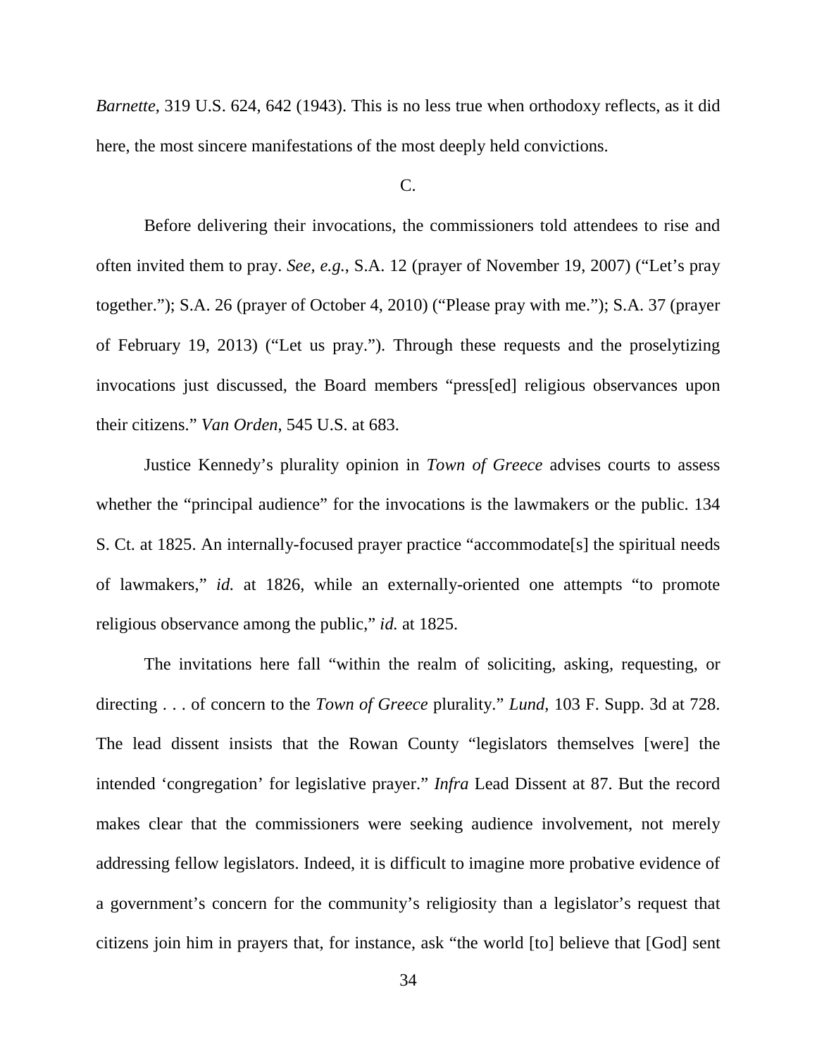*Barnette*, 319 U.S. 624, 642 (1943). This is no less true when orthodoxy reflects, as it did here, the most sincere manifestations of the most deeply held convictions.

C.

Before delivering their invocations, the commissioners told attendees to rise and often invited them to pray. *See, e.g.*, S.A. 12 (prayer of November 19, 2007) ("Let's pray together."); S.A. 26 (prayer of October 4, 2010) ("Please pray with me."); S.A. 37 (prayer of February 19, 2013) ("Let us pray."). Through these requests and the proselytizing invocations just discussed, the Board members "press[ed] religious observances upon their citizens." *Van Orden*, 545 U.S. at 683.

Justice Kennedy's plurality opinion in *Town of Greece* advises courts to assess whether the "principal audience" for the invocations is the lawmakers or the public. 134 S. Ct. at 1825. An internally-focused prayer practice "accommodate[s] the spiritual needs of lawmakers," *id.* at 1826, while an externally-oriented one attempts "to promote religious observance among the public," *id.* at 1825.

The invitations here fall "within the realm of soliciting, asking, requesting, or directing . . . of concern to the *Town of Greece* plurality." *Lund*, 103 F. Supp. 3d at 728. The lead dissent insists that the Rowan County "legislators themselves [were] the intended 'congregation' for legislative prayer." *Infra* Lead Dissent at 87. But the record makes clear that the commissioners were seeking audience involvement, not merely addressing fellow legislators. Indeed, it is difficult to imagine more probative evidence of a government's concern for the community's religiosity than a legislator's request that citizens join him in prayers that, for instance, ask "the world [to] believe that [God] sent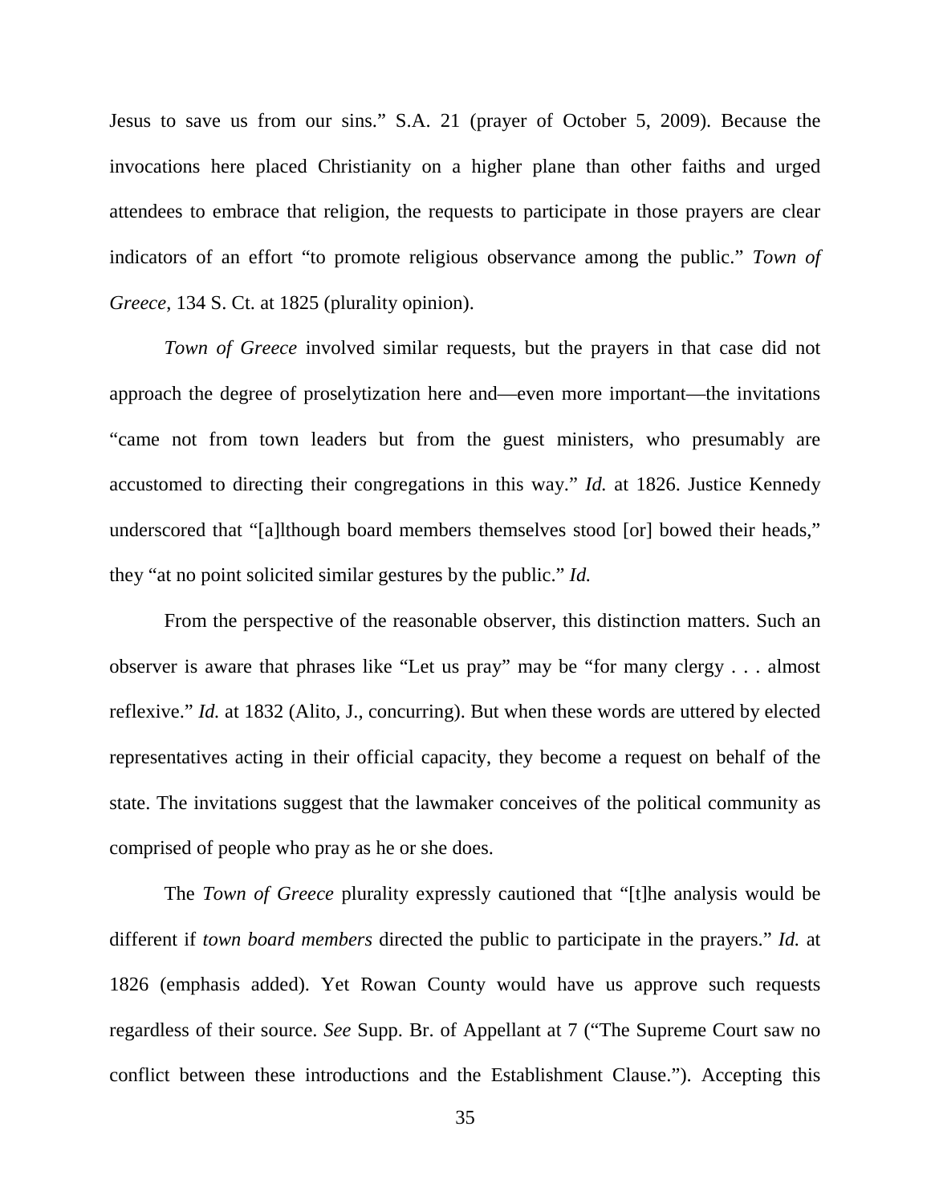Jesus to save us from our sins." S.A. 21 (prayer of October 5, 2009). Because the invocations here placed Christianity on a higher plane than other faiths and urged attendees to embrace that religion, the requests to participate in those prayers are clear indicators of an effort "to promote religious observance among the public." *Town of Greece*, 134 S. Ct. at 1825 (plurality opinion).

*Town of Greece* involved similar requests, but the prayers in that case did not approach the degree of proselytization here and—even more important—the invitations "came not from town leaders but from the guest ministers, who presumably are accustomed to directing their congregations in this way." *Id.* at 1826. Justice Kennedy underscored that "[a]lthough board members themselves stood [or] bowed their heads," they "at no point solicited similar gestures by the public." *Id.*

From the perspective of the reasonable observer, this distinction matters. Such an observer is aware that phrases like "Let us pray" may be "for many clergy . . . almost reflexive." *Id.* at 1832 (Alito, J., concurring). But when these words are uttered by elected representatives acting in their official capacity, they become a request on behalf of the state. The invitations suggest that the lawmaker conceives of the political community as comprised of people who pray as he or she does.

The *Town of Greece* plurality expressly cautioned that "[t]he analysis would be different if *town board members* directed the public to participate in the prayers." *Id.* at 1826 (emphasis added). Yet Rowan County would have us approve such requests regardless of their source. *See* Supp. Br. of Appellant at 7 ("The Supreme Court saw no conflict between these introductions and the Establishment Clause."). Accepting this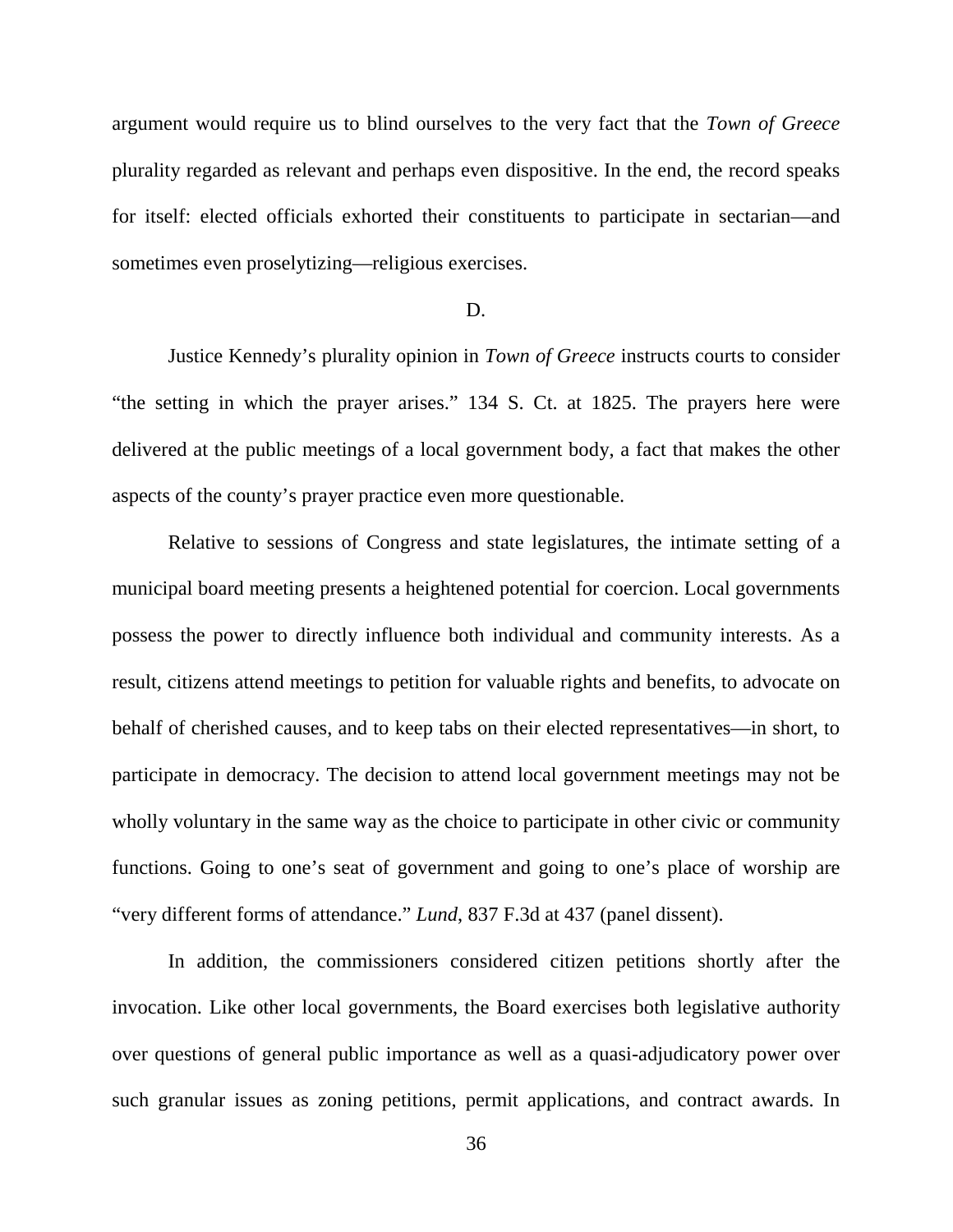argument would require us to blind ourselves to the very fact that the *Town of Greece* plurality regarded as relevant and perhaps even dispositive. In the end, the record speaks for itself: elected officials exhorted their constituents to participate in sectarian—and sometimes even proselytizing—religious exercises.

D.

Justice Kennedy's plurality opinion in *Town of Greece* instructs courts to consider "the setting in which the prayer arises." 134 S. Ct. at 1825. The prayers here were delivered at the public meetings of a local government body, a fact that makes the other aspects of the county's prayer practice even more questionable.

Relative to sessions of Congress and state legislatures, the intimate setting of a municipal board meeting presents a heightened potential for coercion. Local governments possess the power to directly influence both individual and community interests. As a result, citizens attend meetings to petition for valuable rights and benefits, to advocate on behalf of cherished causes, and to keep tabs on their elected representatives—in short, to participate in democracy. The decision to attend local government meetings may not be wholly voluntary in the same way as the choice to participate in other civic or community functions. Going to one's seat of government and going to one's place of worship are "very different forms of attendance." *Lund*, 837 F.3d at 437 (panel dissent).

In addition, the commissioners considered citizen petitions shortly after the invocation. Like other local governments, the Board exercises both legislative authority over questions of general public importance as well as a quasi-adjudicatory power over such granular issues as zoning petitions, permit applications, and contract awards. In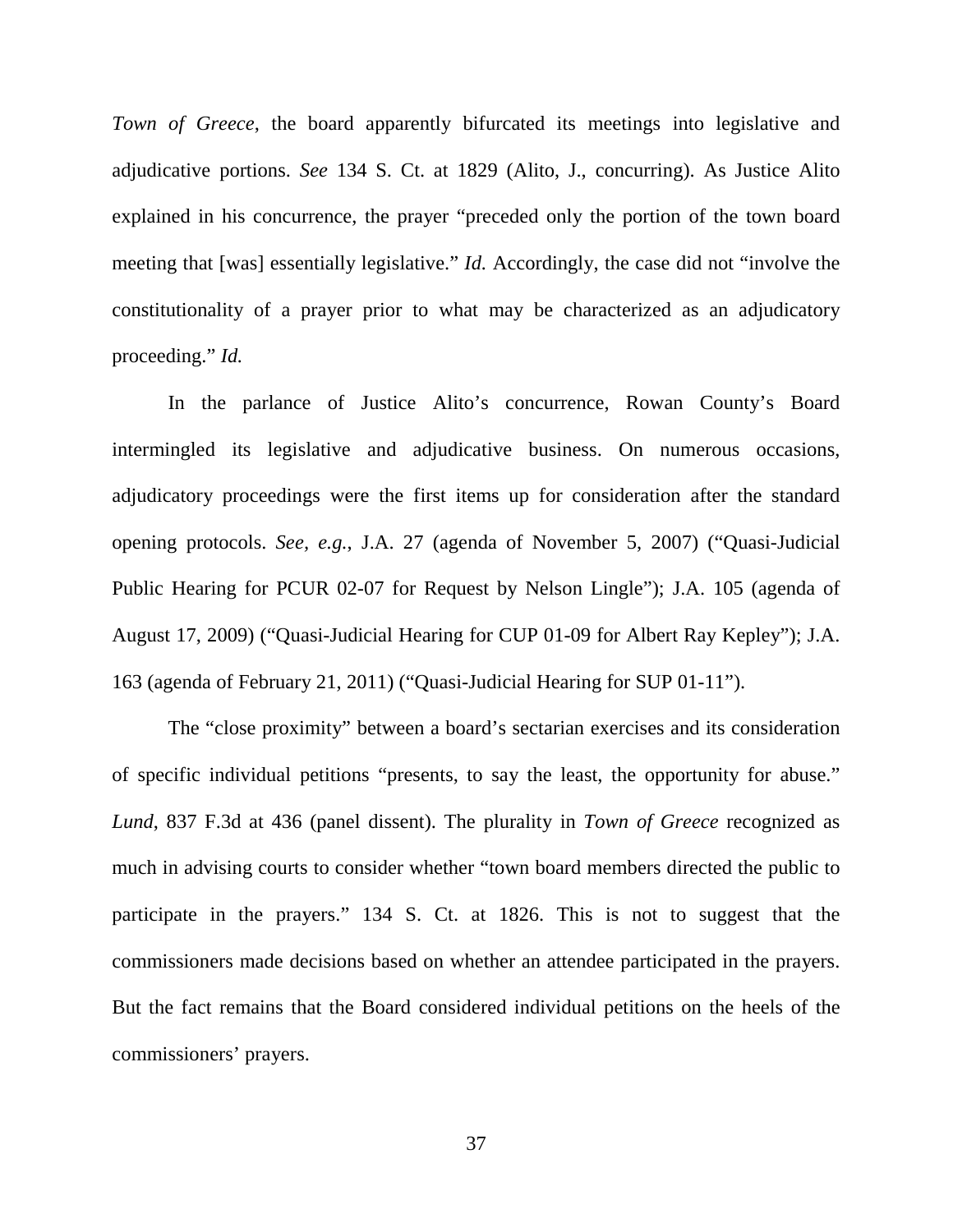*Town of Greece*, the board apparently bifurcated its meetings into legislative and adjudicative portions. *See* 134 S. Ct. at 1829 (Alito, J., concurring). As Justice Alito explained in his concurrence, the prayer "preceded only the portion of the town board meeting that [was] essentially legislative." *Id.* Accordingly, the case did not "involve the constitutionality of a prayer prior to what may be characterized as an adjudicatory proceeding." *Id.*

In the parlance of Justice Alito's concurrence, Rowan County's Board intermingled its legislative and adjudicative business. On numerous occasions, adjudicatory proceedings were the first items up for consideration after the standard opening protocols. *See, e.g.*, J.A. 27 (agenda of November 5, 2007) ("Quasi-Judicial Public Hearing for PCUR 02-07 for Request by Nelson Lingle"); J.A. 105 (agenda of August 17, 2009) ("Quasi-Judicial Hearing for CUP 01-09 for Albert Ray Kepley"); J.A. 163 (agenda of February 21, 2011) ("Quasi-Judicial Hearing for SUP 01-11").

The "close proximity" between a board's sectarian exercises and its consideration of specific individual petitions "presents, to say the least, the opportunity for abuse." *Lund*, 837 F.3d at 436 (panel dissent). The plurality in *Town of Greece* recognized as much in advising courts to consider whether "town board members directed the public to participate in the prayers." 134 S. Ct. at 1826. This is not to suggest that the commissioners made decisions based on whether an attendee participated in the prayers. But the fact remains that the Board considered individual petitions on the heels of the commissioners' prayers.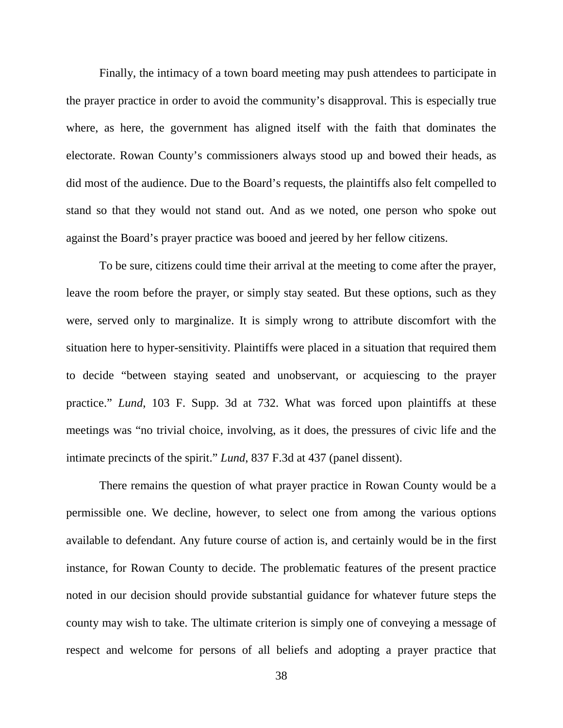Finally, the intimacy of a town board meeting may push attendees to participate in the prayer practice in order to avoid the community's disapproval. This is especially true where, as here, the government has aligned itself with the faith that dominates the electorate. Rowan County's commissioners always stood up and bowed their heads, as did most of the audience. Due to the Board's requests, the plaintiffs also felt compelled to stand so that they would not stand out. And as we noted, one person who spoke out against the Board's prayer practice was booed and jeered by her fellow citizens.

To be sure, citizens could time their arrival at the meeting to come after the prayer, leave the room before the prayer, or simply stay seated. But these options, such as they were, served only to marginalize. It is simply wrong to attribute discomfort with the situation here to hyper-sensitivity. Plaintiffs were placed in a situation that required them to decide "between staying seated and unobservant, or acquiescing to the prayer practice." *Lund*, 103 F. Supp. 3d at 732. What was forced upon plaintiffs at these meetings was "no trivial choice, involving, as it does, the pressures of civic life and the intimate precincts of the spirit." *Lund*, 837 F.3d at 437 (panel dissent).

There remains the question of what prayer practice in Rowan County would be a permissible one. We decline, however, to select one from among the various options available to defendant. Any future course of action is, and certainly would be in the first instance, for Rowan County to decide. The problematic features of the present practice noted in our decision should provide substantial guidance for whatever future steps the county may wish to take. The ultimate criterion is simply one of conveying a message of respect and welcome for persons of all beliefs and adopting a prayer practice that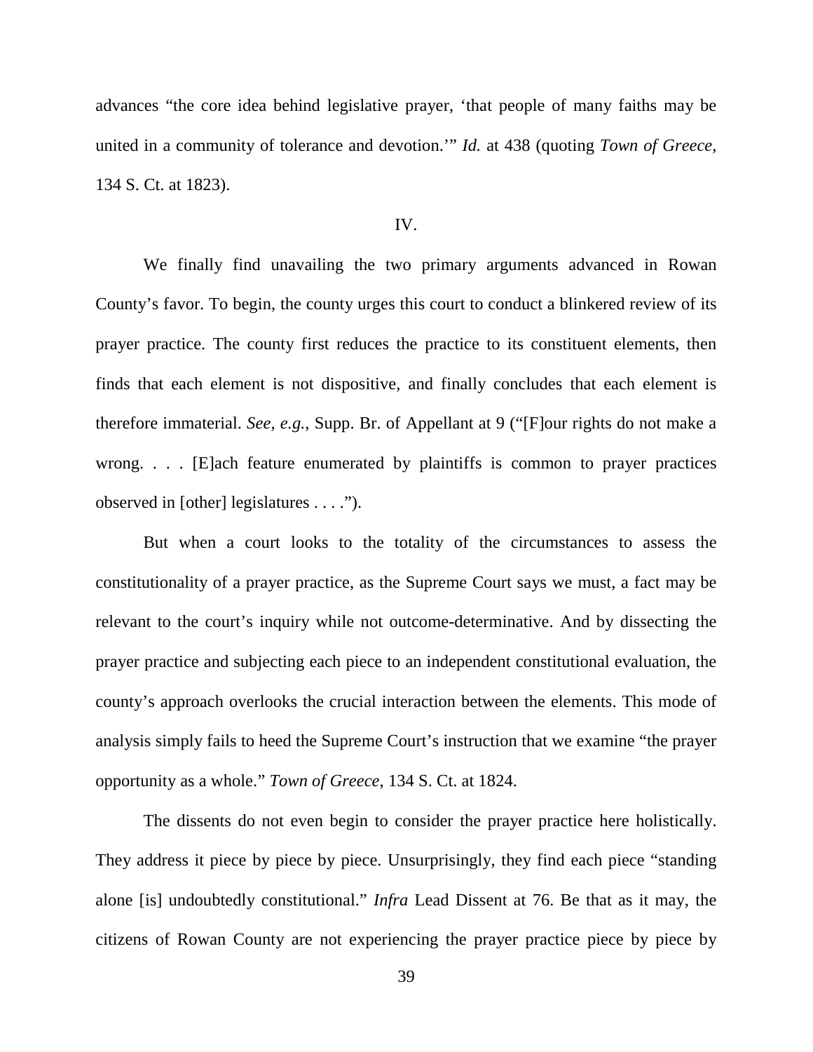advances "the core idea behind legislative prayer, 'that people of many faiths may be united in a community of tolerance and devotion.'" *Id.* at 438 (quoting *Town of Greece*, 134 S. Ct. at 1823).

## IV.

We finally find unavailing the two primary arguments advanced in Rowan County's favor. To begin, the county urges this court to conduct a blinkered review of its prayer practice. The county first reduces the practice to its constituent elements, then finds that each element is not dispositive, and finally concludes that each element is therefore immaterial. *See, e.g.*, Supp. Br. of Appellant at 9 ("[F]our rights do not make a wrong. . . . [E]ach feature enumerated by plaintiffs is common to prayer practices observed in [other] legislatures . . . .").

But when a court looks to the totality of the circumstances to assess the constitutionality of a prayer practice, as the Supreme Court says we must, a fact may be relevant to the court's inquiry while not outcome-determinative. And by dissecting the prayer practice and subjecting each piece to an independent constitutional evaluation, the county's approach overlooks the crucial interaction between the elements. This mode of analysis simply fails to heed the Supreme Court's instruction that we examine "the prayer opportunity as a whole." *Town of Greece*, 134 S. Ct. at 1824.

The dissents do not even begin to consider the prayer practice here holistically. They address it piece by piece by piece. Unsurprisingly, they find each piece "standing alone [is] undoubtedly constitutional." *Infra* Lead Dissent at 76. Be that as it may, the citizens of Rowan County are not experiencing the prayer practice piece by piece by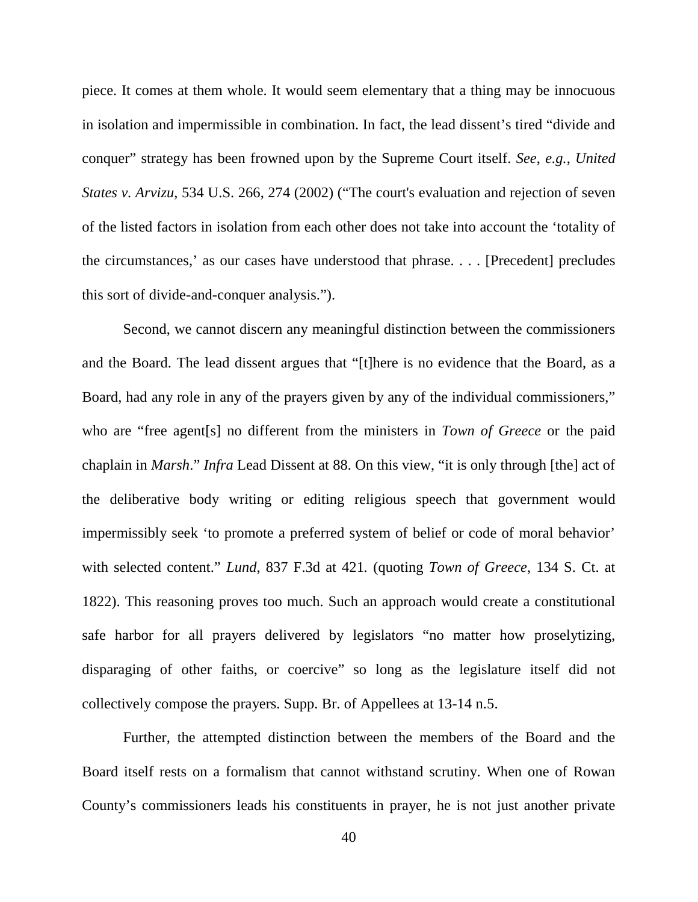piece. It comes at them whole. It would seem elementary that a thing may be innocuous in isolation and impermissible in combination. In fact, the lead dissent's tired "divide and conquer" strategy has been frowned upon by the Supreme Court itself. *See, e.g.*, *United States v. Arvizu*, 534 U.S. 266, 274 (2002) ("The court's evaluation and rejection of seven of the listed factors in isolation from each other does not take into account the 'totality of the circumstances,' as our cases have understood that phrase. . . . [Precedent] precludes this sort of divide-and-conquer analysis.").

Second, we cannot discern any meaningful distinction between the commissioners and the Board. The lead dissent argues that "[t]here is no evidence that the Board, as a Board, had any role in any of the prayers given by any of the individual commissioners," who are "free agent[s] no different from the ministers in *Town of Greece* or the paid chaplain in *Marsh*." *Infra* Lead Dissent at 88. On this view, "it is only through [the] act of the deliberative body writing or editing religious speech that government would impermissibly seek 'to promote a preferred system of belief or code of moral behavior' with selected content." *Lund*, 837 F.3d at 421. (quoting *Town of Greece*, 134 S. Ct. at 1822). This reasoning proves too much. Such an approach would create a constitutional safe harbor for all prayers delivered by legislators "no matter how proselytizing, disparaging of other faiths, or coercive" so long as the legislature itself did not collectively compose the prayers. Supp. Br. of Appellees at 13-14 n.5.

Further, the attempted distinction between the members of the Board and the Board itself rests on a formalism that cannot withstand scrutiny. When one of Rowan County's commissioners leads his constituents in prayer, he is not just another private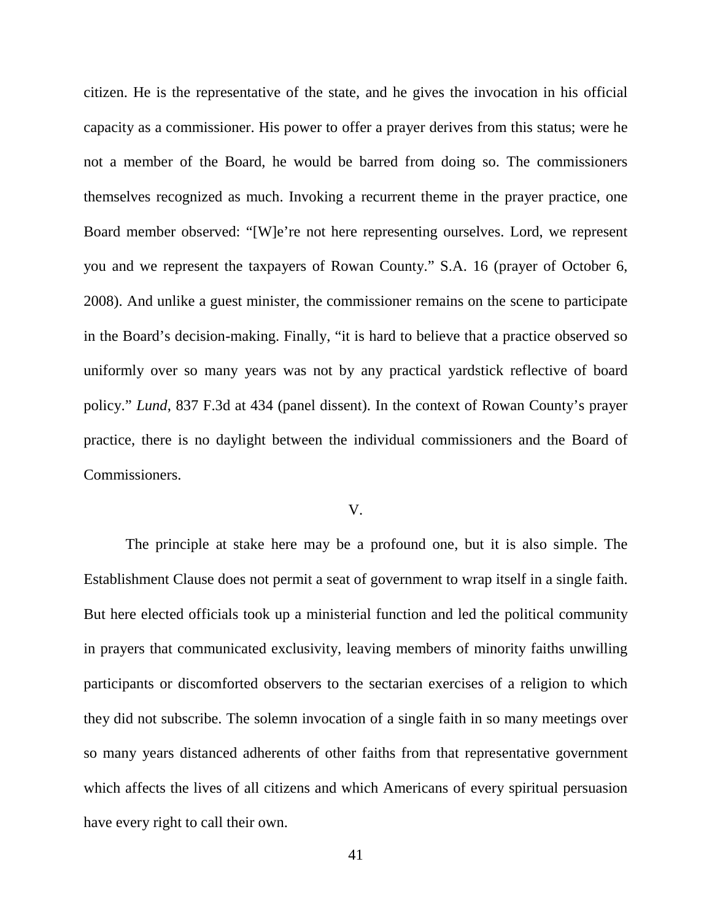citizen. He is the representative of the state, and he gives the invocation in his official capacity as a commissioner. His power to offer a prayer derives from this status; were he not a member of the Board, he would be barred from doing so. The commissioners themselves recognized as much. Invoking a recurrent theme in the prayer practice, one Board member observed: "[W]e're not here representing ourselves. Lord, we represent you and we represent the taxpayers of Rowan County." S.A. 16 (prayer of October 6, 2008). And unlike a guest minister, the commissioner remains on the scene to participate in the Board's decision-making. Finally, "it is hard to believe that a practice observed so uniformly over so many years was not by any practical yardstick reflective of board policy." *Lund*, 837 F.3d at 434 (panel dissent). In the context of Rowan County's prayer practice, there is no daylight between the individual commissioners and the Board of Commissioners.

## V.

The principle at stake here may be a profound one, but it is also simple. The Establishment Clause does not permit a seat of government to wrap itself in a single faith. But here elected officials took up a ministerial function and led the political community in prayers that communicated exclusivity, leaving members of minority faiths unwilling participants or discomforted observers to the sectarian exercises of a religion to which they did not subscribe. The solemn invocation of a single faith in so many meetings over so many years distanced adherents of other faiths from that representative government which affects the lives of all citizens and which Americans of every spiritual persuasion have every right to call their own.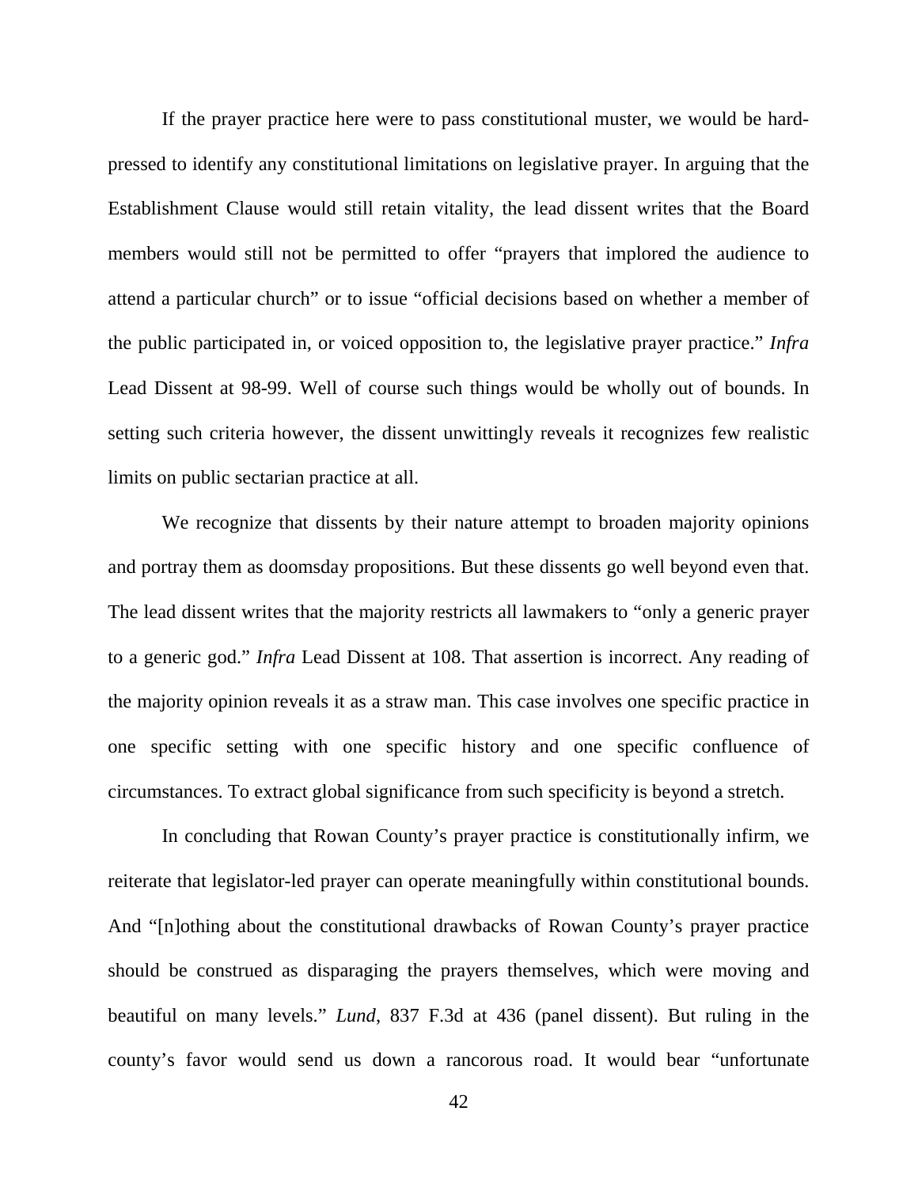If the prayer practice here were to pass constitutional muster, we would be hard-pressed to identify any constitutional limitations on legislative prayer. In arguing that the Establishment Clause would still retain vitality, the lead dissent writes that the Board members would still not be permitted to offer "prayers that implored the audience to attend a particular church" or to issue "official decisions based on whether a member of the public participated in, or voiced opposition to, the legislative prayer practice." *Infra* Lead Dissent at 98-99. Well of course such things would be wholly out of bounds. In setting such criteria however, the dissent unwittingly reveals it recognizes few realistic limits on public sectarian practice at all.

We recognize that dissents by their nature attempt to broaden majority opinions and portray them as doomsday propositions. But these dissents go well beyond even that. The lead dissent writes that the majority restricts all lawmakers to "only a generic prayer to a generic god." *Infra* Lead Dissent at 108. That assertion is incorrect. Any reading of the majority opinion reveals it as a straw man. This case involves one specific practice in one specific setting with one specific history and one specific confluence of circumstances. To extract global significance from such specificity is beyond a stretch.

In concluding that Rowan County's prayer practice is constitutionally infirm, we reiterate that legislator-led prayer can operate meaningfully within constitutional bounds. And "[n]othing about the constitutional drawbacks of Rowan County's prayer practice should be construed as disparaging the prayers themselves, which were moving and beautiful on many levels." *Lund*, 837 F.3d at 436 (panel dissent). But ruling in the county's favor would send us down a rancorous road. It would bear "unfortunate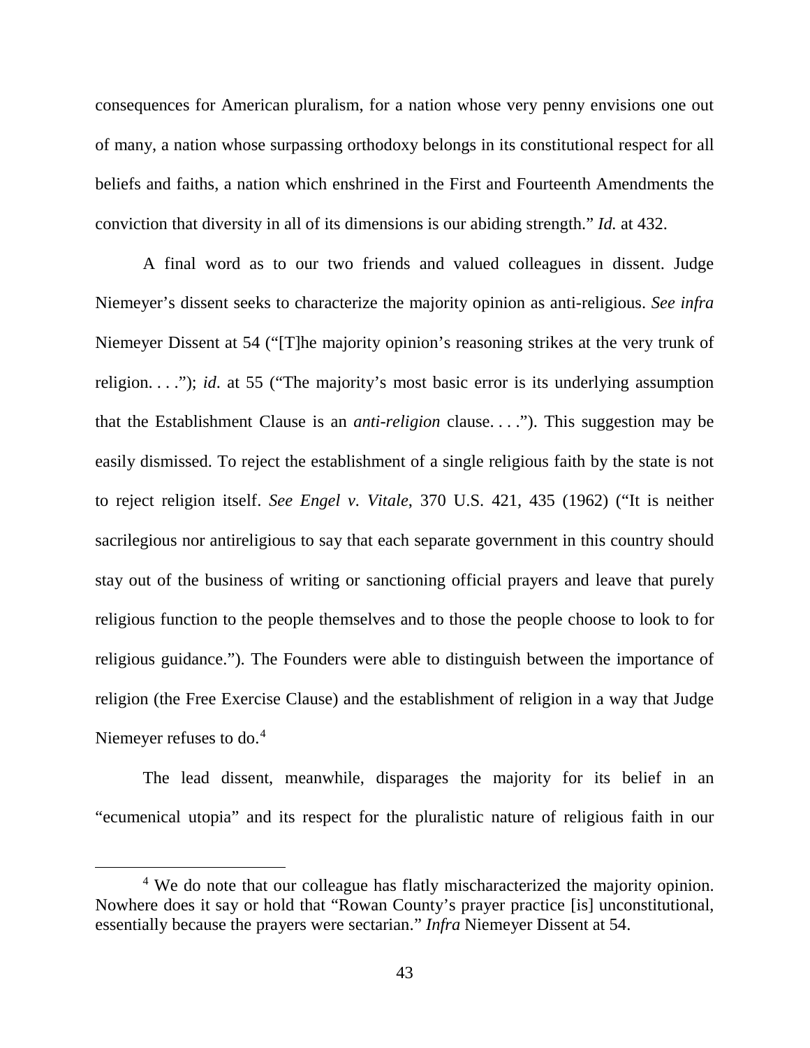consequences for American pluralism, for a nation whose very penny envisions one out of many, a nation whose surpassing orthodoxy belongs in its constitutional respect for all beliefs and faiths, a nation which enshrined in the First and Fourteenth Amendments the conviction that diversity in all of its dimensions is our abiding strength." *Id.* at 432.

A final word as to our two friends and valued colleagues in dissent. Judge Niemeyer's dissent seeks to characterize the majority opinion as anti-religious. *See infra* Niemeyer Dissent at 54 ("[T]he majority opinion's reasoning strikes at the very trunk of religion. . . ."); *id.* at 55 ("The majority's most basic error is its underlying assumption that the Establishment Clause is an *anti-religion* clause. . . ."). This suggestion may be easily dismissed. To reject the establishment of a single religious faith by the state is not to reject religion itself. *See Engel v. Vitale*, 370 U.S. 421, 435 (1962) ("It is neither sacrilegious nor antireligious to say that each separate government in this country should stay out of the business of writing or sanctioning official prayers and leave that purely religious function to the people themselves and to those the people choose to look to for religious guidance."). The Founders were able to distinguish between the importance of religion (the Free Exercise Clause) and the establishment of religion in a way that Judge Niemeyer refuses to do.[4]

The lead dissent, meanwhile, disparages the majority for its belief in an "ecumenical utopia" and its respect for the pluralistic nature of religious faith in our

---

[4] We do note that our colleague has flatly mischaracterized the majority opinion. Nowhere does it say or hold that "Rowan County's prayer practice [is] unconstitutional, essentially because the prayers were sectarian." *Infra* Niemeyer Dissent at 54.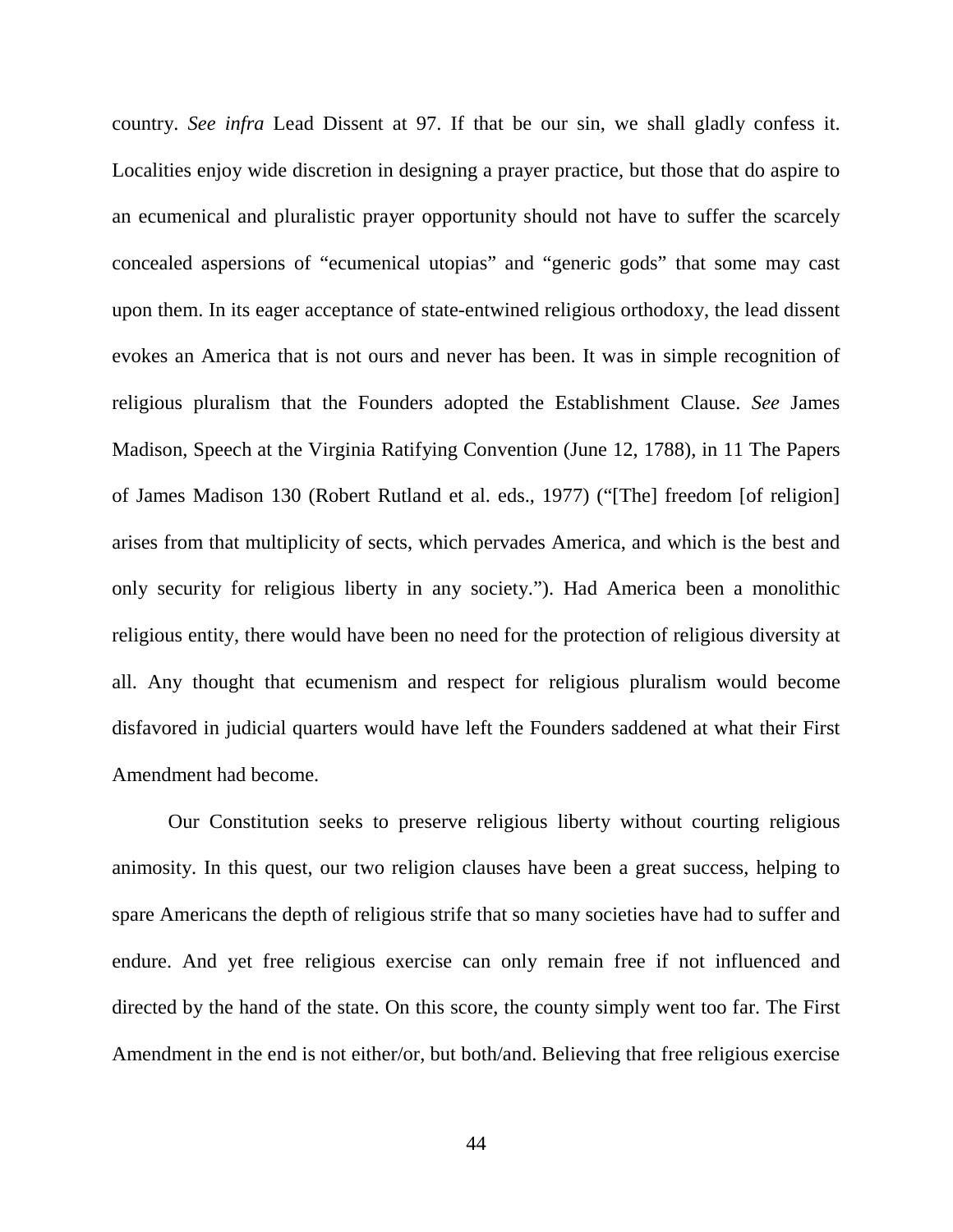country. *See infra* Lead Dissent at 97. If that be our sin, we shall gladly confess it. Localities enjoy wide discretion in designing a prayer practice, but those that do aspire to an ecumenical and pluralistic prayer opportunity should not have to suffer the scarcely concealed aspersions of "ecumenical utopias" and "generic gods" that some may cast upon them. In its eager acceptance of state-entwined religious orthodoxy, the lead dissent evokes an America that is not ours and never has been. It was in simple recognition of religious pluralism that the Founders adopted the Establishment Clause. *See* James Madison, Speech at the Virginia Ratifying Convention (June 12, 1788), in 11 The Papers of James Madison 130 (Robert Rutland et al. eds., 1977) ("[The] freedom [of religion] arises from that multiplicity of sects, which pervades America, and which is the best and only security for religious liberty in any society."). Had America been a monolithic religious entity, there would have been no need for the protection of religious diversity at all. Any thought that ecumenism and respect for religious pluralism would become disfavored in judicial quarters would have left the Founders saddened at what their First Amendment had become.

Our Constitution seeks to preserve religious liberty without courting religious animosity. In this quest, our two religion clauses have been a great success, helping to spare Americans the depth of religious strife that so many societies have had to suffer and endure. And yet free religious exercise can only remain free if not influenced and directed by the hand of the state. On this score, the county simply went too far. The First Amendment in the end is not either/or, but both/and. Believing that free religious exercise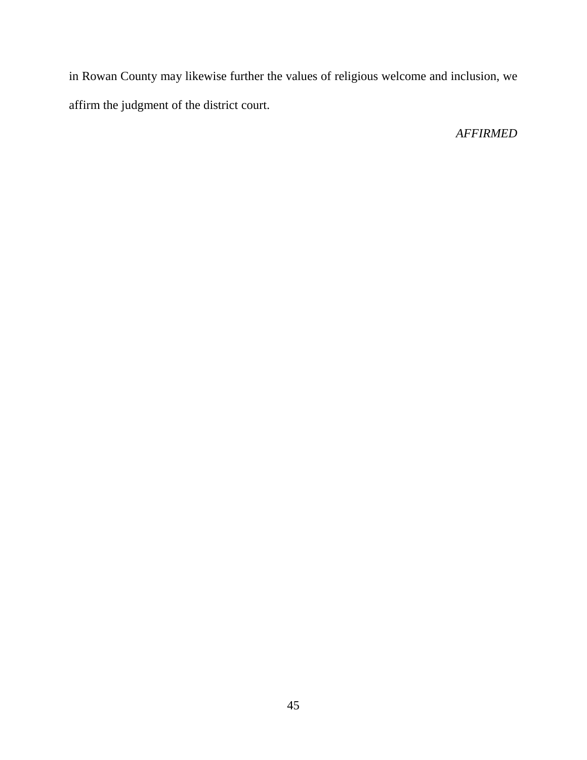in Rowan County may likewise further the values of religious welcome and inclusion, we affirm the judgment of the district court.

*AFFIRMED*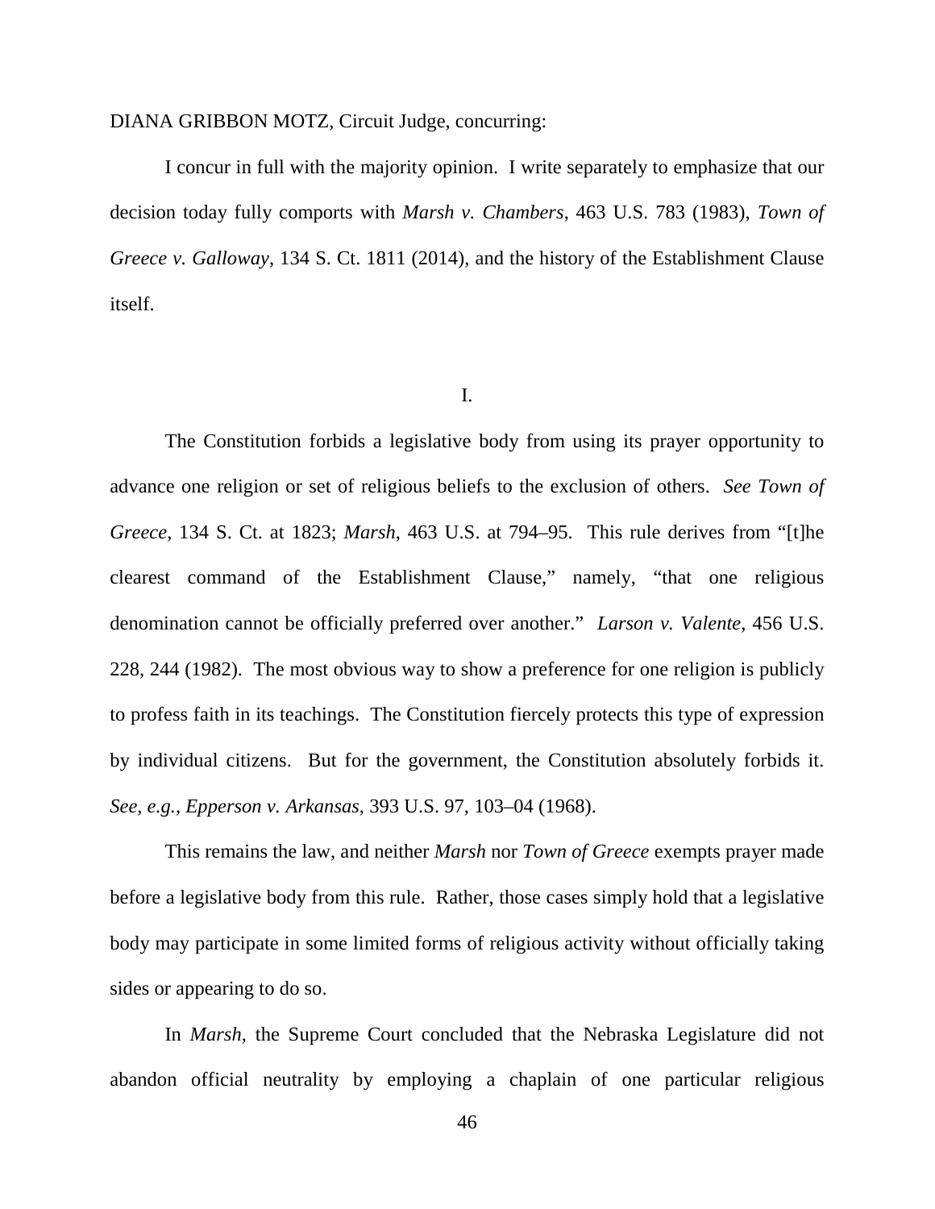DIANA GRIBBON MOTZ, Circuit Judge, concurring:

I concur in full with the majority opinion. I write separately to emphasize that our decision today fully comports with *Marsh v. Chambers*, 463 U.S. 783 (1983), *Town of Greece v. Galloway*, 134 S. Ct. 1811 (2014), and the history of the Establishment Clause itself.

I.

The Constitution forbids a legislative body from using its prayer opportunity to advance one religion or set of religious beliefs to the exclusion of others. *See Town of Greece*, 134 S. Ct. at 1823; *Marsh*, 463 U.S. at 794–95. This rule derives from "[t]he clearest command of the Establishment Clause," namely, "that one religious denomination cannot be officially preferred over another." *Larson v. Valente*, 456 U.S. 228, 244 (1982). The most obvious way to show a preference for one religion is publicly to profess faith in its teachings. The Constitution fiercely protects this type of expression by individual citizens. But for the government, the Constitution absolutely forbids it. *See, e.g.*, *Epperson v. Arkansas*, 393 U.S. 97, 103–04 (1968).

This remains the law, and neither *Marsh* nor *Town of Greece* exempts prayer made before a legislative body from this rule. Rather, those cases simply hold that a legislative body may participate in some limited forms of religious activity without officially taking sides or appearing to do so.

In *Marsh*, the Supreme Court concluded that the Nebraska Legislature did not abandon official neutrality by employing a chaplain of one particular religious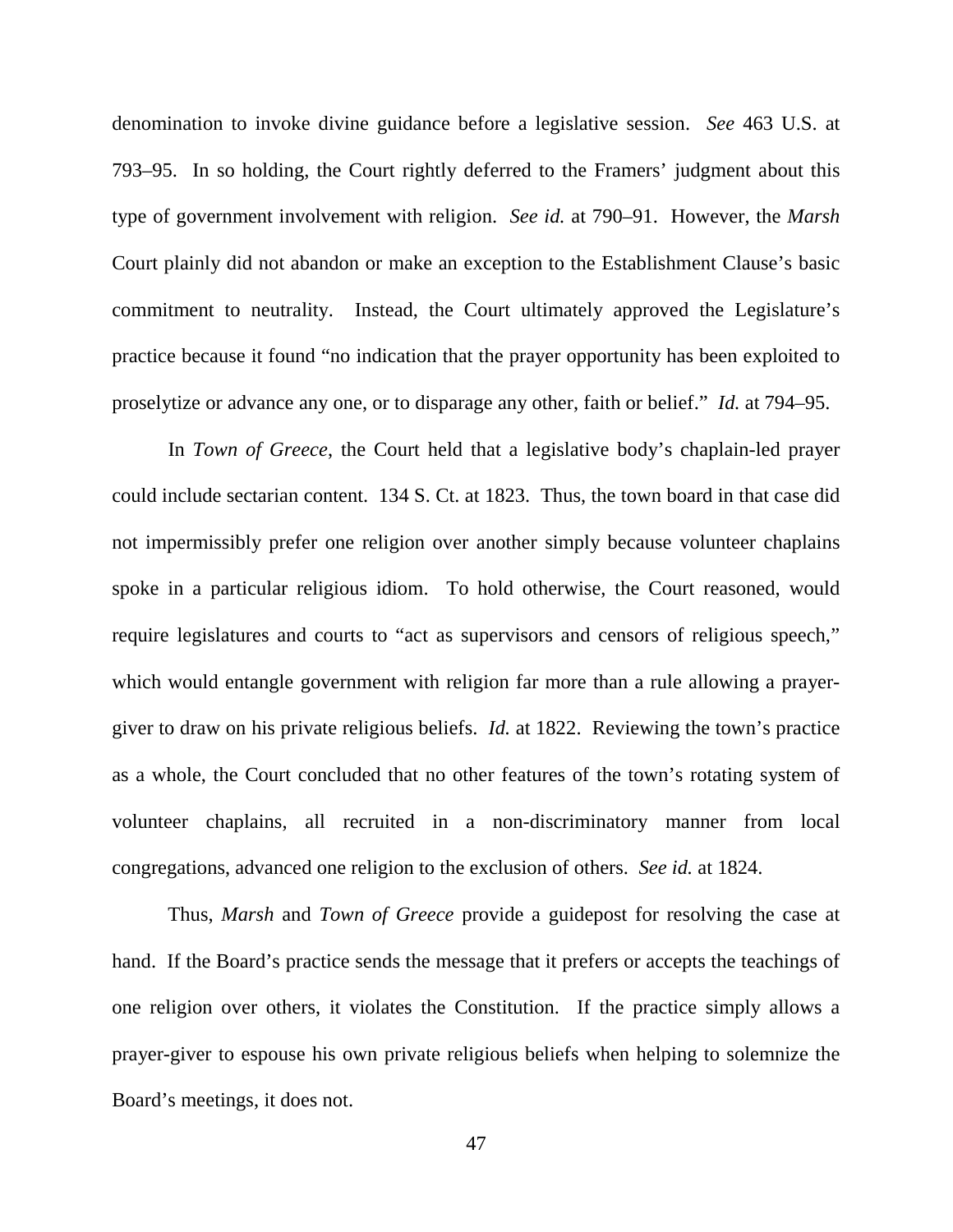denomination to invoke divine guidance before a legislative session. *See* 463 U.S. at 793–95. In so holding, the Court rightly deferred to the Framers' judgment about this type of government involvement with religion. *See id.* at 790–91. However, the *Marsh* Court plainly did not abandon or make an exception to the Establishment Clause's basic commitment to neutrality. Instead, the Court ultimately approved the Legislature's practice because it found "no indication that the prayer opportunity has been exploited to proselytize or advance any one, or to disparage any other, faith or belief." *Id.* at 794–95.

In *Town of Greece*, the Court held that a legislative body's chaplain-led prayer could include sectarian content. 134 S. Ct. at 1823. Thus, the town board in that case did not impermissibly prefer one religion over another simply because volunteer chaplains spoke in a particular religious idiom. To hold otherwise, the Court reasoned, would require legislatures and courts to "act as supervisors and censors of religious speech," which would entangle government with religion far more than a rule allowing a prayer-giver to draw on his private religious beliefs. *Id.* at 1822. Reviewing the town's practice as a whole, the Court concluded that no other features of the town's rotating system of volunteer chaplains, all recruited in a non-discriminatory manner from local congregations, advanced one religion to the exclusion of others. *See id.* at 1824.

Thus, *Marsh* and *Town of Greece* provide a guidepost for resolving the case at hand. If the Board's practice sends the message that it prefers or accepts the teachings of one religion over others, it violates the Constitution. If the practice simply allows a prayer-giver to espouse his own private religious beliefs when helping to solemnize the Board's meetings, it does not.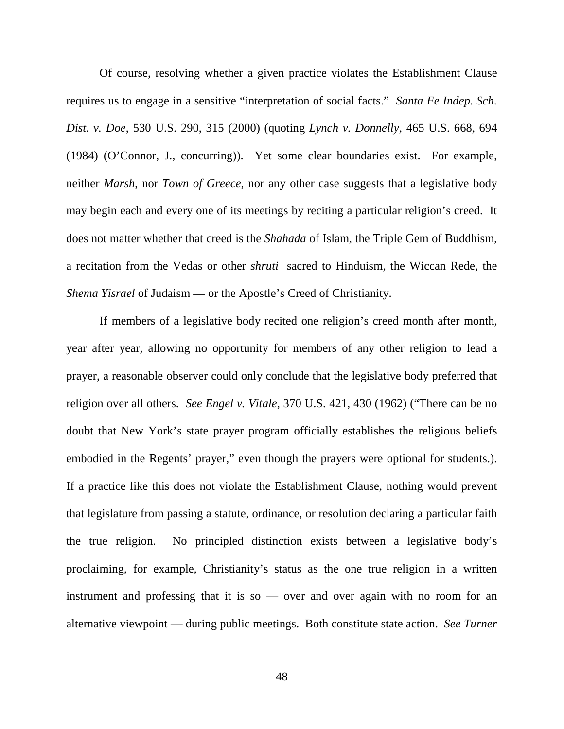Of course, resolving whether a given practice violates the Establishment Clause requires us to engage in a sensitive "interpretation of social facts." *Santa Fe Indep. Sch. Dist. v. Doe,* 530 U.S. 290, 315 (2000) (quoting *Lynch v. Donnelly*, 465 U.S. 668, 694 (1984) (O'Connor, J., concurring)). Yet some clear boundaries exist. For example, neither *Marsh*, nor *Town of Greece*, nor any other case suggests that a legislative body may begin each and every one of its meetings by reciting a particular religion's creed. It does not matter whether that creed is the *Shahada* of Islam, the Triple Gem of Buddhism, a recitation from the Vedas or other *shruti* sacred to Hinduism, the Wiccan Rede, the *Shema Yisrael* of Judaism — or the Apostle's Creed of Christianity.

If members of a legislative body recited one religion's creed month after month, year after year, allowing no opportunity for members of any other religion to lead a prayer, a reasonable observer could only conclude that the legislative body preferred that religion over all others. *See Engel v. Vitale*, 370 U.S. 421, 430 (1962) ("There can be no doubt that New York's state prayer program officially establishes the religious beliefs embodied in the Regents' prayer," even though the prayers were optional for students.). If a practice like this does not violate the Establishment Clause, nothing would prevent that legislature from passing a statute, ordinance, or resolution declaring a particular faith the true religion. No principled distinction exists between a legislative body's proclaiming, for example, Christianity's status as the one true religion in a written instrument and professing that it is so — over and over again with no room for an alternative viewpoint — during public meetings. Both constitute state action. *See Turner*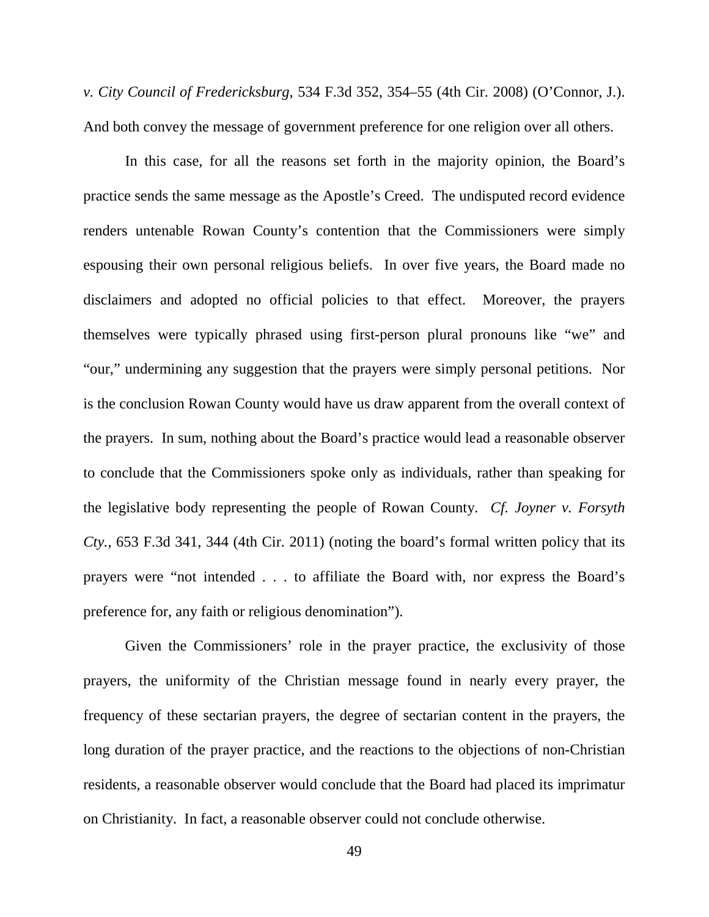*v. City Council of Fredericksburg*, 534 F.3d 352, 354–55 (4th Cir. 2008) (O'Connor, J.). And both convey the message of government preference for one religion over all others.

In this case, for all the reasons set forth in the majority opinion, the Board's practice sends the same message as the Apostle's Creed. The undisputed record evidence renders untenable Rowan County's contention that the Commissioners were simply espousing their own personal religious beliefs. In over five years, the Board made no disclaimers and adopted no official policies to that effect. Moreover, the prayers themselves were typically phrased using first-person plural pronouns like "we" and "our," undermining any suggestion that the prayers were simply personal petitions. Nor is the conclusion Rowan County would have us draw apparent from the overall context of the prayers. In sum, nothing about the Board's practice would lead a reasonable observer to conclude that the Commissioners spoke only as individuals, rather than speaking for the legislative body representing the people of Rowan County. *Cf. Joyner v. Forsyth Cty.*, 653 F.3d 341, 344 (4th Cir. 2011) (noting the board's formal written policy that its prayers were "not intended . . . to affiliate the Board with, nor express the Board's preference for, any faith or religious denomination").

Given the Commissioners' role in the prayer practice, the exclusivity of those prayers, the uniformity of the Christian message found in nearly every prayer, the frequency of these sectarian prayers, the degree of sectarian content in the prayers, the long duration of the prayer practice, and the reactions to the objections of non-Christian residents, a reasonable observer would conclude that the Board had placed its imprimatur on Christianity. In fact, a reasonable observer could not conclude otherwise.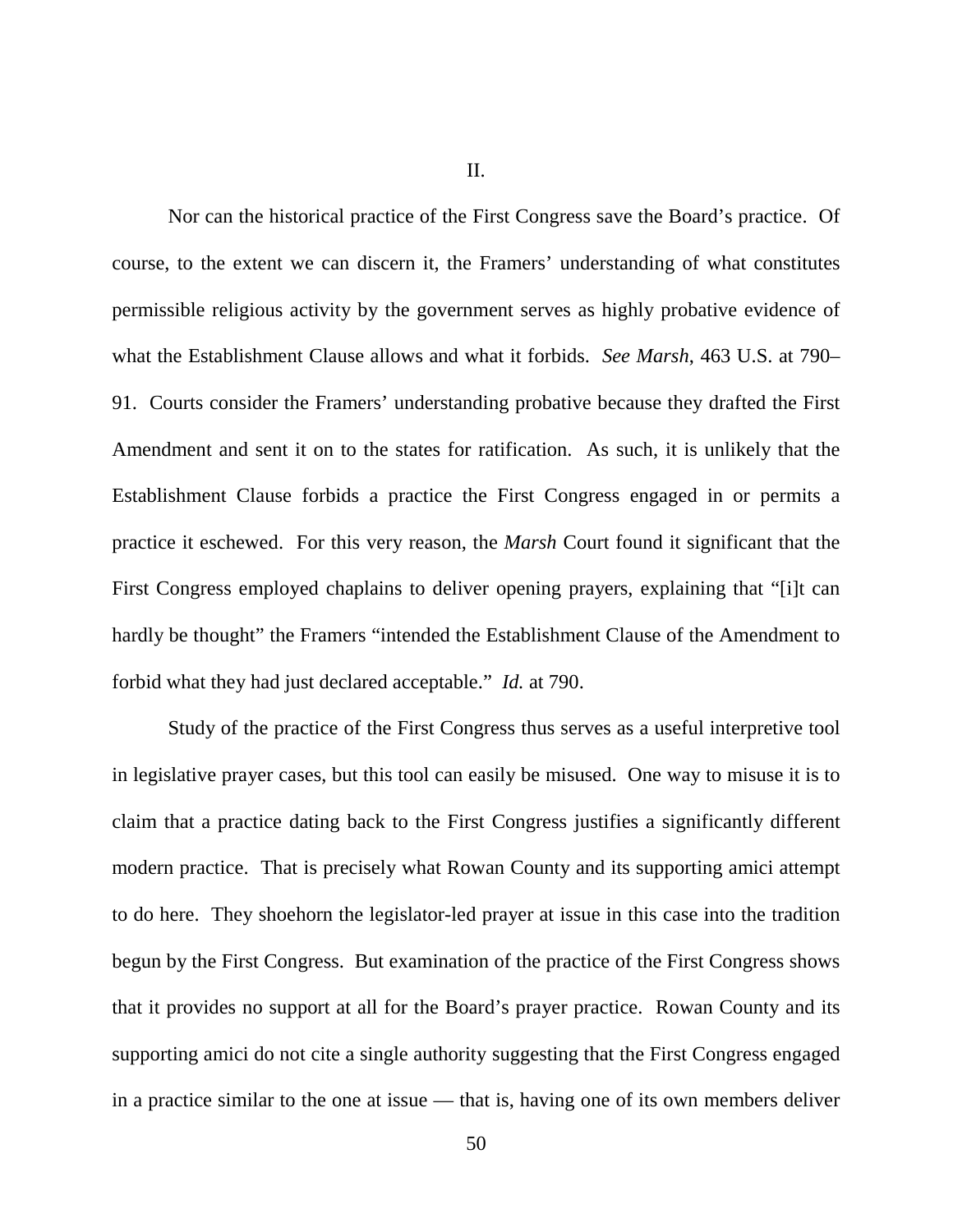## II.

Nor can the historical practice of the First Congress save the Board's practice. Of course, to the extent we can discern it, the Framers' understanding of what constitutes permissible religious activity by the government serves as highly probative evidence of what the Establishment Clause allows and what it forbids. *See Marsh*, 463 U.S. at 790–91. Courts consider the Framers' understanding probative because they drafted the First Amendment and sent it on to the states for ratification. As such, it is unlikely that the Establishment Clause forbids a practice the First Congress engaged in or permits a practice it eschewed. For this very reason, the *Marsh* Court found it significant that the First Congress employed chaplains to deliver opening prayers, explaining that "[i]t can hardly be thought" the Framers "intended the Establishment Clause of the Amendment to forbid what they had just declared acceptable." *Id.* at 790.

Study of the practice of the First Congress thus serves as a useful interpretive tool in legislative prayer cases, but this tool can easily be misused. One way to misuse it is to claim that a practice dating back to the First Congress justifies a significantly different modern practice. That is precisely what Rowan County and its supporting amici attempt to do here. They shoehorn the legislator-led prayer at issue in this case into the tradition begun by the First Congress. But examination of the practice of the First Congress shows that it provides no support at all for the Board's prayer practice. Rowan County and its supporting amici do not cite a single authority suggesting that the First Congress engaged in a practice similar to the one at issue — that is, having one of its own members deliver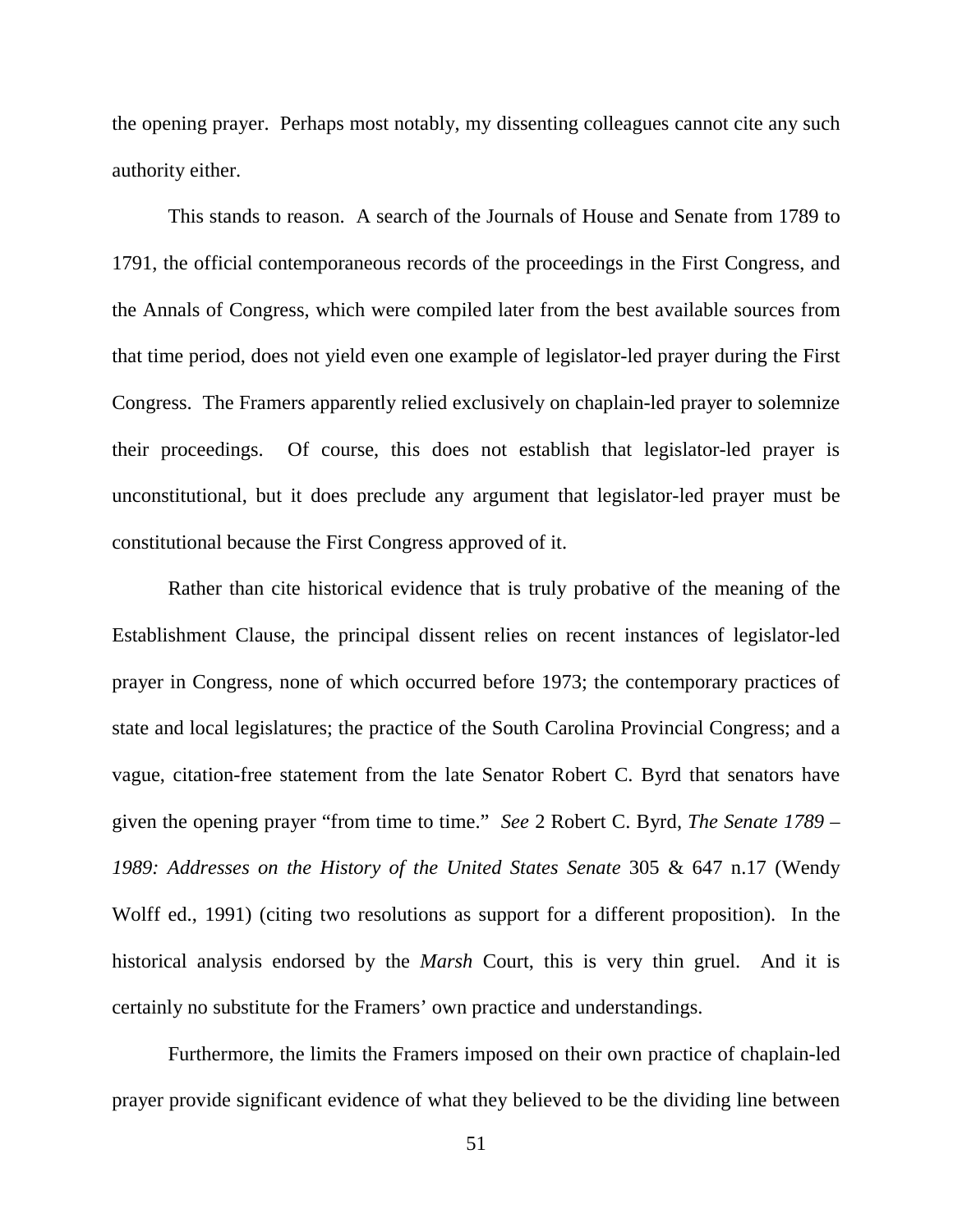the opening prayer. Perhaps most notably, my dissenting colleagues cannot cite any such authority either.

This stands to reason. A search of the Journals of House and Senate from 1789 to 1791, the official contemporaneous records of the proceedings in the First Congress, and the Annals of Congress, which were compiled later from the best available sources from that time period, does not yield even one example of legislator-led prayer during the First Congress. The Framers apparently relied exclusively on chaplain-led prayer to solemnize their proceedings. Of course, this does not establish that legislator-led prayer is unconstitutional, but it does preclude any argument that legislator-led prayer must be constitutional because the First Congress approved of it.

Rather than cite historical evidence that is truly probative of the meaning of the Establishment Clause, the principal dissent relies on recent instances of legislator-led prayer in Congress, none of which occurred before 1973; the contemporary practices of state and local legislatures; the practice of the South Carolina Provincial Congress; and a vague, citation-free statement from the late Senator Robert C. Byrd that senators have given the opening prayer "from time to time." *See* 2 Robert C. Byrd, *The Senate 1789 – 1989: Addresses on the History of the United States Senate* 305 & 647 n.17 (Wendy Wolff ed., 1991) (citing two resolutions as support for a different proposition). In the historical analysis endorsed by the *Marsh* Court, this is very thin gruel. And it is certainly no substitute for the Framers' own practice and understandings.

Furthermore, the limits the Framers imposed on their own practice of chaplain-led prayer provide significant evidence of what they believed to be the dividing line between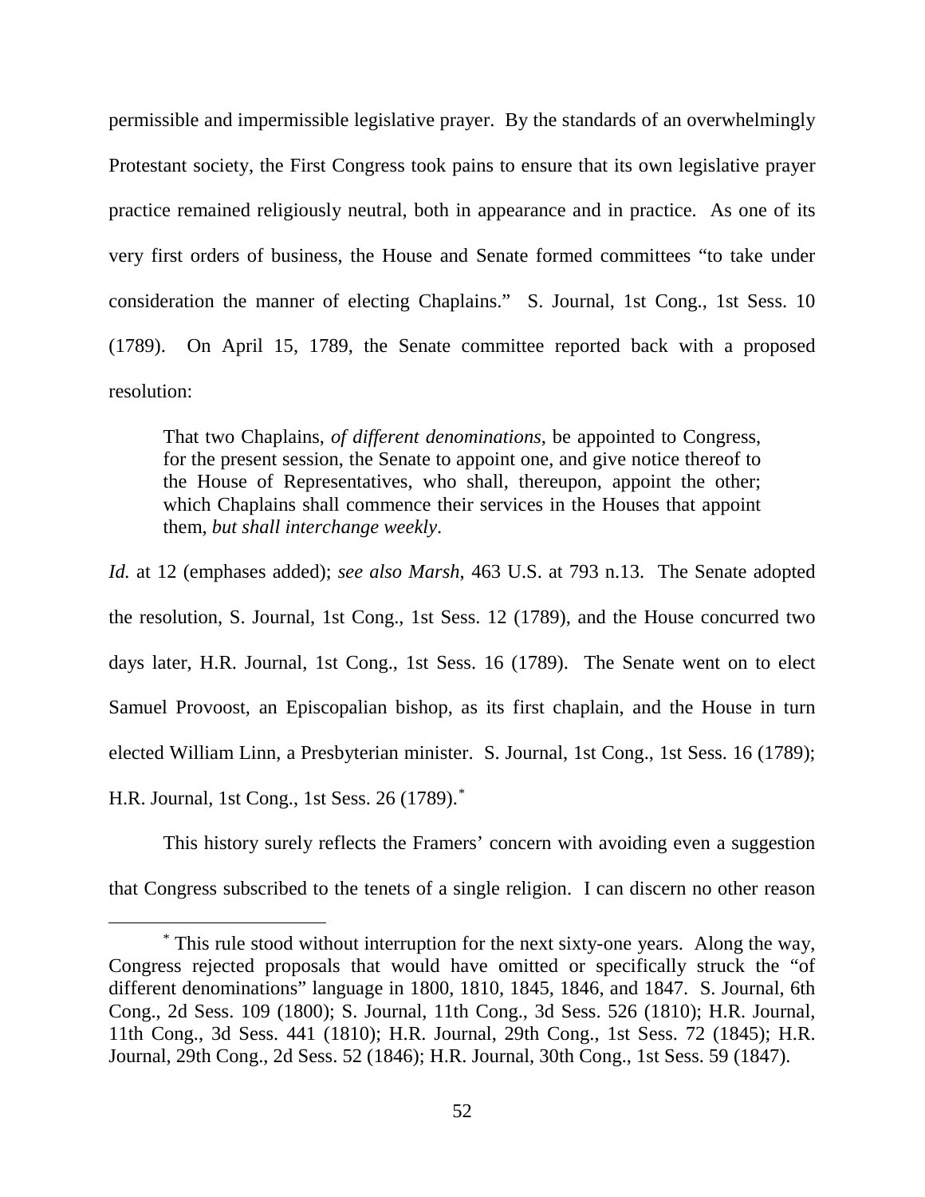permissible and impermissible legislative prayer. By the standards of an overwhelmingly Protestant society, the First Congress took pains to ensure that its own legislative prayer practice remained religiously neutral, both in appearance and in practice. As one of its very first orders of business, the House and Senate formed committees "to take under consideration the manner of electing Chaplains." S. Journal, 1st Cong., 1st Sess. 10 (1789). On April 15, 1789, the Senate committee reported back with a proposed resolution:

> That two Chaplains, *of different denominations*, be appointed to Congress, for the present session, the Senate to appoint one, and give notice thereof to the House of Representatives, who shall, thereupon, appoint the other; which Chaplains shall commence their services in the Houses that appoint them, *but shall interchange weekly*.

*Id.* at 12 (emphases added); *see also Marsh*, 463 U.S. at 793 n.13. The Senate adopted the resolution, S. Journal, 1st Cong., 1st Sess. 12 (1789), and the House concurred two days later, H.R. Journal, 1st Cong., 1st Sess. 16 (1789). The Senate went on to elect Samuel Provoost, an Episcopalian bishop, as its first chaplain, and the House in turn elected William Linn, a Presbyterian minister. S. Journal, 1st Cong., 1st Sess. 16 (1789); H.R. Journal, 1st Cong., 1st Sess. 26 (1789).[*]

This history surely reflects the Framers' concern with avoiding even a suggestion that Congress subscribed to the tenets of a single religion. I can discern no other reason

---

[*] This rule stood without interruption for the next sixty-one years. Along the way, Congress rejected proposals that would have omitted or specifically struck the "of different denominations" language in 1800, 1810, 1845, 1846, and 1847. S. Journal, 6th Cong., 2d Sess. 109 (1800); S. Journal, 11th Cong., 3d Sess. 526 (1810); H.R. Journal, 11th Cong., 3d Sess. 441 (1810); H.R. Journal, 29th Cong., 1st Sess. 72 (1845); H.R. Journal, 29th Cong., 2d Sess. 52 (1846); H.R. Journal, 30th Cong., 1st Sess. 59 (1847).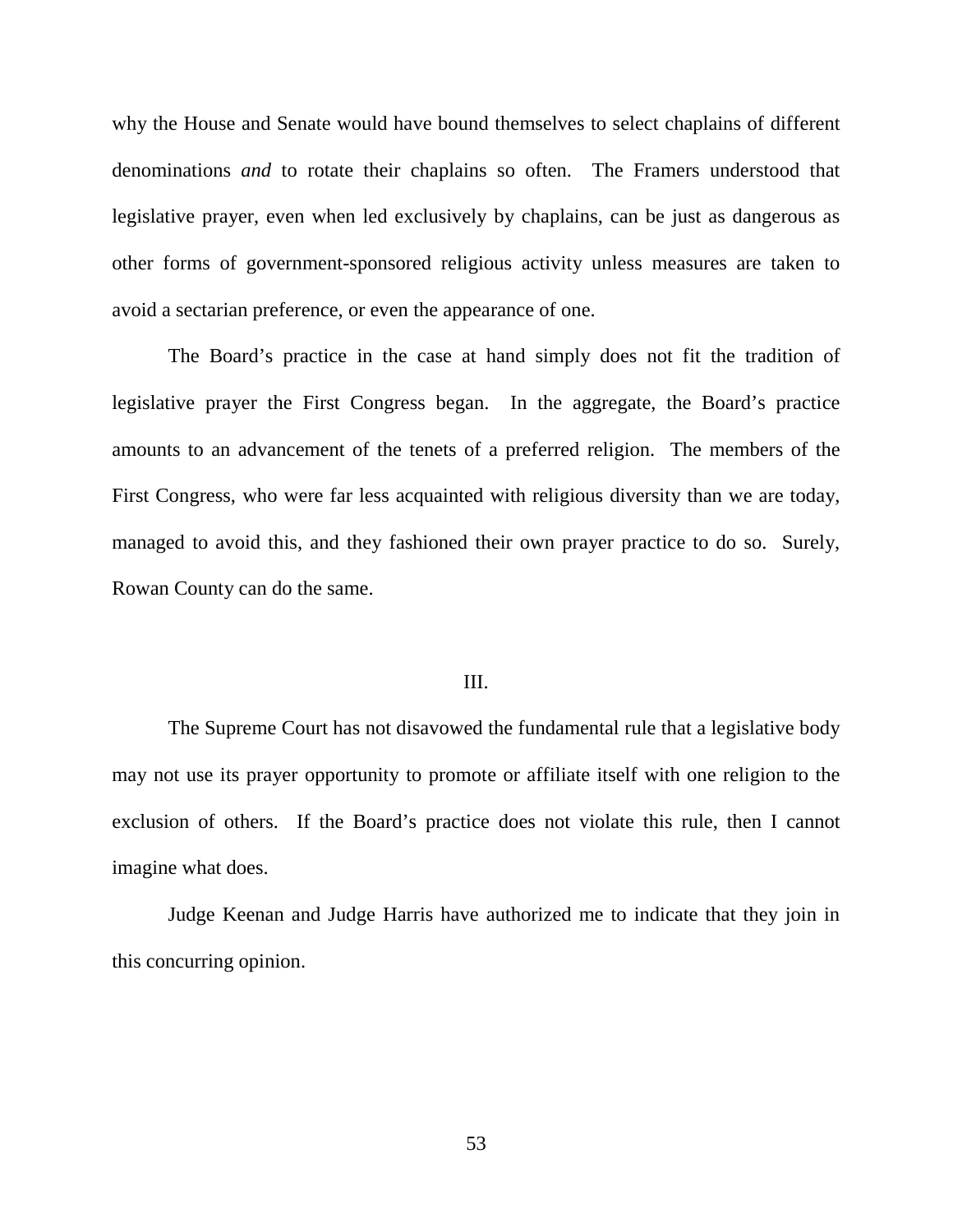why the House and Senate would have bound themselves to select chaplains of different denominations *and* to rotate their chaplains so often. The Framers understood that legislative prayer, even when led exclusively by chaplains, can be just as dangerous as other forms of government-sponsored religious activity unless measures are taken to avoid a sectarian preference, or even the appearance of one.

The Board's practice in the case at hand simply does not fit the tradition of legislative prayer the First Congress began. In the aggregate, the Board's practice amounts to an advancement of the tenets of a preferred religion. The members of the First Congress, who were far less acquainted with religious diversity than we are today, managed to avoid this, and they fashioned their own prayer practice to do so. Surely, Rowan County can do the same.

## III.

The Supreme Court has not disavowed the fundamental rule that a legislative body may not use its prayer opportunity to promote or affiliate itself with one religion to the exclusion of others. If the Board's practice does not violate this rule, then I cannot imagine what does.

Judge Keenan and Judge Harris have authorized me to indicate that they join in this concurring opinion.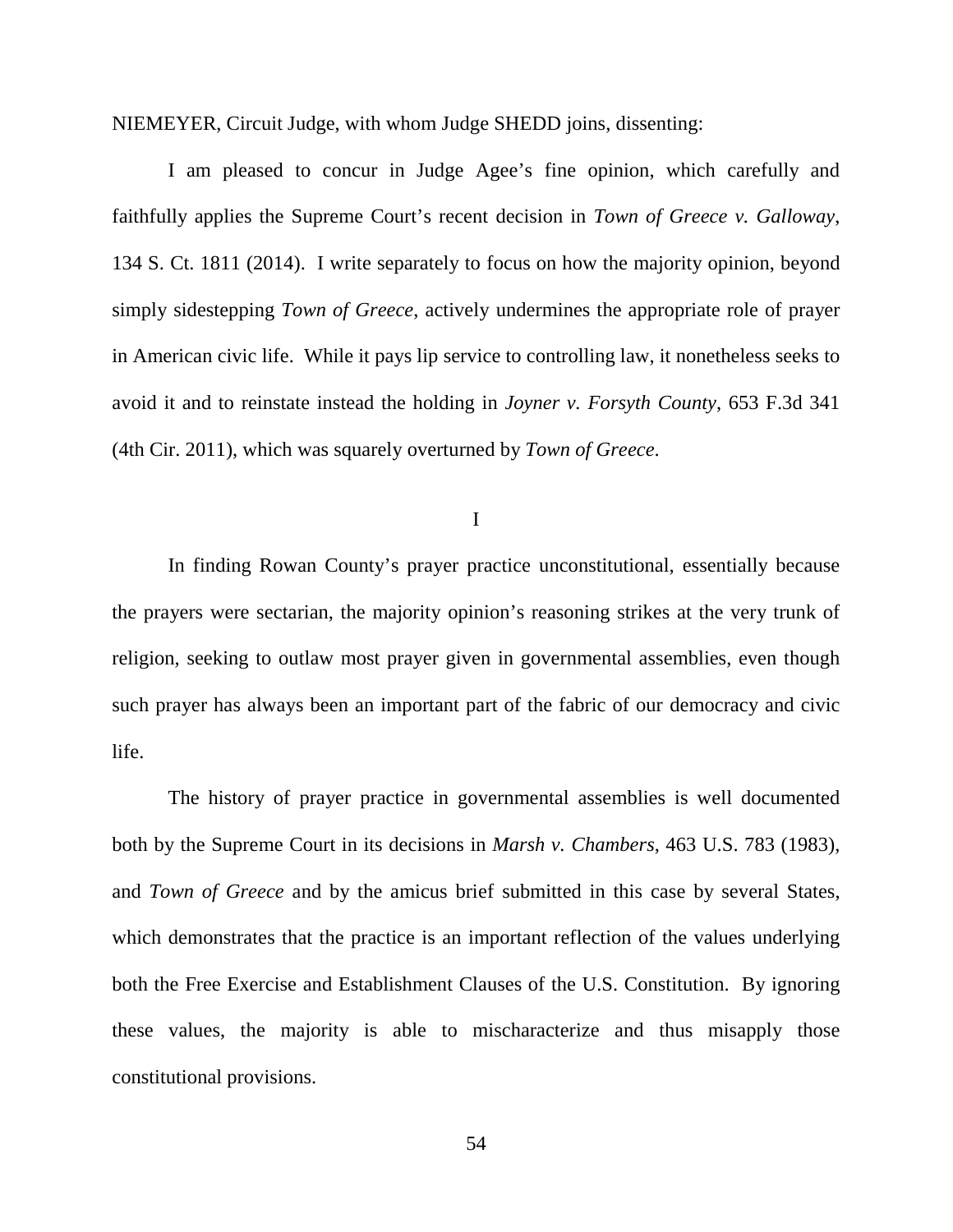NIEMEYER, Circuit Judge, with whom Judge SHEDD joins, dissenting:

I am pleased to concur in Judge Agee's fine opinion, which carefully and faithfully applies the Supreme Court's recent decision in *Town of Greece v. Galloway*, 134 S. Ct. 1811 (2014). I write separately to focus on how the majority opinion, beyond simply sidestepping *Town of Greece*, actively undermines the appropriate role of prayer in American civic life. While it pays lip service to controlling law, it nonetheless seeks to avoid it and to reinstate instead the holding in *Joyner v. Forsyth County*, 653 F.3d 341 (4th Cir. 2011), which was squarely overturned by *Town of Greece*.

I

In finding Rowan County's prayer practice unconstitutional, essentially because the prayers were sectarian, the majority opinion's reasoning strikes at the very trunk of religion, seeking to outlaw most prayer given in governmental assemblies, even though such prayer has always been an important part of the fabric of our democracy and civic life.

The history of prayer practice in governmental assemblies is well documented both by the Supreme Court in its decisions in *Marsh v. Chambers*, 463 U.S. 783 (1983), and *Town of Greece* and by the amicus brief submitted in this case by several States, which demonstrates that the practice is an important reflection of the values underlying both the Free Exercise and Establishment Clauses of the U.S. Constitution. By ignoring these values, the majority is able to mischaracterize and thus misapply those constitutional provisions.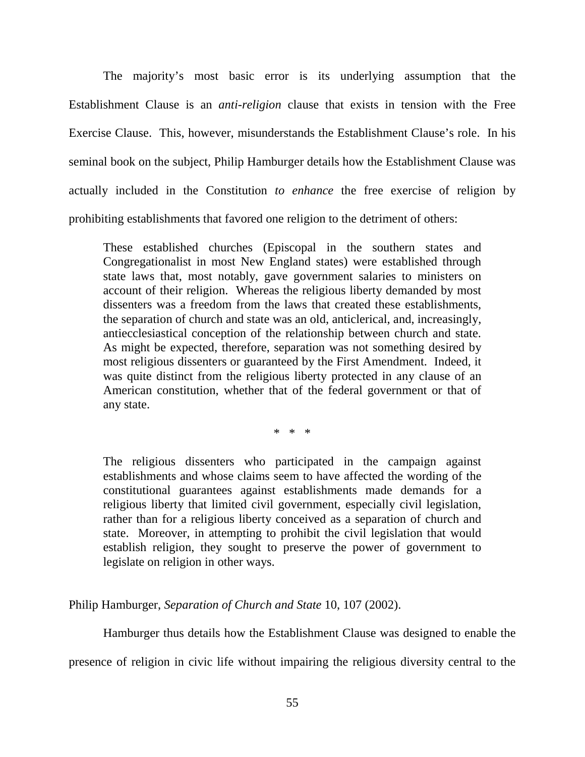The majority's most basic error is its underlying assumption that the Establishment Clause is an *anti-religion* clause that exists in tension with the Free Exercise Clause. This, however, misunderstands the Establishment Clause's role. In his seminal book on the subject, Philip Hamburger details how the Establishment Clause was actually included in the Constitution *to enhance* the free exercise of religion by prohibiting establishments that favored one religion to the detriment of others:

> These established churches (Episcopal in the southern states and Congregationalist in most New England states) were established through state laws that, most notably, gave government salaries to ministers on account of their religion. Whereas the religious liberty demanded by most dissenters was a freedom from the laws that created these establishments, the separation of church and state was an old, anticlerical, and, increasingly, antiecclesiastical conception of the relationship between church and state. As might be expected, therefore, separation was not something desired by most religious dissenters or guaranteed by the First Amendment. Indeed, it was quite distinct from the religious liberty protected in any clause of an American constitution, whether that of the federal government or that of any state.
>
> \* \* \*
>
> The religious dissenters who participated in the campaign against establishments and whose claims seem to have affected the wording of the constitutional guarantees against establishments made demands for a religious liberty that limited civil government, especially civil legislation, rather than for a religious liberty conceived as a separation of church and state. Moreover, in attempting to prohibit the civil legislation that would establish religion, they sought to preserve the power of government to legislate on religion in other ways.

Philip Hamburger, *Separation of Church and State* 10, 107 (2002).

Hamburger thus details how the Establishment Clause was designed to enable the presence of religion in civic life without impairing the religious diversity central to the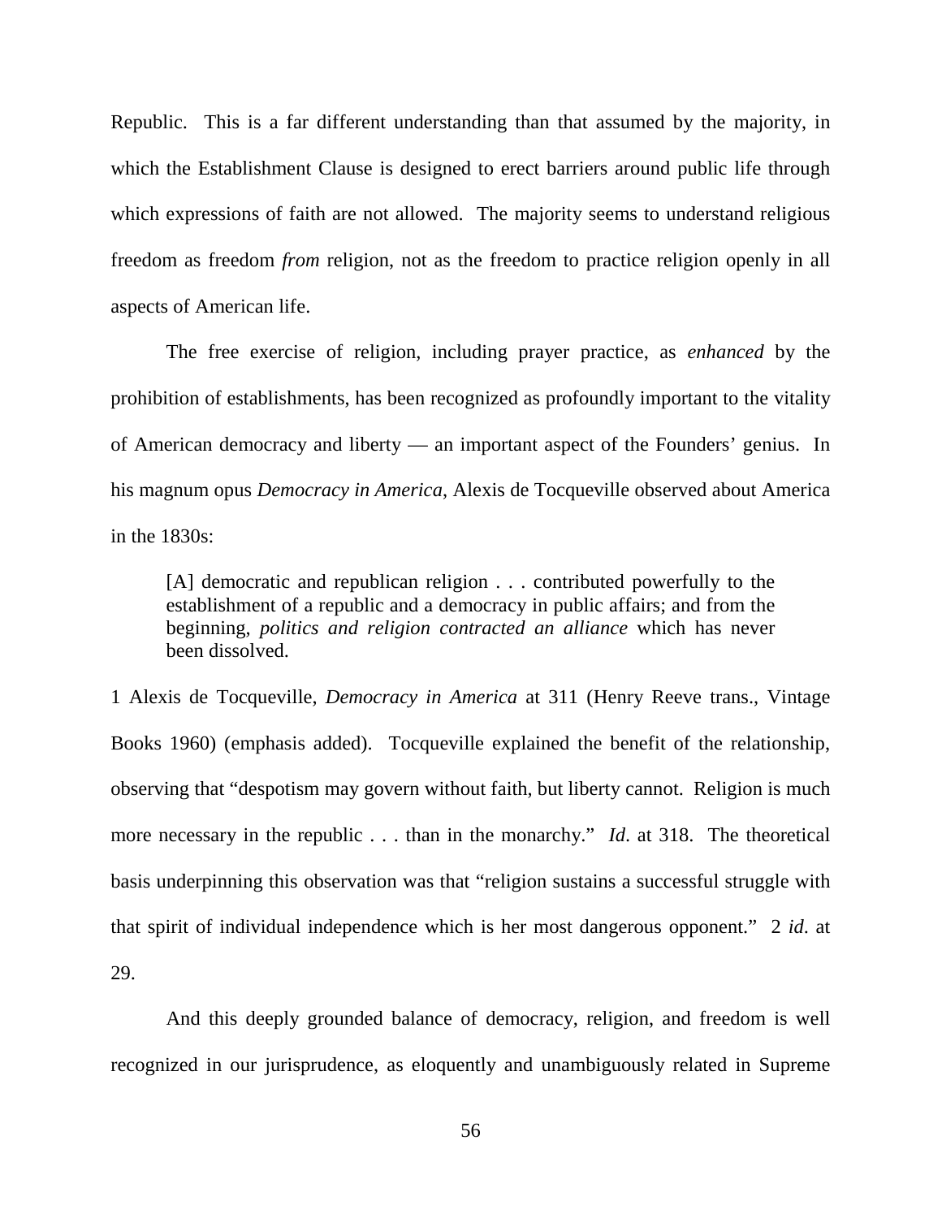Republic. This is a far different understanding than that assumed by the majority, in which the Establishment Clause is designed to erect barriers around public life through which expressions of faith are not allowed. The majority seems to understand religious freedom as freedom *from* religion, not as the freedom to practice religion openly in all aspects of American life.

The free exercise of religion, including prayer practice, as *enhanced* by the prohibition of establishments, has been recognized as profoundly important to the vitality of American democracy and liberty — an important aspect of the Founders' genius. In his magnum opus *Democracy in America*, Alexis de Tocqueville observed about America in the 1830s:

> [A] democratic and republican religion . . . contributed powerfully to the establishment of a republic and a democracy in public affairs; and from the beginning, *politics and religion contracted an alliance* which has never been dissolved.

1 Alexis de Tocqueville, *Democracy in America* at 311 (Henry Reeve trans., Vintage Books 1960) (emphasis added). Tocqueville explained the benefit of the relationship, observing that "despotism may govern without faith, but liberty cannot. Religion is much more necessary in the republic . . . than in the monarchy." *Id*. at 318. The theoretical basis underpinning this observation was that "religion sustains a successful struggle with that spirit of individual independence which is her most dangerous opponent." 2 *id*. at 29.

And this deeply grounded balance of democracy, religion, and freedom is well recognized in our jurisprudence, as eloquently and unambiguously related in Supreme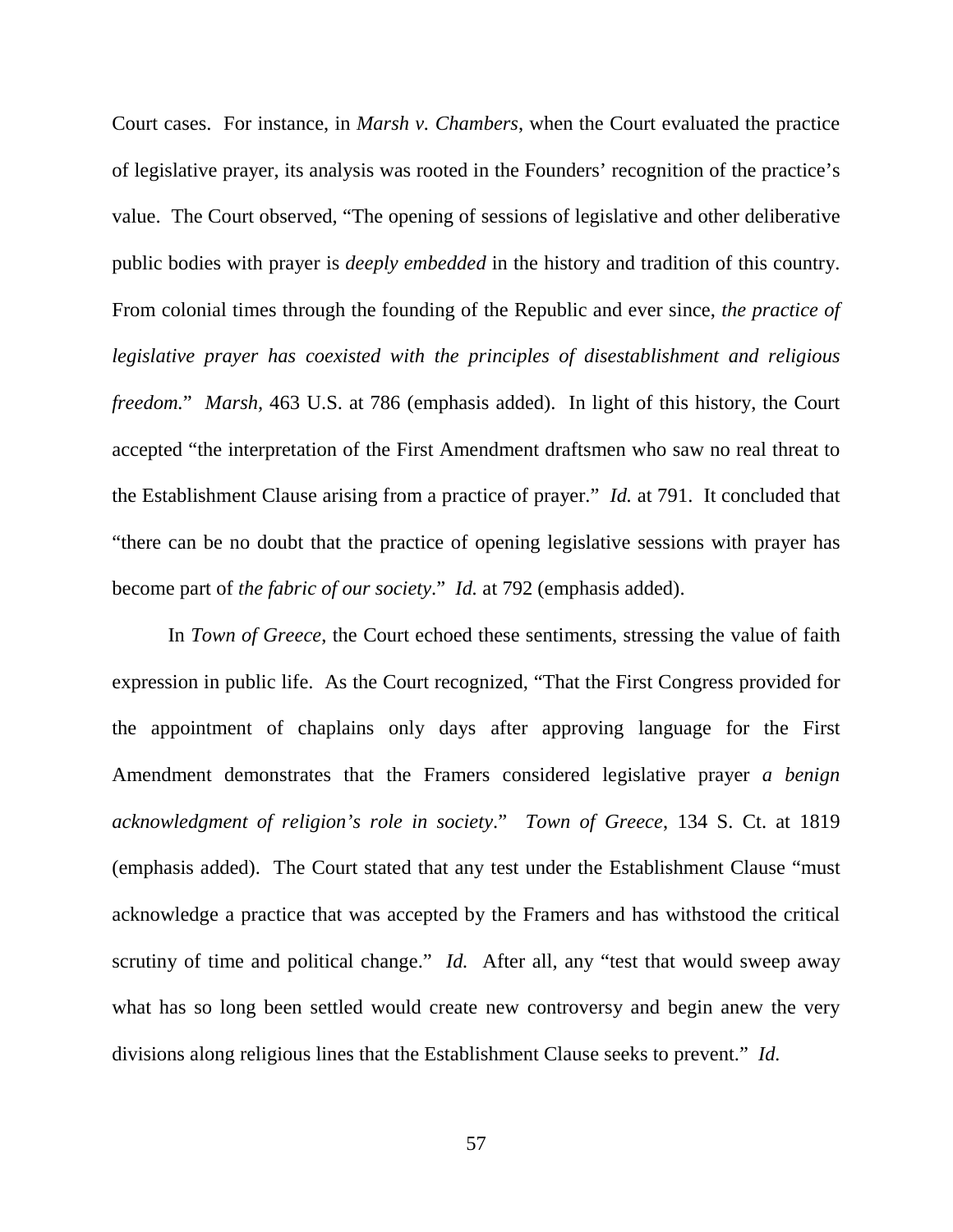Court cases. For instance, in *Marsh v. Chambers*, when the Court evaluated the practice of legislative prayer, its analysis was rooted in the Founders' recognition of the practice's value. The Court observed, "The opening of sessions of legislative and other deliberative public bodies with prayer is *deeply embedded* in the history and tradition of this country. From colonial times through the founding of the Republic and ever since, *the practice of legislative prayer has coexisted with the principles of disestablishment and religious freedom.*" *Marsh*, 463 U.S. at 786 (emphasis added). In light of this history, the Court accepted "the interpretation of the First Amendment draftsmen who saw no real threat to the Establishment Clause arising from a practice of prayer." *Id.* at 791. It concluded that "there can be no doubt that the practice of opening legislative sessions with prayer has become part of *the fabric of our society*." *Id.* at 792 (emphasis added).

In *Town of Greece*, the Court echoed these sentiments, stressing the value of faith expression in public life. As the Court recognized, "That the First Congress provided for the appointment of chaplains only days after approving language for the First Amendment demonstrates that the Framers considered legislative prayer *a benign acknowledgment of religion's role in society*." *Town of Greece*, 134 S. Ct. at 1819 (emphasis added). The Court stated that any test under the Establishment Clause "must acknowledge a practice that was accepted by the Framers and has withstood the critical scrutiny of time and political change." *Id.* After all, any "test that would sweep away what has so long been settled would create new controversy and begin anew the very divisions along religious lines that the Establishment Clause seeks to prevent." *Id.*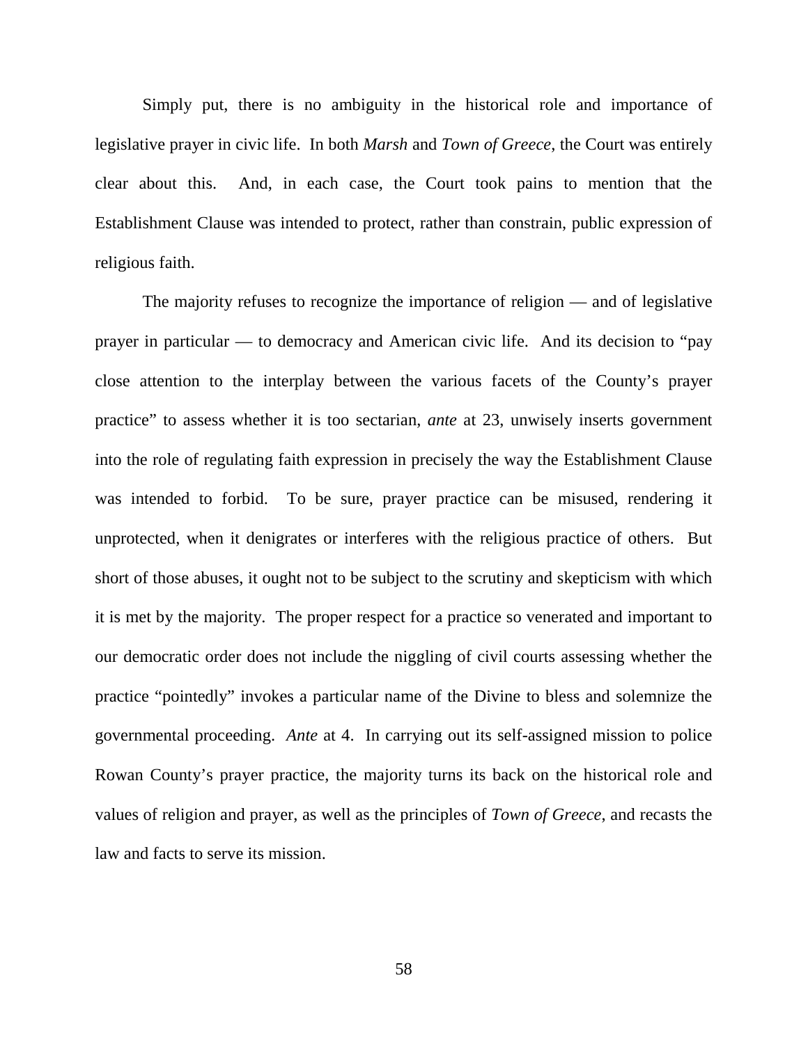Simply put, there is no ambiguity in the historical role and importance of legislative prayer in civic life. In both *Marsh* and *Town of Greece*, the Court was entirely clear about this. And, in each case, the Court took pains to mention that the Establishment Clause was intended to protect, rather than constrain, public expression of religious faith.

The majority refuses to recognize the importance of religion — and of legislative prayer in particular — to democracy and American civic life. And its decision to "pay close attention to the interplay between the various facets of the County's prayer practice" to assess whether it is too sectarian, *ante* at 23, unwisely inserts government into the role of regulating faith expression in precisely the way the Establishment Clause was intended to forbid. To be sure, prayer practice can be misused, rendering it unprotected, when it denigrates or interferes with the religious practice of others. But short of those abuses, it ought not to be subject to the scrutiny and skepticism with which it is met by the majority. The proper respect for a practice so venerated and important to our democratic order does not include the niggling of civil courts assessing whether the practice "pointedly" invokes a particular name of the Divine to bless and solemnize the governmental proceeding. *Ante* at 4. In carrying out its self-assigned mission to police Rowan County's prayer practice, the majority turns its back on the historical role and values of religion and prayer, as well as the principles of *Town of Greece*, and recasts the law and facts to serve its mission.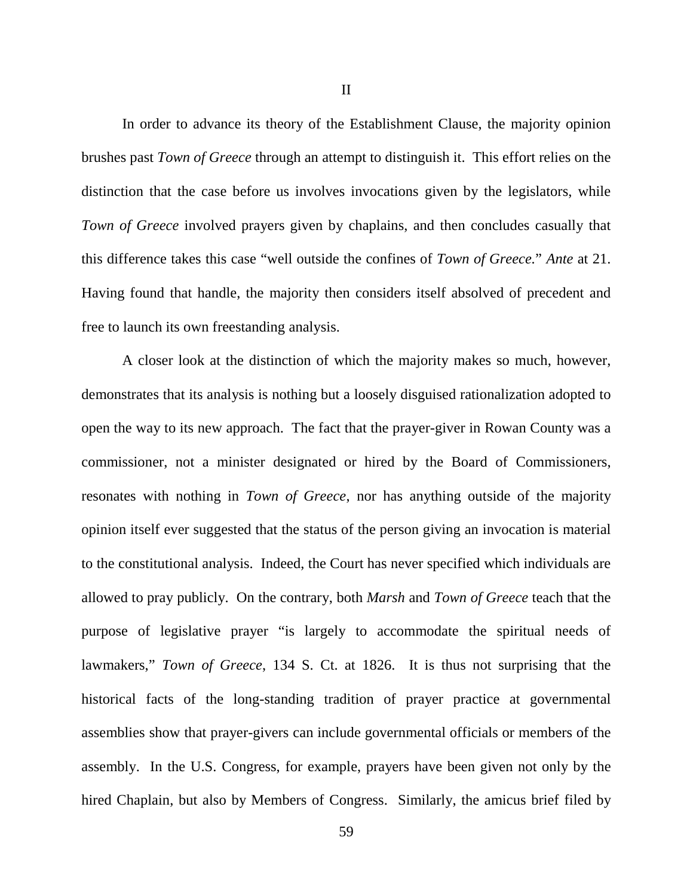II

In order to advance its theory of the Establishment Clause, the majority opinion brushes past *Town of Greece* through an attempt to distinguish it. This effort relies on the distinction that the case before us involves invocations given by the legislators, while *Town of Greece* involved prayers given by chaplains, and then concludes casually that this difference takes this case "well outside the confines of *Town of Greece.*" *Ante* at 21. Having found that handle, the majority then considers itself absolved of precedent and free to launch its own freestanding analysis.

A closer look at the distinction of which the majority makes so much, however, demonstrates that its analysis is nothing but a loosely disguised rationalization adopted to open the way to its new approach. The fact that the prayer-giver in Rowan County was a commissioner, not a minister designated or hired by the Board of Commissioners, resonates with nothing in *Town of Greece*, nor has anything outside of the majority opinion itself ever suggested that the status of the person giving an invocation is material to the constitutional analysis. Indeed, the Court has never specified which individuals are allowed to pray publicly. On the contrary, both *Marsh* and *Town of Greece* teach that the purpose of legislative prayer "is largely to accommodate the spiritual needs of lawmakers," *Town of Greece*, 134 S. Ct. at 1826. It is thus not surprising that the historical facts of the long-standing tradition of prayer practice at governmental assemblies show that prayer-givers can include governmental officials or members of the assembly. In the U.S. Congress, for example, prayers have been given not only by the hired Chaplain, but also by Members of Congress. Similarly, the amicus brief filed by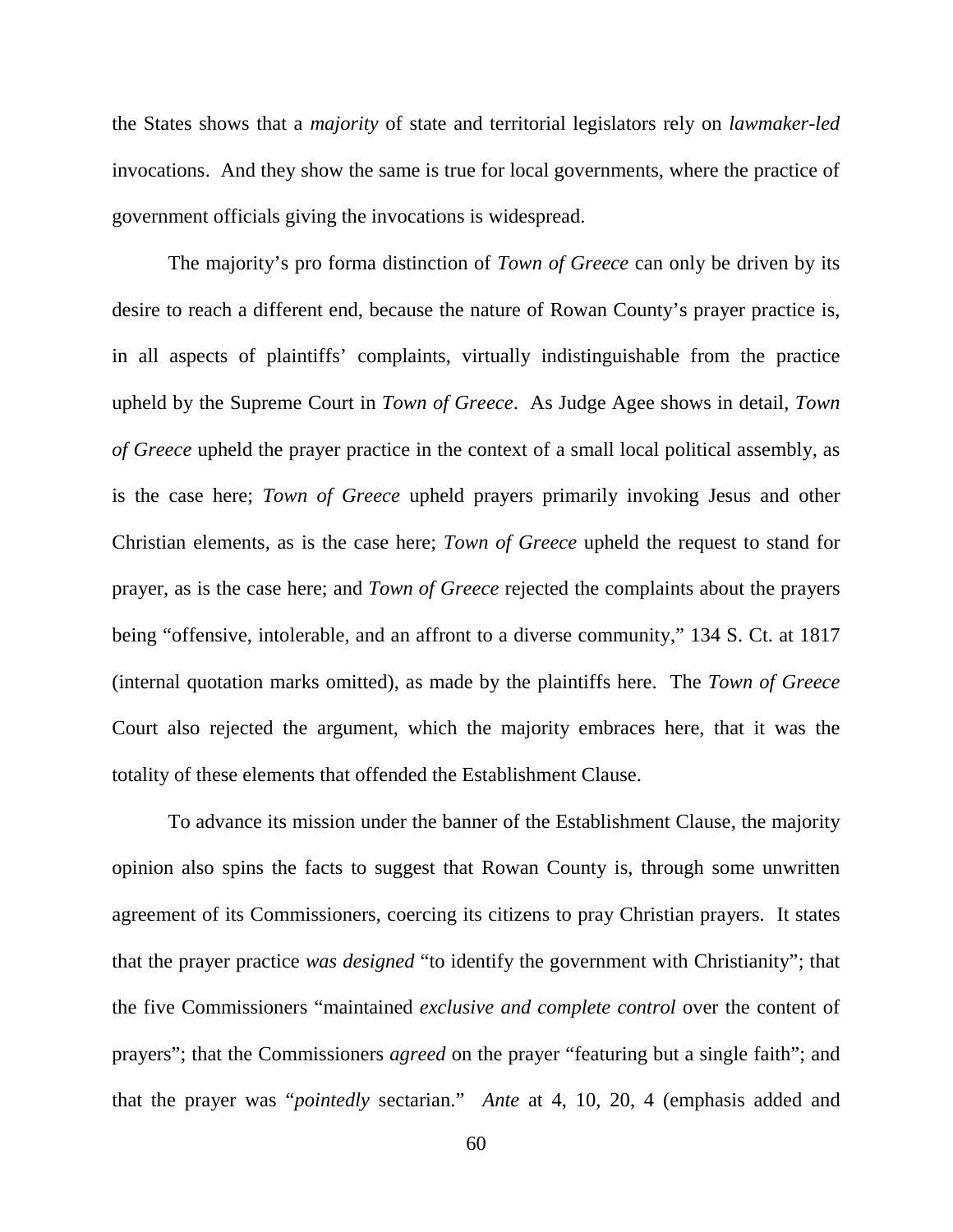the States shows that a *majority* of state and territorial legislators rely on *lawmaker-led* invocations. And they show the same is true for local governments, where the practice of government officials giving the invocations is widespread.

The majority's pro forma distinction of *Town of Greece* can only be driven by its desire to reach a different end, because the nature of Rowan County's prayer practice is, in all aspects of plaintiffs' complaints, virtually indistinguishable from the practice upheld by the Supreme Court in *Town of Greece*. As Judge Agee shows in detail, *Town of Greece* upheld the prayer practice in the context of a small local political assembly, as is the case here; *Town of Greece* upheld prayers primarily invoking Jesus and other Christian elements, as is the case here; *Town of Greece* upheld the request to stand for prayer, as is the case here; and *Town of Greece* rejected the complaints about the prayers being "offensive, intolerable, and an affront to a diverse community," 134 S. Ct. at 1817 (internal quotation marks omitted), as made by the plaintiffs here. The *Town of Greece* Court also rejected the argument, which the majority embraces here, that it was the totality of these elements that offended the Establishment Clause.

To advance its mission under the banner of the Establishment Clause, the majority opinion also spins the facts to suggest that Rowan County is, through some unwritten agreement of its Commissioners, coercing its citizens to pray Christian prayers. It states that the prayer practice *was designed* "to identify the government with Christianity"; that the five Commissioners "maintained *exclusive and complete control* over the content of prayers"; that the Commissioners *agreed* on the prayer "featuring but a single faith"; and that the prayer was "*pointedly* sectarian." *Ante* at 4, 10, 20, 4 (emphasis added and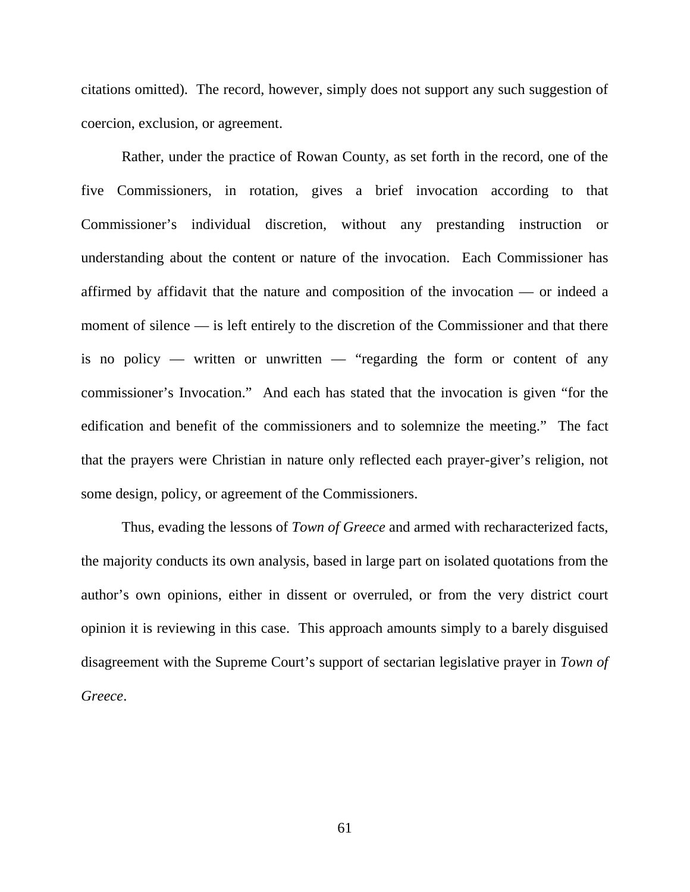citations omitted). The record, however, simply does not support any such suggestion of coercion, exclusion, or agreement.

Rather, under the practice of Rowan County, as set forth in the record, one of the five Commissioners, in rotation, gives a brief invocation according to that Commissioner's individual discretion, without any prestanding instruction or understanding about the content or nature of the invocation. Each Commissioner has affirmed by affidavit that the nature and composition of the invocation — or indeed a moment of silence — is left entirely to the discretion of the Commissioner and that there is no policy — written or unwritten — "regarding the form or content of any commissioner's Invocation." And each has stated that the invocation is given "for the edification and benefit of the commissioners and to solemnize the meeting." The fact that the prayers were Christian in nature only reflected each prayer-giver's religion, not some design, policy, or agreement of the Commissioners.

Thus, evading the lessons of *Town of Greece* and armed with recharacterized facts, the majority conducts its own analysis, based in large part on isolated quotations from the author's own opinions, either in dissent or overruled, or from the very district court opinion it is reviewing in this case. This approach amounts simply to a barely disguised disagreement with the Supreme Court's support of sectarian legislative prayer in *Town of Greece*.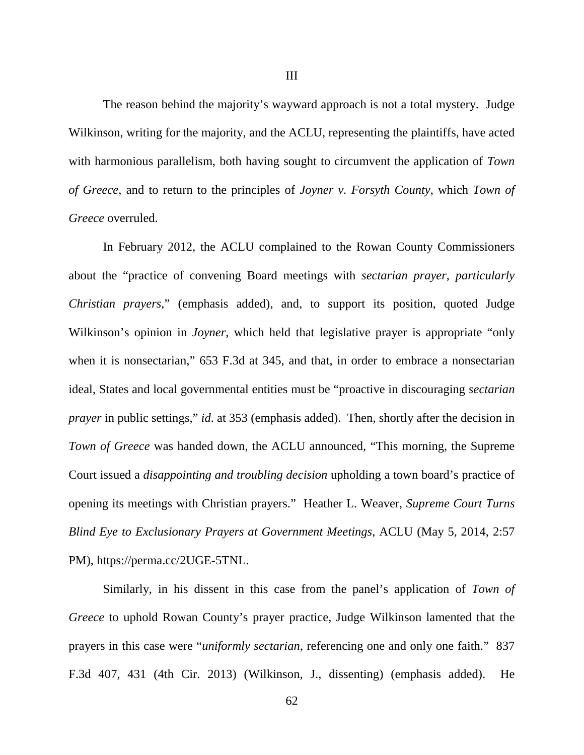## III

The reason behind the majority's wayward approach is not a total mystery. Judge Wilkinson, writing for the majority, and the ACLU, representing the plaintiffs, have acted with harmonious parallelism, both having sought to circumvent the application of *Town of Greece*, and to return to the principles of *Joyner v. Forsyth County*, which *Town of Greece* overruled.

In February 2012, the ACLU complained to the Rowan County Commissioners about the "practice of convening Board meetings with *sectarian prayer*, *particularly Christian prayers*," (emphasis added), and, to support its position, quoted Judge Wilkinson's opinion in *Joyner*, which held that legislative prayer is appropriate "only when it is nonsectarian," 653 F.3d at 345, and that, in order to embrace a nonsectarian ideal, States and local governmental entities must be "proactive in discouraging *sectarian prayer* in public settings," *id*. at 353 (emphasis added). Then, shortly after the decision in *Town of Greece* was handed down, the ACLU announced, "This morning, the Supreme Court issued a *disappointing and troubling decision* upholding a town board's practice of opening its meetings with Christian prayers." Heather L. Weaver, *Supreme Court Turns Blind Eye to Exclusionary Prayers at Government Meetings*, ACLU (May 5, 2014, 2:57 PM), https://perma.cc/2UGE-5TNL.

Similarly, in his dissent in this case from the panel's application of *Town of Greece* to uphold Rowan County's prayer practice, Judge Wilkinson lamented that the prayers in this case were "*uniformly sectarian*, referencing one and only one faith." 837 F.3d 407, 431 (4th Cir. 2013) (Wilkinson, J., dissenting) (emphasis added). He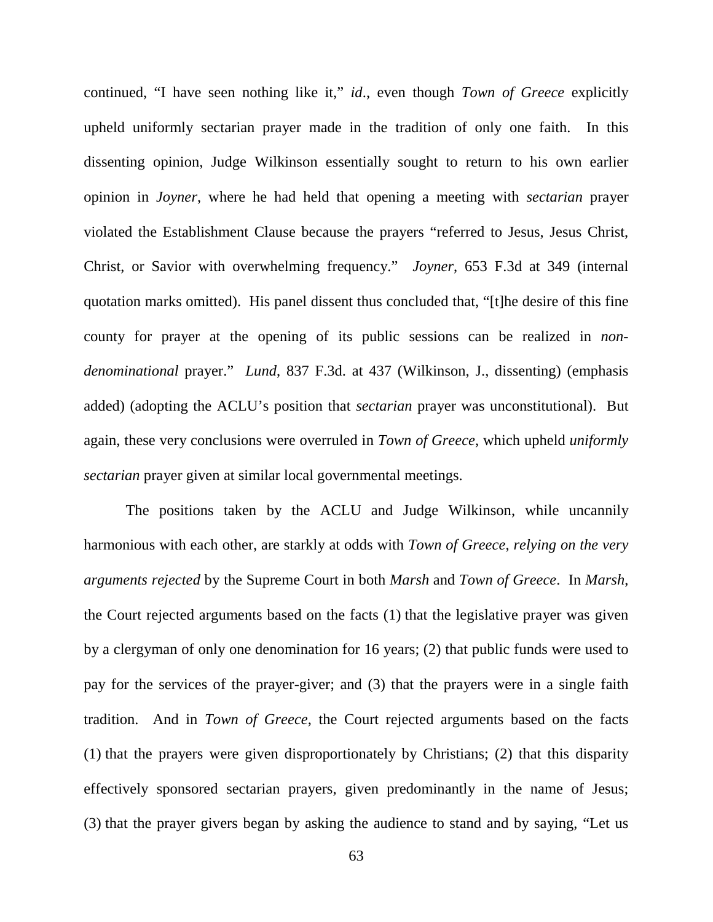continued, "I have seen nothing like it," *id*., even though *Town of Greece* explicitly upheld uniformly sectarian prayer made in the tradition of only one faith. In this dissenting opinion, Judge Wilkinson essentially sought to return to his own earlier opinion in *Joyner*, where he had held that opening a meeting with *sectarian* prayer violated the Establishment Clause because the prayers "referred to Jesus, Jesus Christ, Christ, or Savior with overwhelming frequency." *Joyner*, 653 F.3d at 349 (internal quotation marks omitted). His panel dissent thus concluded that, "[t]he desire of this fine county for prayer at the opening of its public sessions can be realized in *non-denominational* prayer." *Lund*, 837 F.3d. at 437 (Wilkinson, J., dissenting) (emphasis added) (adopting the ACLU's position that *sectarian* prayer was unconstitutional). But again, these very conclusions were overruled in *Town of Greece*, which upheld *uniformly sectarian* prayer given at similar local governmental meetings.

The positions taken by the ACLU and Judge Wilkinson, while uncannily harmonious with each other, are starkly at odds with *Town of Greece*, *relying on the very arguments rejected* by the Supreme Court in both *Marsh* and *Town of Greece*. In *Marsh*, the Court rejected arguments based on the facts (1) that the legislative prayer was given by a clergyman of only one denomination for 16 years; (2) that public funds were used to pay for the services of the prayer-giver; and (3) that the prayers were in a single faith tradition. And in *Town of Greece*, the Court rejected arguments based on the facts (1) that the prayers were given disproportionately by Christians; (2) that this disparity effectively sponsored sectarian prayers, given predominantly in the name of Jesus; (3) that the prayer givers began by asking the audience to stand and by saying, "Let us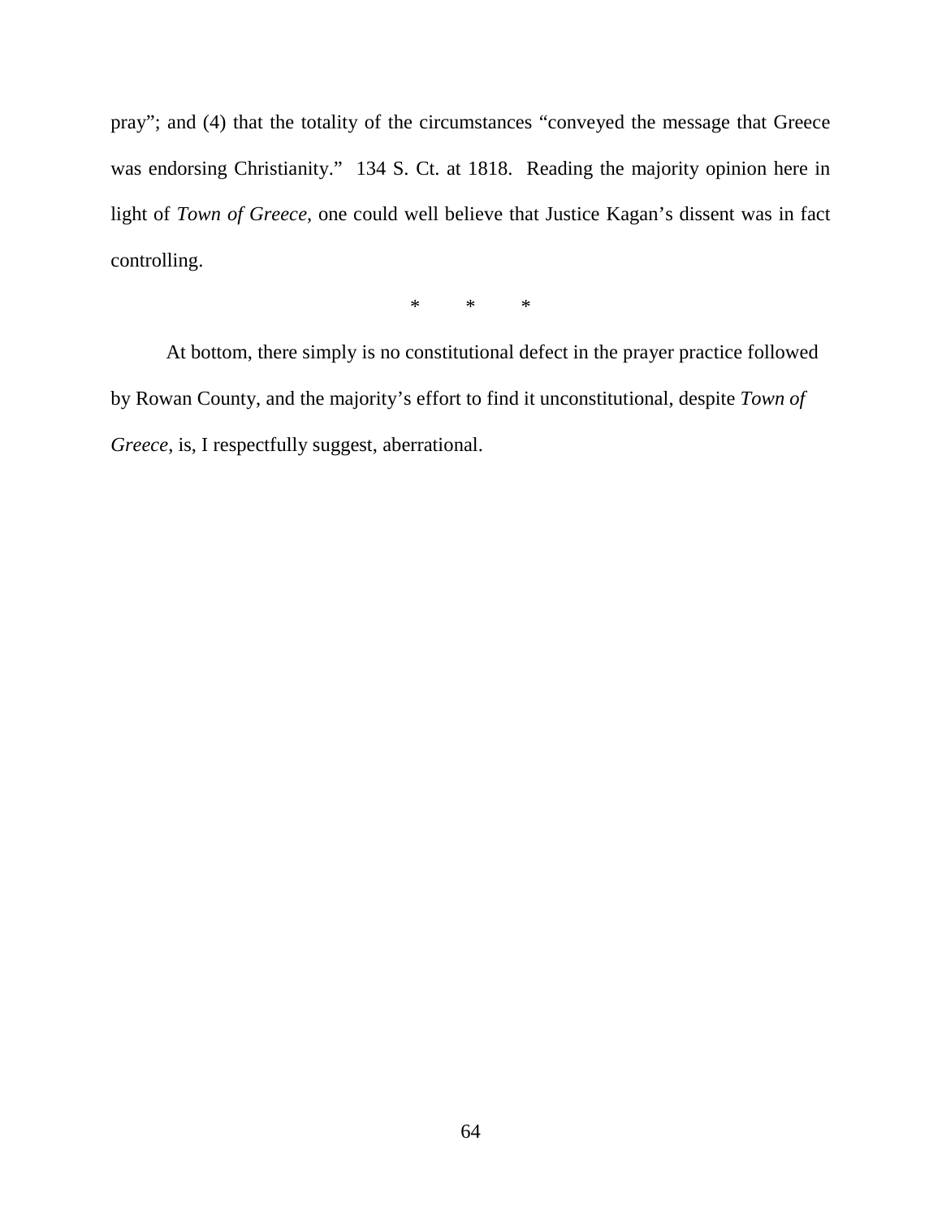pray"; and (4) that the totality of the circumstances "conveyed the message that Greece was endorsing Christianity." 134 S. Ct. at 1818. Reading the majority opinion here in light of *Town of Greece*, one could well believe that Justice Kagan's dissent was in fact controlling.

\* \* \*

At bottom, there simply is no constitutional defect in the prayer practice followed by Rowan County, and the majority's effort to find it unconstitutional, despite *Town of Greece*, is, I respectfully suggest, aberrational.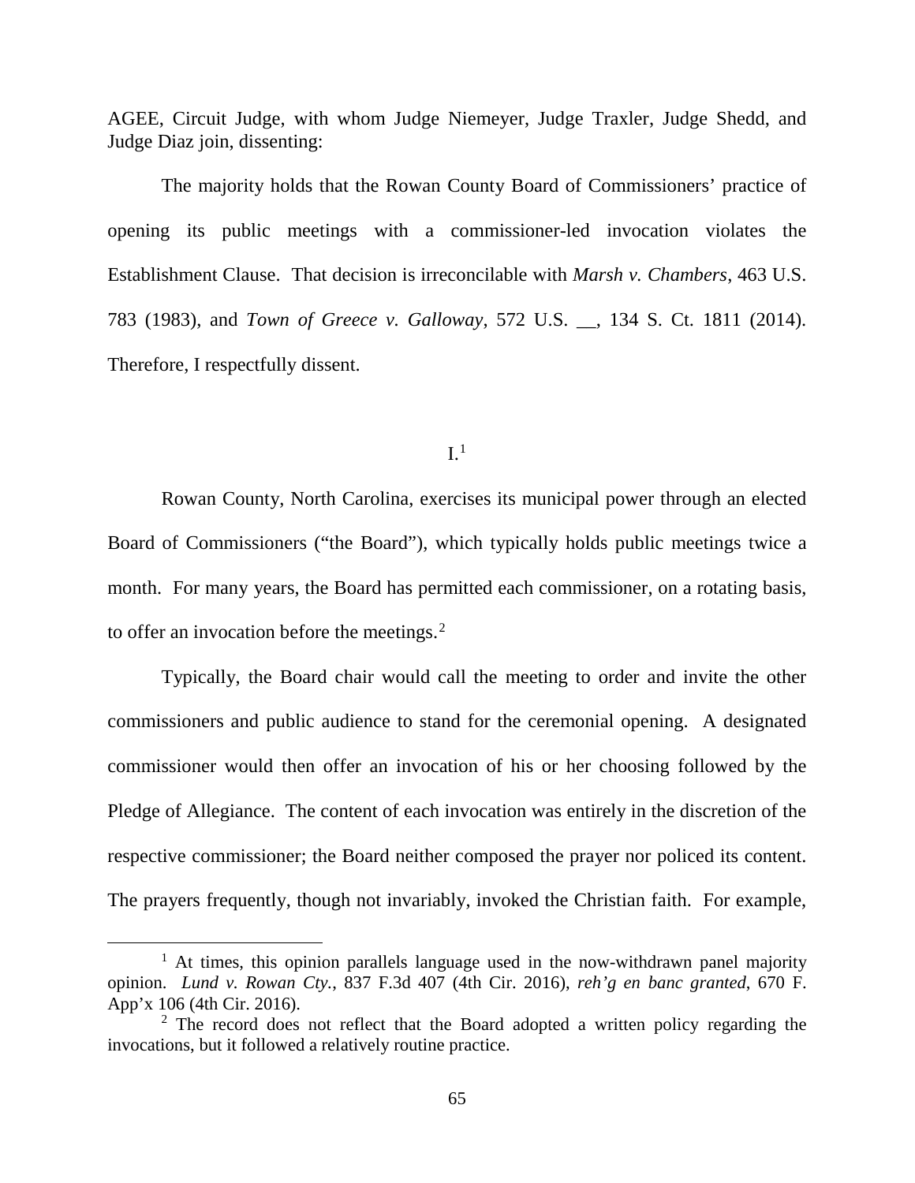AGEE, Circuit Judge, with whom Judge Niemeyer, Judge Traxler, Judge Shedd, and Judge Diaz join, dissenting:

The majority holds that the Rowan County Board of Commissioners' practice of opening its public meetings with a commissioner-led invocation violates the Establishment Clause. That decision is irreconcilable with *Marsh v. Chambers*, 463 U.S. 783 (1983), and *Town of Greece v. Galloway*, 572 U.S. __, 134 S. Ct. 1811 (2014). Therefore, I respectfully dissent.

## I.[1]

Rowan County, North Carolina, exercises its municipal power through an elected Board of Commissioners ("the Board"), which typically holds public meetings twice a month. For many years, the Board has permitted each commissioner, on a rotating basis, to offer an invocation before the meetings.[2]

Typically, the Board chair would call the meeting to order and invite the other commissioners and public audience to stand for the ceremonial opening. A designated commissioner would then offer an invocation of his or her choosing followed by the Pledge of Allegiance. The content of each invocation was entirely in the discretion of the respective commissioner; the Board neither composed the prayer nor policed its content. The prayers frequently, though not invariably, invoked the Christian faith. For example,

---

[1] At times, this opinion parallels language used in the now-withdrawn panel majority opinion. *Lund v. Rowan Cty.*, 837 F.3d 407 (4th Cir. 2016), *reh'g en banc granted*, 670 F. App'x 106 (4th Cir. 2016).

[2] The record does not reflect that the Board adopted a written policy regarding the invocations, but it followed a relatively routine practice.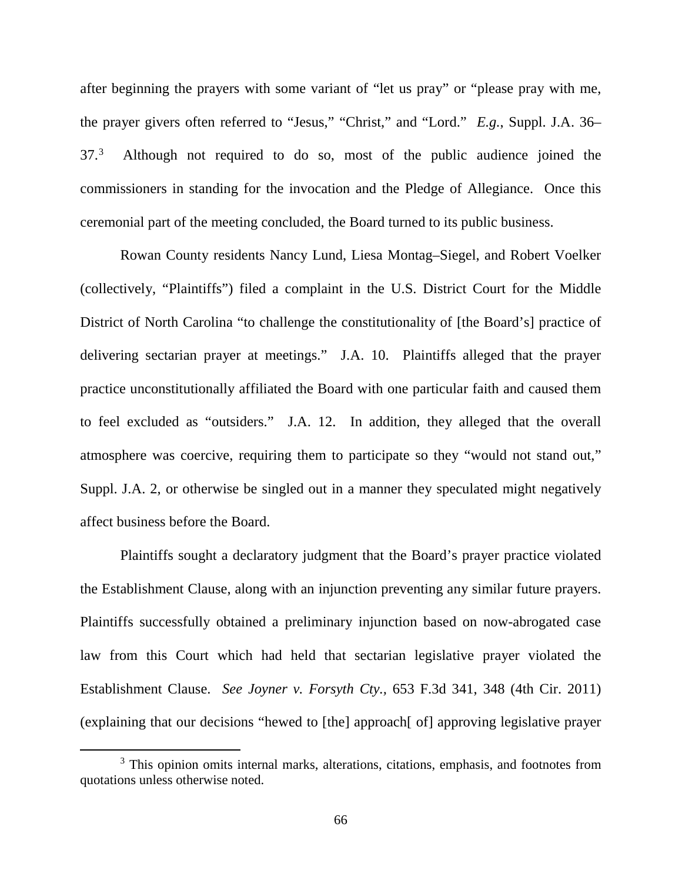after beginning the prayers with some variant of "let us pray" or "please pray with me, the prayer givers often referred to "Jesus," "Christ," and "Lord." *E.g.*, Suppl. J.A. 36–37.[3] Although not required to do so, most of the public audience joined the commissioners in standing for the invocation and the Pledge of Allegiance. Once this ceremonial part of the meeting concluded, the Board turned to its public business.

Rowan County residents Nancy Lund, Liesa Montag–Siegel, and Robert Voelker (collectively, "Plaintiffs") filed a complaint in the U.S. District Court for the Middle District of North Carolina "to challenge the constitutionality of [the Board's] practice of delivering sectarian prayer at meetings." J.A. 10. Plaintiffs alleged that the prayer practice unconstitutionally affiliated the Board with one particular faith and caused them to feel excluded as "outsiders." J.A. 12. In addition, they alleged that the overall atmosphere was coercive, requiring them to participate so they "would not stand out," Suppl. J.A. 2, or otherwise be singled out in a manner they speculated might negatively affect business before the Board.

Plaintiffs sought a declaratory judgment that the Board's prayer practice violated the Establishment Clause, along with an injunction preventing any similar future prayers. Plaintiffs successfully obtained a preliminary injunction based on now-abrogated case law from this Court which had held that sectarian legislative prayer violated the Establishment Clause. *See Joyner v. Forsyth Cty.*, 653 F.3d 341, 348 (4th Cir. 2011) (explaining that our decisions "hewed to [the] approach[ of] approving legislative prayer

---

[3] This opinion omits internal marks, alterations, citations, emphasis, and footnotes from quotations unless otherwise noted.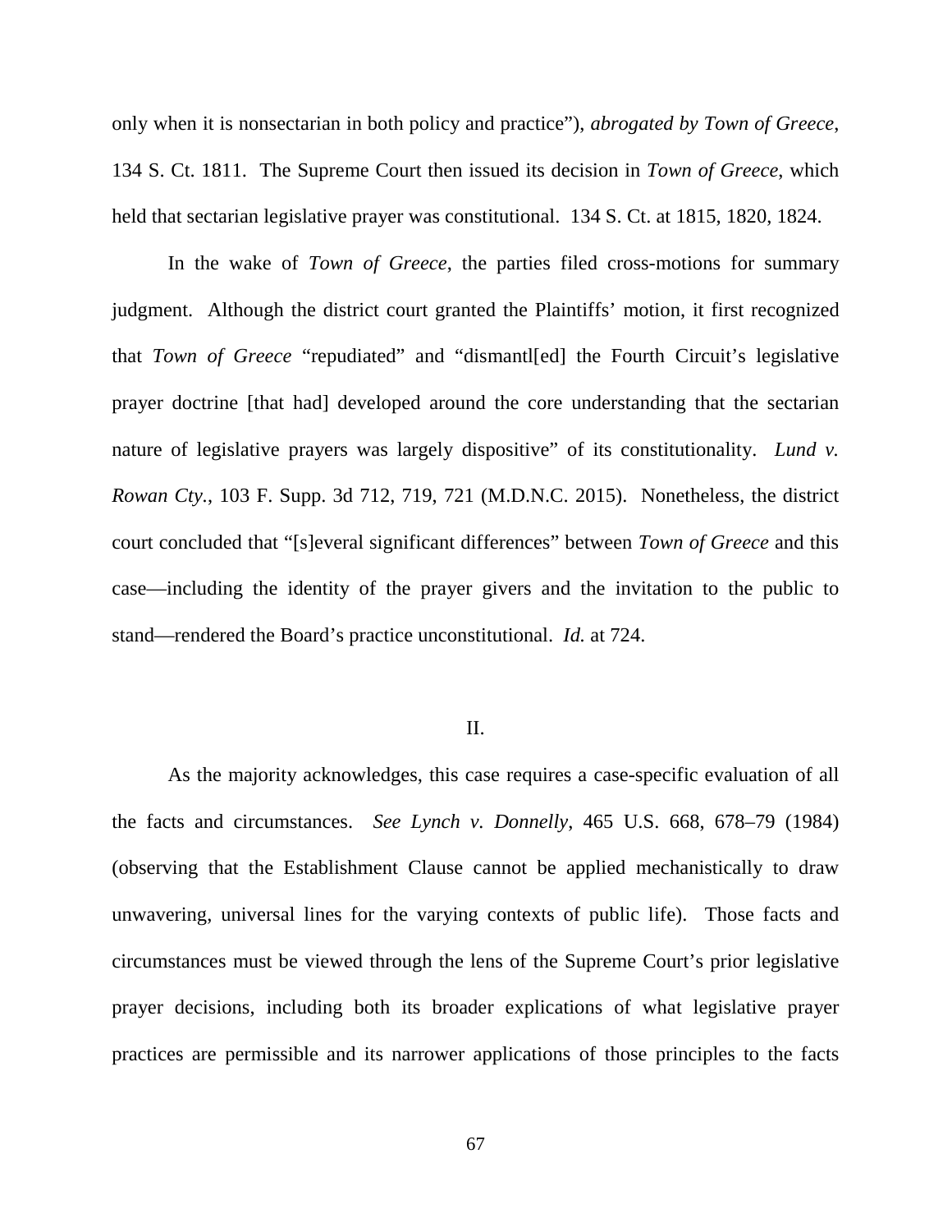only when it is nonsectarian in both policy and practice"), *abrogated by Town of Greece*, 134 S. Ct. 1811. The Supreme Court then issued its decision in *Town of Greece*, which held that sectarian legislative prayer was constitutional. 134 S. Ct. at 1815, 1820, 1824.

In the wake of *Town of Greece*, the parties filed cross-motions for summary judgment. Although the district court granted the Plaintiffs' motion, it first recognized that *Town of Greece* "repudiated" and "dismantl[ed] the Fourth Circuit's legislative prayer doctrine [that had] developed around the core understanding that the sectarian nature of legislative prayers was largely dispositive" of its constitutionality. *Lund v. Rowan Cty.*, 103 F. Supp. 3d 712, 719, 721 (M.D.N.C. 2015). Nonetheless, the district court concluded that "[s]everal significant differences" between *Town of Greece* and this case—including the identity of the prayer givers and the invitation to the public to stand—rendered the Board's practice unconstitutional. *Id.* at 724.

## II.

As the majority acknowledges, this case requires a case-specific evaluation of all the facts and circumstances. *See Lynch v. Donnelly*, 465 U.S. 668, 678–79 (1984) (observing that the Establishment Clause cannot be applied mechanistically to draw unwavering, universal lines for the varying contexts of public life). Those facts and circumstances must be viewed through the lens of the Supreme Court's prior legislative prayer decisions, including both its broader explications of what legislative prayer practices are permissible and its narrower applications of those principles to the facts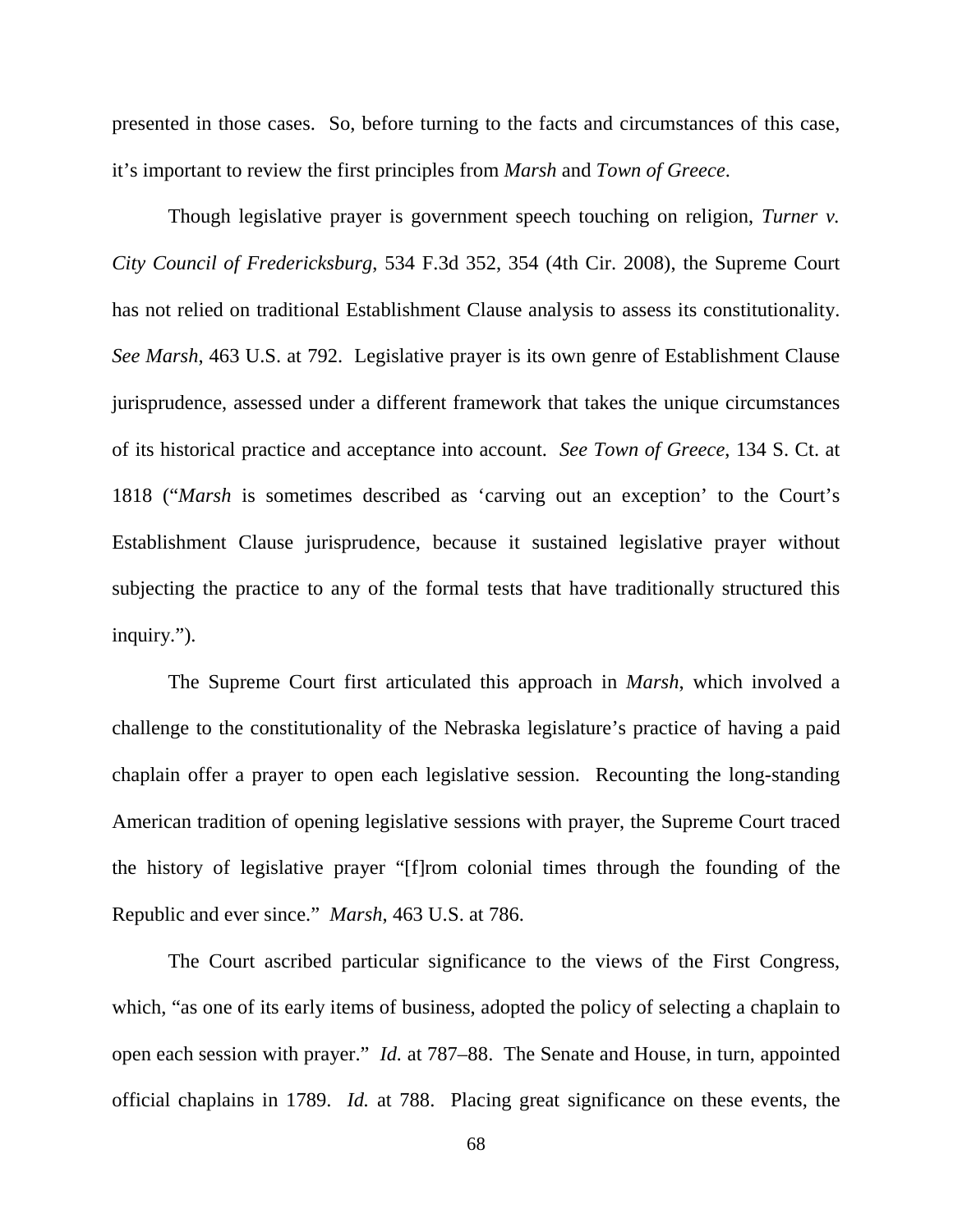presented in those cases. So, before turning to the facts and circumstances of this case, it's important to review the first principles from *Marsh* and *Town of Greece*.

Though legislative prayer is government speech touching on religion, *Turner v. City Council of Fredericksburg*, 534 F.3d 352, 354 (4th Cir. 2008), the Supreme Court has not relied on traditional Establishment Clause analysis to assess its constitutionality. *See Marsh*, 463 U.S. at 792. Legislative prayer is its own genre of Establishment Clause jurisprudence, assessed under a different framework that takes the unique circumstances of its historical practice and acceptance into account. *See Town of Greece*, 134 S. Ct. at 1818 ("*Marsh* is sometimes described as 'carving out an exception' to the Court's Establishment Clause jurisprudence, because it sustained legislative prayer without subjecting the practice to any of the formal tests that have traditionally structured this inquiry.").

The Supreme Court first articulated this approach in *Marsh*, which involved a challenge to the constitutionality of the Nebraska legislature's practice of having a paid chaplain offer a prayer to open each legislative session. Recounting the long-standing American tradition of opening legislative sessions with prayer, the Supreme Court traced the history of legislative prayer "[f]rom colonial times through the founding of the Republic and ever since." *Marsh*, 463 U.S. at 786.

The Court ascribed particular significance to the views of the First Congress, which, "as one of its early items of business, adopted the policy of selecting a chaplain to open each session with prayer." *Id.* at 787–88. The Senate and House, in turn, appointed official chaplains in 1789. *Id.* at 788. Placing great significance on these events, the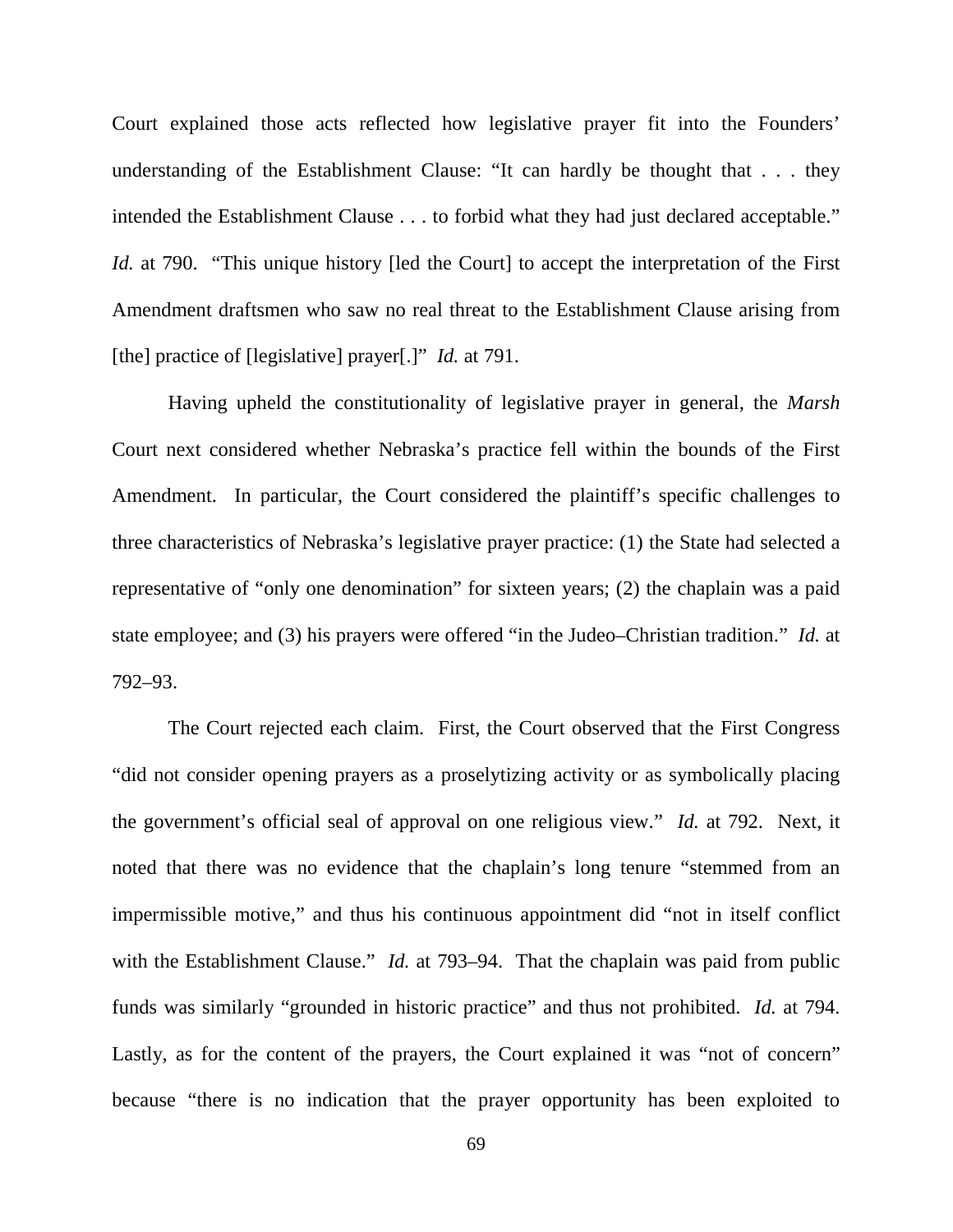Court explained those acts reflected how legislative prayer fit into the Founders' understanding of the Establishment Clause: "It can hardly be thought that . . . they intended the Establishment Clause . . . to forbid what they had just declared acceptable." *Id.* at 790. "This unique history [led the Court] to accept the interpretation of the First Amendment draftsmen who saw no real threat to the Establishment Clause arising from [the] practice of [legislative] prayer[.]" *Id.* at 791.

Having upheld the constitutionality of legislative prayer in general, the *Marsh* Court next considered whether Nebraska's practice fell within the bounds of the First Amendment. In particular, the Court considered the plaintiff's specific challenges to three characteristics of Nebraska's legislative prayer practice: (1) the State had selected a representative of "only one denomination" for sixteen years; (2) the chaplain was a paid state employee; and (3) his prayers were offered "in the Judeo–Christian tradition." *Id.* at 792–93.

The Court rejected each claim. First, the Court observed that the First Congress "did not consider opening prayers as a proselytizing activity or as symbolically placing the government's official seal of approval on one religious view." *Id.* at 792. Next, it noted that there was no evidence that the chaplain's long tenure "stemmed from an impermissible motive," and thus his continuous appointment did "not in itself conflict with the Establishment Clause." *Id.* at 793–94. That the chaplain was paid from public funds was similarly "grounded in historic practice" and thus not prohibited. *Id.* at 794. Lastly, as for the content of the prayers, the Court explained it was "not of concern" because "there is no indication that the prayer opportunity has been exploited to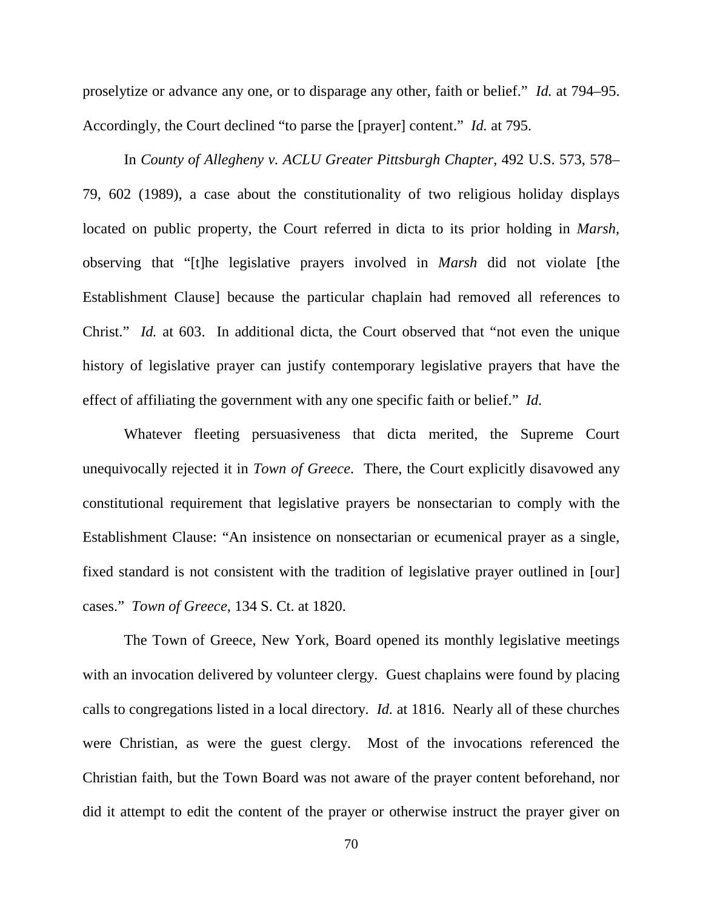proselytize or advance any one, or to disparage any other, faith or belief." *Id.* at 794–95. Accordingly, the Court declined "to parse the [prayer] content." *Id.* at 795.

In *County of Allegheny v. ACLU Greater Pittsburgh Chapter*, 492 U.S. 573, 578–79, 602 (1989), a case about the constitutionality of two religious holiday displays located on public property, the Court referred in dicta to its prior holding in *Marsh*, observing that "[t]he legislative prayers involved in *Marsh* did not violate [the Establishment Clause] because the particular chaplain had removed all references to Christ." *Id.* at 603. In additional dicta, the Court observed that "not even the unique history of legislative prayer can justify contemporary legislative prayers that have the effect of affiliating the government with any one specific faith or belief." *Id.*

Whatever fleeting persuasiveness that dicta merited, the Supreme Court unequivocally rejected it in *Town of Greece*. There, the Court explicitly disavowed any constitutional requirement that legislative prayers be nonsectarian to comply with the Establishment Clause: "An insistence on nonsectarian or ecumenical prayer as a single, fixed standard is not consistent with the tradition of legislative prayer outlined in [our] cases." *Town of Greece*, 134 S. Ct. at 1820.

The Town of Greece, New York, Board opened its monthly legislative meetings with an invocation delivered by volunteer clergy. Guest chaplains were found by placing calls to congregations listed in a local directory. *Id.* at 1816. Nearly all of these churches were Christian, as were the guest clergy. Most of the invocations referenced the Christian faith, but the Town Board was not aware of the prayer content beforehand, nor did it attempt to edit the content of the prayer or otherwise instruct the prayer giver on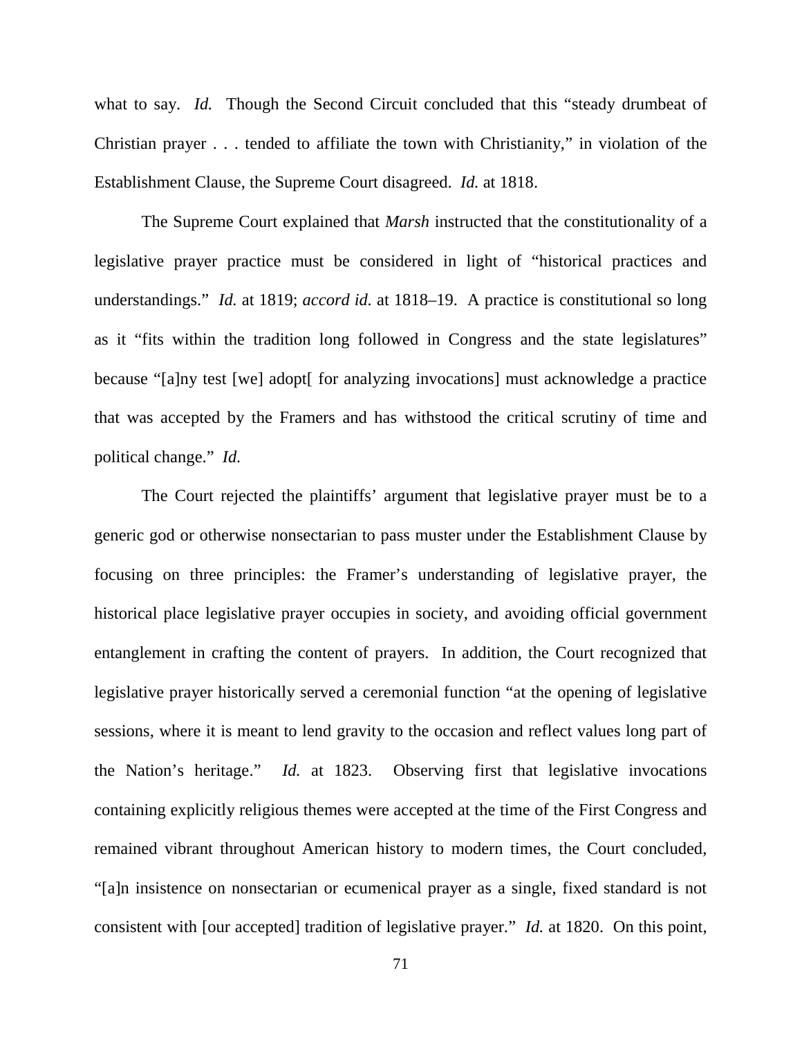what to say. *Id.* Though the Second Circuit concluded that this "steady drumbeat of Christian prayer . . . tended to affiliate the town with Christianity," in violation of the Establishment Clause, the Supreme Court disagreed. *Id.* at 1818.

The Supreme Court explained that *Marsh* instructed that the constitutionality of a legislative prayer practice must be considered in light of "historical practices and understandings." *Id.* at 1819; *accord id.* at 1818–19. A practice is constitutional so long as it "fits within the tradition long followed in Congress and the state legislatures" because "[a]ny test [we] adopt[ for analyzing invocations] must acknowledge a practice that was accepted by the Framers and has withstood the critical scrutiny of time and political change." *Id.*

The Court rejected the plaintiffs' argument that legislative prayer must be to a generic god or otherwise nonsectarian to pass muster under the Establishment Clause by focusing on three principles: the Framer's understanding of legislative prayer, the historical place legislative prayer occupies in society, and avoiding official government entanglement in crafting the content of prayers. In addition, the Court recognized that legislative prayer historically served a ceremonial function "at the opening of legislative sessions, where it is meant to lend gravity to the occasion and reflect values long part of the Nation's heritage." *Id.* at 1823. Observing first that legislative invocations containing explicitly religious themes were accepted at the time of the First Congress and remained vibrant throughout American history to modern times, the Court concluded, "[a]n insistence on nonsectarian or ecumenical prayer as a single, fixed standard is not consistent with [our accepted] tradition of legislative prayer." *Id.* at 1820. On this point,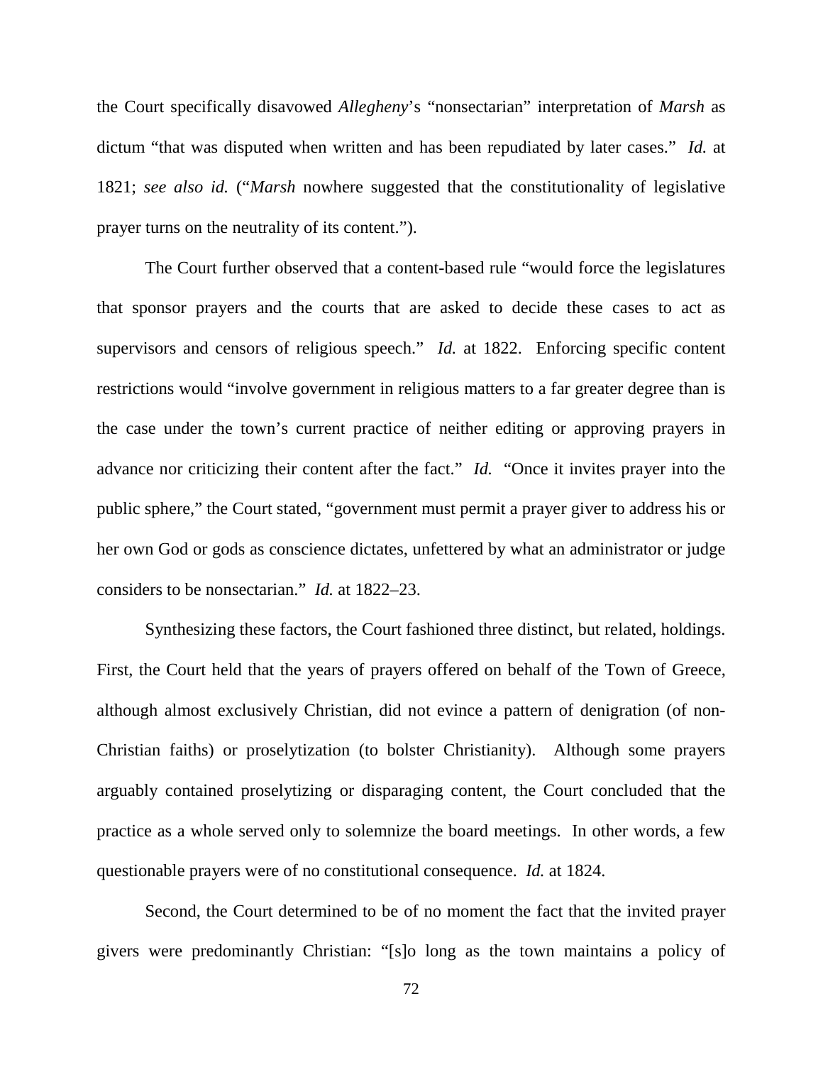the Court specifically disavowed *Allegheny*'s "nonsectarian" interpretation of *Marsh* as dictum "that was disputed when written and has been repudiated by later cases." *Id.* at 1821; *see also id.* ("*Marsh* nowhere suggested that the constitutionality of legislative prayer turns on the neutrality of its content.").

The Court further observed that a content-based rule "would force the legislatures that sponsor prayers and the courts that are asked to decide these cases to act as supervisors and censors of religious speech." *Id.* at 1822. Enforcing specific content restrictions would "involve government in religious matters to a far greater degree than is the case under the town's current practice of neither editing or approving prayers in advance nor criticizing their content after the fact." *Id.* "Once it invites prayer into the public sphere," the Court stated, "government must permit a prayer giver to address his or her own God or gods as conscience dictates, unfettered by what an administrator or judge considers to be nonsectarian." *Id.* at 1822–23.

Synthesizing these factors, the Court fashioned three distinct, but related, holdings. First, the Court held that the years of prayers offered on behalf of the Town of Greece, although almost exclusively Christian, did not evince a pattern of denigration (of non-Christian faiths) or proselytization (to bolster Christianity). Although some prayers arguably contained proselytizing or disparaging content, the Court concluded that the practice as a whole served only to solemnize the board meetings. In other words, a few questionable prayers were of no constitutional consequence. *Id.* at 1824.

Second, the Court determined to be of no moment the fact that the invited prayer givers were predominantly Christian: "[s]o long as the town maintains a policy of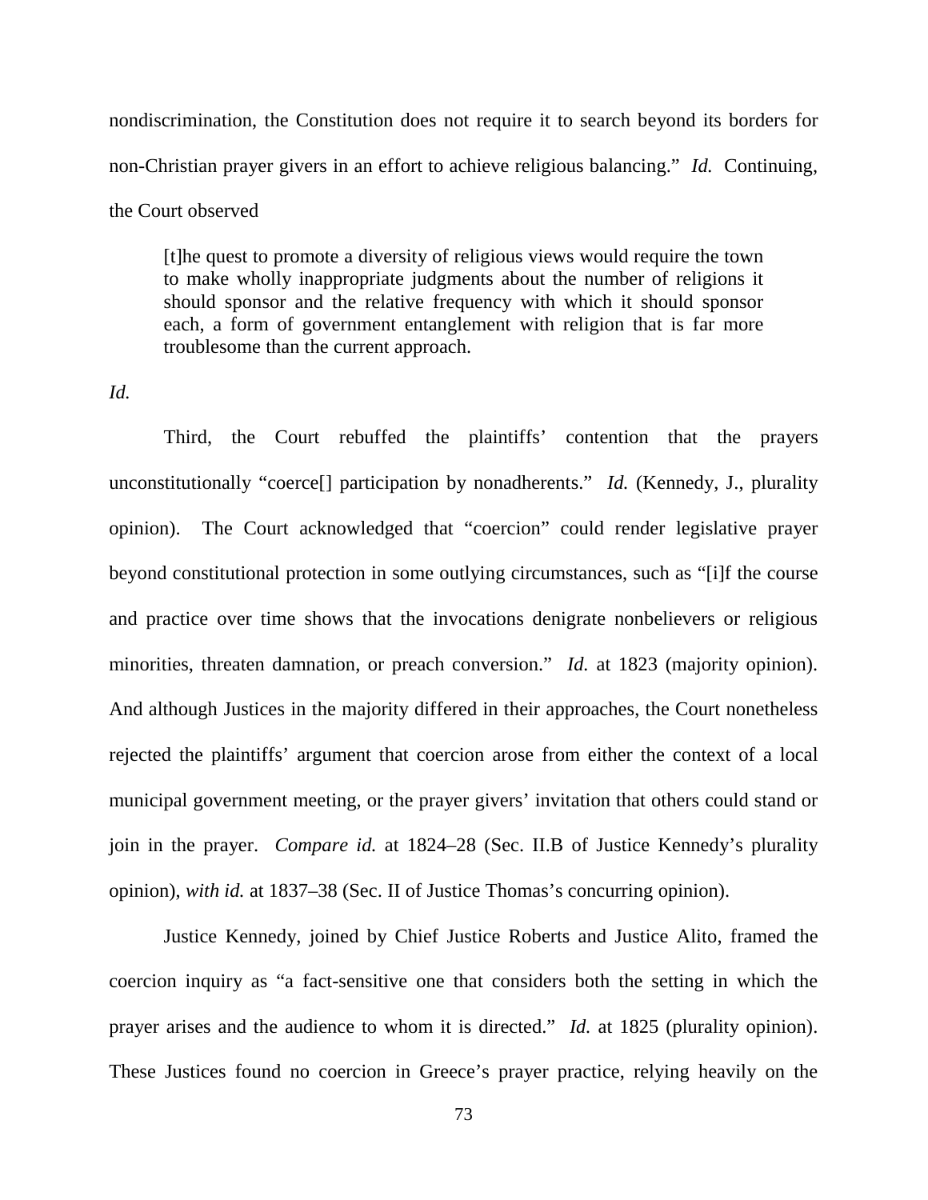nondiscrimination, the Constitution does not require it to search beyond its borders for non-Christian prayer givers in an effort to achieve religious balancing." *Id.* Continuing, the Court observed

> [t]he quest to promote a diversity of religious views would require the town to make wholly inappropriate judgments about the number of religions it should sponsor and the relative frequency with which it should sponsor each, a form of government entanglement with religion that is far more troublesome than the current approach.

*Id.*

Third, the Court rebuffed the plaintiffs' contention that the prayers unconstitutionally "coerce[] participation by nonadherents." *Id.* (Kennedy, J., plurality opinion). The Court acknowledged that "coercion" could render legislative prayer beyond constitutional protection in some outlying circumstances, such as "[i]f the course and practice over time shows that the invocations denigrate nonbelievers or religious minorities, threaten damnation, or preach conversion." *Id.* at 1823 (majority opinion). And although Justices in the majority differed in their approaches, the Court nonetheless rejected the plaintiffs' argument that coercion arose from either the context of a local municipal government meeting, or the prayer givers' invitation that others could stand or join in the prayer. *Compare id.* at 1824–28 (Sec. II.B of Justice Kennedy's plurality opinion), *with id.* at 1837–38 (Sec. II of Justice Thomas's concurring opinion).

Justice Kennedy, joined by Chief Justice Roberts and Justice Alito, framed the coercion inquiry as "a fact-sensitive one that considers both the setting in which the prayer arises and the audience to whom it is directed." *Id.* at 1825 (plurality opinion). These Justices found no coercion in Greece's prayer practice, relying heavily on the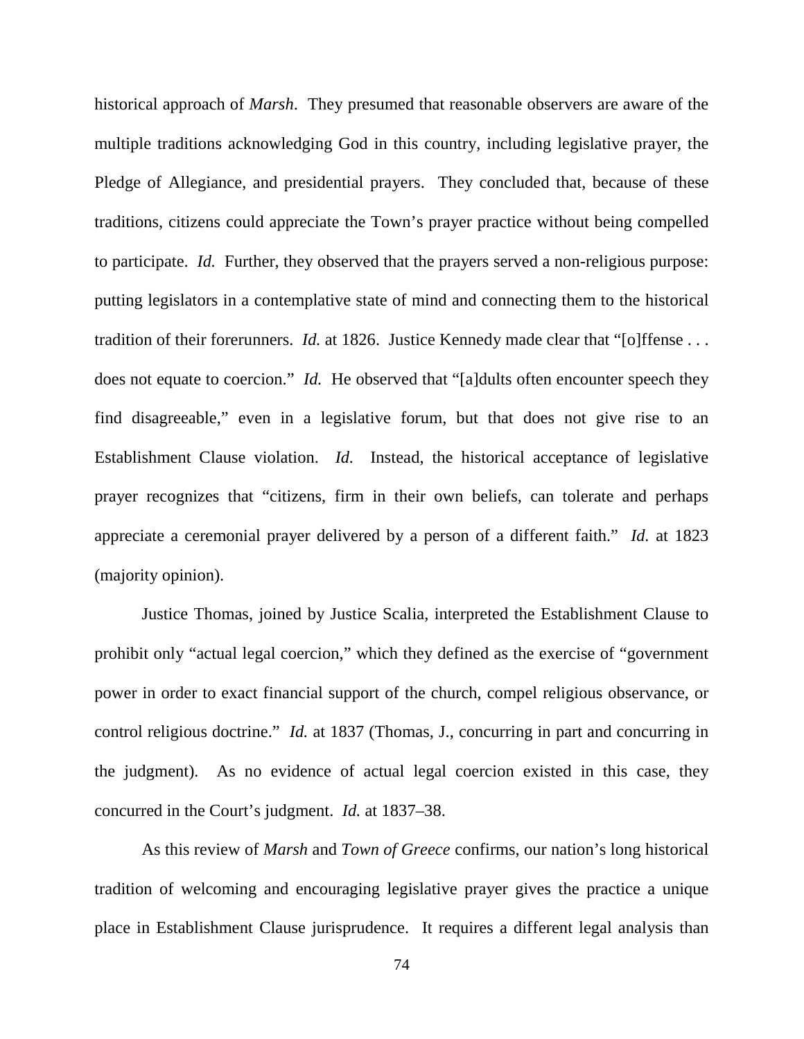historical approach of *Marsh*. They presumed that reasonable observers are aware of the multiple traditions acknowledging God in this country, including legislative prayer, the Pledge of Allegiance, and presidential prayers. They concluded that, because of these traditions, citizens could appreciate the Town's prayer practice without being compelled to participate. *Id.* Further, they observed that the prayers served a non-religious purpose: putting legislators in a contemplative state of mind and connecting them to the historical tradition of their forerunners. *Id.* at 1826. Justice Kennedy made clear that "[o]ffense . . . does not equate to coercion." *Id.* He observed that "[a]dults often encounter speech they find disagreeable," even in a legislative forum, but that does not give rise to an Establishment Clause violation. *Id.* Instead, the historical acceptance of legislative prayer recognizes that "citizens, firm in their own beliefs, can tolerate and perhaps appreciate a ceremonial prayer delivered by a person of a different faith." *Id.* at 1823 (majority opinion).

Justice Thomas, joined by Justice Scalia, interpreted the Establishment Clause to prohibit only "actual legal coercion," which they defined as the exercise of "government power in order to exact financial support of the church, compel religious observance, or control religious doctrine." *Id.* at 1837 (Thomas, J., concurring in part and concurring in the judgment). As no evidence of actual legal coercion existed in this case, they concurred in the Court's judgment. *Id.* at 1837–38.

As this review of *Marsh* and *Town of Greece* confirms, our nation's long historical tradition of welcoming and encouraging legislative prayer gives the practice a unique place in Establishment Clause jurisprudence. It requires a different legal analysis than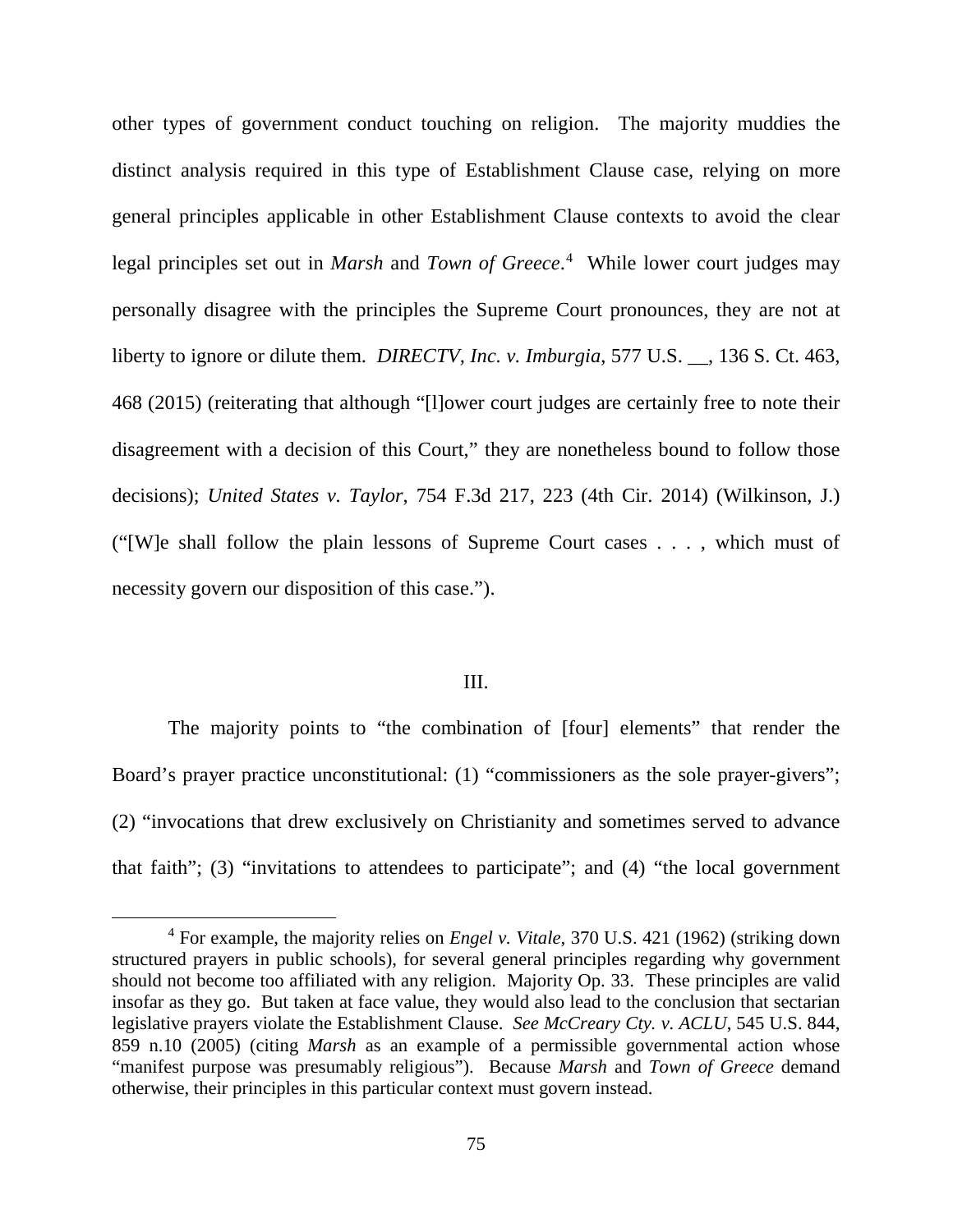other types of government conduct touching on religion. The majority muddies the distinct analysis required in this type of Establishment Clause case, relying on more general principles applicable in other Establishment Clause contexts to avoid the clear legal principles set out in *Marsh* and *Town of Greece*.[4] While lower court judges may personally disagree with the principles the Supreme Court pronounces, they are not at liberty to ignore or dilute them. *DIRECTV, Inc. v. Imburgia*, 577 U.S. __, 136 S. Ct. 463, 468 (2015) (reiterating that although "[l]ower court judges are certainly free to note their disagreement with a decision of this Court," they are nonetheless bound to follow those decisions); *United States v. Taylor*, 754 F.3d 217, 223 (4th Cir. 2014) (Wilkinson, J.) ("[W]e shall follow the plain lessons of Supreme Court cases . . . , which must of necessity govern our disposition of this case.").

## III.

The majority points to "the combination of [four] elements" that render the Board's prayer practice unconstitutional: (1) "commissioners as the sole prayer-givers"; (2) "invocations that drew exclusively on Christianity and sometimes served to advance that faith"; (3) "invitations to attendees to participate"; and (4) "the local government

---

[4] For example, the majority relies on *Engel v. Vitale*, 370 U.S. 421 (1962) (striking down structured prayers in public schools), for several general principles regarding why government should not become too affiliated with any religion. Majority Op. 33. These principles are valid insofar as they go. But taken at face value, they would also lead to the conclusion that sectarian legislative prayers violate the Establishment Clause. *See McCreary Cty. v. ACLU*, 545 U.S. 844, 859 n.10 (2005) (citing *Marsh* as an example of a permissible governmental action whose "manifest purpose was presumably religious"). Because *Marsh* and *Town of Greece* demand otherwise, their principles in this particular context must govern instead.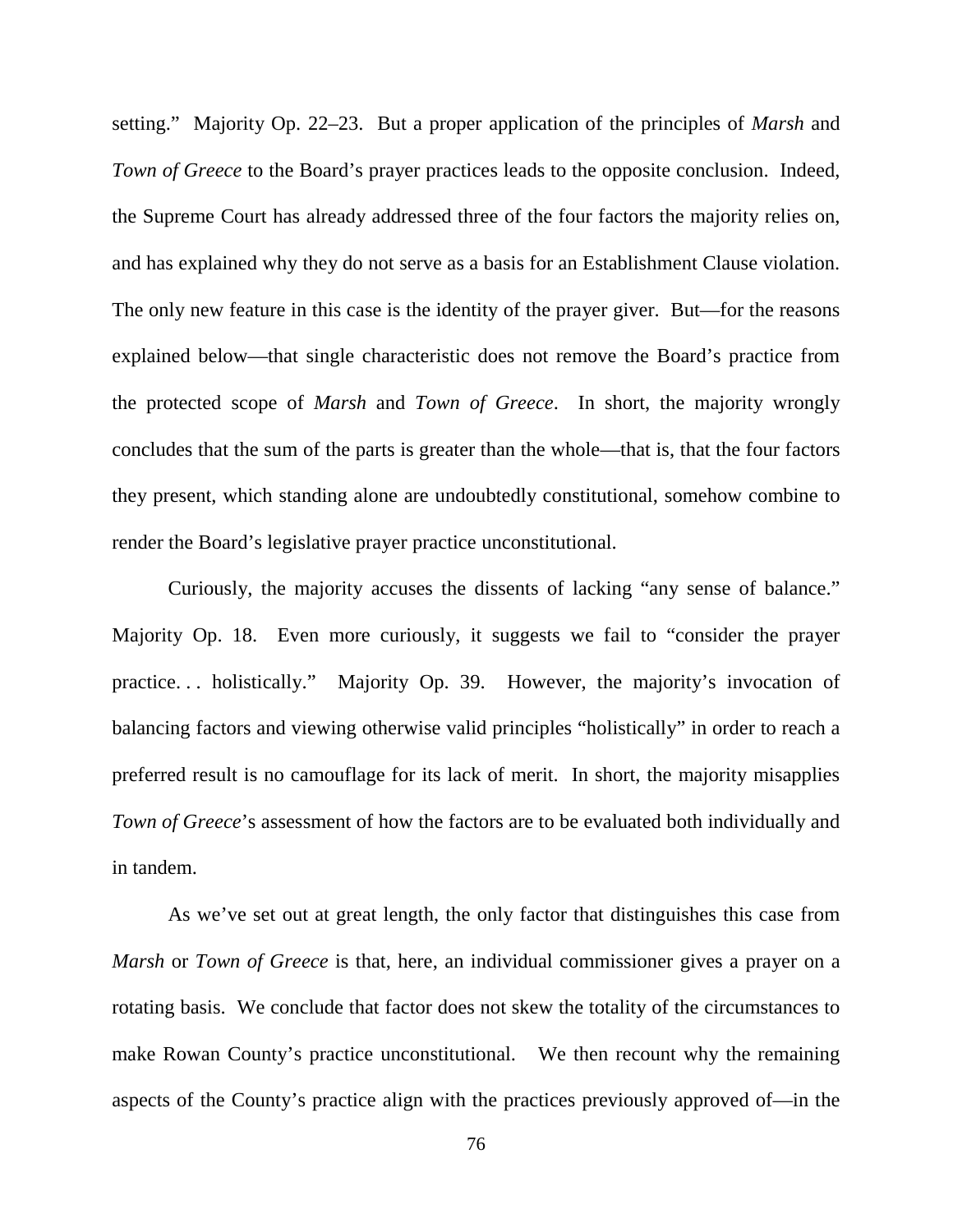setting." Majority Op. 22–23. But a proper application of the principles of *Marsh* and *Town of Greece* to the Board's prayer practices leads to the opposite conclusion. Indeed, the Supreme Court has already addressed three of the four factors the majority relies on, and has explained why they do not serve as a basis for an Establishment Clause violation. The only new feature in this case is the identity of the prayer giver. But—for the reasons explained below—that single characteristic does not remove the Board's practice from the protected scope of *Marsh* and *Town of Greece*. In short, the majority wrongly concludes that the sum of the parts is greater than the whole—that is, that the four factors they present, which standing alone are undoubtedly constitutional, somehow combine to render the Board's legislative prayer practice unconstitutional.

Curiously, the majority accuses the dissents of lacking "any sense of balance." Majority Op. 18. Even more curiously, it suggests we fail to "consider the prayer practice. . . holistically." Majority Op. 39. However, the majority's invocation of balancing factors and viewing otherwise valid principles "holistically" in order to reach a preferred result is no camouflage for its lack of merit. In short, the majority misapplies *Town of Greece*'s assessment of how the factors are to be evaluated both individually and in tandem.

As we've set out at great length, the only factor that distinguishes this case from *Marsh* or *Town of Greece* is that, here, an individual commissioner gives a prayer on a rotating basis. We conclude that factor does not skew the totality of the circumstances to make Rowan County's practice unconstitutional. We then recount why the remaining aspects of the County's practice align with the practices previously approved of—in the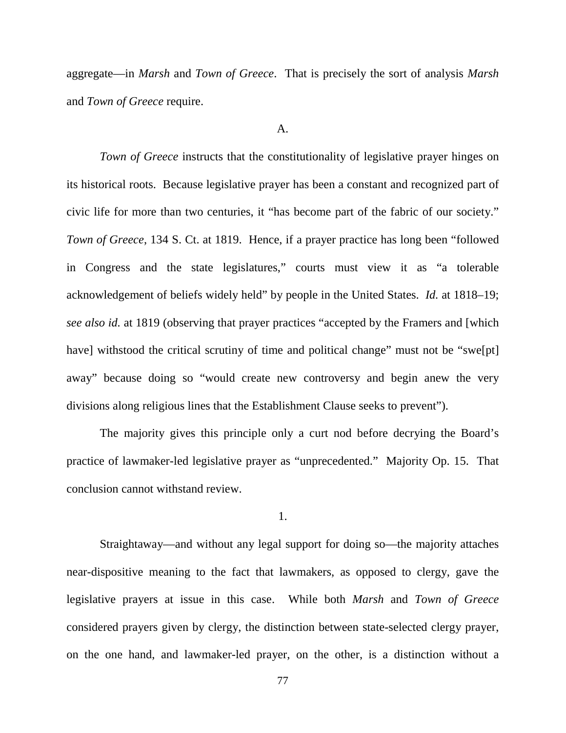aggregate—in *Marsh* and *Town of Greece*. That is precisely the sort of analysis *Marsh* and *Town of Greece* require.

A.

*Town of Greece* instructs that the constitutionality of legislative prayer hinges on its historical roots. Because legislative prayer has been a constant and recognized part of civic life for more than two centuries, it "has become part of the fabric of our society." *Town of Greece*, 134 S. Ct. at 1819. Hence, if a prayer practice has long been "followed in Congress and the state legislatures," courts must view it as "a tolerable acknowledgement of beliefs widely held" by people in the United States. *Id.* at 1818–19; *see also id.* at 1819 (observing that prayer practices "accepted by the Framers and [which have] withstood the critical scrutiny of time and political change" must not be "swe[pt] away" because doing so "would create new controversy and begin anew the very divisions along religious lines that the Establishment Clause seeks to prevent").

The majority gives this principle only a curt nod before decrying the Board's practice of lawmaker-led legislative prayer as "unprecedented." Majority Op. 15. That conclusion cannot withstand review.

1.

Straightaway—and without any legal support for doing so—the majority attaches near-dispositive meaning to the fact that lawmakers, as opposed to clergy, gave the legislative prayers at issue in this case. While both *Marsh* and *Town of Greece* considered prayers given by clergy, the distinction between state-selected clergy prayer, on the one hand, and lawmaker-led prayer, on the other, is a distinction without a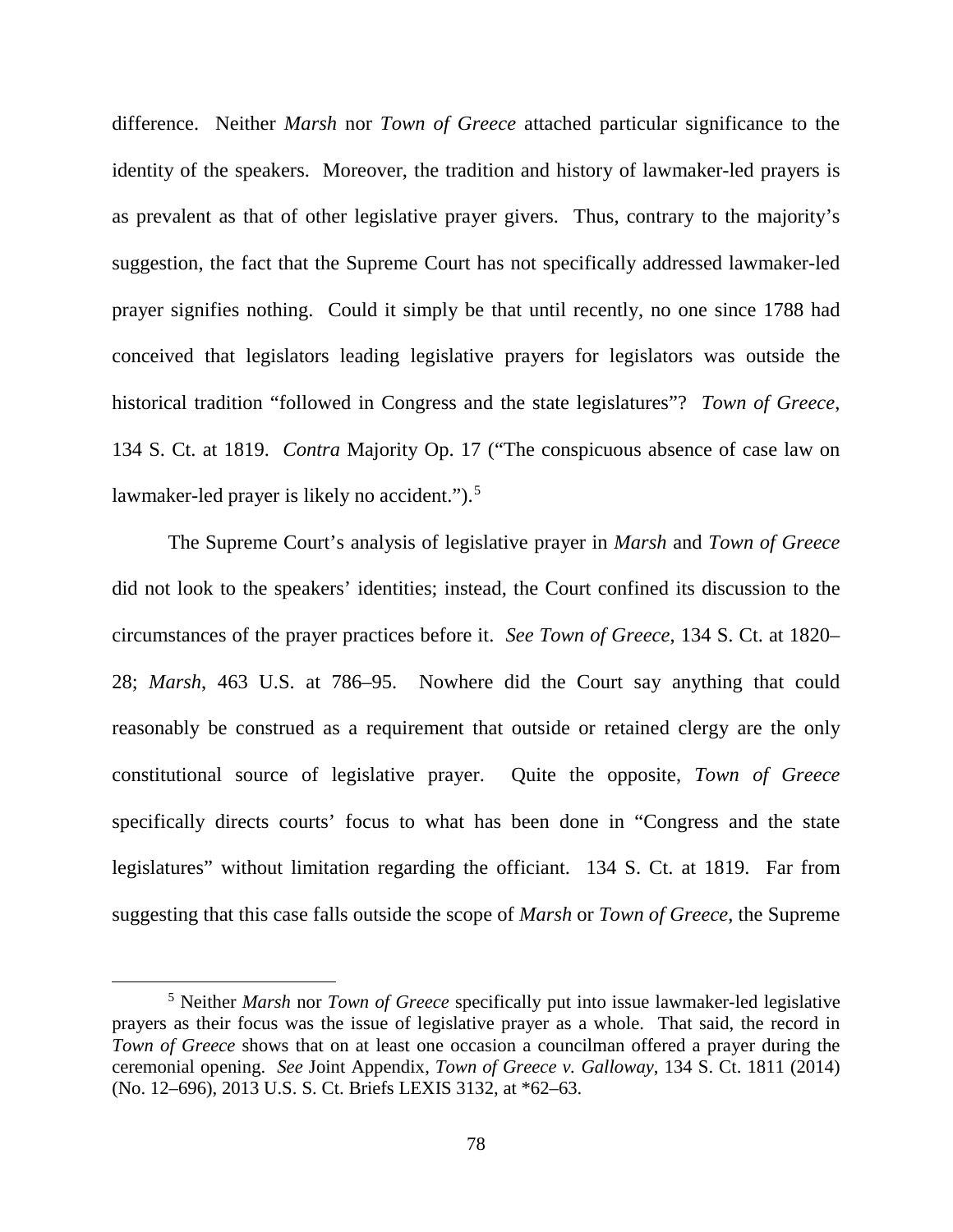difference. Neither *Marsh* nor *Town of Greece* attached particular significance to the identity of the speakers. Moreover, the tradition and history of lawmaker-led prayers is as prevalent as that of other legislative prayer givers. Thus, contrary to the majority's suggestion, the fact that the Supreme Court has not specifically addressed lawmaker-led prayer signifies nothing. Could it simply be that until recently, no one since 1788 had conceived that legislators leading legislative prayers for legislators was outside the historical tradition "followed in Congress and the state legislatures"? *Town of Greece*, 134 S. Ct. at 1819. *Contra* Majority Op. 17 ("The conspicuous absence of case law on lawmaker-led prayer is likely no accident.").[5]

The Supreme Court's analysis of legislative prayer in *Marsh* and *Town of Greece* did not look to the speakers' identities; instead, the Court confined its discussion to the circumstances of the prayer practices before it. *See Town of Greece*, 134 S. Ct. at 1820–28; *Marsh*, 463 U.S. at 786–95. Nowhere did the Court say anything that could reasonably be construed as a requirement that outside or retained clergy are the only constitutional source of legislative prayer. Quite the opposite, *Town of Greece* specifically directs courts' focus to what has been done in "Congress and the state legislatures" without limitation regarding the officiant. 134 S. Ct. at 1819. Far from suggesting that this case falls outside the scope of *Marsh* or *Town of Greece*, the Supreme

[5] Neither *Marsh* nor *Town of Greece* specifically put into issue lawmaker-led legislative prayers as their focus was the issue of legislative prayer as a whole. That said, the record in *Town of Greece* shows that on at least one occasion a councilman offered a prayer during the ceremonial opening. *See* Joint Appendix, *Town of Greece v. Galloway*, 134 S. Ct. 1811 (2014) (No. 12–696), 2013 U.S. S. Ct. Briefs LEXIS 3132, at *62–63.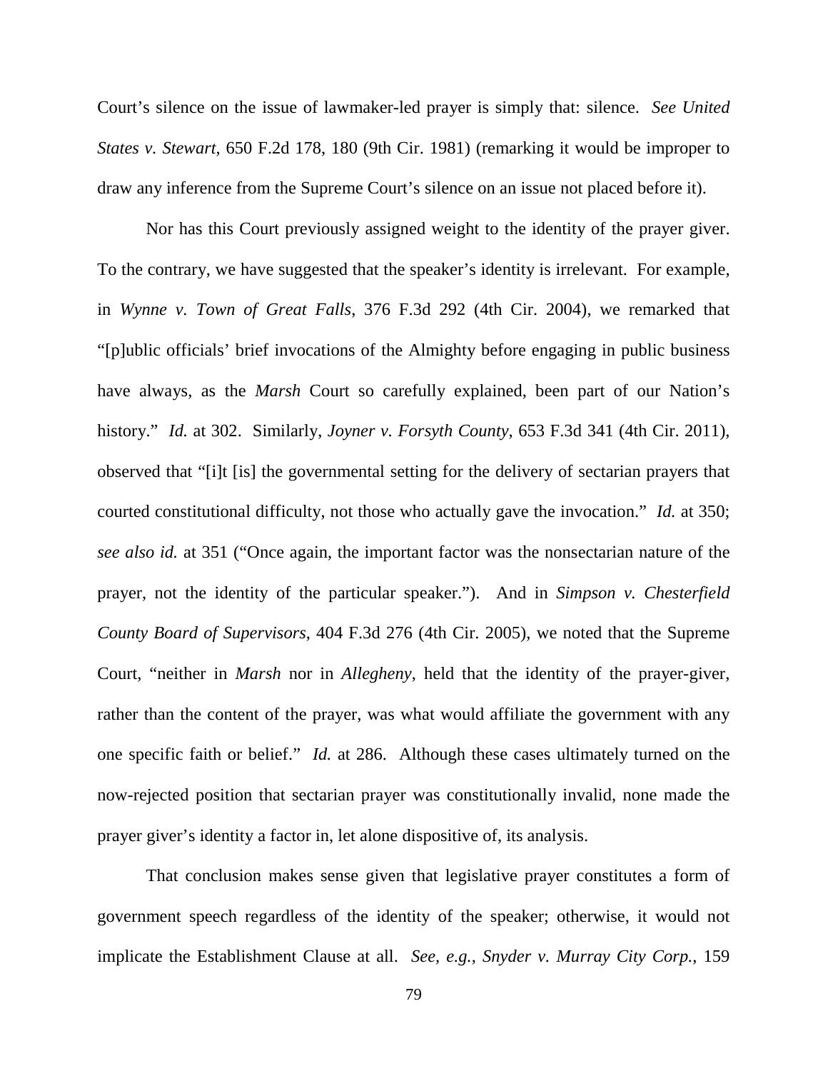Court's silence on the issue of lawmaker-led prayer is simply that: silence. *See United States v. Stewart*, 650 F.2d 178, 180 (9th Cir. 1981) (remarking it would be improper to draw any inference from the Supreme Court's silence on an issue not placed before it).

Nor has this Court previously assigned weight to the identity of the prayer giver. To the contrary, we have suggested that the speaker's identity is irrelevant. For example, in *Wynne v. Town of Great Falls*, 376 F.3d 292 (4th Cir. 2004), we remarked that "[p]ublic officials' brief invocations of the Almighty before engaging in public business have always, as the *Marsh* Court so carefully explained, been part of our Nation's history." *Id.* at 302. Similarly, *Joyner v. Forsyth County*, 653 F.3d 341 (4th Cir. 2011), observed that "[i]t [is] the governmental setting for the delivery of sectarian prayers that courted constitutional difficulty, not those who actually gave the invocation." *Id.* at 350; *see also id.* at 351 ("Once again, the important factor was the nonsectarian nature of the prayer, not the identity of the particular speaker."). And in *Simpson v. Chesterfield County Board of Supervisors*, 404 F.3d 276 (4th Cir. 2005), we noted that the Supreme Court, "neither in *Marsh* nor in *Allegheny*, held that the identity of the prayer-giver, rather than the content of the prayer, was what would affiliate the government with any one specific faith or belief." *Id.* at 286. Although these cases ultimately turned on the now-rejected position that sectarian prayer was constitutionally invalid, none made the prayer giver's identity a factor in, let alone dispositive of, its analysis.

That conclusion makes sense given that legislative prayer constitutes a form of government speech regardless of the identity of the speaker; otherwise, it would not implicate the Establishment Clause at all. *See, e.g.*, *Snyder v. Murray City Corp.*, 159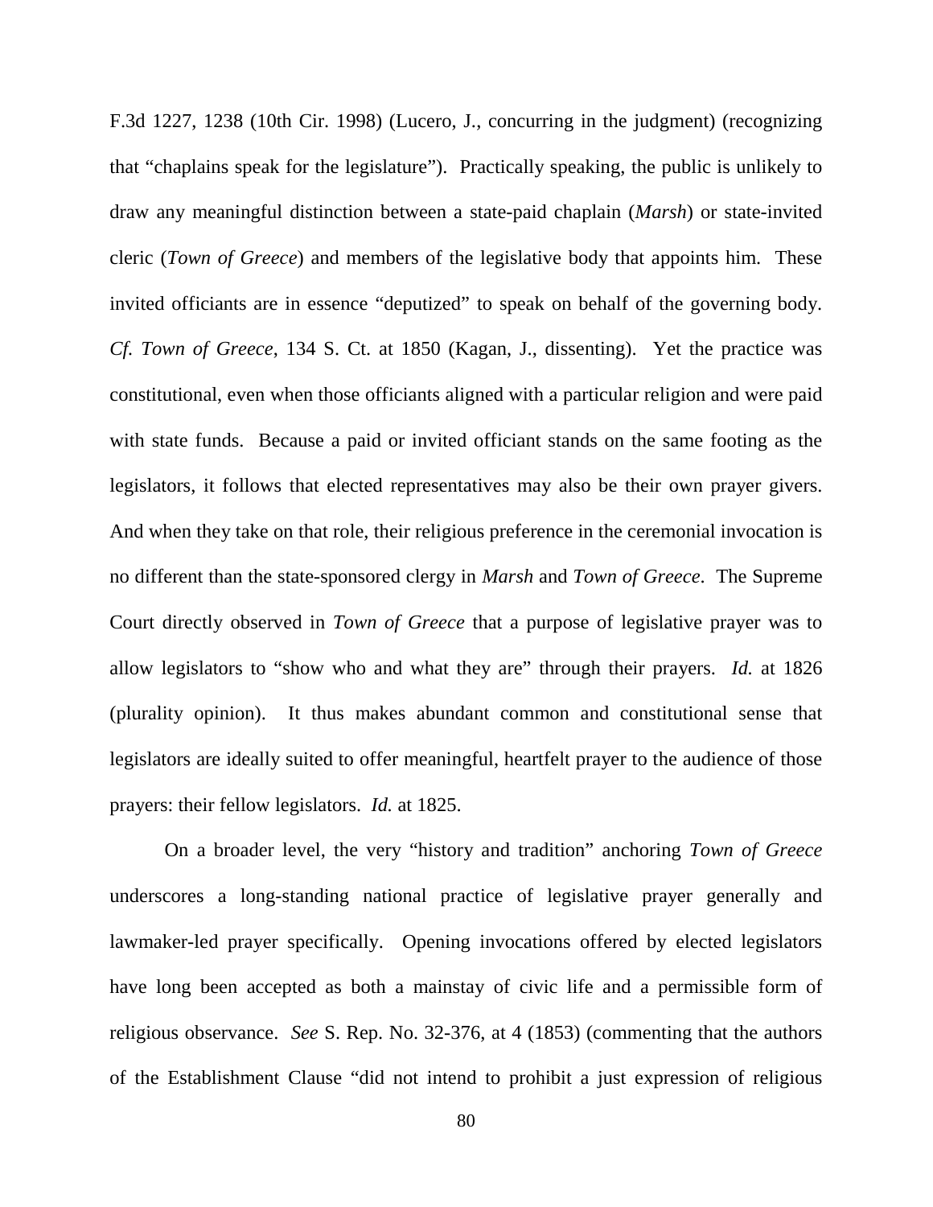F.3d 1227, 1238 (10th Cir. 1998) (Lucero, J., concurring in the judgment) (recognizing that "chaplains speak for the legislature"). Practically speaking, the public is unlikely to draw any meaningful distinction between a state-paid chaplain (*Marsh*) or state-invited cleric (*Town of Greece*) and members of the legislative body that appoints him. These invited officiants are in essence "deputized" to speak on behalf of the governing body. *Cf. Town of Greece*, 134 S. Ct. at 1850 (Kagan, J., dissenting). Yet the practice was constitutional, even when those officiants aligned with a particular religion and were paid with state funds. Because a paid or invited officiant stands on the same footing as the legislators, it follows that elected representatives may also be their own prayer givers. And when they take on that role, their religious preference in the ceremonial invocation is no different than the state-sponsored clergy in *Marsh* and *Town of Greece*. The Supreme Court directly observed in *Town of Greece* that a purpose of legislative prayer was to allow legislators to "show who and what they are" through their prayers. *Id.* at 1826 (plurality opinion). It thus makes abundant common and constitutional sense that legislators are ideally suited to offer meaningful, heartfelt prayer to the audience of those prayers: their fellow legislators. *Id.* at 1825.

On a broader level, the very "history and tradition" anchoring *Town of Greece* underscores a long-standing national practice of legislative prayer generally and lawmaker-led prayer specifically. Opening invocations offered by elected legislators have long been accepted as both a mainstay of civic life and a permissible form of religious observance. *See* S. Rep. No. 32-376, at 4 (1853) (commenting that the authors of the Establishment Clause "did not intend to prohibit a just expression of religious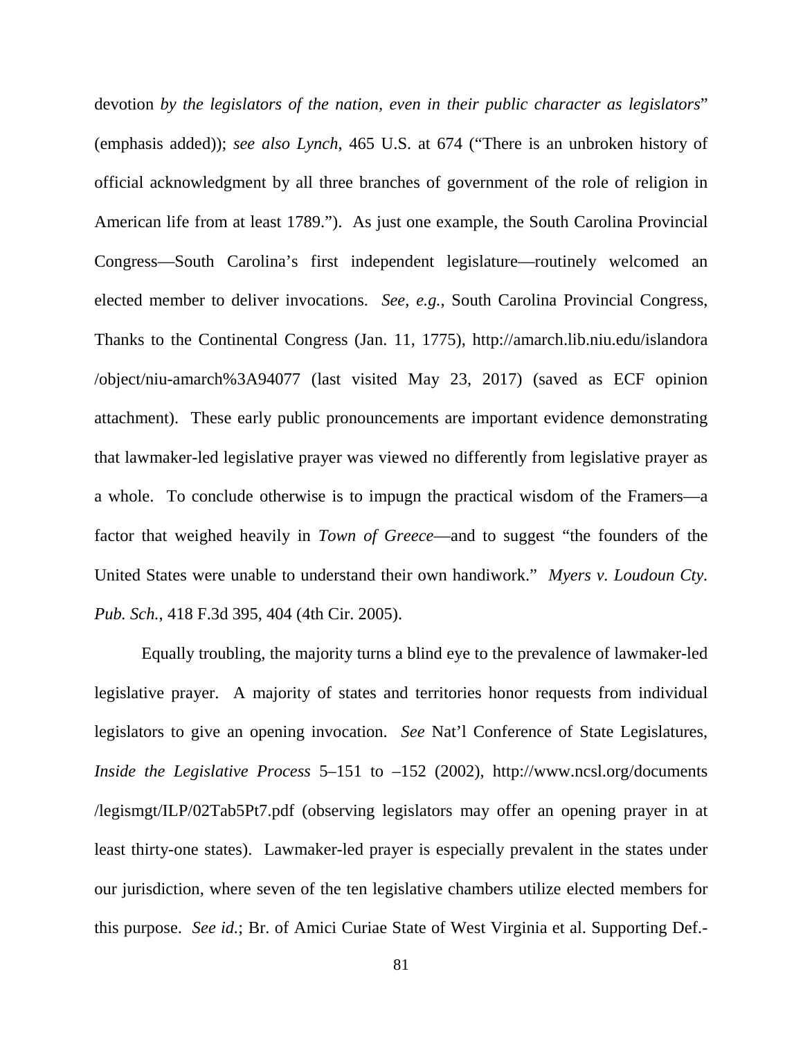devotion *by the legislators of the nation, even in their public character as legislators*" (emphasis added)); *see also Lynch*, 465 U.S. at 674 ("There is an unbroken history of official acknowledgment by all three branches of government of the role of religion in American life from at least 1789."). As just one example, the South Carolina Provincial Congress—South Carolina's first independent legislature—routinely welcomed an elected member to deliver invocations. *See, e.g.*, South Carolina Provincial Congress, Thanks to the Continental Congress (Jan. 11, 1775), http://amarch.lib.niu.edu/islandora /object/niu-amarch%3A94077 (last visited May 23, 2017) (saved as ECF opinion attachment). These early public pronouncements are important evidence demonstrating that lawmaker-led legislative prayer was viewed no differently from legislative prayer as a whole. To conclude otherwise is to impugn the practical wisdom of the Framers—a factor that weighed heavily in *Town of Greece*—and to suggest "the founders of the United States were unable to understand their own handiwork." *Myers v. Loudoun Cty. Pub. Sch.*, 418 F.3d 395, 404 (4th Cir. 2005).

Equally troubling, the majority turns a blind eye to the prevalence of lawmaker-led legislative prayer. A majority of states and territories honor requests from individual legislators to give an opening invocation. *See* Nat'l Conference of State Legislatures, *Inside the Legislative Process* 5–151 to –152 (2002), http://www.ncsl.org/documents /legismgt/ILP/02Tab5Pt7.pdf (observing legislators may offer an opening prayer in at least thirty-one states). Lawmaker-led prayer is especially prevalent in the states under our jurisdiction, where seven of the ten legislative chambers utilize elected members for this purpose. *See id.*; Br. of Amici Curiae State of West Virginia et al. Supporting Def.-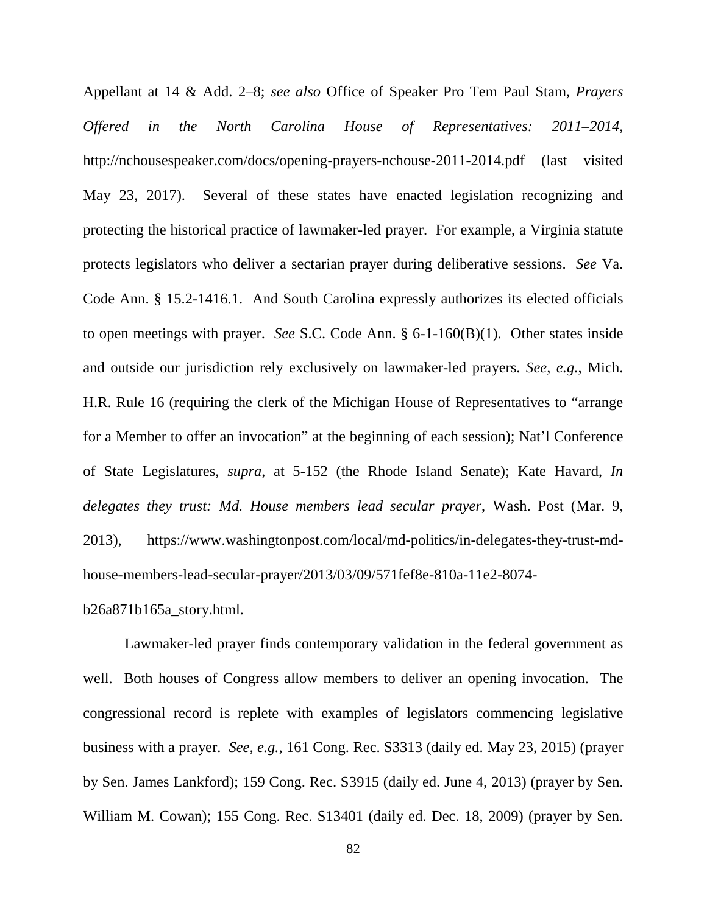Appellant at 14 & Add. 2–8; *see also* Office of Speaker Pro Tem Paul Stam, *Prayers Offered in the North Carolina House of Representatives: 2011–2014*, http://nchousespeaker.com/docs/opening-prayers-nchouse-2011-2014.pdf (last visited May 23, 2017). Several of these states have enacted legislation recognizing and protecting the historical practice of lawmaker-led prayer. For example, a Virginia statute protects legislators who deliver a sectarian prayer during deliberative sessions. *See* Va. Code Ann. § 15.2-1416.1. And South Carolina expressly authorizes its elected officials to open meetings with prayer. *See* S.C. Code Ann. § 6-1-160(B)(1). Other states inside and outside our jurisdiction rely exclusively on lawmaker-led prayers. *See, e.g.*, Mich. H.R. Rule 16 (requiring the clerk of the Michigan House of Representatives to "arrange for a Member to offer an invocation" at the beginning of each session); Nat'l Conference of State Legislatures, *supra*, at 5-152 (the Rhode Island Senate); Kate Havard, *In delegates they trust: Md. House members lead secular prayer*, Wash. Post (Mar. 9, 2013), https://www.washingtonpost.com/local/md-politics/in-delegates-they-trust-md-house-members-lead-secular-prayer/2013/03/09/571fef8e-810a-11e2-8074-b26a871b165a_story.html.

Lawmaker-led prayer finds contemporary validation in the federal government as well. Both houses of Congress allow members to deliver an opening invocation. The congressional record is replete with examples of legislators commencing legislative business with a prayer. *See, e.g.*, 161 Cong. Rec. S3313 (daily ed. May 23, 2015) (prayer by Sen. James Lankford); 159 Cong. Rec. S3915 (daily ed. June 4, 2013) (prayer by Sen. William M. Cowan); 155 Cong. Rec. S13401 (daily ed. Dec. 18, 2009) (prayer by Sen.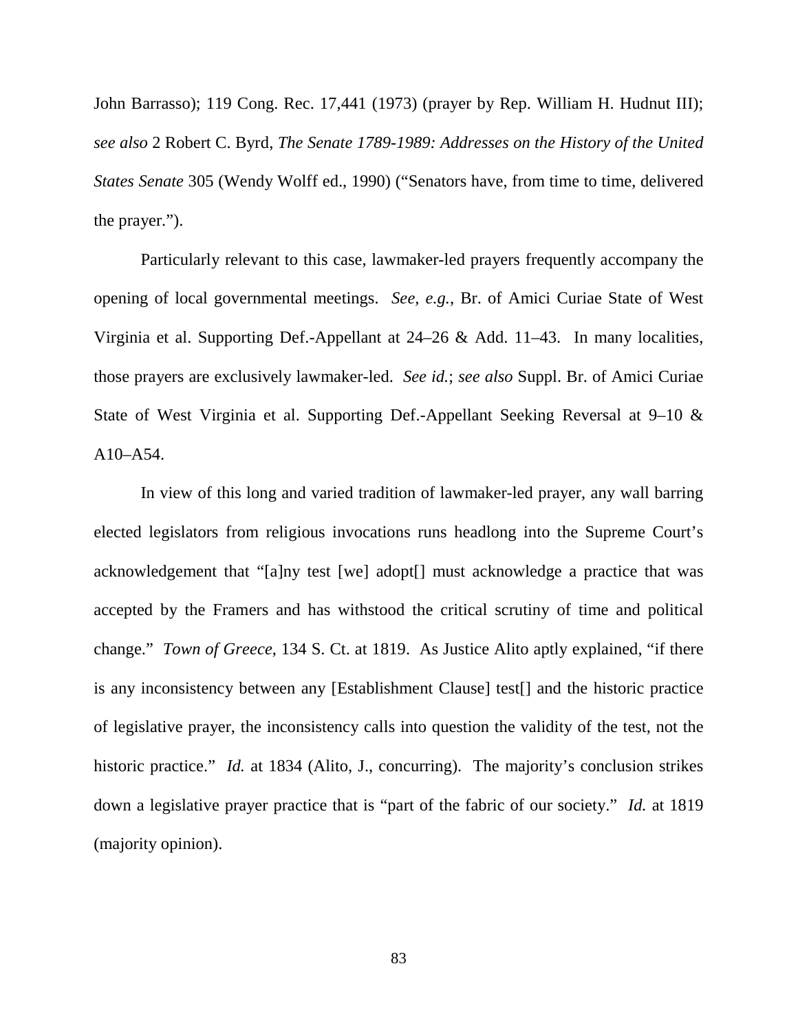John Barrasso); 119 Cong. Rec. 17,441 (1973) (prayer by Rep. William H. Hudnut III); *see also* 2 Robert C. Byrd, *The Senate 1789-1989: Addresses on the History of the United States Senate* 305 (Wendy Wolff ed., 1990) ("Senators have, from time to time, delivered the prayer.").

Particularly relevant to this case, lawmaker-led prayers frequently accompany the opening of local governmental meetings. *See, e.g.*, Br. of Amici Curiae State of West Virginia et al. Supporting Def.-Appellant at 24–26 & Add. 11–43. In many localities, those prayers are exclusively lawmaker-led. *See id.*; *see also* Suppl. Br. of Amici Curiae State of West Virginia et al. Supporting Def.-Appellant Seeking Reversal at 9–10 & A10–A54.

In view of this long and varied tradition of lawmaker-led prayer, any wall barring elected legislators from religious invocations runs headlong into the Supreme Court's acknowledgement that "[a]ny test [we] adopt[] must acknowledge a practice that was accepted by the Framers and has withstood the critical scrutiny of time and political change." *Town of Greece*, 134 S. Ct. at 1819. As Justice Alito aptly explained, "if there is any inconsistency between any [Establishment Clause] test[] and the historic practice of legislative prayer, the inconsistency calls into question the validity of the test, not the historic practice." *Id.* at 1834 (Alito, J., concurring). The majority's conclusion strikes down a legislative prayer practice that is "part of the fabric of our society." *Id.* at 1819 (majority opinion).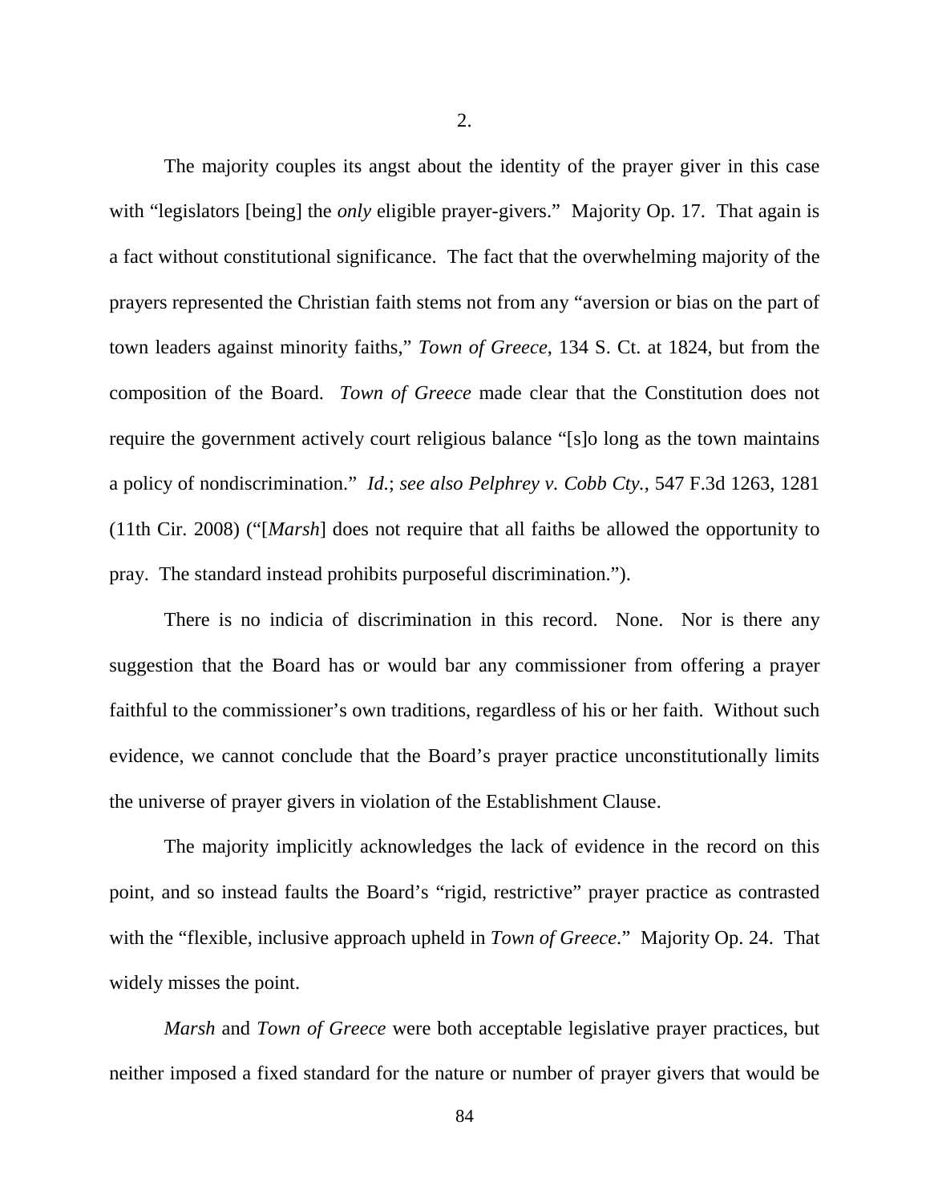2.

The majority couples its angst about the identity of the prayer giver in this case with "legislators [being] the *only* eligible prayer-givers." Majority Op. 17. That again is a fact without constitutional significance. The fact that the overwhelming majority of the prayers represented the Christian faith stems not from any "aversion or bias on the part of town leaders against minority faiths," *Town of Greece*, 134 S. Ct. at 1824, but from the composition of the Board. *Town of Greece* made clear that the Constitution does not require the government actively court religious balance "[s]o long as the town maintains a policy of nondiscrimination." *Id.*; *see also Pelphrey v. Cobb Cty.*, 547 F.3d 1263, 1281 (11th Cir. 2008) ("[*Marsh*] does not require that all faiths be allowed the opportunity to pray. The standard instead prohibits purposeful discrimination.").

There is no indicia of discrimination in this record. None. Nor is there any suggestion that the Board has or would bar any commissioner from offering a prayer faithful to the commissioner's own traditions, regardless of his or her faith. Without such evidence, we cannot conclude that the Board's prayer practice unconstitutionally limits the universe of prayer givers in violation of the Establishment Clause.

The majority implicitly acknowledges the lack of evidence in the record on this point, and so instead faults the Board's "rigid, restrictive" prayer practice as contrasted with the "flexible, inclusive approach upheld in *Town of Greece*." Majority Op. 24. That widely misses the point.

*Marsh* and *Town of Greece* were both acceptable legislative prayer practices, but neither imposed a fixed standard for the nature or number of prayer givers that would be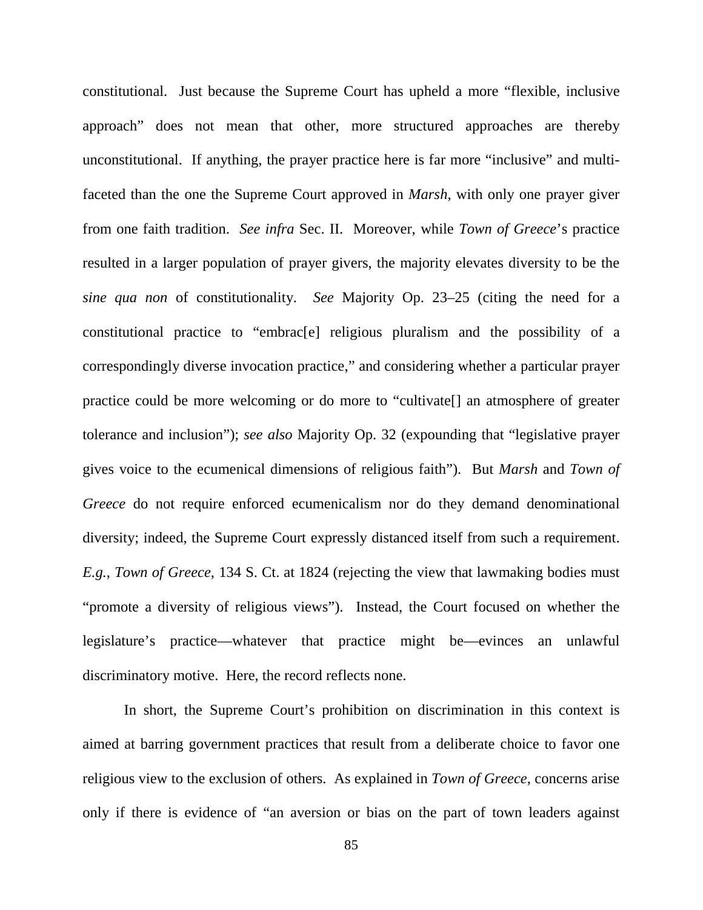constitutional. Just because the Supreme Court has upheld a more "flexible, inclusive approach" does not mean that other, more structured approaches are thereby unconstitutional. If anything, the prayer practice here is far more "inclusive" and multi-faceted than the one the Supreme Court approved in *Marsh*, with only one prayer giver from one faith tradition. *See infra* Sec. II. Moreover, while *Town of Greece*'s practice resulted in a larger population of prayer givers, the majority elevates diversity to be the *sine qua non* of constitutionality. *See* Majority Op. 23–25 (citing the need for a constitutional practice to "embrac[e] religious pluralism and the possibility of a correspondingly diverse invocation practice," and considering whether a particular prayer practice could be more welcoming or do more to "cultivate[] an atmosphere of greater tolerance and inclusion"); *see also* Majority Op. 32 (expounding that "legislative prayer gives voice to the ecumenical dimensions of religious faith"). But *Marsh* and *Town of Greece* do not require enforced ecumenicalism nor do they demand denominational diversity; indeed, the Supreme Court expressly distanced itself from such a requirement. *E.g.*, *Town of Greece*, 134 S. Ct. at 1824 (rejecting the view that lawmaking bodies must "promote a diversity of religious views"). Instead, the Court focused on whether the legislature's practice—whatever that practice might be—evinces an unlawful discriminatory motive. Here, the record reflects none.

In short, the Supreme Court's prohibition on discrimination in this context is aimed at barring government practices that result from a deliberate choice to favor one religious view to the exclusion of others. As explained in *Town of Greece*, concerns arise only if there is evidence of "an aversion or bias on the part of town leaders against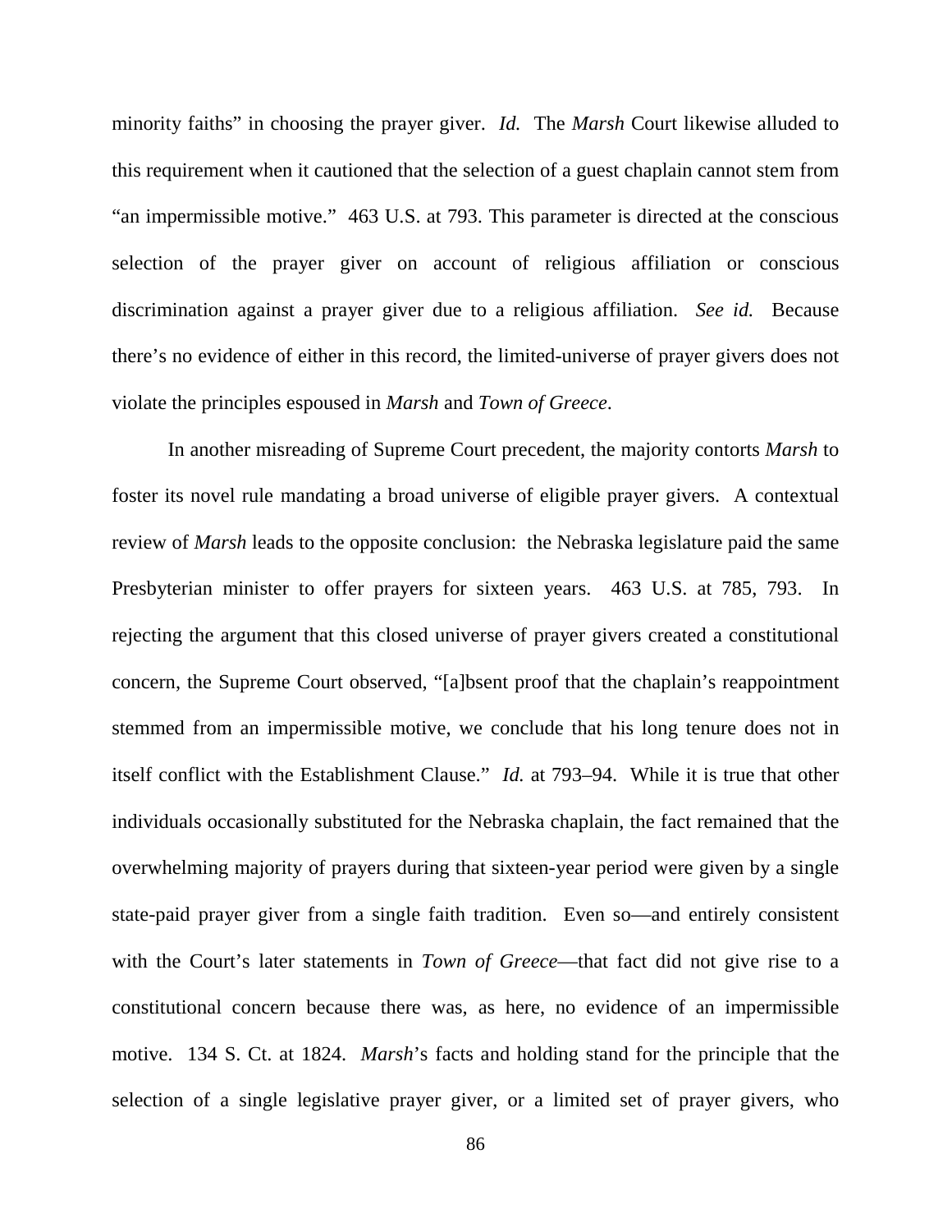minority faiths" in choosing the prayer giver. *Id.* The *Marsh* Court likewise alluded to this requirement when it cautioned that the selection of a guest chaplain cannot stem from "an impermissible motive." 463 U.S. at 793. This parameter is directed at the conscious selection of the prayer giver on account of religious affiliation or conscious discrimination against a prayer giver due to a religious affiliation. *See id.* Because there's no evidence of either in this record, the limited-universe of prayer givers does not violate the principles espoused in *Marsh* and *Town of Greece*.

In another misreading of Supreme Court precedent, the majority contorts *Marsh* to foster its novel rule mandating a broad universe of eligible prayer givers. A contextual review of *Marsh* leads to the opposite conclusion: the Nebraska legislature paid the same Presbyterian minister to offer prayers for sixteen years. 463 U.S. at 785, 793. In rejecting the argument that this closed universe of prayer givers created a constitutional concern, the Supreme Court observed, "[a]bsent proof that the chaplain's reappointment stemmed from an impermissible motive, we conclude that his long tenure does not in itself conflict with the Establishment Clause." *Id.* at 793–94. While it is true that other individuals occasionally substituted for the Nebraska chaplain, the fact remained that the overwhelming majority of prayers during that sixteen-year period were given by a single state-paid prayer giver from a single faith tradition. Even so—and entirely consistent with the Court's later statements in *Town of Greece*—that fact did not give rise to a constitutional concern because there was, as here, no evidence of an impermissible motive. 134 S. Ct. at 1824. *Marsh*'s facts and holding stand for the principle that the selection of a single legislative prayer giver, or a limited set of prayer givers, who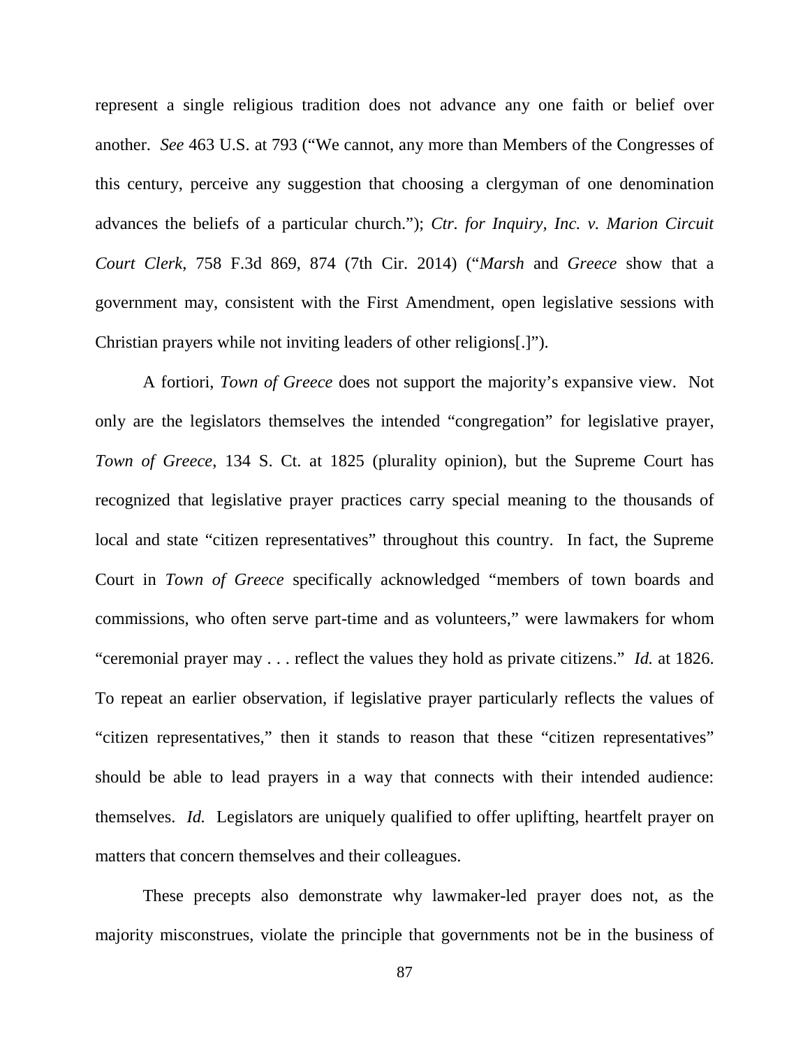represent a single religious tradition does not advance any one faith or belief over another. *See* 463 U.S. at 793 ("We cannot, any more than Members of the Congresses of this century, perceive any suggestion that choosing a clergyman of one denomination advances the beliefs of a particular church."); *Ctr. for Inquiry, Inc. v. Marion Circuit Court Clerk*, 758 F.3d 869, 874 (7th Cir. 2014) ("*Marsh* and *Greece* show that a government may, consistent with the First Amendment, open legislative sessions with Christian prayers while not inviting leaders of other religions[.]").

A fortiori, *Town of Greece* does not support the majority's expansive view. Not only are the legislators themselves the intended "congregation" for legislative prayer, *Town of Greece*, 134 S. Ct. at 1825 (plurality opinion), but the Supreme Court has recognized that legislative prayer practices carry special meaning to the thousands of local and state "citizen representatives" throughout this country. In fact, the Supreme Court in *Town of Greece* specifically acknowledged "members of town boards and commissions, who often serve part-time and as volunteers," were lawmakers for whom "ceremonial prayer may . . . reflect the values they hold as private citizens." *Id.* at 1826. To repeat an earlier observation, if legislative prayer particularly reflects the values of "citizen representatives," then it stands to reason that these "citizen representatives" should be able to lead prayers in a way that connects with their intended audience: themselves. *Id.* Legislators are uniquely qualified to offer uplifting, heartfelt prayer on matters that concern themselves and their colleagues.

These precepts also demonstrate why lawmaker-led prayer does not, as the majority misconstrues, violate the principle that governments not be in the business of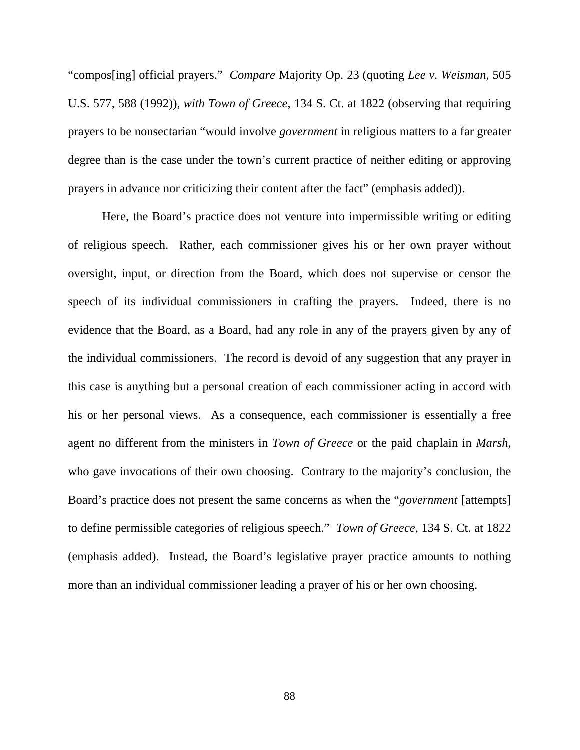"compos[ing] official prayers." *Compare* Majority Op. 23 (quoting *Lee v. Weisman*, 505 U.S. 577, 588 (1992)), *with Town of Greece*, 134 S. Ct. at 1822 (observing that requiring prayers to be nonsectarian "would involve *government* in religious matters to a far greater degree than is the case under the town's current practice of neither editing or approving prayers in advance nor criticizing their content after the fact" (emphasis added)).

Here, the Board's practice does not venture into impermissible writing or editing of religious speech. Rather, each commissioner gives his or her own prayer without oversight, input, or direction from the Board, which does not supervise or censor the speech of its individual commissioners in crafting the prayers. Indeed, there is no evidence that the Board, as a Board, had any role in any of the prayers given by any of the individual commissioners. The record is devoid of any suggestion that any prayer in this case is anything but a personal creation of each commissioner acting in accord with his or her personal views. As a consequence, each commissioner is essentially a free agent no different from the ministers in *Town of Greece* or the paid chaplain in *Marsh*, who gave invocations of their own choosing. Contrary to the majority's conclusion, the Board's practice does not present the same concerns as when the "*government* [attempts] to define permissible categories of religious speech." *Town of Greece*, 134 S. Ct. at 1822 (emphasis added). Instead, the Board's legislative prayer practice amounts to nothing more than an individual commissioner leading a prayer of his or her own choosing.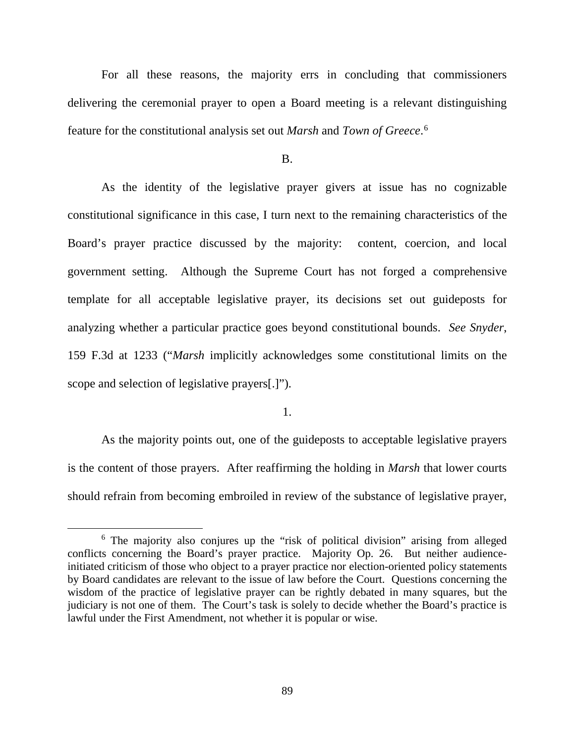For all these reasons, the majority errs in concluding that commissioners delivering the ceremonial prayer to open a Board meeting is a relevant distinguishing feature for the constitutional analysis set out *Marsh* and *Town of Greece*.[6]

B.

As the identity of the legislative prayer givers at issue has no cognizable constitutional significance in this case, I turn next to the remaining characteristics of the Board's prayer practice discussed by the majority: content, coercion, and local government setting. Although the Supreme Court has not forged a comprehensive template for all acceptable legislative prayer, its decisions set out guideposts for analyzing whether a particular practice goes beyond constitutional bounds. *See Snyder*, 159 F.3d at 1233 ("*Marsh* implicitly acknowledges some constitutional limits on the scope and selection of legislative prayers[.]").

1.

As the majority points out, one of the guideposts to acceptable legislative prayers is the content of those prayers. After reaffirming the holding in *Marsh* that lower courts should refrain from becoming embroiled in review of the substance of legislative prayer,

[6] The majority also conjures up the "risk of political division" arising from alleged conflicts concerning the Board's prayer practice. Majority Op. 26. But neither audience-initiated criticism of those who object to a prayer practice nor election-oriented policy statements by Board candidates are relevant to the issue of law before the Court. Questions concerning the wisdom of the practice of legislative prayer can be rightly debated in many squares, but the judiciary is not one of them. The Court's task is solely to decide whether the Board's practice is lawful under the First Amendment, not whether it is popular or wise.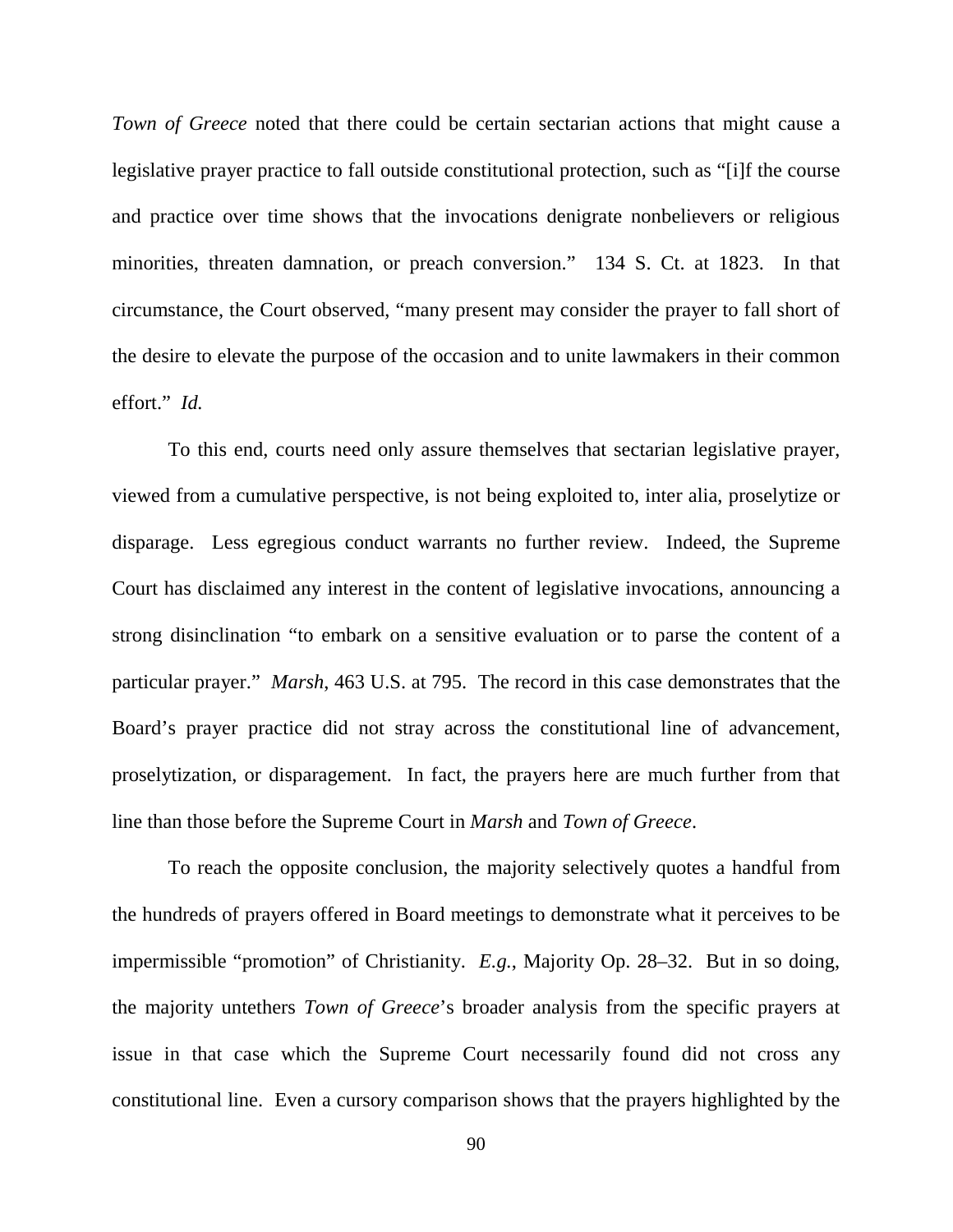*Town of Greece* noted that there could be certain sectarian actions that might cause a legislative prayer practice to fall outside constitutional protection, such as "[i]f the course and practice over time shows that the invocations denigrate nonbelievers or religious minorities, threaten damnation, or preach conversion." 134 S. Ct. at 1823. In that circumstance, the Court observed, "many present may consider the prayer to fall short of the desire to elevate the purpose of the occasion and to unite lawmakers in their common effort." *Id.*

To this end, courts need only assure themselves that sectarian legislative prayer, viewed from a cumulative perspective, is not being exploited to, inter alia, proselytize or disparage. Less egregious conduct warrants no further review. Indeed, the Supreme Court has disclaimed any interest in the content of legislative invocations, announcing a strong disinclination "to embark on a sensitive evaluation or to parse the content of a particular prayer." *Marsh*, 463 U.S. at 795. The record in this case demonstrates that the Board's prayer practice did not stray across the constitutional line of advancement, proselytization, or disparagement. In fact, the prayers here are much further from that line than those before the Supreme Court in *Marsh* and *Town of Greece*.

To reach the opposite conclusion, the majority selectively quotes a handful from the hundreds of prayers offered in Board meetings to demonstrate what it perceives to be impermissible "promotion" of Christianity. *E.g.*, Majority Op. 28–32. But in so doing, the majority untethers *Town of Greece*'s broader analysis from the specific prayers at issue in that case which the Supreme Court necessarily found did not cross any constitutional line. Even a cursory comparison shows that the prayers highlighted by the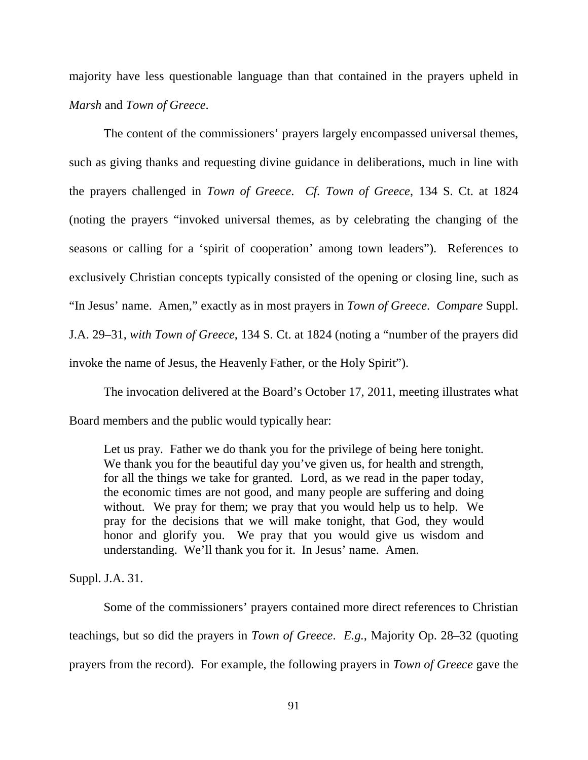majority have less questionable language than that contained in the prayers upheld in *Marsh* and *Town of Greece*.

The content of the commissioners' prayers largely encompassed universal themes, such as giving thanks and requesting divine guidance in deliberations, much in line with the prayers challenged in *Town of Greece*. *Cf. Town of Greece*, 134 S. Ct. at 1824 (noting the prayers "invoked universal themes, as by celebrating the changing of the seasons or calling for a 'spirit of cooperation' among town leaders"). References to exclusively Christian concepts typically consisted of the opening or closing line, such as "In Jesus' name. Amen," exactly as in most prayers in *Town of Greece*. *Compare* Suppl. J.A. 29–31, *with Town of Greece*, 134 S. Ct. at 1824 (noting a "number of the prayers did invoke the name of Jesus, the Heavenly Father, or the Holy Spirit").

The invocation delivered at the Board's October 17, 2011, meeting illustrates what Board members and the public would typically hear:

> Let us pray. Father we do thank you for the privilege of being here tonight. We thank you for the beautiful day you've given us, for health and strength, for all the things we take for granted. Lord, as we read in the paper today, the economic times are not good, and many people are suffering and doing without. We pray for them; we pray that you would help us to help. We pray for the decisions that we will make tonight, that God, they would honor and glorify you. We pray that you would give us wisdom and understanding. We'll thank you for it. In Jesus' name. Amen.

Suppl. J.A. 31.

Some of the commissioners' prayers contained more direct references to Christian teachings, but so did the prayers in *Town of Greece*. *E.g.*, Majority Op. 28–32 (quoting prayers from the record). For example, the following prayers in *Town of Greece* gave the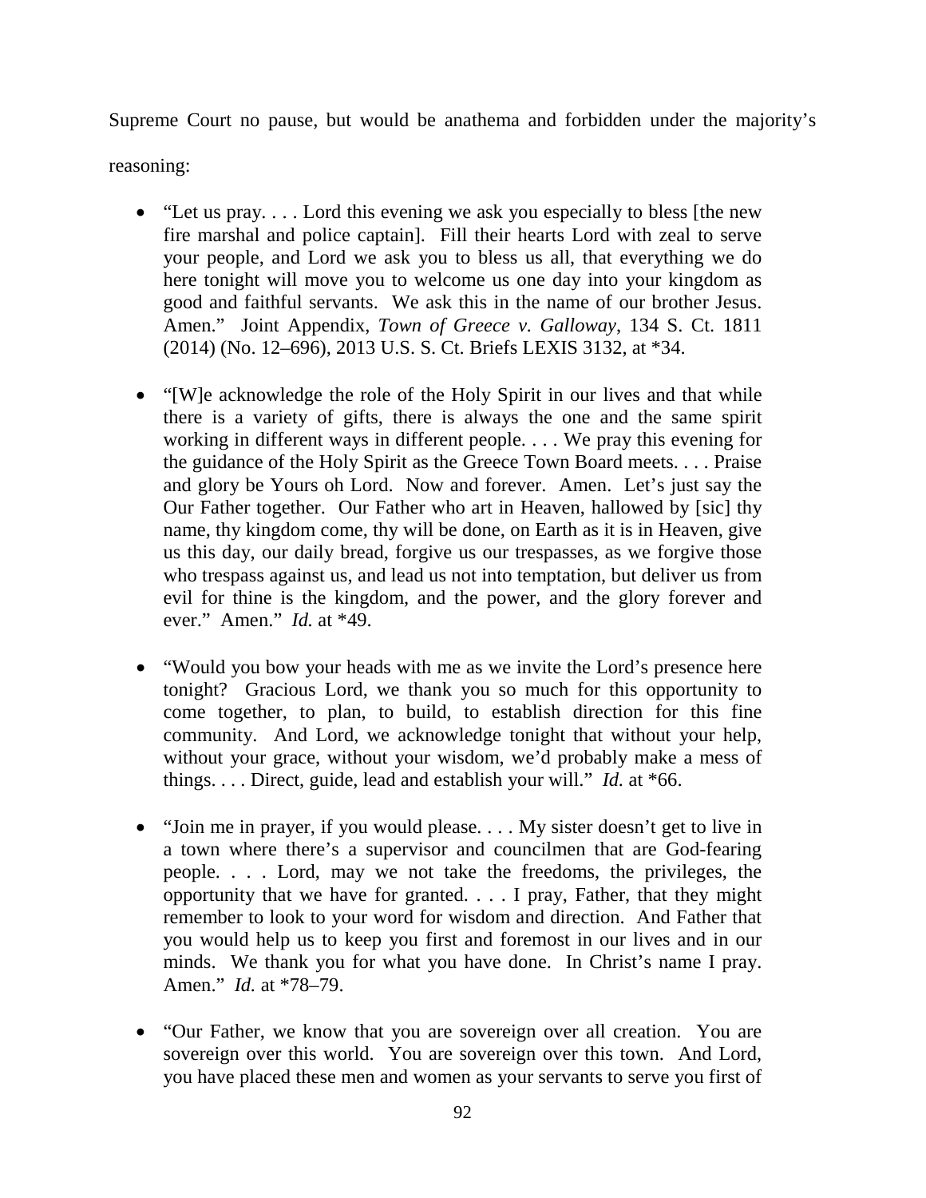Supreme Court no pause, but would be anathema and forbidden under the majority's reasoning:

- "Let us pray. . . . Lord this evening we ask you especially to bless [the new fire marshal and police captain]. Fill their hearts Lord with zeal to serve your people, and Lord we ask you to bless us all, that everything we do here tonight will move you to welcome us one day into your kingdom as good and faithful servants. We ask this in the name of our brother Jesus. Amen." Joint Appendix, *Town of Greece v. Galloway*, 134 S. Ct. 1811 (2014) (No. 12–696), 2013 U.S. S. Ct. Briefs LEXIS 3132, at *34.

- "[W]e acknowledge the role of the Holy Spirit in our lives and that while there is a variety of gifts, there is always the one and the same spirit working in different ways in different people. . . . We pray this evening for the guidance of the Holy Spirit as the Greece Town Board meets. . . . Praise and glory be Yours oh Lord. Now and forever. Amen. Let's just say the Our Father together. Our Father who art in Heaven, hallowed by [sic] thy name, thy kingdom come, thy will be done, on Earth as it is in Heaven, give us this day, our daily bread, forgive us our trespasses, as we forgive those who trespass against us, and lead us not into temptation, but deliver us from evil for thine is the kingdom, and the power, and the glory forever and ever." Amen." *Id.* at *49.

- "Would you bow your heads with me as we invite the Lord's presence here tonight? Gracious Lord, we thank you so much for this opportunity to come together, to plan, to build, to establish direction for this fine community. And Lord, we acknowledge tonight that without your help, without your grace, without your wisdom, we'd probably make a mess of things. . . . Direct, guide, lead and establish your will." *Id.* at *66.

- "Join me in prayer, if you would please. . . . My sister doesn't get to live in a town where there's a supervisor and councilmen that are God-fearing people. . . . Lord, may we not take the freedoms, the privileges, the opportunity that we have for granted. . . . I pray, Father, that they might remember to look to your word for wisdom and direction. And Father that you would help us to keep you first and foremost in our lives and in our minds. We thank you for what you have done. In Christ's name I pray. Amen." *Id.* at *78–79.

- "Our Father, we know that you are sovereign over all creation. You are sovereign over this world. You are sovereign over this town. And Lord, you have placed these men and women as your servants to serve you first of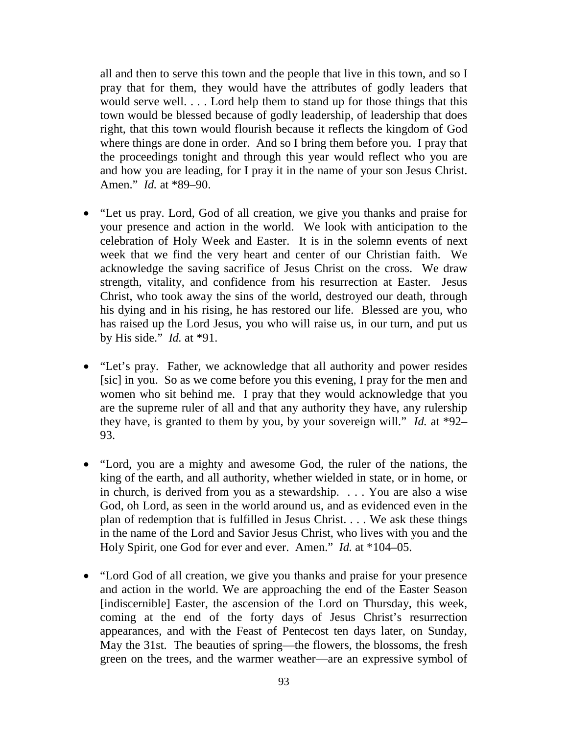all and then to serve this town and the people that live in this town, and so I pray that for them, they would have the attributes of godly leaders that would serve well. . . . Lord help them to stand up for those things that this town would be blessed because of godly leadership, of leadership that does right, that this town would flourish because it reflects the kingdom of God where things are done in order. And so I bring them before you. I pray that the proceedings tonight and through this year would reflect who you are and how you are leading, for I pray it in the name of your son Jesus Christ. Amen." *Id.* at *89–90.

- "Let us pray. Lord, God of all creation, we give you thanks and praise for your presence and action in the world. We look with anticipation to the celebration of Holy Week and Easter. It is in the solemn events of next week that we find the very heart and center of our Christian faith. We acknowledge the saving sacrifice of Jesus Christ on the cross. We draw strength, vitality, and confidence from his resurrection at Easter. Jesus Christ, who took away the sins of the world, destroyed our death, through his dying and in his rising, he has restored our life. Blessed are you, who has raised up the Lord Jesus, you who will raise us, in our turn, and put us by His side." *Id.* at *91.

- "Let's pray. Father, we acknowledge that all authority and power resides [sic] in you. So as we come before you this evening, I pray for the men and women who sit behind me. I pray that they would acknowledge that you are the supreme ruler of all and that any authority they have, any rulership they have, is granted to them by you, by your sovereign will." *Id.* at *92–93.

- "Lord, you are a mighty and awesome God, the ruler of the nations, the king of the earth, and all authority, whether wielded in state, or in home, or in church, is derived from you as a stewardship. . . . You are also a wise God, oh Lord, as seen in the world around us, and as evidenced even in the plan of redemption that is fulfilled in Jesus Christ. . . . We ask these things in the name of the Lord and Savior Jesus Christ, who lives with you and the Holy Spirit, one God for ever and ever. Amen." *Id.* at *104–05.

- "Lord God of all creation, we give you thanks and praise for your presence and action in the world. We are approaching the end of the Easter Season [indiscernible] Easter, the ascension of the Lord on Thursday, this week, coming at the end of the forty days of Jesus Christ's resurrection appearances, and with the Feast of Pentecost ten days later, on Sunday, May the 31st. The beauties of spring—the flowers, the blossoms, the fresh green on the trees, and the warmer weather—are an expressive symbol of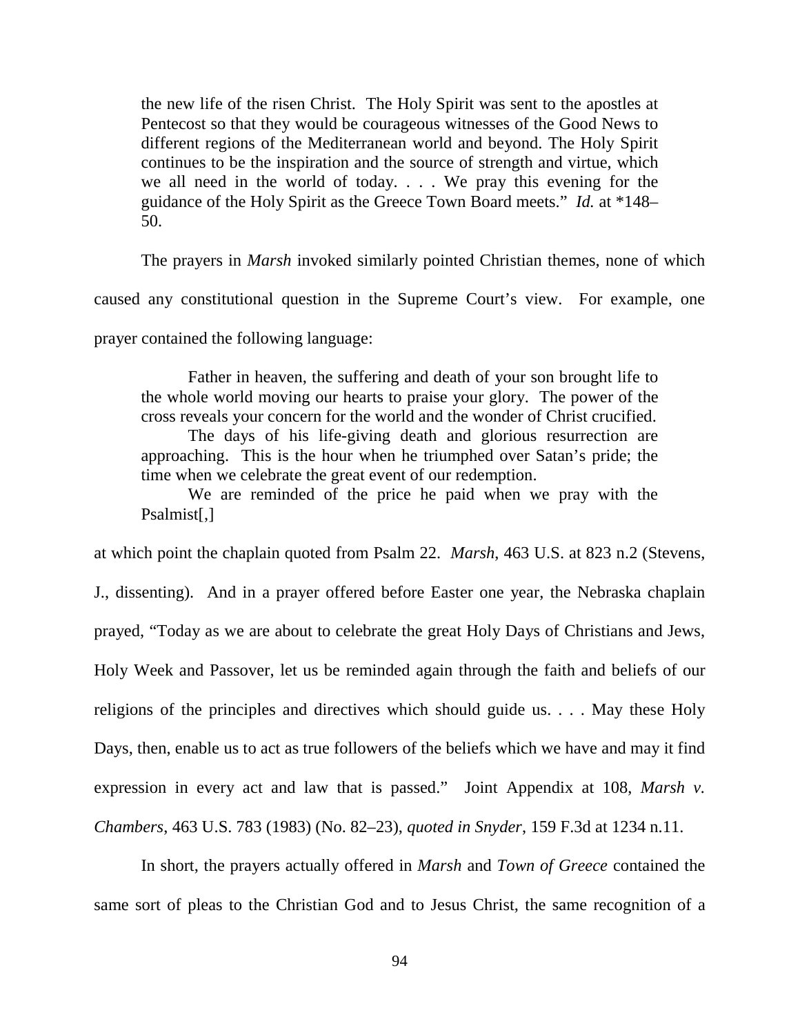> the new life of the risen Christ. The Holy Spirit was sent to the apostles at Pentecost so that they would be courageous witnesses of the Good News to different regions of the Mediterranean world and beyond. The Holy Spirit continues to be the inspiration and the source of strength and virtue, which we all need in the world of today. . . . We pray this evening for the guidance of the Holy Spirit as the Greece Town Board meets." *Id.* at *148–50.

The prayers in *Marsh* invoked similarly pointed Christian themes, none of which caused any constitutional question in the Supreme Court's view. For example, one prayer contained the following language:

> Father in heaven, the suffering and death of your son brought life to the whole world moving our hearts to praise your glory. The power of the cross reveals your concern for the world and the wonder of Christ crucified.
>
> The days of his life-giving death and glorious resurrection are approaching. This is the hour when he triumphed over Satan's pride; the time when we celebrate the great event of our redemption.
>
> We are reminded of the price he paid when we pray with the Psalmist[,]

at which point the chaplain quoted from Psalm 22. *Marsh*, 463 U.S. at 823 n.2 (Stevens, J., dissenting). And in a prayer offered before Easter one year, the Nebraska chaplain prayed, "Today as we are about to celebrate the great Holy Days of Christians and Jews, Holy Week and Passover, let us be reminded again through the faith and beliefs of our religions of the principles and directives which should guide us. . . . May these Holy Days, then, enable us to act as true followers of the beliefs which we have and may it find expression in every act and law that is passed." Joint Appendix at 108, *Marsh v. Chambers*, 463 U.S. 783 (1983) (No. 82–23), *quoted in Snyder*, 159 F.3d at 1234 n.11.

In short, the prayers actually offered in *Marsh* and *Town of Greece* contained the same sort of pleas to the Christian God and to Jesus Christ, the same recognition of a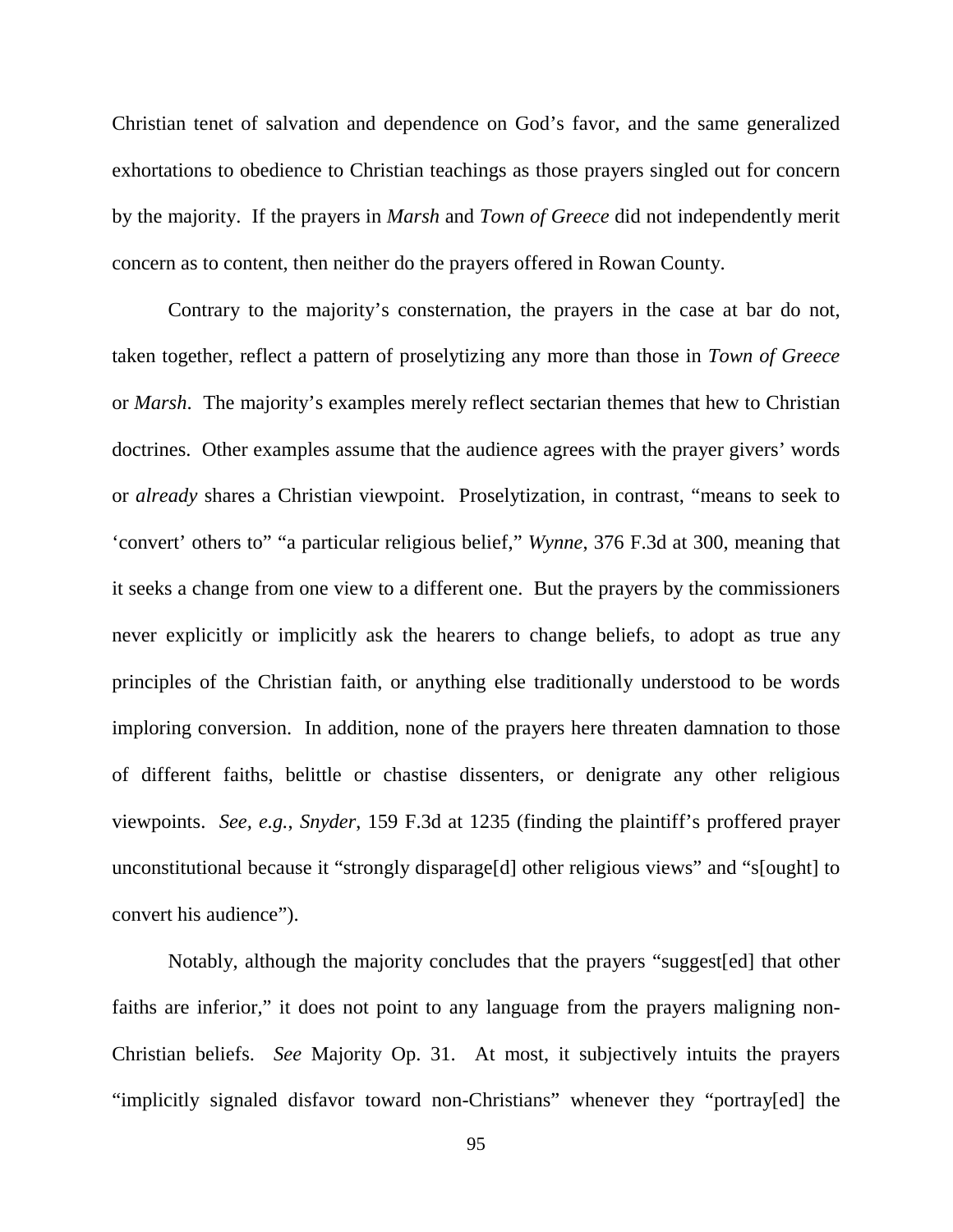Christian tenet of salvation and dependence on God's favor, and the same generalized exhortations to obedience to Christian teachings as those prayers singled out for concern by the majority. If the prayers in *Marsh* and *Town of Greece* did not independently merit concern as to content, then neither do the prayers offered in Rowan County.

Contrary to the majority's consternation, the prayers in the case at bar do not, taken together, reflect a pattern of proselytizing any more than those in *Town of Greece* or *Marsh*. The majority's examples merely reflect sectarian themes that hew to Christian doctrines. Other examples assume that the audience agrees with the prayer givers' words or *already* shares a Christian viewpoint. Proselytization, in contrast, "means to seek to 'convert' others to" "a particular religious belief," *Wynne*, 376 F.3d at 300, meaning that it seeks a change from one view to a different one. But the prayers by the commissioners never explicitly or implicitly ask the hearers to change beliefs, to adopt as true any principles of the Christian faith, or anything else traditionally understood to be words imploring conversion. In addition, none of the prayers here threaten damnation to those of different faiths, belittle or chastise dissenters, or denigrate any other religious viewpoints. *See, e.g.*, *Snyder*, 159 F.3d at 1235 (finding the plaintiff's proffered prayer unconstitutional because it "strongly disparage[d] other religious views" and "s[ought] to convert his audience").

Notably, although the majority concludes that the prayers "suggest[ed] that other faiths are inferior," it does not point to any language from the prayers maligning non-Christian beliefs. *See* Majority Op. 31. At most, it subjectively intuits the prayers "implicitly signaled disfavor toward non-Christians" whenever they "portray[ed] the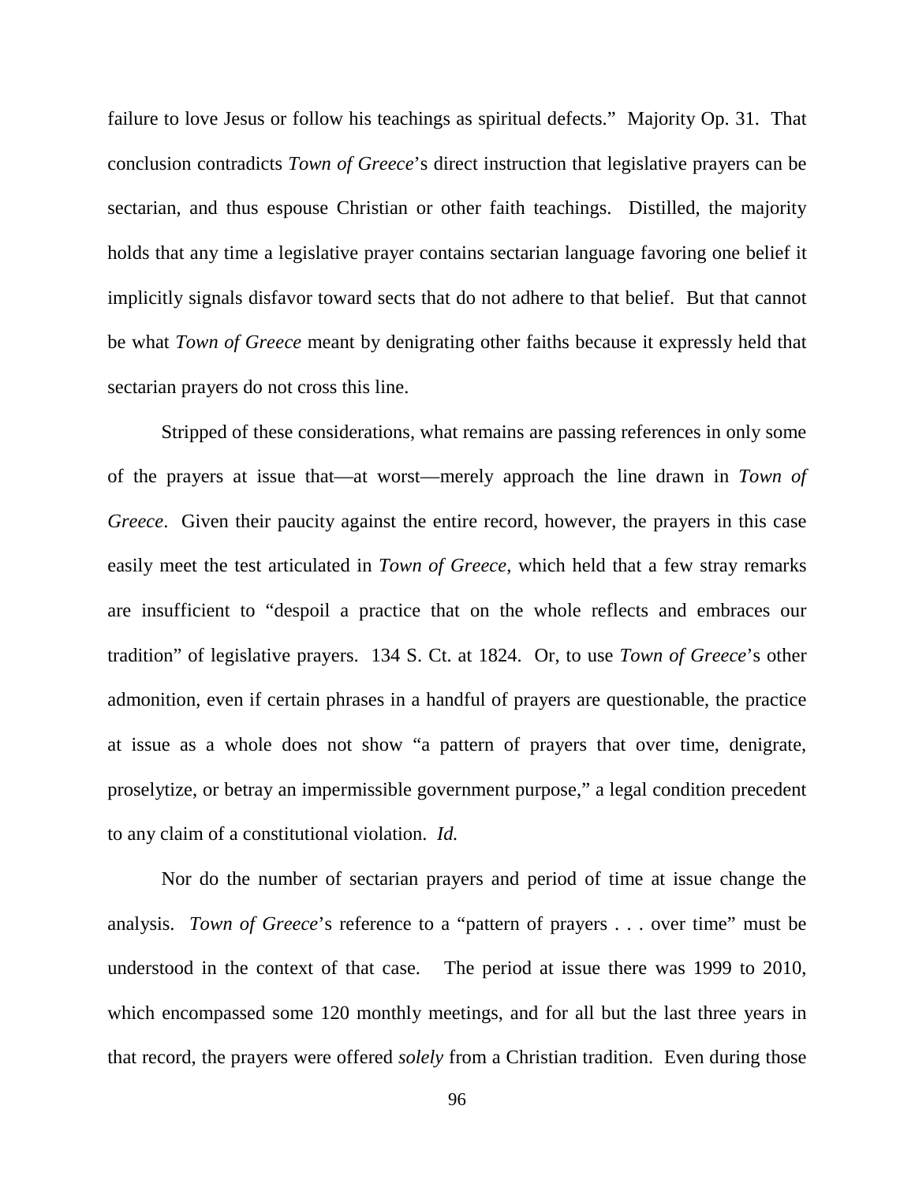failure to love Jesus or follow his teachings as spiritual defects." Majority Op. 31. That conclusion contradicts *Town of Greece*'s direct instruction that legislative prayers can be sectarian, and thus espouse Christian or other faith teachings. Distilled, the majority holds that any time a legislative prayer contains sectarian language favoring one belief it implicitly signals disfavor toward sects that do not adhere to that belief. But that cannot be what *Town of Greece* meant by denigrating other faiths because it expressly held that sectarian prayers do not cross this line.

Stripped of these considerations, what remains are passing references in only some of the prayers at issue that—at worst—merely approach the line drawn in *Town of Greece*. Given their paucity against the entire record, however, the prayers in this case easily meet the test articulated in *Town of Greece*, which held that a few stray remarks are insufficient to "despoil a practice that on the whole reflects and embraces our tradition" of legislative prayers. 134 S. Ct. at 1824. Or, to use *Town of Greece*'s other admonition, even if certain phrases in a handful of prayers are questionable, the practice at issue as a whole does not show "a pattern of prayers that over time, denigrate, proselytize, or betray an impermissible government purpose," a legal condition precedent to any claim of a constitutional violation. *Id.*

Nor do the number of sectarian prayers and period of time at issue change the analysis. *Town of Greece*'s reference to a "pattern of prayers . . . over time" must be understood in the context of that case. The period at issue there was 1999 to 2010, which encompassed some 120 monthly meetings, and for all but the last three years in that record, the prayers were offered *solely* from a Christian tradition. Even during those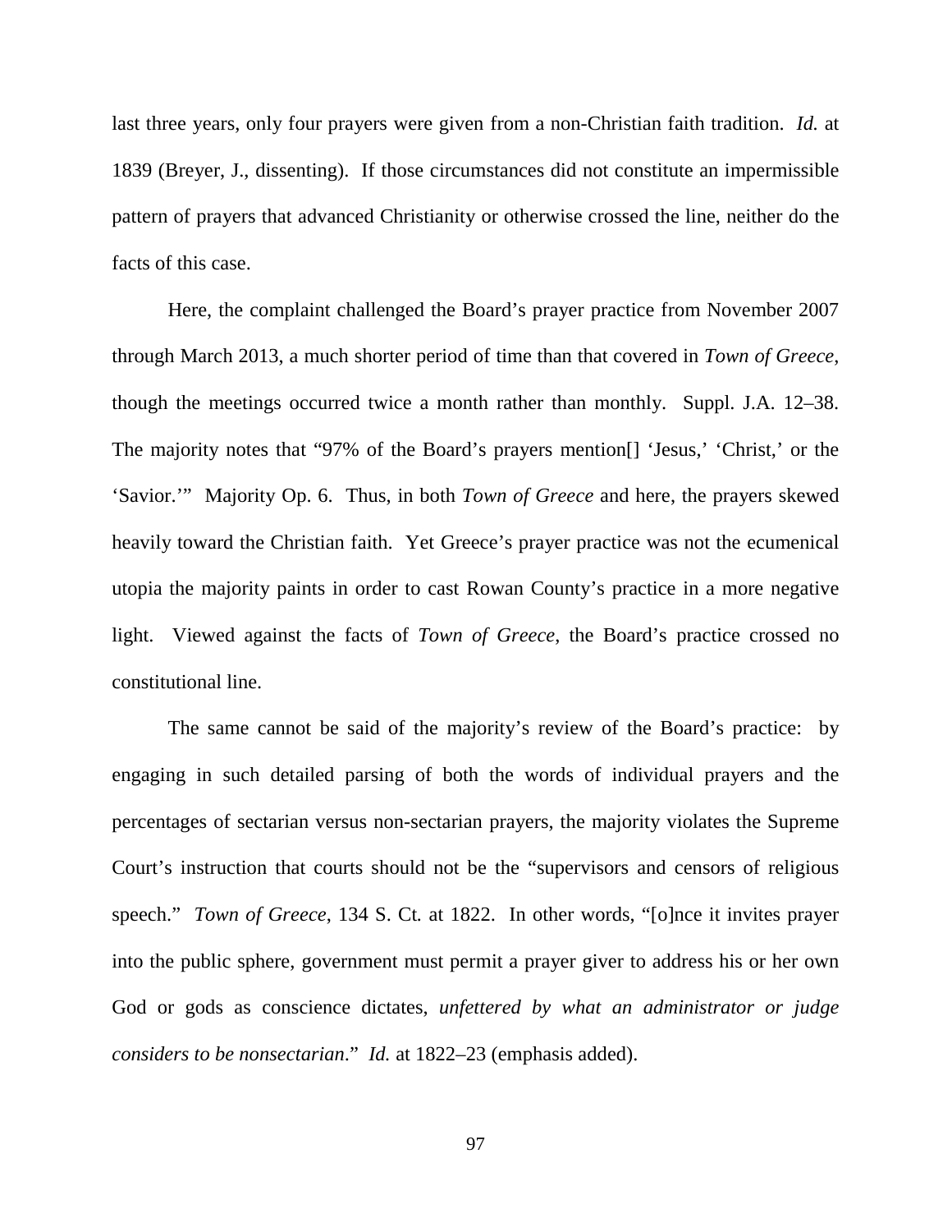last three years, only four prayers were given from a non-Christian faith tradition. *Id.* at 1839 (Breyer, J., dissenting). If those circumstances did not constitute an impermissible pattern of prayers that advanced Christianity or otherwise crossed the line, neither do the facts of this case.

Here, the complaint challenged the Board's prayer practice from November 2007 through March 2013, a much shorter period of time than that covered in *Town of Greece*, though the meetings occurred twice a month rather than monthly. Suppl. J.A. 12–38. The majority notes that "97% of the Board's prayers mention[] 'Jesus,' 'Christ,' or the 'Savior.'" Majority Op. 6. Thus, in both *Town of Greece* and here, the prayers skewed heavily toward the Christian faith. Yet Greece's prayer practice was not the ecumenical utopia the majority paints in order to cast Rowan County's practice in a more negative light. Viewed against the facts of *Town of Greece*, the Board's practice crossed no constitutional line.

The same cannot be said of the majority's review of the Board's practice: by engaging in such detailed parsing of both the words of individual prayers and the percentages of sectarian versus non-sectarian prayers, the majority violates the Supreme Court's instruction that courts should not be the "supervisors and censors of religious speech." *Town of Greece*, 134 S. Ct. at 1822. In other words, "[o]nce it invites prayer into the public sphere, government must permit a prayer giver to address his or her own God or gods as conscience dictates, *unfettered by what an administrator or judge considers to be nonsectarian*." *Id.* at 1822–23 (emphasis added).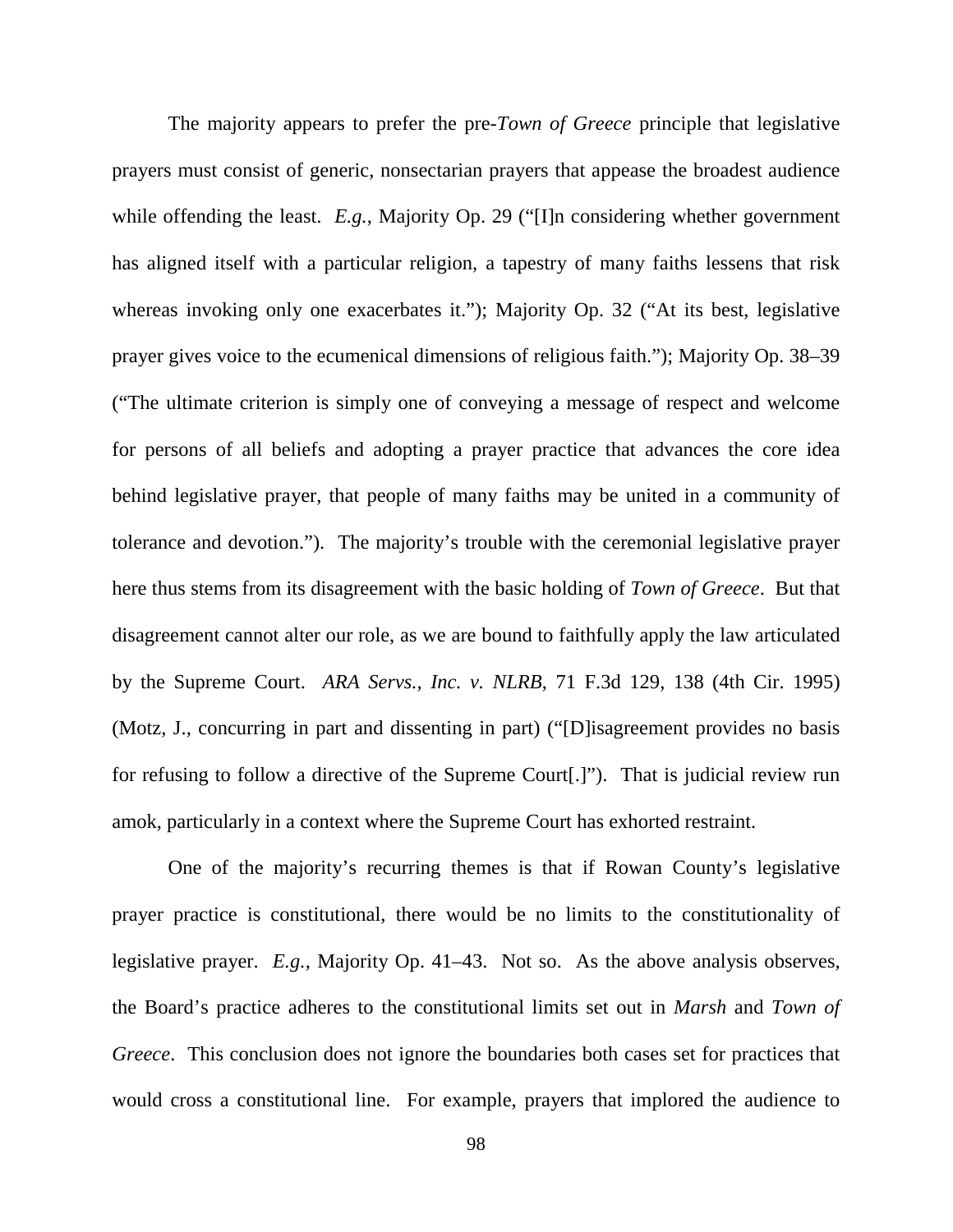The majority appears to prefer the pre-*Town of Greece* principle that legislative prayers must consist of generic, nonsectarian prayers that appease the broadest audience while offending the least. *E.g.*, Majority Op. 29 ("[I]n considering whether government has aligned itself with a particular religion, a tapestry of many faiths lessens that risk whereas invoking only one exacerbates it."); Majority Op. 32 ("At its best, legislative prayer gives voice to the ecumenical dimensions of religious faith."); Majority Op. 38–39 ("The ultimate criterion is simply one of conveying a message of respect and welcome for persons of all beliefs and adopting a prayer practice that advances the core idea behind legislative prayer, that people of many faiths may be united in a community of tolerance and devotion."). The majority's trouble with the ceremonial legislative prayer here thus stems from its disagreement with the basic holding of *Town of Greece*. But that disagreement cannot alter our role, as we are bound to faithfully apply the law articulated by the Supreme Court. *ARA Servs., Inc. v. NLRB*, 71 F.3d 129, 138 (4th Cir. 1995) (Motz, J., concurring in part and dissenting in part) ("[D]isagreement provides no basis for refusing to follow a directive of the Supreme Court[.]"). That is judicial review run amok, particularly in a context where the Supreme Court has exhorted restraint.

One of the majority's recurring themes is that if Rowan County's legislative prayer practice is constitutional, there would be no limits to the constitutionality of legislative prayer. *E.g.*, Majority Op. 41–43. Not so. As the above analysis observes, the Board's practice adheres to the constitutional limits set out in *Marsh* and *Town of Greece*. This conclusion does not ignore the boundaries both cases set for practices that would cross a constitutional line. For example, prayers that implored the audience to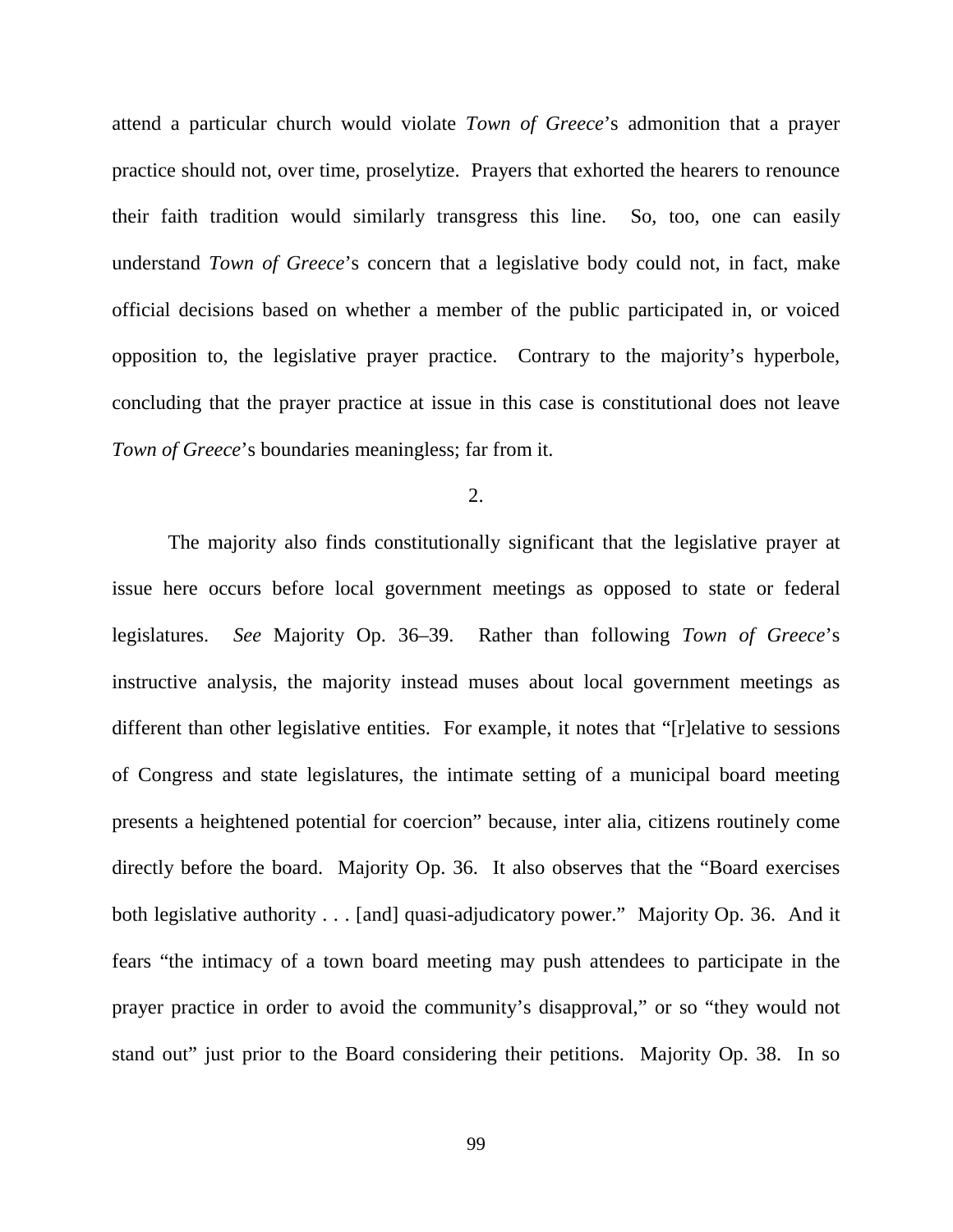attend a particular church would violate *Town of Greece*'s admonition that a prayer practice should not, over time, proselytize. Prayers that exhorted the hearers to renounce their faith tradition would similarly transgress this line. So, too, one can easily understand *Town of Greece*'s concern that a legislative body could not, in fact, make official decisions based on whether a member of the public participated in, or voiced opposition to, the legislative prayer practice. Contrary to the majority's hyperbole, concluding that the prayer practice at issue in this case is constitutional does not leave *Town of Greece*'s boundaries meaningless; far from it.

2.

The majority also finds constitutionally significant that the legislative prayer at issue here occurs before local government meetings as opposed to state or federal legislatures. *See* Majority Op. 36–39. Rather than following *Town of Greece*'s instructive analysis, the majority instead muses about local government meetings as different than other legislative entities. For example, it notes that "[r]elative to sessions of Congress and state legislatures, the intimate setting of a municipal board meeting presents a heightened potential for coercion" because, inter alia, citizens routinely come directly before the board. Majority Op. 36. It also observes that the "Board exercises both legislative authority . . . [and] quasi-adjudicatory power." Majority Op. 36. And it fears "the intimacy of a town board meeting may push attendees to participate in the prayer practice in order to avoid the community's disapproval," or so "they would not stand out" just prior to the Board considering their petitions. Majority Op. 38. In so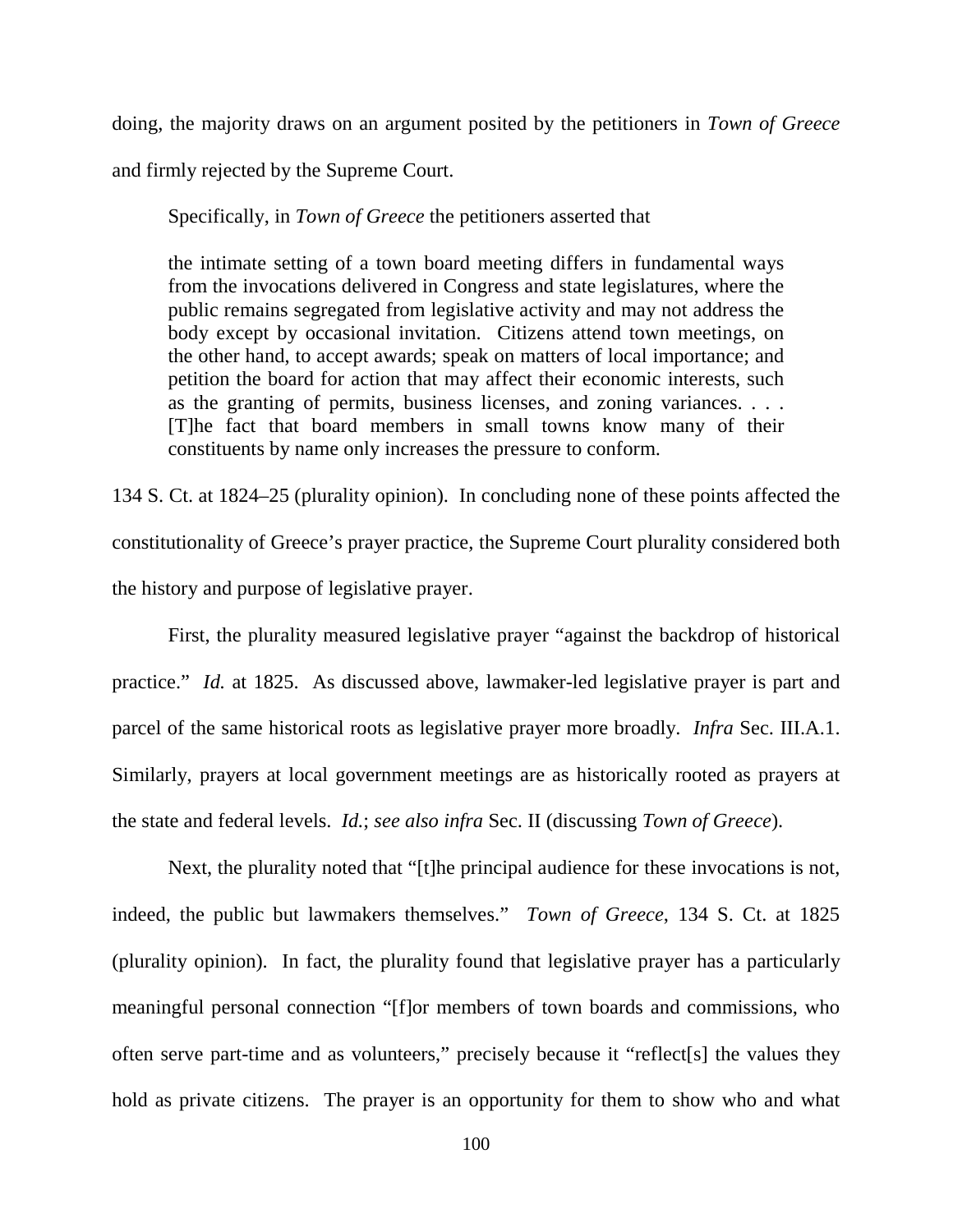doing, the majority draws on an argument posited by the petitioners in *Town of Greece* and firmly rejected by the Supreme Court.

Specifically, in *Town of Greece* the petitioners asserted that

> the intimate setting of a town board meeting differs in fundamental ways from the invocations delivered in Congress and state legislatures, where the public remains segregated from legislative activity and may not address the body except by occasional invitation. Citizens attend town meetings, on the other hand, to accept awards; speak on matters of local importance; and petition the board for action that may affect their economic interests, such as the granting of permits, business licenses, and zoning variances. . . . [T]he fact that board members in small towns know many of their constituents by name only increases the pressure to conform.

134 S. Ct. at 1824–25 (plurality opinion). In concluding none of these points affected the constitutionality of Greece's prayer practice, the Supreme Court plurality considered both the history and purpose of legislative prayer.

First, the plurality measured legislative prayer "against the backdrop of historical practice." *Id.* at 1825. As discussed above, lawmaker-led legislative prayer is part and parcel of the same historical roots as legislative prayer more broadly. *Infra* Sec. III.A.1. Similarly, prayers at local government meetings are as historically rooted as prayers at the state and federal levels. *Id.*; *see also infra* Sec. II (discussing *Town of Greece*).

Next, the plurality noted that "[t]he principal audience for these invocations is not, indeed, the public but lawmakers themselves." *Town of Greece*, 134 S. Ct. at 1825 (plurality opinion). In fact, the plurality found that legislative prayer has a particularly meaningful personal connection "[f]or members of town boards and commissions, who often serve part-time and as volunteers," precisely because it "reflect[s] the values they hold as private citizens. The prayer is an opportunity for them to show who and what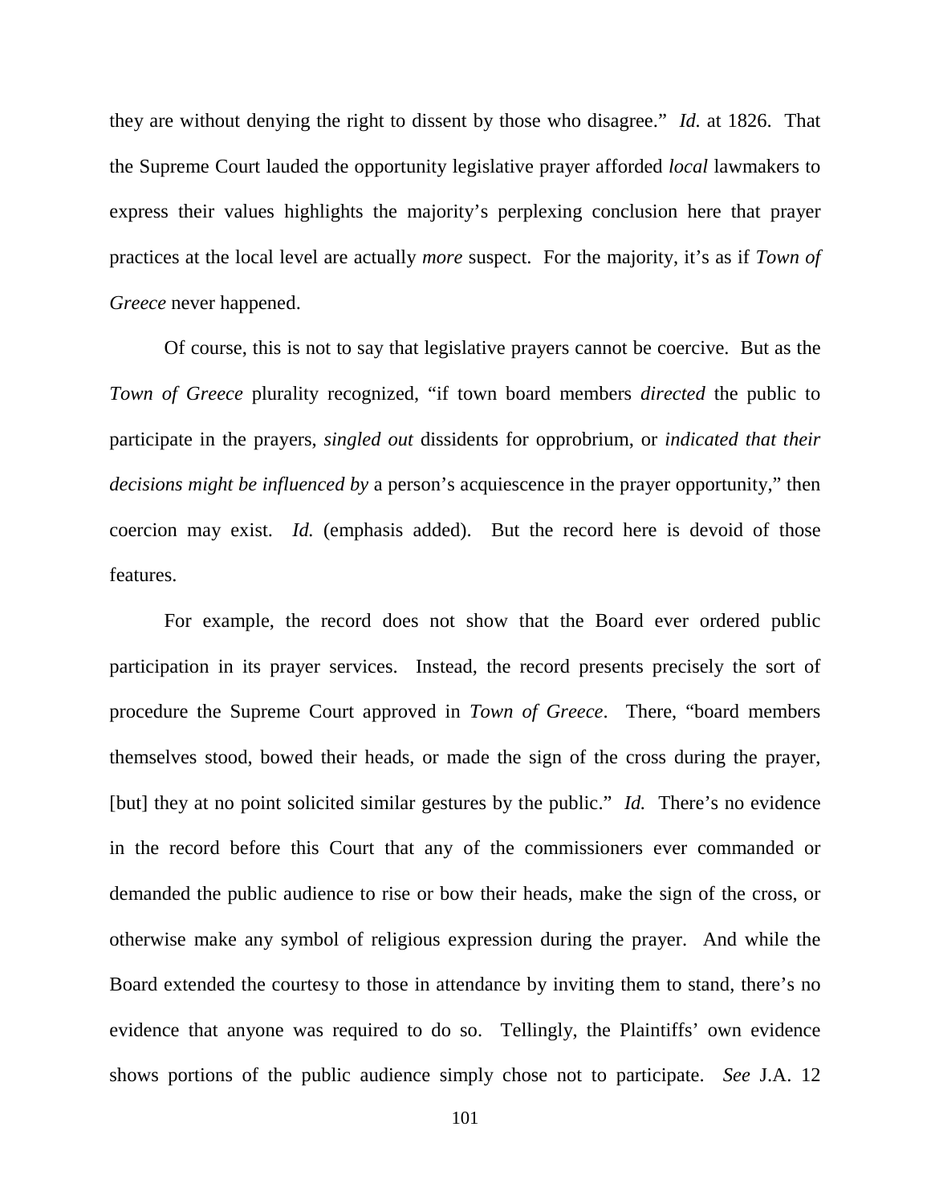they are without denying the right to dissent by those who disagree." *Id.* at 1826. That the Supreme Court lauded the opportunity legislative prayer afforded *local* lawmakers to express their values highlights the majority's perplexing conclusion here that prayer practices at the local level are actually *more* suspect. For the majority, it's as if *Town of Greece* never happened.

Of course, this is not to say that legislative prayers cannot be coercive. But as the *Town of Greece* plurality recognized, "if town board members *directed* the public to participate in the prayers, *singled out* dissidents for opprobrium, or *indicated that their decisions might be influenced by* a person's acquiescence in the prayer opportunity," then coercion may exist. *Id.* (emphasis added). But the record here is devoid of those features.

For example, the record does not show that the Board ever ordered public participation in its prayer services. Instead, the record presents precisely the sort of procedure the Supreme Court approved in *Town of Greece*. There, "board members themselves stood, bowed their heads, or made the sign of the cross during the prayer, [but] they at no point solicited similar gestures by the public." *Id.* There's no evidence in the record before this Court that any of the commissioners ever commanded or demanded the public audience to rise or bow their heads, make the sign of the cross, or otherwise make any symbol of religious expression during the prayer. And while the Board extended the courtesy to those in attendance by inviting them to stand, there's no evidence that anyone was required to do so. Tellingly, the Plaintiffs' own evidence shows portions of the public audience simply chose not to participate. *See* J.A. 12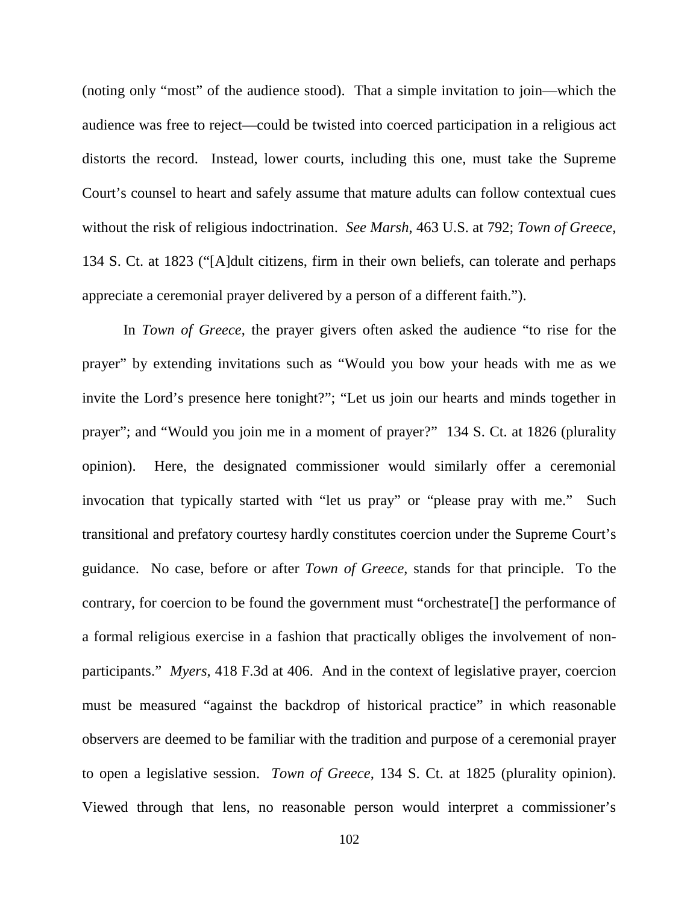(noting only "most" of the audience stood). That a simple invitation to join—which the audience was free to reject—could be twisted into coerced participation in a religious act distorts the record. Instead, lower courts, including this one, must take the Supreme Court's counsel to heart and safely assume that mature adults can follow contextual cues without the risk of religious indoctrination. *See Marsh*, 463 U.S. at 792; *Town of Greece*, 134 S. Ct. at 1823 ("[A]dult citizens, firm in their own beliefs, can tolerate and perhaps appreciate a ceremonial prayer delivered by a person of a different faith.").

In *Town of Greece*, the prayer givers often asked the audience "to rise for the prayer" by extending invitations such as "Would you bow your heads with me as we invite the Lord's presence here tonight?"; "Let us join our hearts and minds together in prayer"; and "Would you join me in a moment of prayer?" 134 S. Ct. at 1826 (plurality opinion). Here, the designated commissioner would similarly offer a ceremonial invocation that typically started with "let us pray" or "please pray with me." Such transitional and prefatory courtesy hardly constitutes coercion under the Supreme Court's guidance. No case, before or after *Town of Greece*, stands for that principle. To the contrary, for coercion to be found the government must "orchestrate[] the performance of a formal religious exercise in a fashion that practically obliges the involvement of non-participants." *Myers*, 418 F.3d at 406. And in the context of legislative prayer, coercion must be measured "against the backdrop of historical practice" in which reasonable observers are deemed to be familiar with the tradition and purpose of a ceremonial prayer to open a legislative session. *Town of Greece*, 134 S. Ct. at 1825 (plurality opinion). Viewed through that lens, no reasonable person would interpret a commissioner's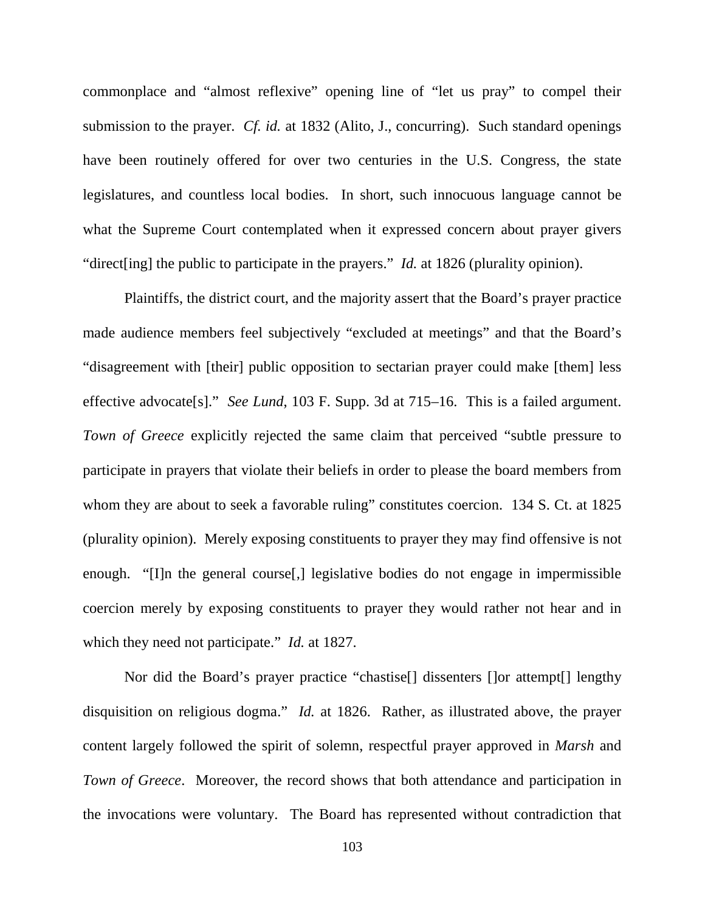commonplace and "almost reflexive" opening line of "let us pray" to compel their submission to the prayer. *Cf. id.* at 1832 (Alito, J., concurring). Such standard openings have been routinely offered for over two centuries in the U.S. Congress, the state legislatures, and countless local bodies. In short, such innocuous language cannot be what the Supreme Court contemplated when it expressed concern about prayer givers "direct[ing] the public to participate in the prayers." *Id.* at 1826 (plurality opinion).

Plaintiffs, the district court, and the majority assert that the Board's prayer practice made audience members feel subjectively "excluded at meetings" and that the Board's "disagreement with [their] public opposition to sectarian prayer could make [them] less effective advocate[s]." *See Lund*, 103 F. Supp. 3d at 715–16. This is a failed argument. *Town of Greece* explicitly rejected the same claim that perceived "subtle pressure to participate in prayers that violate their beliefs in order to please the board members from whom they are about to seek a favorable ruling" constitutes coercion. 134 S. Ct. at 1825 (plurality opinion). Merely exposing constituents to prayer they may find offensive is not enough. "[I]n the general course[,] legislative bodies do not engage in impermissible coercion merely by exposing constituents to prayer they would rather not hear and in which they need not participate." *Id.* at 1827.

Nor did the Board's prayer practice "chastise[] dissenters []or attempt[] lengthy disquisition on religious dogma." *Id.* at 1826. Rather, as illustrated above, the prayer content largely followed the spirit of solemn, respectful prayer approved in *Marsh* and *Town of Greece*. Moreover, the record shows that both attendance and participation in the invocations were voluntary. The Board has represented without contradiction that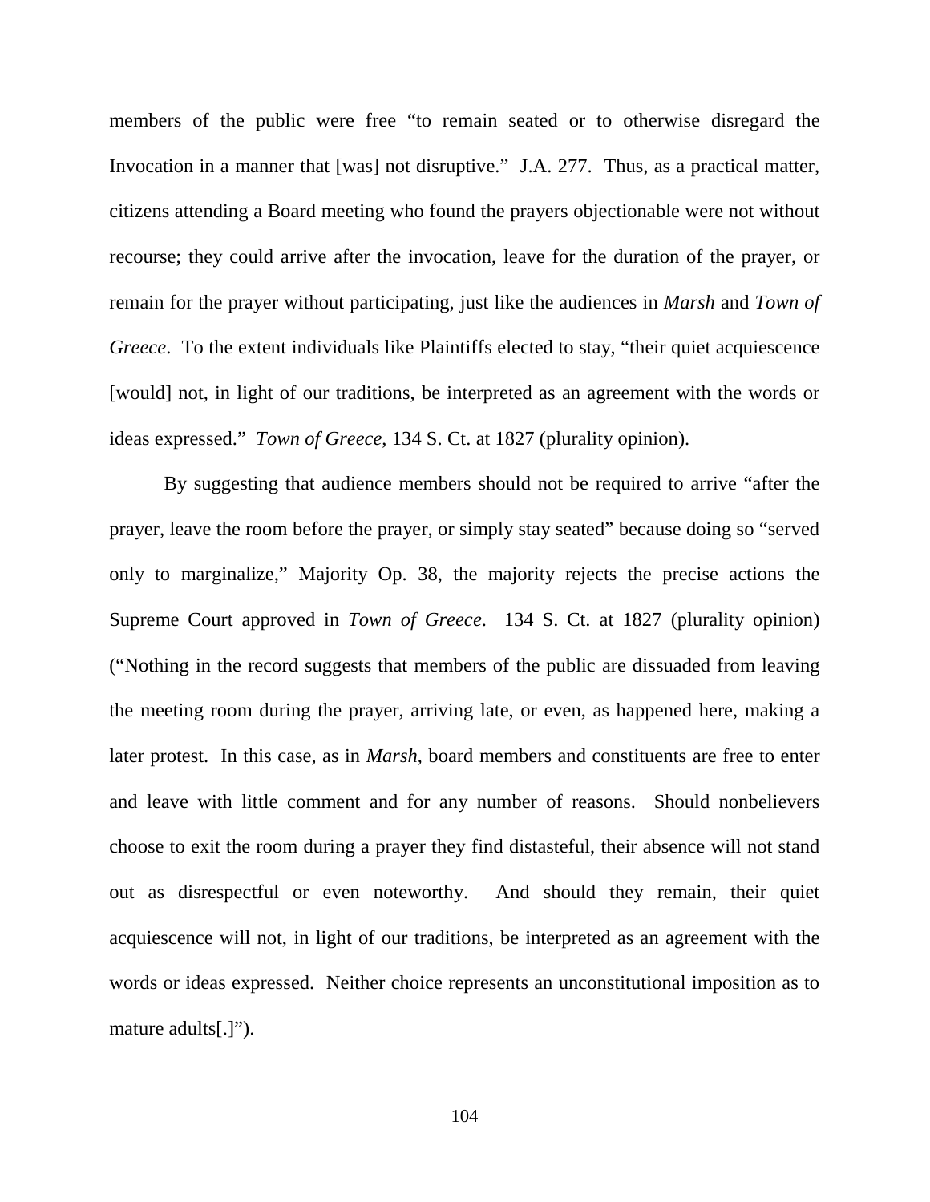members of the public were free "to remain seated or to otherwise disregard the Invocation in a manner that [was] not disruptive." J.A. 277. Thus, as a practical matter, citizens attending a Board meeting who found the prayers objectionable were not without recourse; they could arrive after the invocation, leave for the duration of the prayer, or remain for the prayer without participating, just like the audiences in *Marsh* and *Town of Greece*. To the extent individuals like Plaintiffs elected to stay, "their quiet acquiescence [would] not, in light of our traditions, be interpreted as an agreement with the words or ideas expressed." *Town of Greece*, 134 S. Ct. at 1827 (plurality opinion).

By suggesting that audience members should not be required to arrive "after the prayer, leave the room before the prayer, or simply stay seated" because doing so "served only to marginalize," Majority Op. 38, the majority rejects the precise actions the Supreme Court approved in *Town of Greece*. 134 S. Ct. at 1827 (plurality opinion) ("Nothing in the record suggests that members of the public are dissuaded from leaving the meeting room during the prayer, arriving late, or even, as happened here, making a later protest. In this case, as in *Marsh*, board members and constituents are free to enter and leave with little comment and for any number of reasons. Should nonbelievers choose to exit the room during a prayer they find distasteful, their absence will not stand out as disrespectful or even noteworthy. And should they remain, their quiet acquiescence will not, in light of our traditions, be interpreted as an agreement with the words or ideas expressed. Neither choice represents an unconstitutional imposition as to mature adults[.]").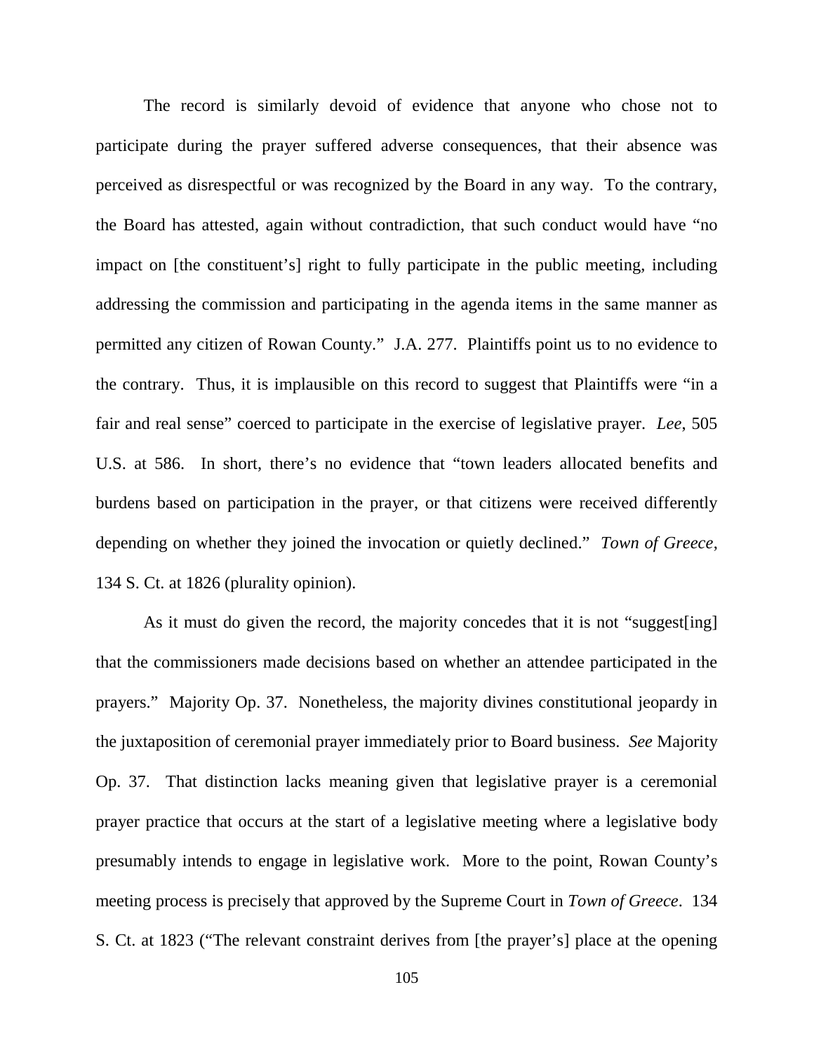The record is similarly devoid of evidence that anyone who chose not to participate during the prayer suffered adverse consequences, that their absence was perceived as disrespectful or was recognized by the Board in any way. To the contrary, the Board has attested, again without contradiction, that such conduct would have "no impact on [the constituent's] right to fully participate in the public meeting, including addressing the commission and participating in the agenda items in the same manner as permitted any citizen of Rowan County." J.A. 277. Plaintiffs point us to no evidence to the contrary. Thus, it is implausible on this record to suggest that Plaintiffs were "in a fair and real sense" coerced to participate in the exercise of legislative prayer. *Lee*, 505 U.S. at 586. In short, there's no evidence that "town leaders allocated benefits and burdens based on participation in the prayer, or that citizens were received differently depending on whether they joined the invocation or quietly declined." *Town of Greece*, 134 S. Ct. at 1826 (plurality opinion).

As it must do given the record, the majority concedes that it is not "suggest[ing] that the commissioners made decisions based on whether an attendee participated in the prayers." Majority Op. 37. Nonetheless, the majority divines constitutional jeopardy in the juxtaposition of ceremonial prayer immediately prior to Board business. *See* Majority Op. 37. That distinction lacks meaning given that legislative prayer is a ceremonial prayer practice that occurs at the start of a legislative meeting where a legislative body presumably intends to engage in legislative work. More to the point, Rowan County's meeting process is precisely that approved by the Supreme Court in *Town of Greece*. 134 S. Ct. at 1823 ("The relevant constraint derives from [the prayer's] place at the opening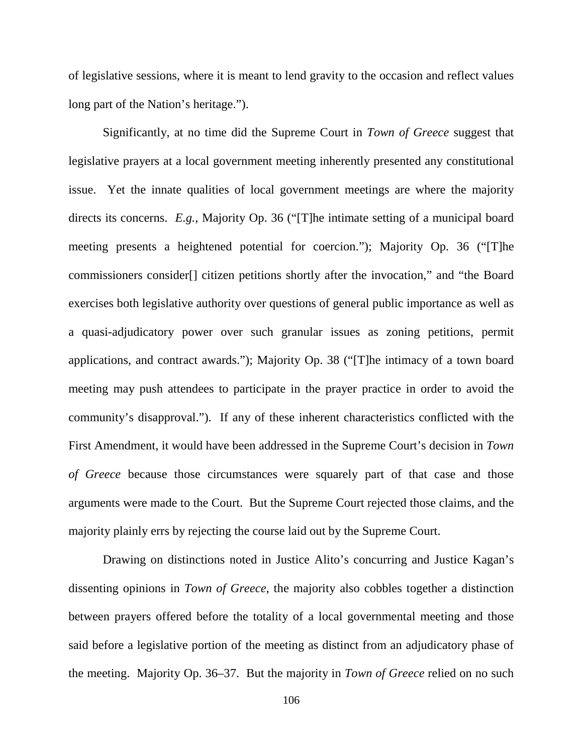of legislative sessions, where it is meant to lend gravity to the occasion and reflect values long part of the Nation's heritage.").

Significantly, at no time did the Supreme Court in *Town of Greece* suggest that legislative prayers at a local government meeting inherently presented any constitutional issue. Yet the innate qualities of local government meetings are where the majority directs its concerns. *E.g.*, Majority Op. 36 ("[T]he intimate setting of a municipal board meeting presents a heightened potential for coercion."); Majority Op. 36 ("[T]he commissioners consider[] citizen petitions shortly after the invocation," and "the Board exercises both legislative authority over questions of general public importance as well as a quasi-adjudicatory power over such granular issues as zoning petitions, permit applications, and contract awards."); Majority Op. 38 ("[T]he intimacy of a town board meeting may push attendees to participate in the prayer practice in order to avoid the community's disapproval."). If any of these inherent characteristics conflicted with the First Amendment, it would have been addressed in the Supreme Court's decision in *Town of Greece* because those circumstances were squarely part of that case and those arguments were made to the Court. But the Supreme Court rejected those claims, and the majority plainly errs by rejecting the course laid out by the Supreme Court.

Drawing on distinctions noted in Justice Alito's concurring and Justice Kagan's dissenting opinions in *Town of Greece*, the majority also cobbles together a distinction between prayers offered before the totality of a local governmental meeting and those said before a legislative portion of the meeting as distinct from an adjudicatory phase of the meeting. Majority Op. 36–37. But the majority in *Town of Greece* relied on no such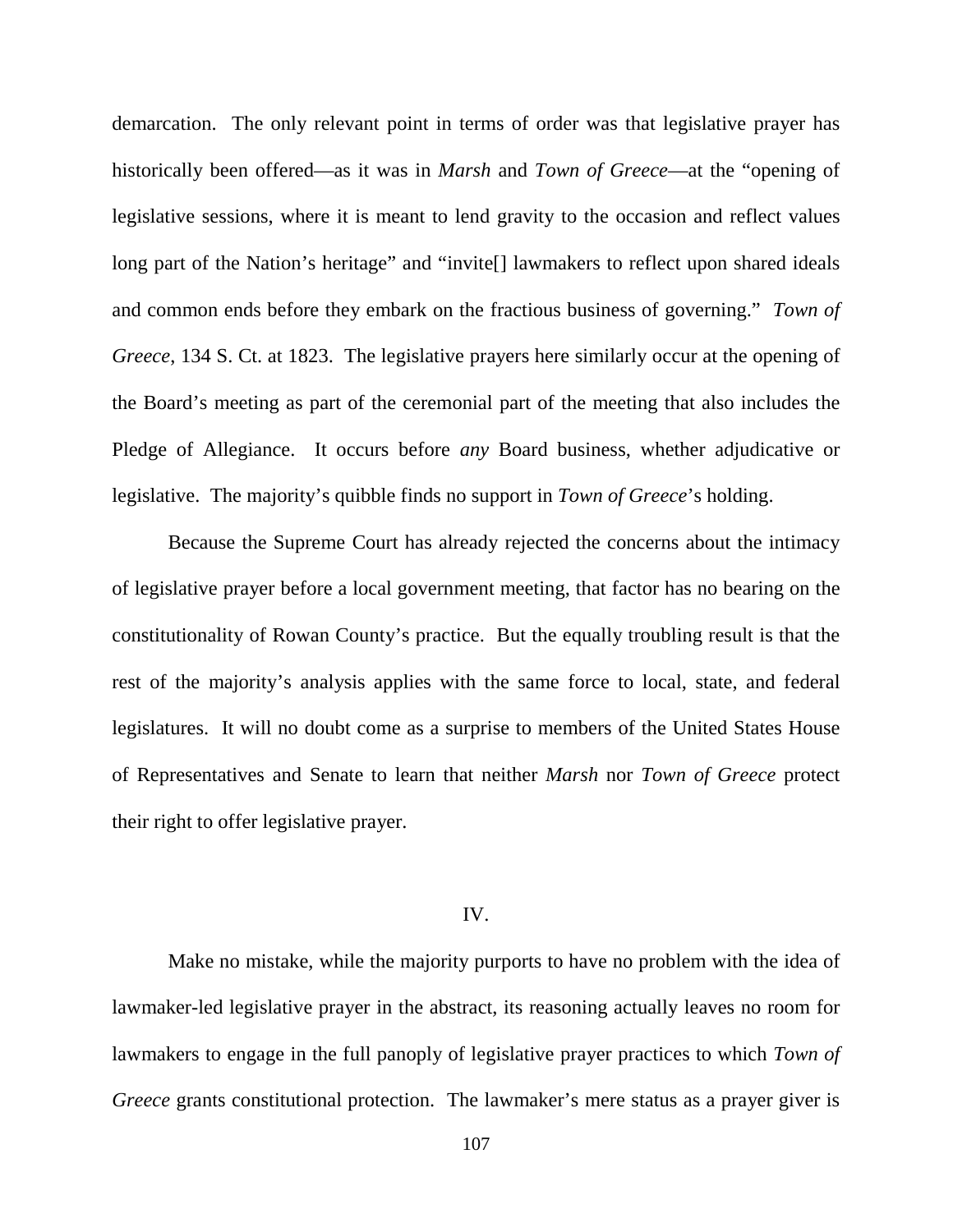demarcation. The only relevant point in terms of order was that legislative prayer has historically been offered—as it was in *Marsh* and *Town of Greece*—at the "opening of legislative sessions, where it is meant to lend gravity to the occasion and reflect values long part of the Nation's heritage" and "invite[] lawmakers to reflect upon shared ideals and common ends before they embark on the fractious business of governing." *Town of Greece*, 134 S. Ct. at 1823. The legislative prayers here similarly occur at the opening of the Board's meeting as part of the ceremonial part of the meeting that also includes the Pledge of Allegiance. It occurs before *any* Board business, whether adjudicative or legislative. The majority's quibble finds no support in *Town of Greece*'s holding.

Because the Supreme Court has already rejected the concerns about the intimacy of legislative prayer before a local government meeting, that factor has no bearing on the constitutionality of Rowan County's practice. But the equally troubling result is that the rest of the majority's analysis applies with the same force to local, state, and federal legislatures. It will no doubt come as a surprise to members of the United States House of Representatives and Senate to learn that neither *Marsh* nor *Town of Greece* protect their right to offer legislative prayer.

## IV.

Make no mistake, while the majority purports to have no problem with the idea of lawmaker-led legislative prayer in the abstract, its reasoning actually leaves no room for lawmakers to engage in the full panoply of legislative prayer practices to which *Town of Greece* grants constitutional protection. The lawmaker's mere status as a prayer giver is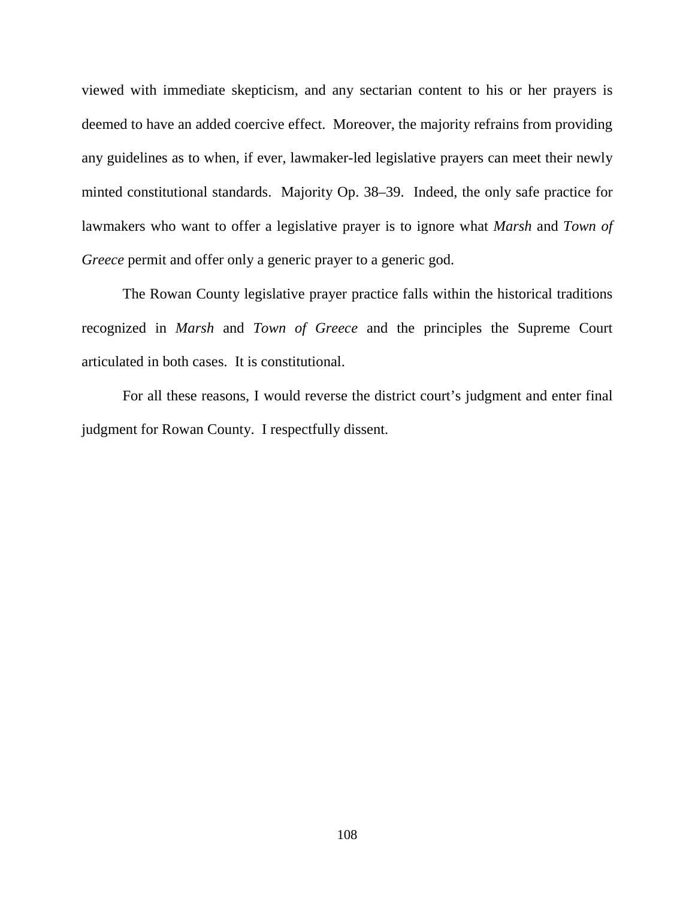viewed with immediate skepticism, and any sectarian content to his or her prayers is deemed to have an added coercive effect. Moreover, the majority refrains from providing any guidelines as to when, if ever, lawmaker-led legislative prayers can meet their newly minted constitutional standards. Majority Op. 38–39. Indeed, the only safe practice for lawmakers who want to offer a legislative prayer is to ignore what *Marsh* and *Town of Greece* permit and offer only a generic prayer to a generic god.

The Rowan County legislative prayer practice falls within the historical traditions recognized in *Marsh* and *Town of Greece* and the principles the Supreme Court articulated in both cases. It is constitutional.

For all these reasons, I would reverse the district court's judgment and enter final judgment for Rowan County. I respectfully dissent.